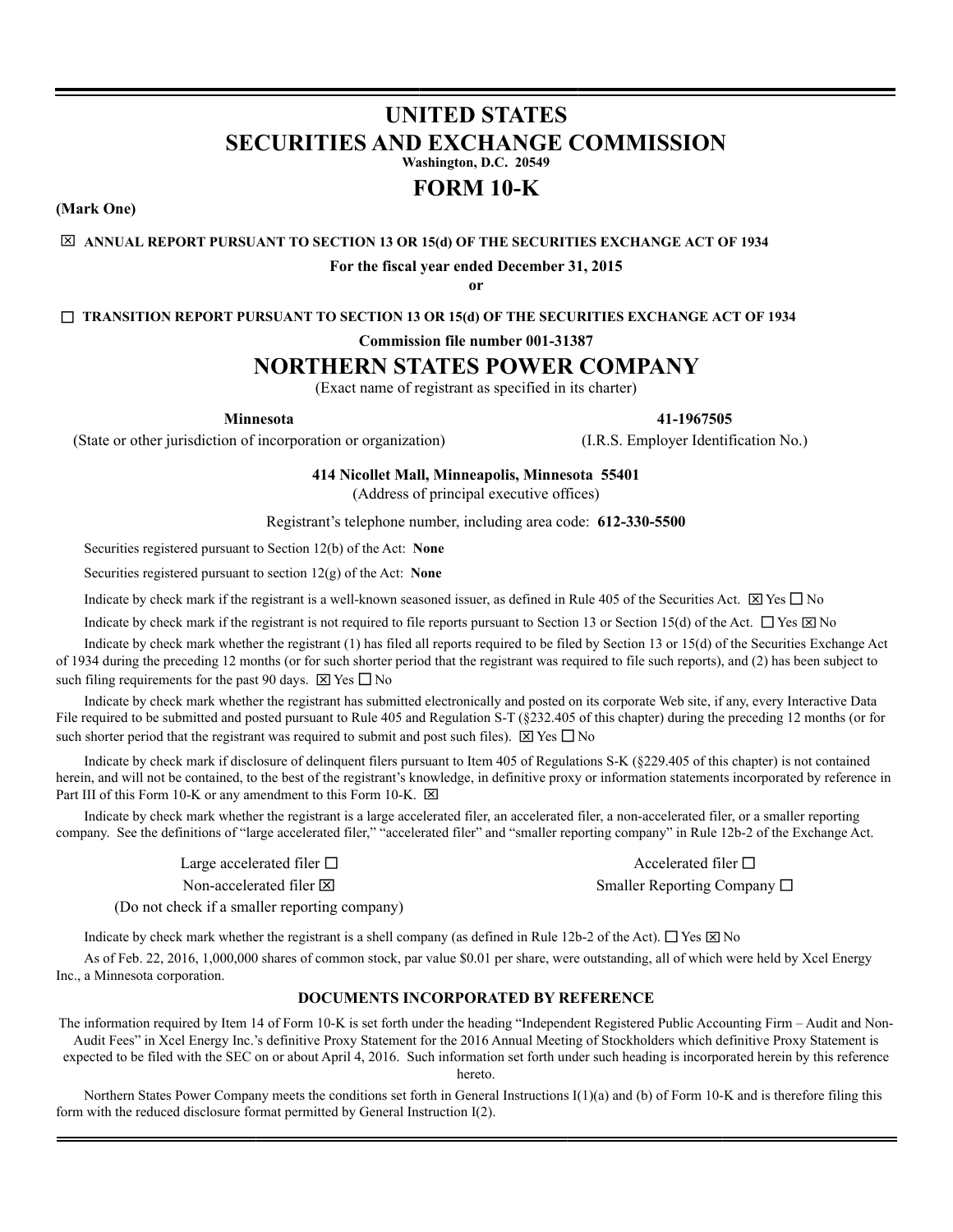# UNITED STATES
# SECURITIES AND EXCHANGE COMMISSION

**Washington, D.C. 20549**

# FORM 10-K

**(Mark One)**

☒ **ANNUAL REPORT PURSUANT TO SECTION 13 OR 15(d) OF THE SECURITIES EXCHANGE ACT OF 1934**

**For the fiscal year ended December 31, 2015**

**or**

☐ **TRANSITION REPORT PURSUANT TO SECTION 13 OR 15(d) OF THE SECURITIES EXCHANGE ACT OF 1934**

**Commission file number 001-31387**

# NORTHERN STATES POWER COMPANY

(Exact name of registrant as specified in its charter)

| **Minnesota** | **41-1967505** |
|---|---|
| (State or other jurisdiction of incorporation or organization) | (I.R.S. Employer Identification No.) |

**414 Nicollet Mall, Minneapolis, Minnesota 55401**

(Address of principal executive offices)

Registrant's telephone number, including area code: **612-330-5500**

Securities registered pursuant to Section 12(b) of the Act: **None**

Securities registered pursuant to section 12(g) of the Act: **None**

Indicate by check mark if the registrant is a well-known seasoned issuer, as defined in Rule 405 of the Securities Act. ☒ Yes ☐ No

Indicate by check mark if the registrant is not required to file reports pursuant to Section 13 or Section 15(d) of the Act. ☐ Yes ☒ No

Indicate by check mark whether the registrant (1) has filed all reports required to be filed by Section 13 or 15(d) of the Securities Exchange Act of 1934 during the preceding 12 months (or for such shorter period that the registrant was required to file such reports), and (2) has been subject to such filing requirements for the past 90 days. ☒ Yes ☐ No

Indicate by check mark whether the registrant has submitted electronically and posted on its corporate Web site, if any, every Interactive Data File required to be submitted and posted pursuant to Rule 405 and Regulation S-T (§232.405 of this chapter) during the preceding 12 months (or for such shorter period that the registrant was required to submit and post such files). ☒ Yes ☐ No

Indicate by check mark if disclosure of delinquent filers pursuant to Item 405 of Regulations S-K (§229.405 of this chapter) is not contained herein, and will not be contained, to the best of the registrant's knowledge, in definitive proxy or information statements incorporated by reference in Part III of this Form 10-K or any amendment to this Form 10-K. ☒

Indicate by check mark whether the registrant is a large accelerated filer, an accelerated filer, a non-accelerated filer, or a smaller reporting company. See the definitions of "large accelerated filer," "accelerated filer" and "smaller reporting company" in Rule 12b-2 of the Exchange Act.

| | |
|---|---|
| Large accelerated filer ☐ | Accelerated filer ☐ |
| Non-accelerated filer ☒ | Smaller Reporting Company ☐ |
| (Do not check if a smaller reporting company) | |

Indicate by check mark whether the registrant is a shell company (as defined in Rule 12b-2 of the Act). ☐ Yes ☒ No

As of Feb. 22, 2016, 1,000,000 shares of common stock, par value $0.01 per share, were outstanding, all of which were held by Xcel Energy Inc., a Minnesota corporation.

**DOCUMENTS INCORPORATED BY REFERENCE**

The information required by Item 14 of Form 10-K is set forth under the heading "Independent Registered Public Accounting Firm – Audit and Non-Audit Fees" in Xcel Energy Inc.'s definitive Proxy Statement for the 2016 Annual Meeting of Stockholders which definitive Proxy Statement is expected to be filed with the SEC on or about April 4, 2016. Such information set forth under such heading is incorporated herein by this reference hereto.

Northern States Power Company meets the conditions set forth in General Instructions I(1)(a) and (b) of Form 10-K and is therefore filing this form with the reduced disclosure format permitted by General Instruction I(2).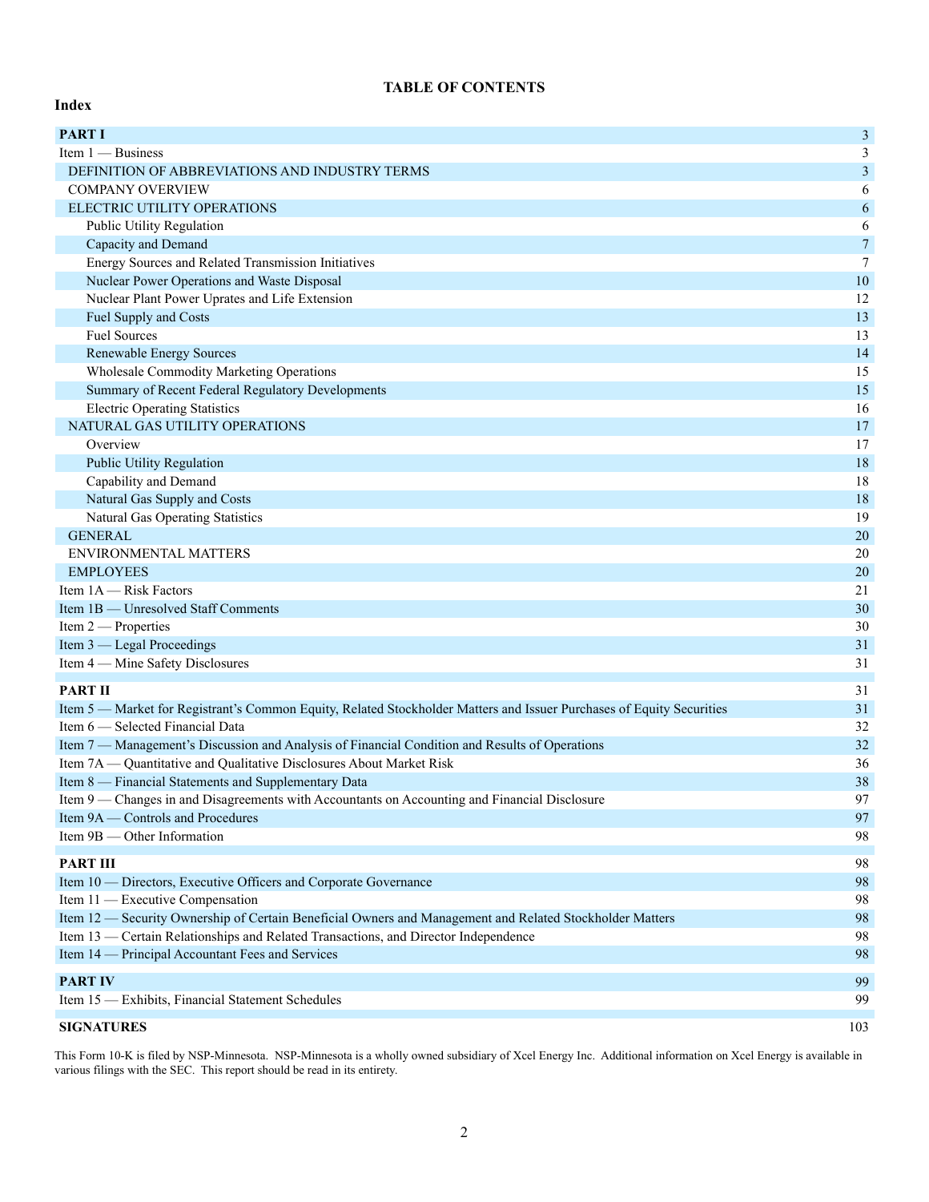# TABLE OF CONTENTS

**Index**

| | |
|---|---|
| **PART I** | 3 |
| Item 1 — Business | 3 |
| DEFINITION OF ABBREVIATIONS AND INDUSTRY TERMS | 3 |
| COMPANY OVERVIEW | 6 |
| ELECTRIC UTILITY OPERATIONS | 6 |
| Public Utility Regulation | 6 |
| Capacity and Demand | 7 |
| Energy Sources and Related Transmission Initiatives | 7 |
| Nuclear Power Operations and Waste Disposal | 10 |
| Nuclear Plant Power Uprates and Life Extension | 12 |
| Fuel Supply and Costs | 13 |
| Fuel Sources | 13 |
| Renewable Energy Sources | 14 |
| Wholesale Commodity Marketing Operations | 15 |
| Summary of Recent Federal Regulatory Developments | 15 |
| Electric Operating Statistics | 16 |
| NATURAL GAS UTILITY OPERATIONS | 17 |
| Overview | 17 |
| Public Utility Regulation | 18 |
| Capability and Demand | 18 |
| Natural Gas Supply and Costs | 18 |
| Natural Gas Operating Statistics | 19 |
| GENERAL | 20 |
| ENVIRONMENTAL MATTERS | 20 |
| EMPLOYEES | 20 |
| Item 1A — Risk Factors | 21 |
| Item 1B — Unresolved Staff Comments | 30 |
| Item 2 — Properties | 30 |
| Item 3 — Legal Proceedings | 31 |
| Item 4 — Mine Safety Disclosures | 31 |
| **PART II** | 31 |
| Item 5 — Market for Registrant's Common Equity, Related Stockholder Matters and Issuer Purchases of Equity Securities | 31 |
| Item 6 — Selected Financial Data | 32 |
| Item 7 — Management's Discussion and Analysis of Financial Condition and Results of Operations | 32 |
| Item 7A — Quantitative and Qualitative Disclosures About Market Risk | 36 |
| Item 8 — Financial Statements and Supplementary Data | 38 |
| Item 9 — Changes in and Disagreements with Accountants on Accounting and Financial Disclosure | 97 |
| Item 9A — Controls and Procedures | 97 |
| Item 9B — Other Information | 98 |
| **PART III** | 98 |
| Item 10 — Directors, Executive Officers and Corporate Governance | 98 |
| Item 11 — Executive Compensation | 98 |
| Item 12 — Security Ownership of Certain Beneficial Owners and Management and Related Stockholder Matters | 98 |
| Item 13 — Certain Relationships and Related Transactions, and Director Independence | 98 |
| Item 14 — Principal Accountant Fees and Services | 98 |
| **PART IV** | 99 |
| Item 15 — Exhibits, Financial Statement Schedules | 99 |
| **SIGNATURES** | 103 |

This Form 10-K is filed by NSP-Minnesota. NSP-Minnesota is a wholly owned subsidiary of Xcel Energy Inc. Additional information on Xcel Energy is available in various filings with the SEC. This report should be read in its entirety.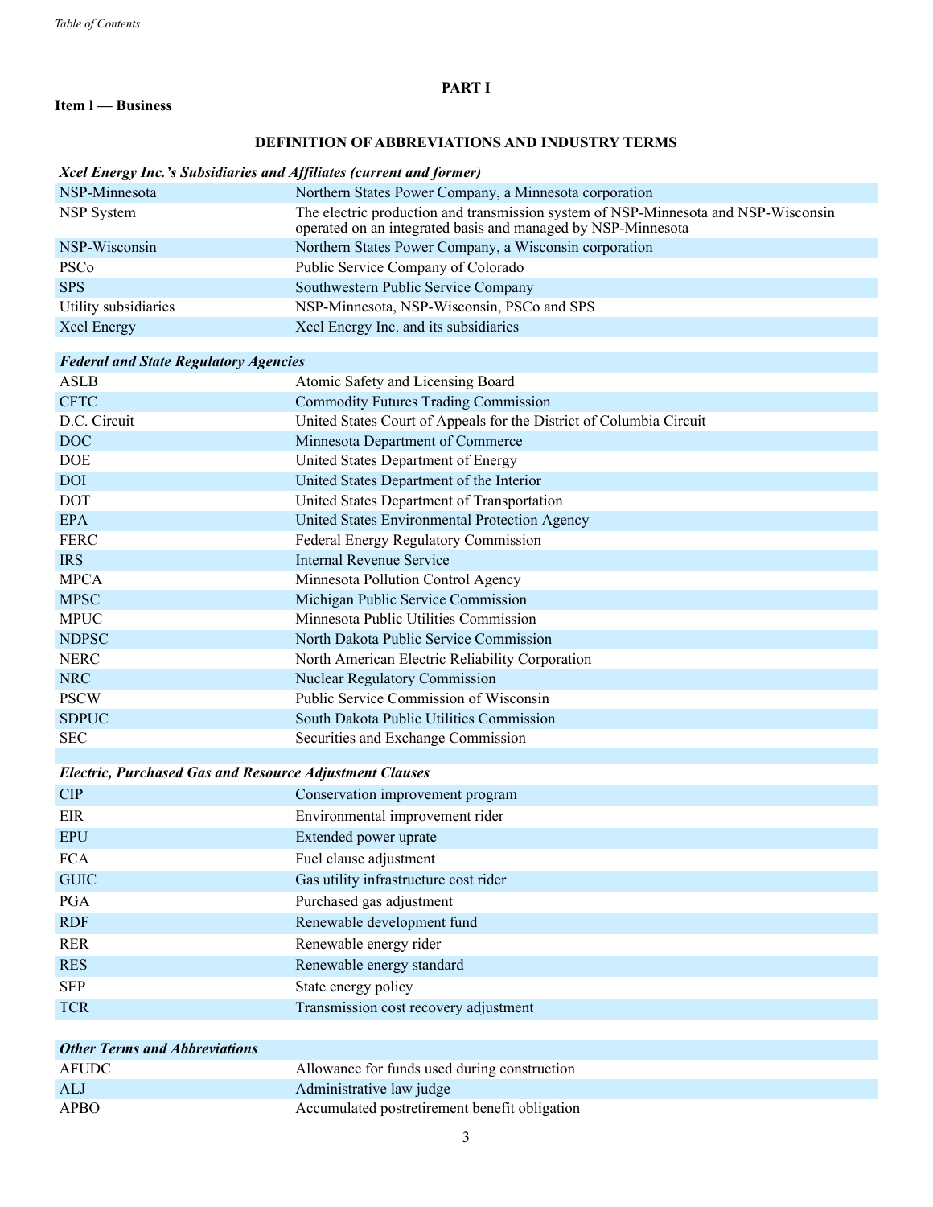# PART I

## Item l — Business

### DEFINITION OF ABBREVIATIONS AND INDUSTRY TERMS

| *Xcel Energy Inc.'s Subsidiaries and Affiliates (current and former)* | |
|---|---|
| NSP-Minnesota | Northern States Power Company, a Minnesota corporation |
| NSP System | The electric production and transmission system of NSP-Minnesota and NSP-Wisconsin operated on an integrated basis and managed by NSP-Minnesota |
| NSP-Wisconsin | Northern States Power Company, a Wisconsin corporation |
| PSCo | Public Service Company of Colorado |
| SPS | Southwestern Public Service Company |
| Utility subsidiaries | NSP-Minnesota, NSP-Wisconsin, PSCo and SPS |
| Xcel Energy | Xcel Energy Inc. and its subsidiaries |

| *Federal and State Regulatory Agencies* | |
|---|---|
| ASLB | Atomic Safety and Licensing Board |
| CFTC | Commodity Futures Trading Commission |
| D.C. Circuit | United States Court of Appeals for the District of Columbia Circuit |
| DOC | Minnesota Department of Commerce |
| DOE | United States Department of Energy |
| DOI | United States Department of the Interior |
| DOT | United States Department of Transportation |
| EPA | United States Environmental Protection Agency |
| FERC | Federal Energy Regulatory Commission |
| IRS | Internal Revenue Service |
| MPCA | Minnesota Pollution Control Agency |
| MPSC | Michigan Public Service Commission |
| MPUC | Minnesota Public Utilities Commission |
| NDPSC | North Dakota Public Service Commission |
| NERC | North American Electric Reliability Corporation |
| NRC | Nuclear Regulatory Commission |
| PSCW | Public Service Commission of Wisconsin |
| SDPUC | South Dakota Public Utilities Commission |
| SEC | Securities and Exchange Commission |

| *Electric, Purchased Gas and Resource Adjustment Clauses* | |
|---|---|
| CIP | Conservation improvement program |
| EIR | Environmental improvement rider |
| EPU | Extended power uprate |
| FCA | Fuel clause adjustment |
| GUIC | Gas utility infrastructure cost rider |
| PGA | Purchased gas adjustment |
| RDF | Renewable development fund |
| RER | Renewable energy rider |
| RES | Renewable energy standard |
| SEP | State energy policy |
| TCR | Transmission cost recovery adjustment |

| *Other Terms and Abbreviations* | |
|---|---|
| AFUDC | Allowance for funds used during construction |
| ALJ | Administrative law judge |
| APBO | Accumulated postretirement benefit obligation |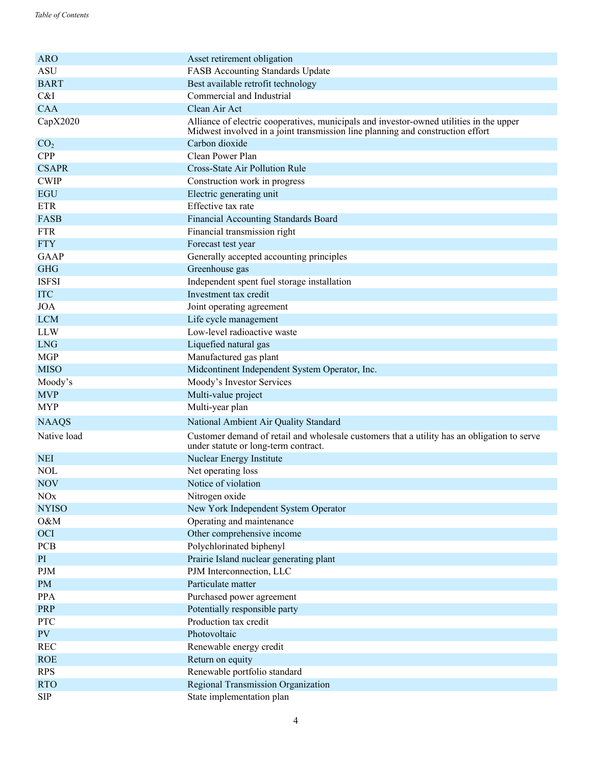| | |
|---|---|
| ARO | Asset retirement obligation |
| ASU | FASB Accounting Standards Update |
| BART | Best available retrofit technology |
| C&I | Commercial and Industrial |
| CAA | Clean Air Act |
| CapX2020 | Alliance of electric cooperatives, municipals and investor-owned utilities in the upper Midwest involved in a joint transmission line planning and construction effort |
| $CO_2$ | Carbon dioxide |
| CPP | Clean Power Plan |
| CSAPR | Cross-State Air Pollution Rule |
| CWIP | Construction work in progress |
| EGU | Electric generating unit |
| ETR | Effective tax rate |
| FASB | Financial Accounting Standards Board |
| FTR | Financial transmission right |
| FTY | Forecast test year |
| GAAP | Generally accepted accounting principles |
| GHG | Greenhouse gas |
| ISFSI | Independent spent fuel storage installation |
| ITC | Investment tax credit |
| JOA | Joint operating agreement |
| LCM | Life cycle management |
| LLW | Low-level radioactive waste |
| LNG | Liquefied natural gas |
| MGP | Manufactured gas plant |
| MISO | Midcontinent Independent System Operator, Inc. |
| Moody's | Moody's Investor Services |
| MVP | Multi-value project |
| MYP | Multi-year plan |
| NAAQS | National Ambient Air Quality Standard |
| Native load | Customer demand of retail and wholesale customers that a utility has an obligation to serve under statute or long-term contract. |
| NEI | Nuclear Energy Institute |
| NOL | Net operating loss |
| NOV | Notice of violation |
| NOx | Nitrogen oxide |
| NYISO | New York Independent System Operator |
| O&M | Operating and maintenance |
| OCI | Other comprehensive income |
| PCB | Polychlorinated biphenyl |
| PI | Prairie Island nuclear generating plant |
| PJM | PJM Interconnection, LLC |
| PM | Particulate matter |
| PPA | Purchased power agreement |
| PRP | Potentially responsible party |
| PTC | Production tax credit |
| PV | Photovoltaic |
| REC | Renewable energy credit |
| ROE | Return on equity |
| RPS | Renewable portfolio standard |
| RTO | Regional Transmission Organization |
| SIP | State implementation plan |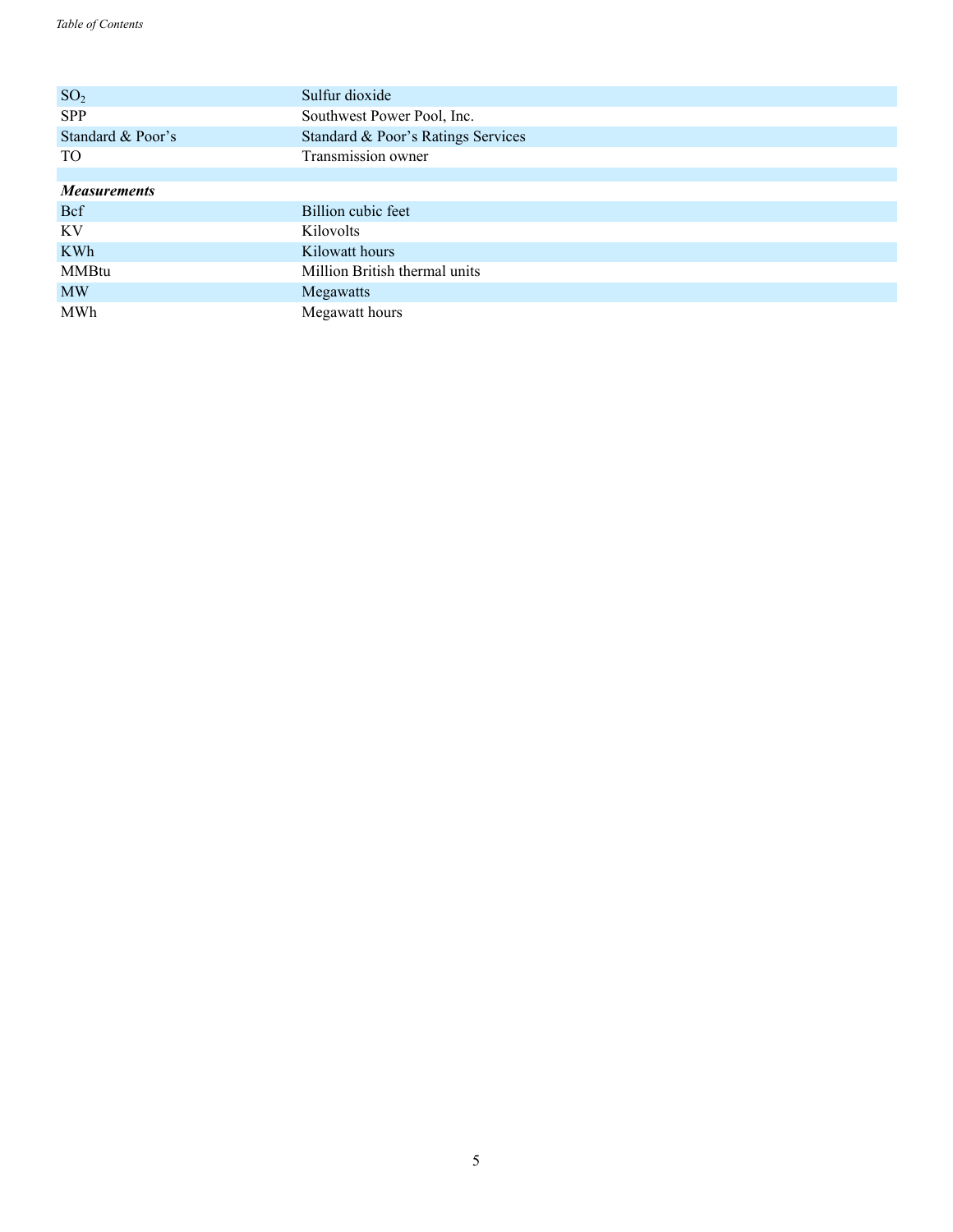| | |
|---|---|
| $SO_2$ | Sulfur dioxide |
| SPP | Southwest Power Pool, Inc. |
| Standard & Poor’s | Standard & Poor’s Ratings Services |
| TO | Transmission owner |
| | |
| ***Measurements*** | |
| Bcf | Billion cubic feet |
| KV | Kilovolts |
| KWh | Kilowatt hours |
| MMBtu | Million British thermal units |
| MW | Megawatts |
| MWh | Megawatt hours |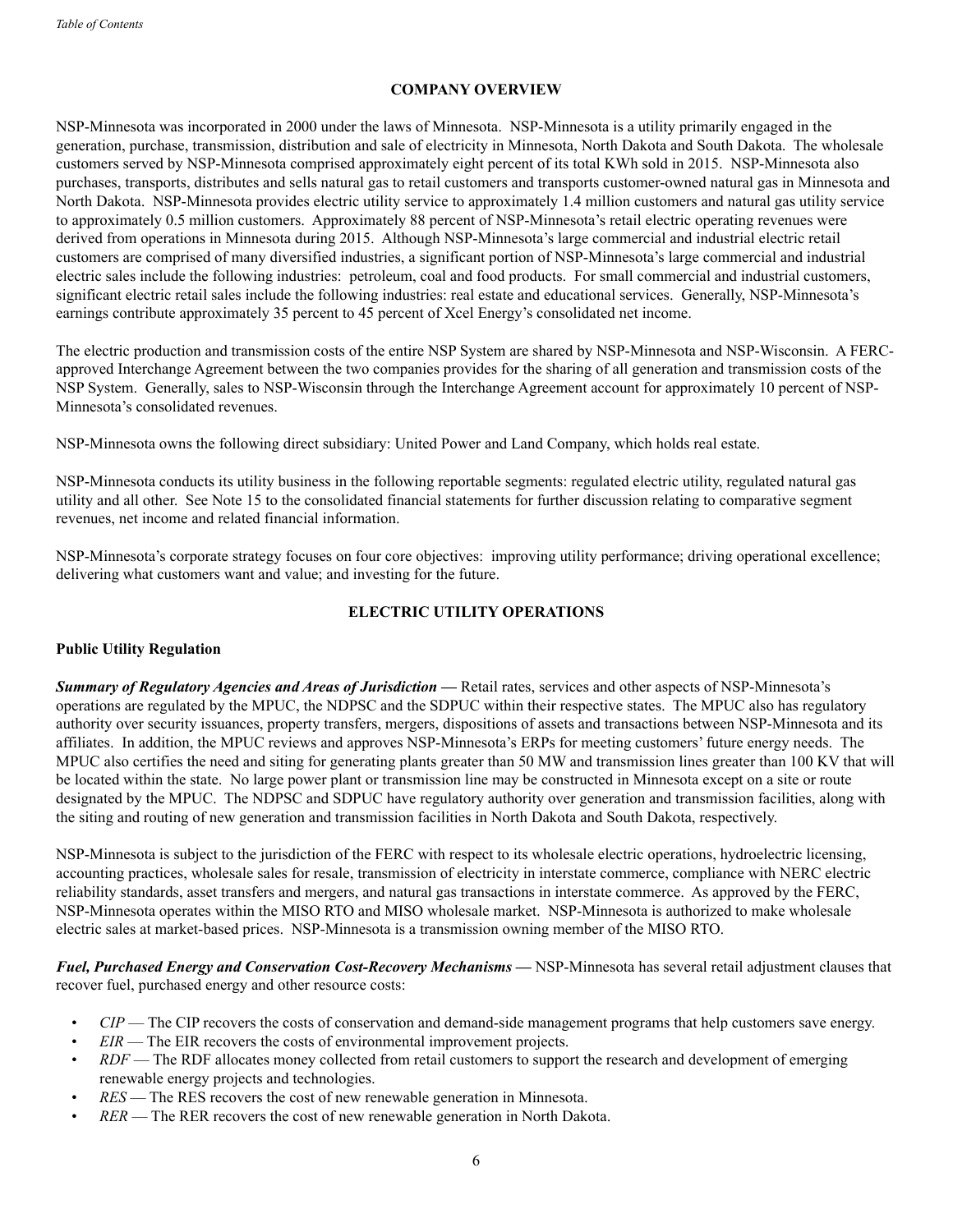## COMPANY OVERVIEW

NSP-Minnesota was incorporated in 2000 under the laws of Minnesota. NSP-Minnesota is a utility primarily engaged in the generation, purchase, transmission, distribution and sale of electricity in Minnesota, North Dakota and South Dakota. The wholesale customers served by NSP-Minnesota comprised approximately eight percent of its total KWh sold in 2015. NSP-Minnesota also purchases, transports, distributes and sells natural gas to retail customers and transports customer-owned natural gas in Minnesota and North Dakota. NSP-Minnesota provides electric utility service to approximately 1.4 million customers and natural gas utility service to approximately 0.5 million customers. Approximately 88 percent of NSP-Minnesota's retail electric operating revenues were derived from operations in Minnesota during 2015. Although NSP-Minnesota's large commercial and industrial electric retail customers are comprised of many diversified industries, a significant portion of NSP-Minnesota's large commercial and industrial electric sales include the following industries: petroleum, coal and food products. For small commercial and industrial customers, significant electric retail sales include the following industries: real estate and educational services. Generally, NSP-Minnesota's earnings contribute approximately 35 percent to 45 percent of Xcel Energy's consolidated net income.

The electric production and transmission costs of the entire NSP System are shared by NSP-Minnesota and NSP-Wisconsin. A FERC-approved Interchange Agreement between the two companies provides for the sharing of all generation and transmission costs of the NSP System. Generally, sales to NSP-Wisconsin through the Interchange Agreement account for approximately 10 percent of NSP-Minnesota's consolidated revenues.

NSP-Minnesota owns the following direct subsidiary: United Power and Land Company, which holds real estate.

NSP-Minnesota conducts its utility business in the following reportable segments: regulated electric utility, regulated natural gas utility and all other. See Note 15 to the consolidated financial statements for further discussion relating to comparative segment revenues, net income and related financial information.

NSP-Minnesota's corporate strategy focuses on four core objectives: improving utility performance; driving operational excellence; delivering what customers want and value; and investing for the future.

## ELECTRIC UTILITY OPERATIONS

### Public Utility Regulation

***Summary of Regulatory Agencies and Areas of Jurisdiction —*** Retail rates, services and other aspects of NSP-Minnesota's operations are regulated by the MPUC, the NDPSC and the SDPUC within their respective states. The MPUC also has regulatory authority over security issuances, property transfers, mergers, dispositions of assets and transactions between NSP-Minnesota and its affiliates. In addition, the MPUC reviews and approves NSP-Minnesota's ERPs for meeting customers' future energy needs. The MPUC also certifies the need and siting for generating plants greater than 50 MW and transmission lines greater than 100 KV that will be located within the state. No large power plant or transmission line may be constructed in Minnesota except on a site or route designated by the MPUC. The NDPSC and SDPUC have regulatory authority over generation and transmission facilities, along with the siting and routing of new generation and transmission facilities in North Dakota and South Dakota, respectively.

NSP-Minnesota is subject to the jurisdiction of the FERC with respect to its wholesale electric operations, hydroelectric licensing, accounting practices, wholesale sales for resale, transmission of electricity in interstate commerce, compliance with NERC electric reliability standards, asset transfers and mergers, and natural gas transactions in interstate commerce. As approved by the FERC, NSP-Minnesota operates within the MISO RTO and MISO wholesale market. NSP-Minnesota is authorized to make wholesale electric sales at market-based prices. NSP-Minnesota is a transmission owning member of the MISO RTO.

***Fuel, Purchased Energy and Conservation Cost-Recovery Mechanisms —*** NSP-Minnesota has several retail adjustment clauses that recover fuel, purchased energy and other resource costs:

- *CIP* — The CIP recovers the costs of conservation and demand-side management programs that help customers save energy.
- *EIR* — The EIR recovers the costs of environmental improvement projects.
- *RDF* — The RDF allocates money collected from retail customers to support the research and development of emerging renewable energy projects and technologies.
- *RES* — The RES recovers the cost of new renewable generation in Minnesota.
- *RER* — The RER recovers the cost of new renewable generation in North Dakota.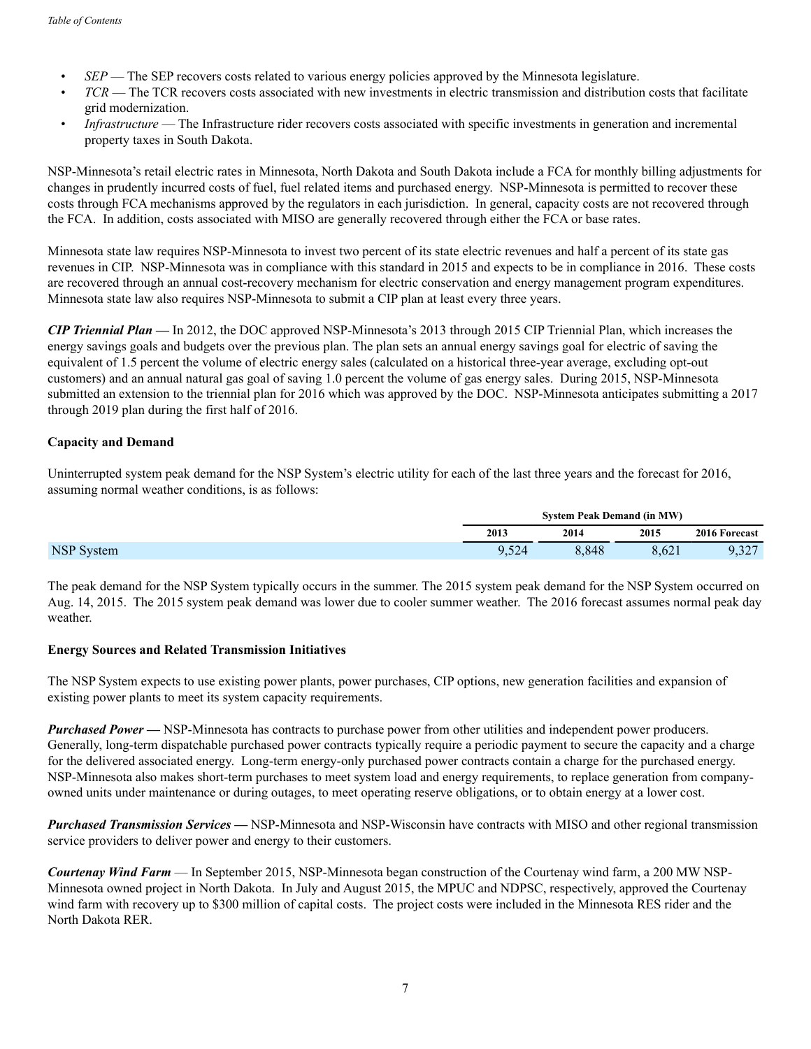- *SEP* — The SEP recovers costs related to various energy policies approved by the Minnesota legislature.
- *TCR* — The TCR recovers costs associated with new investments in electric transmission and distribution costs that facilitate grid modernization.
- *Infrastructure* — The Infrastructure rider recovers costs associated with specific investments in generation and incremental property taxes in South Dakota.

NSP-Minnesota's retail electric rates in Minnesota, North Dakota and South Dakota include a FCA for monthly billing adjustments for changes in prudently incurred costs of fuel, fuel related items and purchased energy. NSP-Minnesota is permitted to recover these costs through FCA mechanisms approved by the regulators in each jurisdiction. In general, capacity costs are not recovered through the FCA. In addition, costs associated with MISO are generally recovered through either the FCA or base rates.

Minnesota state law requires NSP-Minnesota to invest two percent of its state electric revenues and half a percent of its state gas revenues in CIP. NSP-Minnesota was in compliance with this standard in 2015 and expects to be in compliance in 2016. These costs are recovered through an annual cost-recovery mechanism for electric conservation and energy management program expenditures. Minnesota state law also requires NSP-Minnesota to submit a CIP plan at least every three years.

***CIP Triennial Plan*** **—** In 2012, the DOC approved NSP-Minnesota's 2013 through 2015 CIP Triennial Plan, which increases the energy savings goals and budgets over the previous plan. The plan sets an annual energy savings goal for electric of saving the equivalent of 1.5 percent the volume of electric energy sales (calculated on a historical three-year average, excluding opt-out customers) and an annual natural gas goal of saving 1.0 percent the volume of gas energy sales. During 2015, NSP-Minnesota submitted an extension to the triennial plan for 2016 which was approved by the DOC. NSP-Minnesota anticipates submitting a 2017 through 2019 plan during the first half of 2016.

**Capacity and Demand**

Uninterrupted system peak demand for the NSP System's electric utility for each of the last three years and the forecast for 2016, assuming normal weather conditions, is as follows:

| | System Peak Demand (in MW) | | | |
|---|---|---|---|---|
| | 2013 | 2014 | 2015 | 2016 Forecast |
| NSP System | 9,524 | 8,848 | 8,621 | 9,327 |

The peak demand for the NSP System typically occurs in the summer. The 2015 system peak demand for the NSP System occurred on Aug. 14, 2015. The 2015 system peak demand was lower due to cooler summer weather. The 2016 forecast assumes normal peak day weather.

**Energy Sources and Related Transmission Initiatives**

The NSP System expects to use existing power plants, power purchases, CIP options, new generation facilities and expansion of existing power plants to meet its system capacity requirements.

***Purchased Power*** **—** NSP-Minnesota has contracts to purchase power from other utilities and independent power producers. Generally, long-term dispatchable purchased power contracts typically require a periodic payment to secure the capacity and a charge for the delivered associated energy. Long-term energy-only purchased power contracts contain a charge for the purchased energy. NSP-Minnesota also makes short-term purchases to meet system load and energy requirements, to replace generation from company-owned units under maintenance or during outages, to meet operating reserve obligations, or to obtain energy at a lower cost.

***Purchased Transmission Services*** **—** NSP-Minnesota and NSP-Wisconsin have contracts with MISO and other regional transmission service providers to deliver power and energy to their customers.

***Courtenay Wind Farm*** — In September 2015, NSP-Minnesota began construction of the Courtenay wind farm, a 200 MW NSP-Minnesota owned project in North Dakota. In July and August 2015, the MPUC and NDPSC, respectively, approved the Courtenay wind farm with recovery up to $300 million of capital costs. The project costs were included in the Minnesota RES rider and the North Dakota RER.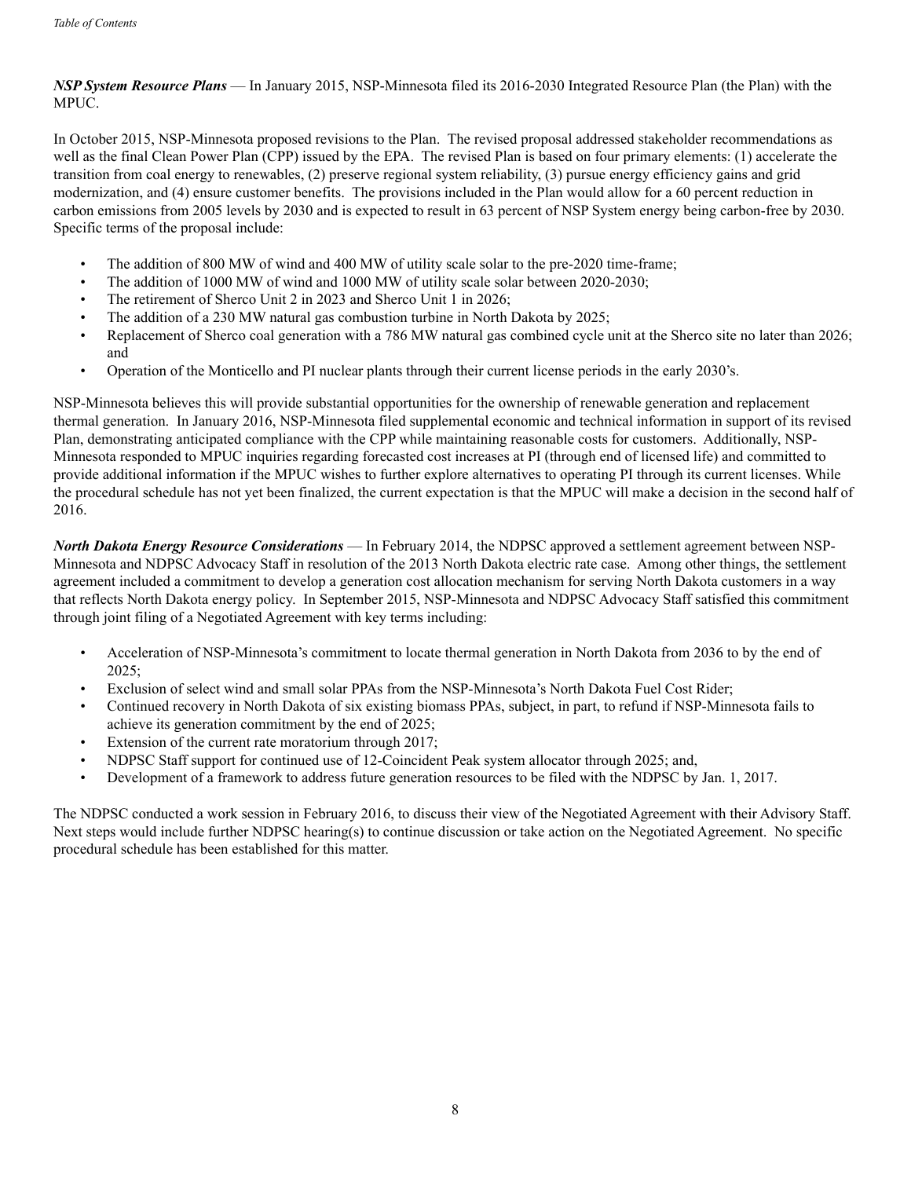***NSP System Resource Plans*** — In January 2015, NSP-Minnesota filed its 2016-2030 Integrated Resource Plan (the Plan) with the MPUC.

In October 2015, NSP-Minnesota proposed revisions to the Plan. The revised proposal addressed stakeholder recommendations as well as the final Clean Power Plan (CPP) issued by the EPA. The revised Plan is based on four primary elements: (1) accelerate the transition from coal energy to renewables, (2) preserve regional system reliability, (3) pursue energy efficiency gains and grid modernization, and (4) ensure customer benefits. The provisions included in the Plan would allow for a 60 percent reduction in carbon emissions from 2005 levels by 2030 and is expected to result in 63 percent of NSP System energy being carbon-free by 2030. Specific terms of the proposal include:

- The addition of 800 MW of wind and 400 MW of utility scale solar to the pre-2020 time-frame;
- The addition of 1000 MW of wind and 1000 MW of utility scale solar between 2020-2030;
- The retirement of Sherco Unit 2 in 2023 and Sherco Unit 1 in 2026;
- The addition of a 230 MW natural gas combustion turbine in North Dakota by 2025;
- Replacement of Sherco coal generation with a 786 MW natural gas combined cycle unit at the Sherco site no later than 2026; and
- Operation of the Monticello and PI nuclear plants through their current license periods in the early 2030's.

NSP-Minnesota believes this will provide substantial opportunities for the ownership of renewable generation and replacement thermal generation. In January 2016, NSP-Minnesota filed supplemental economic and technical information in support of its revised Plan, demonstrating anticipated compliance with the CPP while maintaining reasonable costs for customers. Additionally, NSP-Minnesota responded to MPUC inquiries regarding forecasted cost increases at PI (through end of licensed life) and committed to provide additional information if the MPUC wishes to further explore alternatives to operating PI through its current licenses. While the procedural schedule has not yet been finalized, the current expectation is that the MPUC will make a decision in the second half of 2016.

***North Dakota Energy Resource Considerations*** — In February 2014, the NDPSC approved a settlement agreement between NSP-Minnesota and NDPSC Advocacy Staff in resolution of the 2013 North Dakota electric rate case. Among other things, the settlement agreement included a commitment to develop a generation cost allocation mechanism for serving North Dakota customers in a way that reflects North Dakota energy policy. In September 2015, NSP-Minnesota and NDPSC Advocacy Staff satisfied this commitment through joint filing of a Negotiated Agreement with key terms including:

- Acceleration of NSP-Minnesota's commitment to locate thermal generation in North Dakota from 2036 to by the end of 2025;
- Exclusion of select wind and small solar PPAs from the NSP-Minnesota's North Dakota Fuel Cost Rider;
- Continued recovery in North Dakota of six existing biomass PPAs, subject, in part, to refund if NSP-Minnesota fails to achieve its generation commitment by the end of 2025;
- Extension of the current rate moratorium through 2017;
- NDPSC Staff support for continued use of 12-Coincident Peak system allocator through 2025; and,
- Development of a framework to address future generation resources to be filed with the NDPSC by Jan. 1, 2017.

The NDPSC conducted a work session in February 2016, to discuss their view of the Negotiated Agreement with their Advisory Staff. Next steps would include further NDPSC hearing(s) to continue discussion or take action on the Negotiated Agreement. No specific procedural schedule has been established for this matter.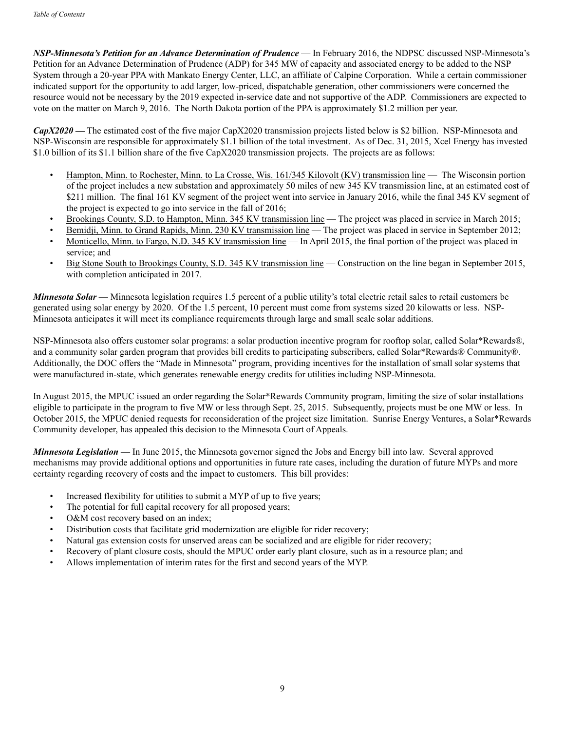***NSP-Minnesota's Petition for an Advance Determination of Prudence*** — In February 2016, the NDPSC discussed NSP-Minnesota's Petition for an Advance Determination of Prudence (ADP) for 345 MW of capacity and associated energy to be added to the NSP System through a 20-year PPA with Mankato Energy Center, LLC, an affiliate of Calpine Corporation. While a certain commissioner indicated support for the opportunity to add larger, low-priced, dispatchable generation, other commissioners were concerned the resource would not be necessary by the 2019 expected in-service date and not supportive of the ADP. Commissioners are expected to vote on the matter on March 9, 2016. The North Dakota portion of the PPA is approximately $1.2 million per year.

***CapX2020 —*** The estimated cost of the five major CapX2020 transmission projects listed below is $2 billion. NSP-Minnesota and NSP-Wisconsin are responsible for approximately $1.1 billion of the total investment. As of Dec. 31, 2015, Xcel Energy has invested $1.0 billion of its $1.1 billion share of the five CapX2020 transmission projects. The projects are as follows:

- Hampton, Minn. to Rochester, Minn. to La Crosse, Wis. 161/345 Kilovolt (KV) transmission line — The Wisconsin portion of the project includes a new substation and approximately 50 miles of new 345 KV transmission line, at an estimated cost of $211 million. The final 161 KV segment of the project went into service in January 2016, while the final 345 KV segment of the project is expected to go into service in the fall of 2016;
- Brookings County, S.D. to Hampton, Minn. 345 KV transmission line — The project was placed in service in March 2015;
- Bemidji, Minn. to Grand Rapids, Minn. 230 KV transmission line — The project was placed in service in September 2012;
- Monticello, Minn. to Fargo, N.D. 345 KV transmission line — In April 2015, the final portion of the project was placed in service; and
- Big Stone South to Brookings County, S.D. 345 KV transmission line — Construction on the line began in September 2015, with completion anticipated in 2017.

***Minnesota Solar*** — Minnesota legislation requires 1.5 percent of a public utility's total electric retail sales to retail customers be generated using solar energy by 2020. Of the 1.5 percent, 10 percent must come from systems sized 20 kilowatts or less. NSP-Minnesota anticipates it will meet its compliance requirements through large and small scale solar additions.

NSP-Minnesota also offers customer solar programs: a solar production incentive program for rooftop solar, called Solar*Rewards®, and a community solar garden program that provides bill credits to participating subscribers, called Solar*Rewards® Community®. Additionally, the DOC offers the "Made in Minnesota" program, providing incentives for the installation of small solar systems that were manufactured in-state, which generates renewable energy credits for utilities including NSP-Minnesota.

In August 2015, the MPUC issued an order regarding the Solar*Rewards Community program, limiting the size of solar installations eligible to participate in the program to five MW or less through Sept. 25, 2015. Subsequently, projects must be one MW or less. In October 2015, the MPUC denied requests for reconsideration of the project size limitation. Sunrise Energy Ventures, a Solar*Rewards Community developer, has appealed this decision to the Minnesota Court of Appeals.

***Minnesota Legislation*** — In June 2015, the Minnesota governor signed the Jobs and Energy bill into law. Several approved mechanisms may provide additional options and opportunities in future rate cases, including the duration of future MYPs and more certainty regarding recovery of costs and the impact to customers. This bill provides:

- Increased flexibility for utilities to submit a MYP of up to five years;
- The potential for full capital recovery for all proposed years;
- O&M cost recovery based on an index;
- Distribution costs that facilitate grid modernization are eligible for rider recovery;
- Natural gas extension costs for unserved areas can be socialized and are eligible for rider recovery;
- Recovery of plant closure costs, should the MPUC order early plant closure, such as in a resource plan; and
- Allows implementation of interim rates for the first and second years of the MYP.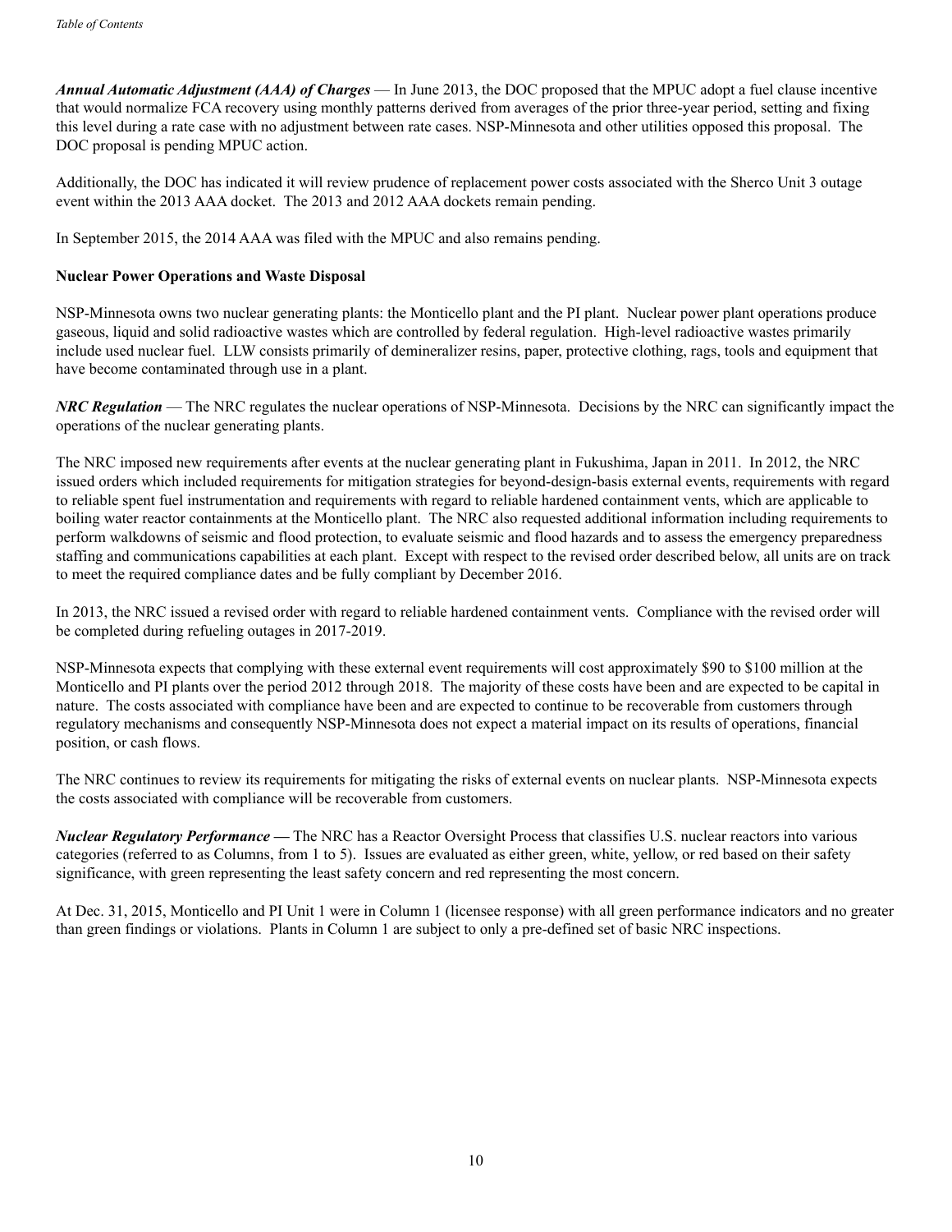***Annual Automatic Adjustment (AAA) of Charges*** — In June 2013, the DOC proposed that the MPUC adopt a fuel clause incentive that would normalize FCA recovery using monthly patterns derived from averages of the prior three-year period, setting and fixing this level during a rate case with no adjustment between rate cases. NSP-Minnesota and other utilities opposed this proposal. The DOC proposal is pending MPUC action.

Additionally, the DOC has indicated it will review prudence of replacement power costs associated with the Sherco Unit 3 outage event within the 2013 AAA docket. The 2013 and 2012 AAA dockets remain pending.

In September 2015, the 2014 AAA was filed with the MPUC and also remains pending.

**Nuclear Power Operations and Waste Disposal**

NSP-Minnesota owns two nuclear generating plants: the Monticello plant and the PI plant. Nuclear power plant operations produce gaseous, liquid and solid radioactive wastes which are controlled by federal regulation. High-level radioactive wastes primarily include used nuclear fuel. LLW consists primarily of demineralizer resins, paper, protective clothing, rags, tools and equipment that have become contaminated through use in a plant.

***NRC Regulation*** — The NRC regulates the nuclear operations of NSP-Minnesota. Decisions by the NRC can significantly impact the operations of the nuclear generating plants.

The NRC imposed new requirements after events at the nuclear generating plant in Fukushima, Japan in 2011. In 2012, the NRC issued orders which included requirements for mitigation strategies for beyond-design-basis external events, requirements with regard to reliable spent fuel instrumentation and requirements with regard to reliable hardened containment vents, which are applicable to boiling water reactor containments at the Monticello plant. The NRC also requested additional information including requirements to perform walkdowns of seismic and flood protection, to evaluate seismic and flood hazards and to assess the emergency preparedness staffing and communications capabilities at each plant. Except with respect to the revised order described below, all units are on track to meet the required compliance dates and be fully compliant by December 2016.

In 2013, the NRC issued a revised order with regard to reliable hardened containment vents. Compliance with the revised order will be completed during refueling outages in 2017-2019.

NSP-Minnesota expects that complying with these external event requirements will cost approximately $90 to $100 million at the Monticello and PI plants over the period 2012 through 2018. The majority of these costs have been and are expected to be capital in nature. The costs associated with compliance have been and are expected to continue to be recoverable from customers through regulatory mechanisms and consequently NSP-Minnesota does not expect a material impact on its results of operations, financial position, or cash flows.

The NRC continues to review its requirements for mitigating the risks of external events on nuclear plants. NSP-Minnesota expects the costs associated with compliance will be recoverable from customers.

***Nuclear Regulatory Performance —*** The NRC has a Reactor Oversight Process that classifies U.S. nuclear reactors into various categories (referred to as Columns, from 1 to 5). Issues are evaluated as either green, white, yellow, or red based on their safety significance, with green representing the least safety concern and red representing the most concern.

At Dec. 31, 2015, Monticello and PI Unit 1 were in Column 1 (licensee response) with all green performance indicators and no greater than green findings or violations. Plants in Column 1 are subject to only a pre-defined set of basic NRC inspections.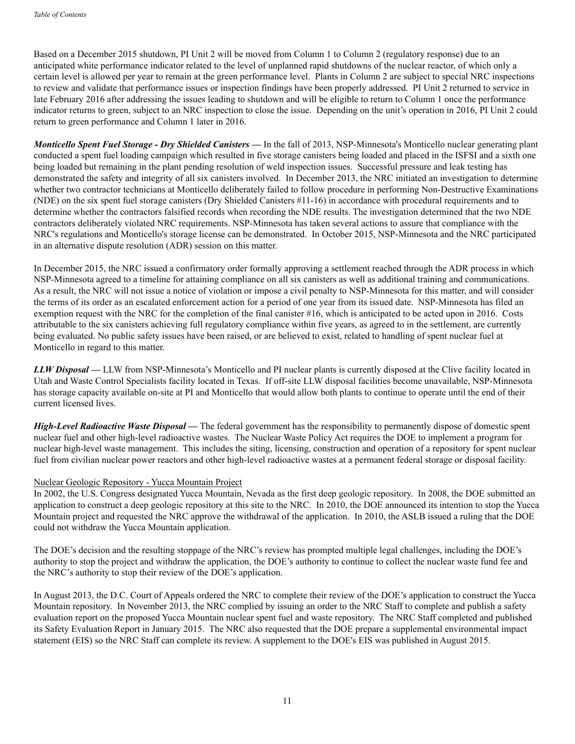Based on a December 2015 shutdown, PI Unit 2 will be moved from Column 1 to Column 2 (regulatory response) due to an anticipated white performance indicator related to the level of unplanned rapid shutdowns of the nuclear reactor, of which only a certain level is allowed per year to remain at the green performance level. Plants in Column 2 are subject to special NRC inspections to review and validate that performance issues or inspection findings have been properly addressed. PI Unit 2 returned to service in late February 2016 after addressing the issues leading to shutdown and will be eligible to return to Column 1 once the performance indicator returns to green, subject to an NRC inspection to close the issue. Depending on the unit's operation in 2016, PI Unit 2 could return to green performance and Column 1 later in 2016.

***Monticello Spent Fuel Storage - Dry Shielded Canisters —*** In the fall of 2013, NSP-Minnesota's Monticello nuclear generating plant conducted a spent fuel loading campaign which resulted in five storage canisters being loaded and placed in the ISFSI and a sixth one being loaded but remaining in the plant pending resolution of weld inspection issues. Successful pressure and leak testing has demonstrated the safety and integrity of all six canisters involved. In December 2013, the NRC initiated an investigation to determine whether two contractor technicians at Monticello deliberately failed to follow procedure in performing Non-Destructive Examinations (NDE) on the six spent fuel storage canisters (Dry Shielded Canisters #11-16) in accordance with procedural requirements and to determine whether the contractors falsified records when recording the NDE results. The investigation determined that the two NDE contractors deliberately violated NRC requirements. NSP-Minnesota has taken several actions to assure that compliance with the NRC's regulations and Monticello's storage license can be demonstrated. In October 2015, NSP-Minnesota and the NRC participated in an alternative dispute resolution (ADR) session on this matter.

In December 2015, the NRC issued a confirmatory order formally approving a settlement reached through the ADR process in which NSP-Minnesota agreed to a timeline for attaining compliance on all six canisters as well as additional training and communications. As a result, the NRC will not issue a notice of violation or impose a civil penalty to NSP-Minnesota for this matter, and will consider the terms of its order as an escalated enforcement action for a period of one year from its issued date. NSP-Minnesota has filed an exemption request with the NRC for the completion of the final canister #16, which is anticipated to be acted upon in 2016. Costs attributable to the six canisters achieving full regulatory compliance within five years, as agreed to in the settlement, are currently being evaluated. No public safety issues have been raised, or are believed to exist, related to handling of spent nuclear fuel at Monticello in regard to this matter.

***LLW Disposal —*** LLW from NSP-Minnesota's Monticello and PI nuclear plants is currently disposed at the Clive facility located in Utah and Waste Control Specialists facility located in Texas. If off-site LLW disposal facilities become unavailable, NSP-Minnesota has storage capacity available on-site at PI and Monticello that would allow both plants to continue to operate until the end of their current licensed lives.

***High-Level Radioactive Waste Disposal —*** The federal government has the responsibility to permanently dispose of domestic spent nuclear fuel and other high-level radioactive wastes. The Nuclear Waste Policy Act requires the DOE to implement a program for nuclear high-level waste management. This includes the siting, licensing, construction and operation of a repository for spent nuclear fuel from civilian nuclear power reactors and other high-level radioactive wastes at a permanent federal storage or disposal facility.

Nuclear Geologic Repository - Yucca Mountain Project

In 2002, the U.S. Congress designated Yucca Mountain, Nevada as the first deep geologic repository. In 2008, the DOE submitted an application to construct a deep geologic repository at this site to the NRC. In 2010, the DOE announced its intention to stop the Yucca Mountain project and requested the NRC approve the withdrawal of the application. In 2010, the ASLB issued a ruling that the DOE could not withdraw the Yucca Mountain application.

The DOE's decision and the resulting stoppage of the NRC's review has prompted multiple legal challenges, including the DOE's authority to stop the project and withdraw the application, the DOE's authority to continue to collect the nuclear waste fund fee and the NRC's authority to stop their review of the DOE's application.

In August 2013, the D.C. Court of Appeals ordered the NRC to complete their review of the DOE's application to construct the Yucca Mountain repository. In November 2013, the NRC complied by issuing an order to the NRC Staff to complete and publish a safety evaluation report on the proposed Yucca Mountain nuclear spent fuel and waste repository. The NRC Staff completed and published its Safety Evaluation Report in January 2015. The NRC also requested that the DOE prepare a supplemental environmental impact statement (EIS) so the NRC Staff can complete its review. A supplement to the DOE's EIS was published in August 2015.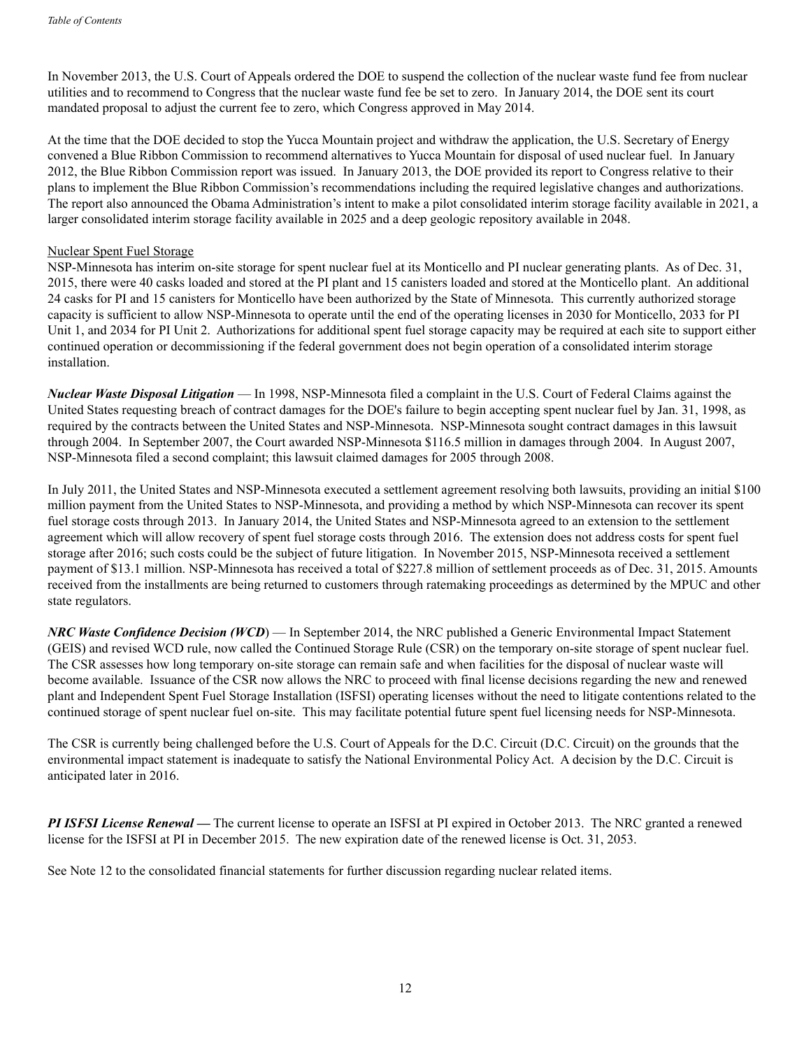In November 2013, the U.S. Court of Appeals ordered the DOE to suspend the collection of the nuclear waste fund fee from nuclear utilities and to recommend to Congress that the nuclear waste fund fee be set to zero. In January 2014, the DOE sent its court mandated proposal to adjust the current fee to zero, which Congress approved in May 2014.

At the time that the DOE decided to stop the Yucca Mountain project and withdraw the application, the U.S. Secretary of Energy convened a Blue Ribbon Commission to recommend alternatives to Yucca Mountain for disposal of used nuclear fuel. In January 2012, the Blue Ribbon Commission report was issued. In January 2013, the DOE provided its report to Congress relative to their plans to implement the Blue Ribbon Commission's recommendations including the required legislative changes and authorizations. The report also announced the Obama Administration's intent to make a pilot consolidated interim storage facility available in 2021, a larger consolidated interim storage facility available in 2025 and a deep geologic repository available in 2048.

Nuclear Spent Fuel Storage

NSP-Minnesota has interim on-site storage for spent nuclear fuel at its Monticello and PI nuclear generating plants. As of Dec. 31, 2015, there were 40 casks loaded and stored at the PI plant and 15 canisters loaded and stored at the Monticello plant. An additional 24 casks for PI and 15 canisters for Monticello have been authorized by the State of Minnesota. This currently authorized storage capacity is sufficient to allow NSP-Minnesota to operate until the end of the operating licenses in 2030 for Monticello, 2033 for PI Unit 1, and 2034 for PI Unit 2. Authorizations for additional spent fuel storage capacity may be required at each site to support either continued operation or decommissioning if the federal government does not begin operation of a consolidated interim storage installation.

***Nuclear Waste Disposal Litigation*** — In 1998, NSP-Minnesota filed a complaint in the U.S. Court of Federal Claims against the United States requesting breach of contract damages for the DOE's failure to begin accepting spent nuclear fuel by Jan. 31, 1998, as required by the contracts between the United States and NSP-Minnesota. NSP-Minnesota sought contract damages in this lawsuit through 2004. In September 2007, the Court awarded NSP-Minnesota $116.5 million in damages through 2004. In August 2007, NSP-Minnesota filed a second complaint; this lawsuit claimed damages for 2005 through 2008.

In July 2011, the United States and NSP-Minnesota executed a settlement agreement resolving both lawsuits, providing an initial $100 million payment from the United States to NSP-Minnesota, and providing a method by which NSP-Minnesota can recover its spent fuel storage costs through 2013. In January 2014, the United States and NSP-Minnesota agreed to an extension to the settlement agreement which will allow recovery of spent fuel storage costs through 2016. The extension does not address costs for spent fuel storage after 2016; such costs could be the subject of future litigation. In November 2015, NSP-Minnesota received a settlement payment of $13.1 million. NSP-Minnesota has received a total of $227.8 million of settlement proceeds as of Dec. 31, 2015. Amounts received from the installments are being returned to customers through ratemaking proceedings as determined by the MPUC and other state regulators.

***NRC Waste Confidence Decision (WCD)*** — In September 2014, the NRC published a Generic Environmental Impact Statement (GEIS) and revised WCD rule, now called the Continued Storage Rule (CSR) on the temporary on-site storage of spent nuclear fuel. The CSR assesses how long temporary on-site storage can remain safe and when facilities for the disposal of nuclear waste will become available. Issuance of the CSR now allows the NRC to proceed with final license decisions regarding the new and renewed plant and Independent Spent Fuel Storage Installation (ISFSI) operating licenses without the need to litigate contentions related to the continued storage of spent nuclear fuel on-site. This may facilitate potential future spent fuel licensing needs for NSP-Minnesota.

The CSR is currently being challenged before the U.S. Court of Appeals for the D.C. Circuit (D.C. Circuit) on the grounds that the environmental impact statement is inadequate to satisfy the National Environmental Policy Act. A decision by the D.C. Circuit is anticipated later in 2016.

***PI ISFSI License Renewal —*** The current license to operate an ISFSI at PI expired in October 2013. The NRC granted a renewed license for the ISFSI at PI in December 2015. The new expiration date of the renewed license is Oct. 31, 2053.

See Note 12 to the consolidated financial statements for further discussion regarding nuclear related items.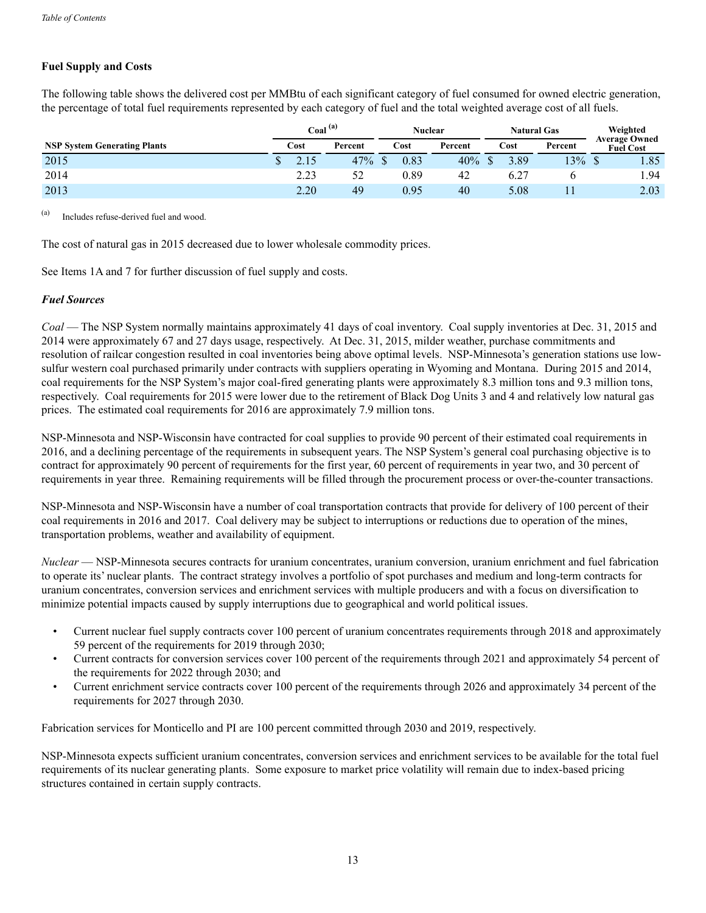*Table of Contents*

### Fuel Supply and Costs

The following table shows the delivered cost per MMBtu of each significant category of fuel consumed for owned electric generation, the percentage of total fuel requirements represented by each category of fuel and the total weighted average cost of all fuels.

| NSP System Generating Plants | Coal [(a)] | | Nuclear | | Natural Gas | | Weighted Average Owned Fuel Cost |
|---|---|---|---|---|---|---|---|
| | Cost | Percent | Cost | Percent | Cost | Percent | |
| 2015 | $ 2.15 | 47% | $ 0.83 | 40% | $ 3.89 | 13% | $ 1.85 |
| 2014 | 2.23 | 52 | 0.89 | 42 | 6.27 | 6 | 1.94 |
| 2013 | 2.20 | 49 | 0.95 | 40 | 5.08 | 11 | 2.03 |

(a) Includes refuse-derived fuel and wood.

The cost of natural gas in 2015 decreased due to lower wholesale commodity prices.

See Items 1A and 7 for further discussion of fuel supply and costs.

#### *Fuel Sources*

*Coal* — The NSP System normally maintains approximately 41 days of coal inventory. Coal supply inventories at Dec. 31, 2015 and 2014 were approximately 67 and 27 days usage, respectively. At Dec. 31, 2015, milder weather, purchase commitments and resolution of railcar congestion resulted in coal inventories being above optimal levels. NSP-Minnesota's generation stations use low-sulfur western coal purchased primarily under contracts with suppliers operating in Wyoming and Montana. During 2015 and 2014, coal requirements for the NSP System's major coal-fired generating plants were approximately 8.3 million tons and 9.3 million tons, respectively. Coal requirements for 2015 were lower due to the retirement of Black Dog Units 3 and 4 and relatively low natural gas prices. The estimated coal requirements for 2016 are approximately 7.9 million tons.

NSP-Minnesota and NSP-Wisconsin have contracted for coal supplies to provide 90 percent of their estimated coal requirements in 2016, and a declining percentage of the requirements in subsequent years. The NSP System's general coal purchasing objective is to contract for approximately 90 percent of requirements for the first year, 60 percent of requirements in year two, and 30 percent of requirements in year three. Remaining requirements will be filled through the procurement process or over-the-counter transactions.

NSP-Minnesota and NSP-Wisconsin have a number of coal transportation contracts that provide for delivery of 100 percent of their coal requirements in 2016 and 2017. Coal delivery may be subject to interruptions or reductions due to operation of the mines, transportation problems, weather and availability of equipment.

*Nuclear* — NSP-Minnesota secures contracts for uranium concentrates, uranium conversion, uranium enrichment and fuel fabrication to operate its' nuclear plants. The contract strategy involves a portfolio of spot purchases and medium and long-term contracts for uranium concentrates, conversion services and enrichment services with multiple producers and with a focus on diversification to minimize potential impacts caused by supply interruptions due to geographical and world political issues.

- Current nuclear fuel supply contracts cover 100 percent of uranium concentrates requirements through 2018 and approximately 59 percent of the requirements for 2019 through 2030;
- Current contracts for conversion services cover 100 percent of the requirements through 2021 and approximately 54 percent of the requirements for 2022 through 2030; and
- Current enrichment service contracts cover 100 percent of the requirements through 2026 and approximately 34 percent of the requirements for 2027 through 2030.

Fabrication services for Monticello and PI are 100 percent committed through 2030 and 2019, respectively.

NSP-Minnesota expects sufficient uranium concentrates, conversion services and enrichment services to be available for the total fuel requirements of its nuclear generating plants. Some exposure to market price volatility will remain due to index-based pricing structures contained in certain supply contracts.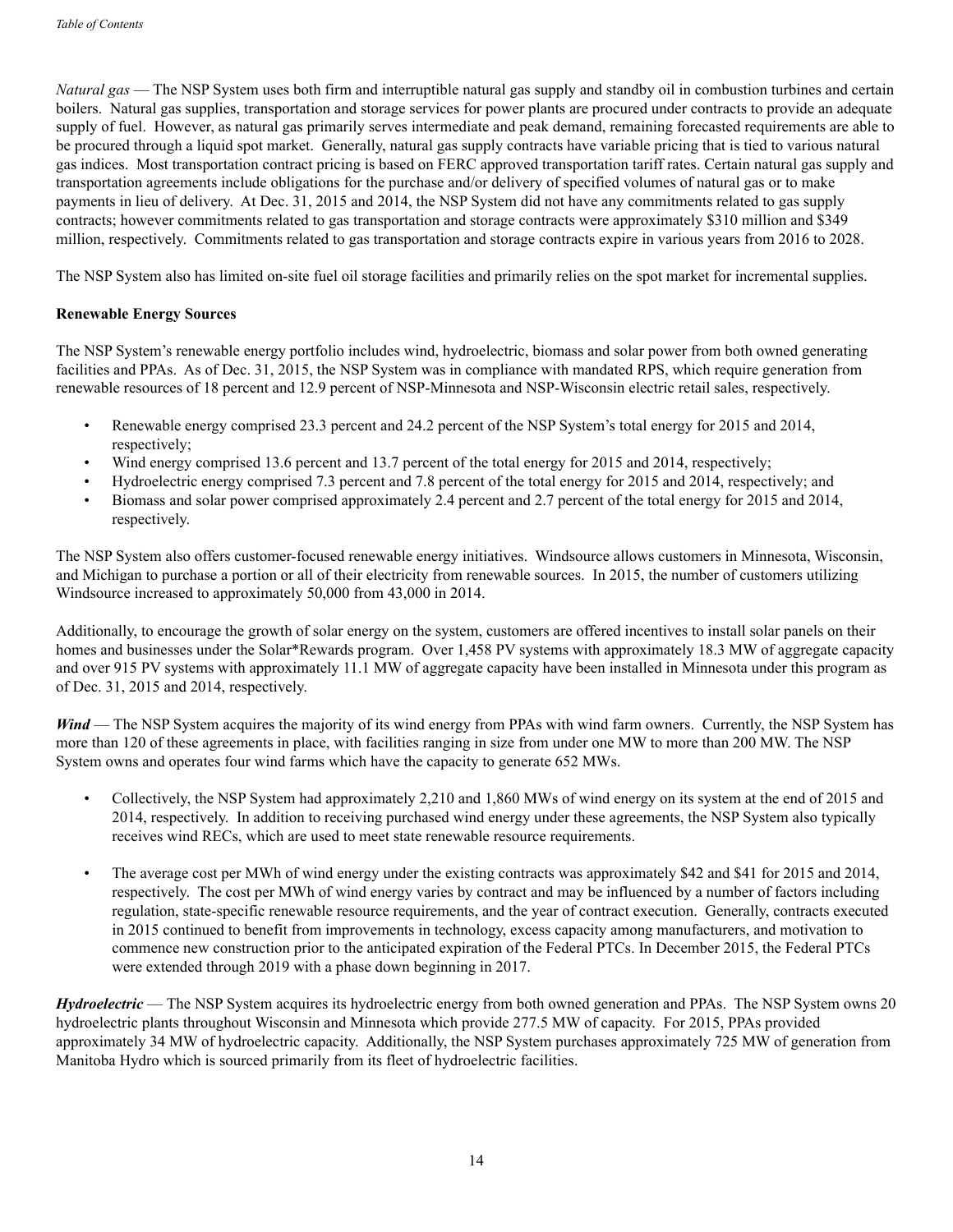*Natural gas* — The NSP System uses both firm and interruptible natural gas supply and standby oil in combustion turbines and certain boilers. Natural gas supplies, transportation and storage services for power plants are procured under contracts to provide an adequate supply of fuel. However, as natural gas primarily serves intermediate and peak demand, remaining forecasted requirements are able to be procured through a liquid spot market. Generally, natural gas supply contracts have variable pricing that is tied to various natural gas indices. Most transportation contract pricing is based on FERC approved transportation tariff rates. Certain natural gas supply and transportation agreements include obligations for the purchase and/or delivery of specified volumes of natural gas or to make payments in lieu of delivery. At Dec. 31, 2015 and 2014, the NSP System did not have any commitments related to gas supply contracts; however commitments related to gas transportation and storage contracts were approximately $310 million and $349 million, respectively. Commitments related to gas transportation and storage contracts expire in various years from 2016 to 2028.

The NSP System also has limited on-site fuel oil storage facilities and primarily relies on the spot market for incremental supplies.

**Renewable Energy Sources**

The NSP System's renewable energy portfolio includes wind, hydroelectric, biomass and solar power from both owned generating facilities and PPAs. As of Dec. 31, 2015, the NSP System was in compliance with mandated RPS, which require generation from renewable resources of 18 percent and 12.9 percent of NSP-Minnesota and NSP-Wisconsin electric retail sales, respectively.

- Renewable energy comprised 23.3 percent and 24.2 percent of the NSP System's total energy for 2015 and 2014, respectively;
- Wind energy comprised 13.6 percent and 13.7 percent of the total energy for 2015 and 2014, respectively;
- Hydroelectric energy comprised 7.3 percent and 7.8 percent of the total energy for 2015 and 2014, respectively; and
- Biomass and solar power comprised approximately 2.4 percent and 2.7 percent of the total energy for 2015 and 2014, respectively.

The NSP System also offers customer-focused renewable energy initiatives. Windsource allows customers in Minnesota, Wisconsin, and Michigan to purchase a portion or all of their electricity from renewable sources. In 2015, the number of customers utilizing Windsource increased to approximately 50,000 from 43,000 in 2014.

Additionally, to encourage the growth of solar energy on the system, customers are offered incentives to install solar panels on their homes and businesses under the Solar*Rewards program. Over 1,458 PV systems with approximately 18.3 MW of aggregate capacity and over 915 PV systems with approximately 11.1 MW of aggregate capacity have been installed in Minnesota under this program as of Dec. 31, 2015 and 2014, respectively.

***Wind*** — The NSP System acquires the majority of its wind energy from PPAs with wind farm owners. Currently, the NSP System has more than 120 of these agreements in place, with facilities ranging in size from under one MW to more than 200 MW. The NSP System owns and operates four wind farms which have the capacity to generate 652 MWs.

- Collectively, the NSP System had approximately 2,210 and 1,860 MWs of wind energy on its system at the end of 2015 and 2014, respectively. In addition to receiving purchased wind energy under these agreements, the NSP System also typically receives wind RECs, which are used to meet state renewable resource requirements.

- The average cost per MWh of wind energy under the existing contracts was approximately $42 and $41 for 2015 and 2014, respectively. The cost per MWh of wind energy varies by contract and may be influenced by a number of factors including regulation, state-specific renewable resource requirements, and the year of contract execution. Generally, contracts executed in 2015 continued to benefit from improvements in technology, excess capacity among manufacturers, and motivation to commence new construction prior to the anticipated expiration of the Federal PTCs. In December 2015, the Federal PTCs were extended through 2019 with a phase down beginning in 2017.

***Hydroelectric*** — The NSP System acquires its hydroelectric energy from both owned generation and PPAs. The NSP System owns 20 hydroelectric plants throughout Wisconsin and Minnesota which provide 277.5 MW of capacity. For 2015, PPAs provided approximately 34 MW of hydroelectric capacity. Additionally, the NSP System purchases approximately 725 MW of generation from Manitoba Hydro which is sourced primarily from its fleet of hydroelectric facilities.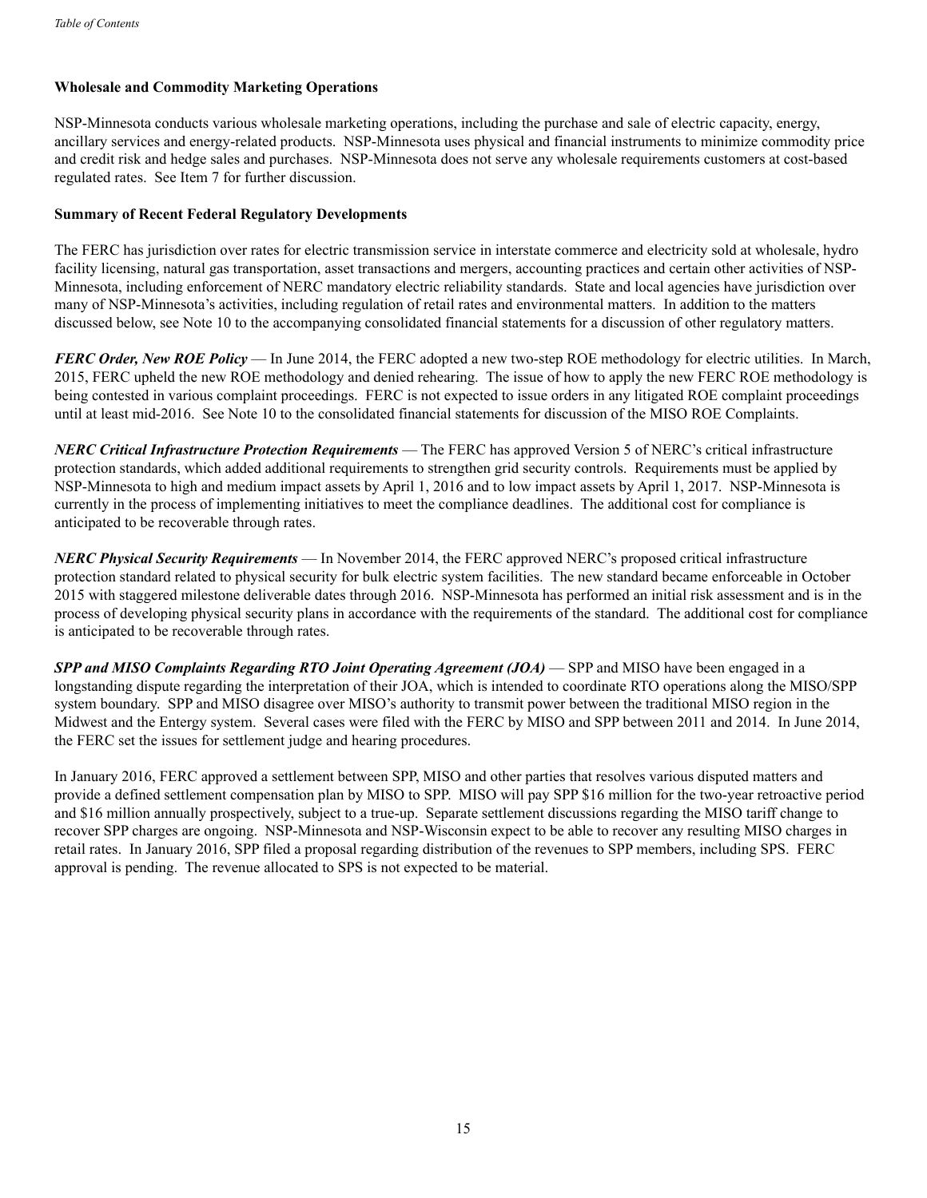**Wholesale and Commodity Marketing Operations**

NSP-Minnesota conducts various wholesale marketing operations, including the purchase and sale of electric capacity, energy, ancillary services and energy-related products. NSP-Minnesota uses physical and financial instruments to minimize commodity price and credit risk and hedge sales and purchases. NSP-Minnesota does not serve any wholesale requirements customers at cost-based regulated rates. See Item 7 for further discussion.

**Summary of Recent Federal Regulatory Developments**

The FERC has jurisdiction over rates for electric transmission service in interstate commerce and electricity sold at wholesale, hydro facility licensing, natural gas transportation, asset transactions and mergers, accounting practices and certain other activities of NSP-Minnesota, including enforcement of NERC mandatory electric reliability standards. State and local agencies have jurisdiction over many of NSP-Minnesota's activities, including regulation of retail rates and environmental matters. In addition to the matters discussed below, see Note 10 to the accompanying consolidated financial statements for a discussion of other regulatory matters.

***FERC Order, New ROE Policy*** — In June 2014, the FERC adopted a new two-step ROE methodology for electric utilities. In March, 2015, FERC upheld the new ROE methodology and denied rehearing. The issue of how to apply the new FERC ROE methodology is being contested in various complaint proceedings. FERC is not expected to issue orders in any litigated ROE complaint proceedings until at least mid-2016. See Note 10 to the consolidated financial statements for discussion of the MISO ROE Complaints.

***NERC Critical Infrastructure Protection Requirements*** — The FERC has approved Version 5 of NERC's critical infrastructure protection standards, which added additional requirements to strengthen grid security controls. Requirements must be applied by NSP-Minnesota to high and medium impact assets by April 1, 2016 and to low impact assets by April 1, 2017. NSP-Minnesota is currently in the process of implementing initiatives to meet the compliance deadlines. The additional cost for compliance is anticipated to be recoverable through rates.

***NERC Physical Security Requirements*** — In November 2014, the FERC approved NERC's proposed critical infrastructure protection standard related to physical security for bulk electric system facilities. The new standard became enforceable in October 2015 with staggered milestone deliverable dates through 2016. NSP-Minnesota has performed an initial risk assessment and is in the process of developing physical security plans in accordance with the requirements of the standard. The additional cost for compliance is anticipated to be recoverable through rates.

***SPP and MISO Complaints Regarding RTO Joint Operating Agreement (JOA)*** — SPP and MISO have been engaged in a longstanding dispute regarding the interpretation of their JOA, which is intended to coordinate RTO operations along the MISO/SPP system boundary. SPP and MISO disagree over MISO's authority to transmit power between the traditional MISO region in the Midwest and the Entergy system. Several cases were filed with the FERC by MISO and SPP between 2011 and 2014. In June 2014, the FERC set the issues for settlement judge and hearing procedures.

In January 2016, FERC approved a settlement between SPP, MISO and other parties that resolves various disputed matters and provide a defined settlement compensation plan by MISO to SPP. MISO will pay SPP $16 million for the two-year retroactive period and $16 million annually prospectively, subject to a true-up. Separate settlement discussions regarding the MISO tariff change to recover SPP charges are ongoing. NSP-Minnesota and NSP-Wisconsin expect to be able to recover any resulting MISO charges in retail rates. In January 2016, SPP filed a proposal regarding distribution of the revenues to SPP members, including SPS. FERC approval is pending. The revenue allocated to SPS is not expected to be material.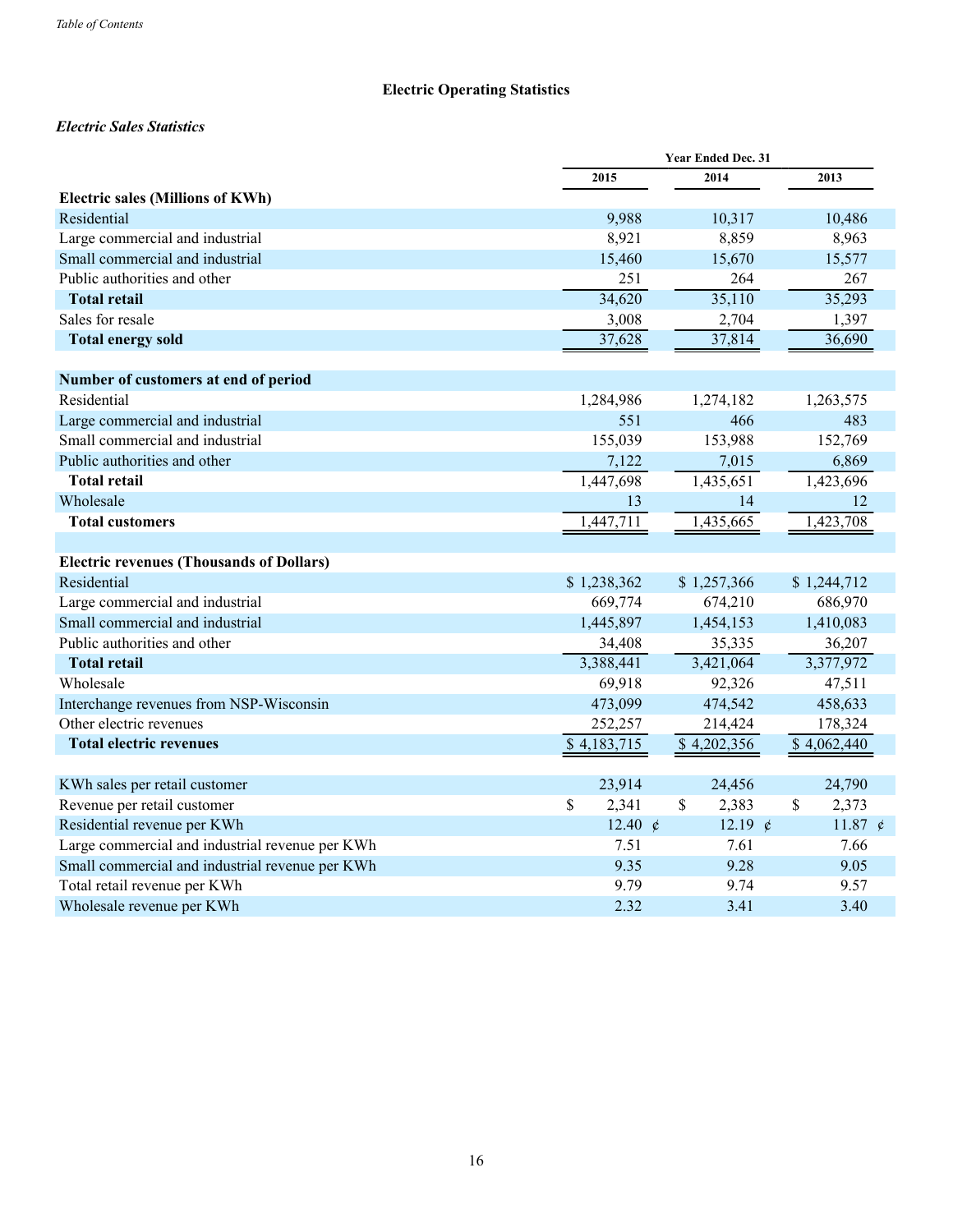*Table of Contents*

## Electric Operating Statistics

### *Electric Sales Statistics*

| | Year Ended Dec. 31 | | |
|---|---|---|---|
| | 2015 | 2014 | 2013 |
| **Electric sales (Millions of KWh)** | | | |
| Residential | 9,988 | 10,317 | 10,486 |
| Large commercial and industrial | 8,921 | 8,859 | 8,963 |
| Small commercial and industrial | 15,460 | 15,670 | 15,577 |
| Public authorities and other | 251 | 264 | 267 |
| **Total retail** | 34,620 | 35,110 | 35,293 |
| Sales for resale | 3,008 | 2,704 | 1,397 |
| **Total energy sold** | 37,628 | 37,814 | 36,690 |
| | | | |
| **Number of customers at end of period** | | | |
| Residential | 1,284,986 | 1,274,182 | 1,263,575 |
| Large commercial and industrial | 551 | 466 | 483 |
| Small commercial and industrial | 155,039 | 153,988 | 152,769 |
| Public authorities and other | 7,122 | 7,015 | 6,869 |
| **Total retail** | 1,447,698 | 1,435,651 | 1,423,696 |
| Wholesale | 13 | 14 | 12 |
| **Total customers** | 1,447,711 | 1,435,665 | 1,423,708 |
| | | | |
| **Electric revenues (Thousands of Dollars)** | | | |
| Residential | $ 1,238,362 | $ 1,257,366 | $ 1,244,712 |
| Large commercial and industrial | 669,774 | 674,210 | 686,970 |
| Small commercial and industrial | 1,445,897 | 1,454,153 | 1,410,083 |
| Public authorities and other | 34,408 | 35,335 | 36,207 |
| **Total retail** | 3,388,441 | 3,421,064 | 3,377,972 |
| Wholesale | 69,918 | 92,326 | 47,511 |
| Interchange revenues from NSP-Wisconsin | 473,099 | 474,542 | 458,633 |
| Other electric revenues | 252,257 | 214,424 | 178,324 |
| **Total electric revenues** | $ 4,183,715 | $ 4,202,356 | $ 4,062,440 |
| | | | |
| KWh sales per retail customer | 23,914 | 24,456 | 24,790 |
| Revenue per retail customer | $ 2,341 | $ 2,383 | $ 2,373 |
| Residential revenue per KWh | 12.40 ¢ | 12.19 ¢ | 11.87 ¢ |
| Large commercial and industrial revenue per KWh | 7.51 | 7.61 | 7.66 |
| Small commercial and industrial revenue per KWh | 9.35 | 9.28 | 9.05 |
| Total retail revenue per KWh | 9.79 | 9.74 | 9.57 |
| Wholesale revenue per KWh | 2.32 | 3.41 | 3.40 |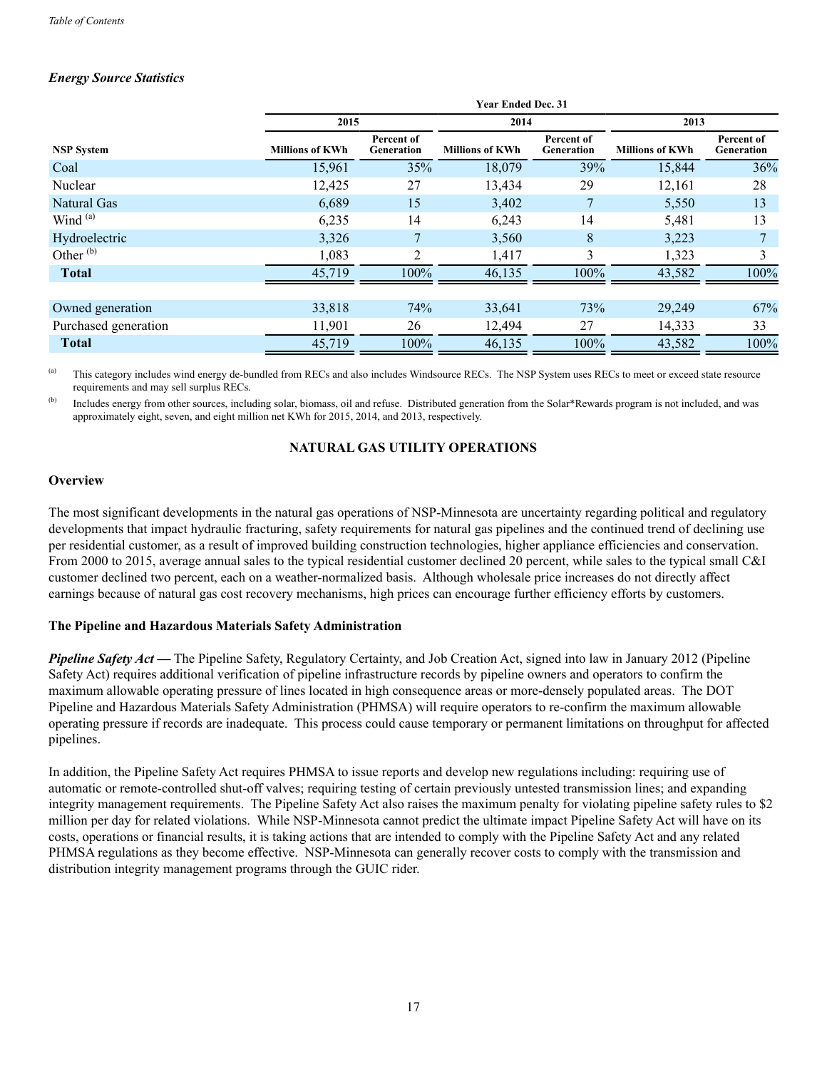### *Energy Source Statistics*

| | Year Ended Dec. 31 | | | | | |
|---|---|---|---|---|---|---|
| | 2015 | | 2014 | | 2013 | |
| **NSP System** | **Millions of KWh** | **Percent of Generation** | **Millions of KWh** | **Percent of Generation** | **Millions of KWh** | **Percent of Generation** |
| Coal | 15,961 | 35% | 18,079 | 39% | 15,844 | 36% |
| Nuclear | 12,425 | 27 | 13,434 | 29 | 12,161 | 28 |
| Natural Gas | 6,689 | 15 | 3,402 | 7 | 5,550 | 13 |
| Wind [(a)] | 6,235 | 14 | 6,243 | 14 | 5,481 | 13 |
| Hydroelectric | 3,326 | 7 | 3,560 | 8 | 3,223 | 7 |
| Other [(b)] | 1,083 | 2 | 1,417 | 3 | 1,323 | 3 |
| **Total** | 45,719 | 100% | 46,135 | 100% | 43,582 | 100% |
| | | | | | | |
| Owned generation | 33,818 | 74% | 33,641 | 73% | 29,249 | 67% |
| Purchased generation | 11,901 | 26 | 12,494 | 27 | 14,333 | 33 |
| **Total** | 45,719 | 100% | 46,135 | 100% | 43,582 | 100% |

(a) This category includes wind energy de-bundled from RECs and also includes Windsource RECs. The NSP System uses RECs to meet or exceed state resource requirements and may sell surplus RECs.

(b) Includes energy from other sources, including solar, biomass, oil and refuse. Distributed generation from the Solar*Rewards program is not included, and was approximately eight, seven, and eight million net KWh for 2015, 2014, and 2013, respectively.

## NATURAL GAS UTILITY OPERATIONS

### Overview

The most significant developments in the natural gas operations of NSP-Minnesota are uncertainty regarding political and regulatory developments that impact hydraulic fracturing, safety requirements for natural gas pipelines and the continued trend of declining use per residential customer, as a result of improved building construction technologies, higher appliance efficiencies and conservation. From 2000 to 2015, average annual sales to the typical residential customer declined 20 percent, while sales to the typical small C&I customer declined two percent, each on a weather-normalized basis. Although wholesale price increases do not directly affect earnings because of natural gas cost recovery mechanisms, high prices can encourage further efficiency efforts by customers.

### The Pipeline and Hazardous Materials Safety Administration

***Pipeline Safety Act —*** The Pipeline Safety, Regulatory Certainty, and Job Creation Act, signed into law in January 2012 (Pipeline Safety Act) requires additional verification of pipeline infrastructure records by pipeline owners and operators to confirm the maximum allowable operating pressure of lines located in high consequence areas or more-densely populated areas. The DOT Pipeline and Hazardous Materials Safety Administration (PHMSA) will require operators to re-confirm the maximum allowable operating pressure if records are inadequate. This process could cause temporary or permanent limitations on throughput for affected pipelines.

In addition, the Pipeline Safety Act requires PHMSA to issue reports and develop new regulations including: requiring use of automatic or remote-controlled shut-off valves; requiring testing of certain previously untested transmission lines; and expanding integrity management requirements. The Pipeline Safety Act also raises the maximum penalty for violating pipeline safety rules to $2 million per day for related violations. While NSP-Minnesota cannot predict the ultimate impact Pipeline Safety Act will have on its costs, operations or financial results, it is taking actions that are intended to comply with the Pipeline Safety Act and any related PHMSA regulations as they become effective. NSP-Minnesota can generally recover costs to comply with the transmission and distribution integrity management programs through the GUIC rider.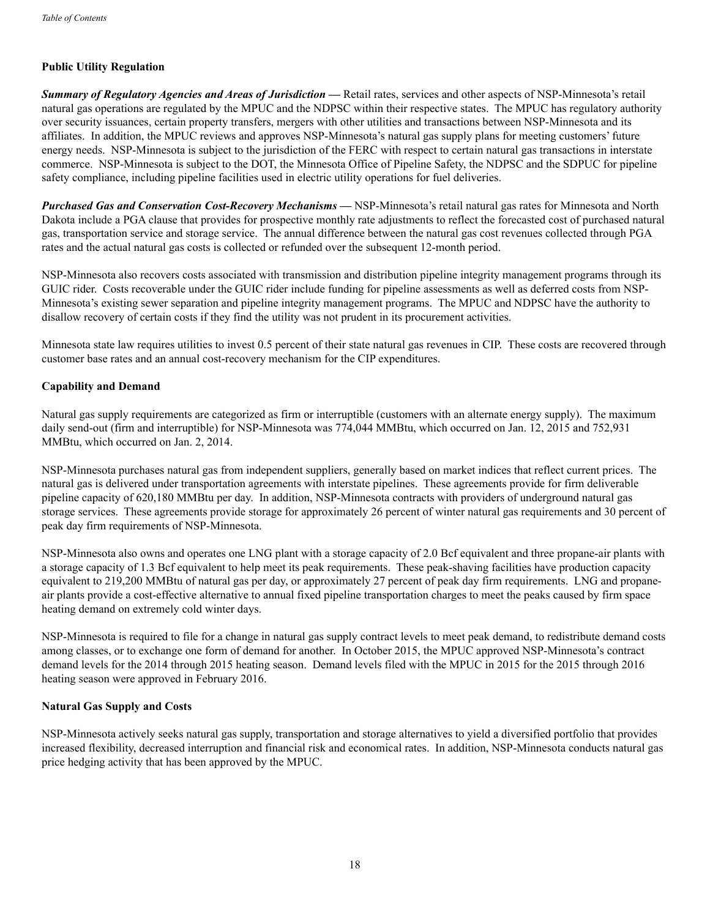**Public Utility Regulation**

***Summary of Regulatory Agencies and Areas of Jurisdiction —*** Retail rates, services and other aspects of NSP-Minnesota's retail natural gas operations are regulated by the MPUC and the NDPSC within their respective states. The MPUC has regulatory authority over security issuances, certain property transfers, mergers with other utilities and transactions between NSP-Minnesota and its affiliates. In addition, the MPUC reviews and approves NSP-Minnesota's natural gas supply plans for meeting customers' future energy needs. NSP-Minnesota is subject to the jurisdiction of the FERC with respect to certain natural gas transactions in interstate commerce. NSP-Minnesota is subject to the DOT, the Minnesota Office of Pipeline Safety, the NDPSC and the SDPUC for pipeline safety compliance, including pipeline facilities used in electric utility operations for fuel deliveries.

***Purchased Gas and Conservation Cost-Recovery Mechanisms —*** NSP-Minnesota's retail natural gas rates for Minnesota and North Dakota include a PGA clause that provides for prospective monthly rate adjustments to reflect the forecasted cost of purchased natural gas, transportation service and storage service. The annual difference between the natural gas cost revenues collected through PGA rates and the actual natural gas costs is collected or refunded over the subsequent 12-month period.

NSP-Minnesota also recovers costs associated with transmission and distribution pipeline integrity management programs through its GUIC rider. Costs recoverable under the GUIC rider include funding for pipeline assessments as well as deferred costs from NSP-Minnesota's existing sewer separation and pipeline integrity management programs. The MPUC and NDPSC have the authority to disallow recovery of certain costs if they find the utility was not prudent in its procurement activities.

Minnesota state law requires utilities to invest 0.5 percent of their state natural gas revenues in CIP. These costs are recovered through customer base rates and an annual cost-recovery mechanism for the CIP expenditures.

**Capability and Demand**

Natural gas supply requirements are categorized as firm or interruptible (customers with an alternate energy supply). The maximum daily send-out (firm and interruptible) for NSP-Minnesota was 774,044 MMBtu, which occurred on Jan. 12, 2015 and 752,931 MMBtu, which occurred on Jan. 2, 2014.

NSP-Minnesota purchases natural gas from independent suppliers, generally based on market indices that reflect current prices. The natural gas is delivered under transportation agreements with interstate pipelines. These agreements provide for firm deliverable pipeline capacity of 620,180 MMBtu per day. In addition, NSP-Minnesota contracts with providers of underground natural gas storage services. These agreements provide storage for approximately 26 percent of winter natural gas requirements and 30 percent of peak day firm requirements of NSP-Minnesota.

NSP-Minnesota also owns and operates one LNG plant with a storage capacity of 2.0 Bcf equivalent and three propane-air plants with a storage capacity of 1.3 Bcf equivalent to help meet its peak requirements. These peak-shaving facilities have production capacity equivalent to 219,200 MMBtu of natural gas per day, or approximately 27 percent of peak day firm requirements. LNG and propane-air plants provide a cost-effective alternative to annual fixed pipeline transportation charges to meet the peaks caused by firm space heating demand on extremely cold winter days.

NSP-Minnesota is required to file for a change in natural gas supply contract levels to meet peak demand, to redistribute demand costs among classes, or to exchange one form of demand for another. In October 2015, the MPUC approved NSP-Minnesota's contract demand levels for the 2014 through 2015 heating season. Demand levels filed with the MPUC in 2015 for the 2015 through 2016 heating season were approved in February 2016.

**Natural Gas Supply and Costs**

NSP-Minnesota actively seeks natural gas supply, transportation and storage alternatives to yield a diversified portfolio that provides increased flexibility, decreased interruption and financial risk and economical rates. In addition, NSP-Minnesota conducts natural gas price hedging activity that has been approved by the MPUC.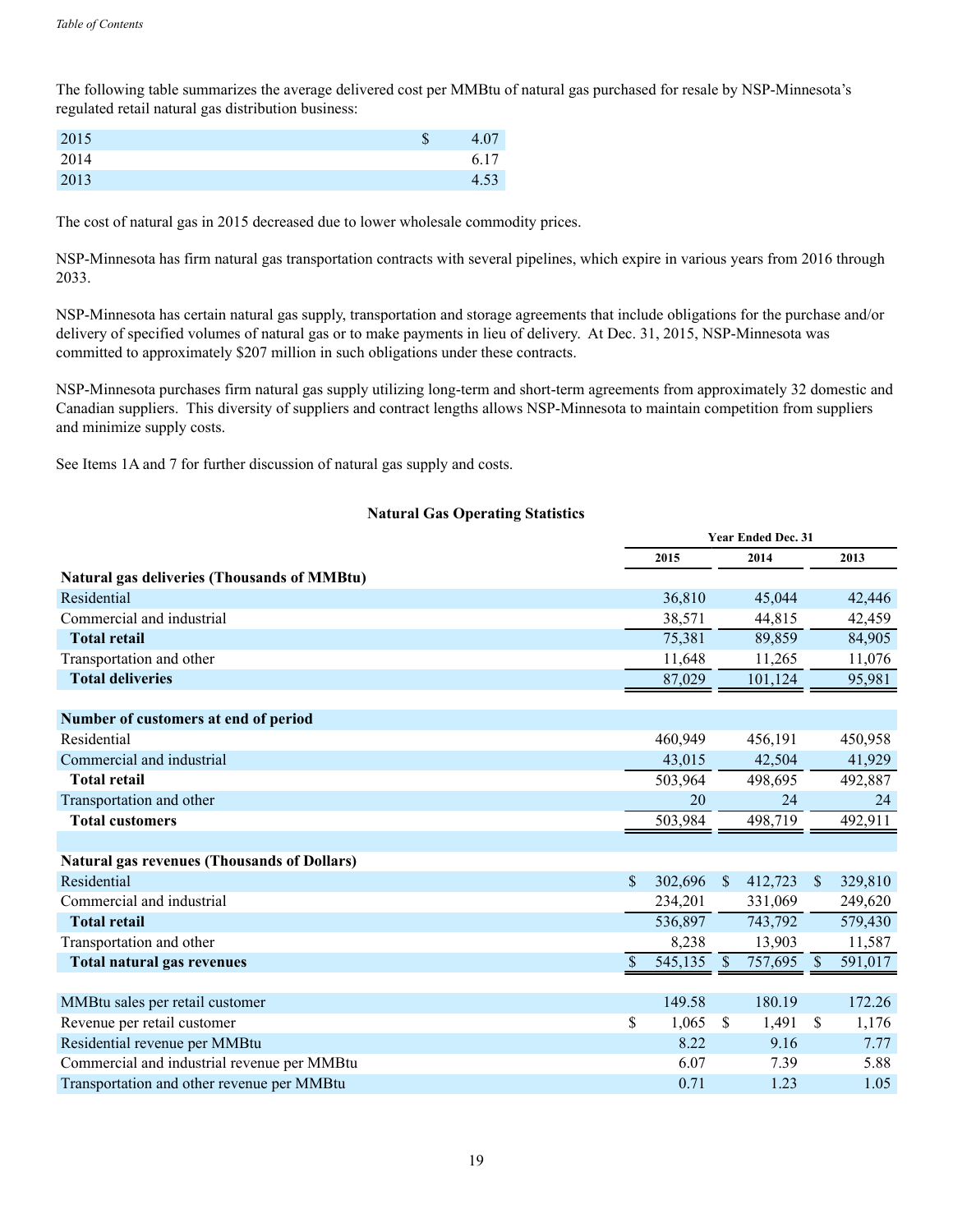The following table summarizes the average delivered cost per MMBtu of natural gas purchased for resale by NSP-Minnesota's regulated retail natural gas distribution business:

| | |
|---|---|
| 2015 | $ 4.07 |
| 2014 | 6.17 |
| 2013 | 4.53 |

The cost of natural gas in 2015 decreased due to lower wholesale commodity prices.

NSP-Minnesota has firm natural gas transportation contracts with several pipelines, which expire in various years from 2016 through 2033.

NSP-Minnesota has certain natural gas supply, transportation and storage agreements that include obligations for the purchase and/or delivery of specified volumes of natural gas or to make payments in lieu of delivery. At Dec. 31, 2015, NSP-Minnesota was committed to approximately $207 million in such obligations under these contracts.

NSP-Minnesota purchases firm natural gas supply utilizing long-term and short-term agreements from approximately 32 domestic and Canadian suppliers. This diversity of suppliers and contract lengths allows NSP-Minnesota to maintain competition from suppliers and minimize supply costs.

See Items 1A and 7 for further discussion of natural gas supply and costs.

## Natural Gas Operating Statistics

| | Year Ended Dec. 31 | | |
|---|---|---|---|
| | 2015 | 2014 | 2013 |
| **Natural gas deliveries (Thousands of MMBtu)** | | | |
| Residential | 36,810 | 45,044 | 42,446 |
| Commercial and industrial | 38,571 | 44,815 | 42,459 |
| **Total retail** | 75,381 | 89,859 | 84,905 |
| Transportation and other | 11,648 | 11,265 | 11,076 |
| **Total deliveries** | 87,029 | 101,124 | 95,981 |
| | | | |
| **Number of customers at end of period** | | | |
| Residential | 460,949 | 456,191 | 450,958 |
| Commercial and industrial | 43,015 | 42,504 | 41,929 |
| **Total retail** | 503,964 | 498,695 | 492,887 |
| Transportation and other | 20 | 24 | 24 |
| **Total customers** | 503,984 | 498,719 | 492,911 |
| | | | |
| **Natural gas revenues (Thousands of Dollars)** | | | |
| Residential | $ 302,696 | $ 412,723 | $ 329,810 |
| Commercial and industrial | 234,201 | 331,069 | 249,620 |
| **Total retail** | 536,897 | 743,792 | 579,430 |
| Transportation and other | 8,238 | 13,903 | 11,587 |
| **Total natural gas revenues** | $ 545,135 | $ 757,695 | $ 591,017 |
| | | | |
| MMBtu sales per retail customer | 149.58 | 180.19 | 172.26 |
| Revenue per retail customer | $ 1,065 | $ 1,491 | $ 1,176 |
| Residential revenue per MMBtu | 8.22 | 9.16 | 7.77 |
| Commercial and industrial revenue per MMBtu | 6.07 | 7.39 | 5.88 |
| Transportation and other revenue per MMBtu | 0.71 | 1.23 | 1.05 |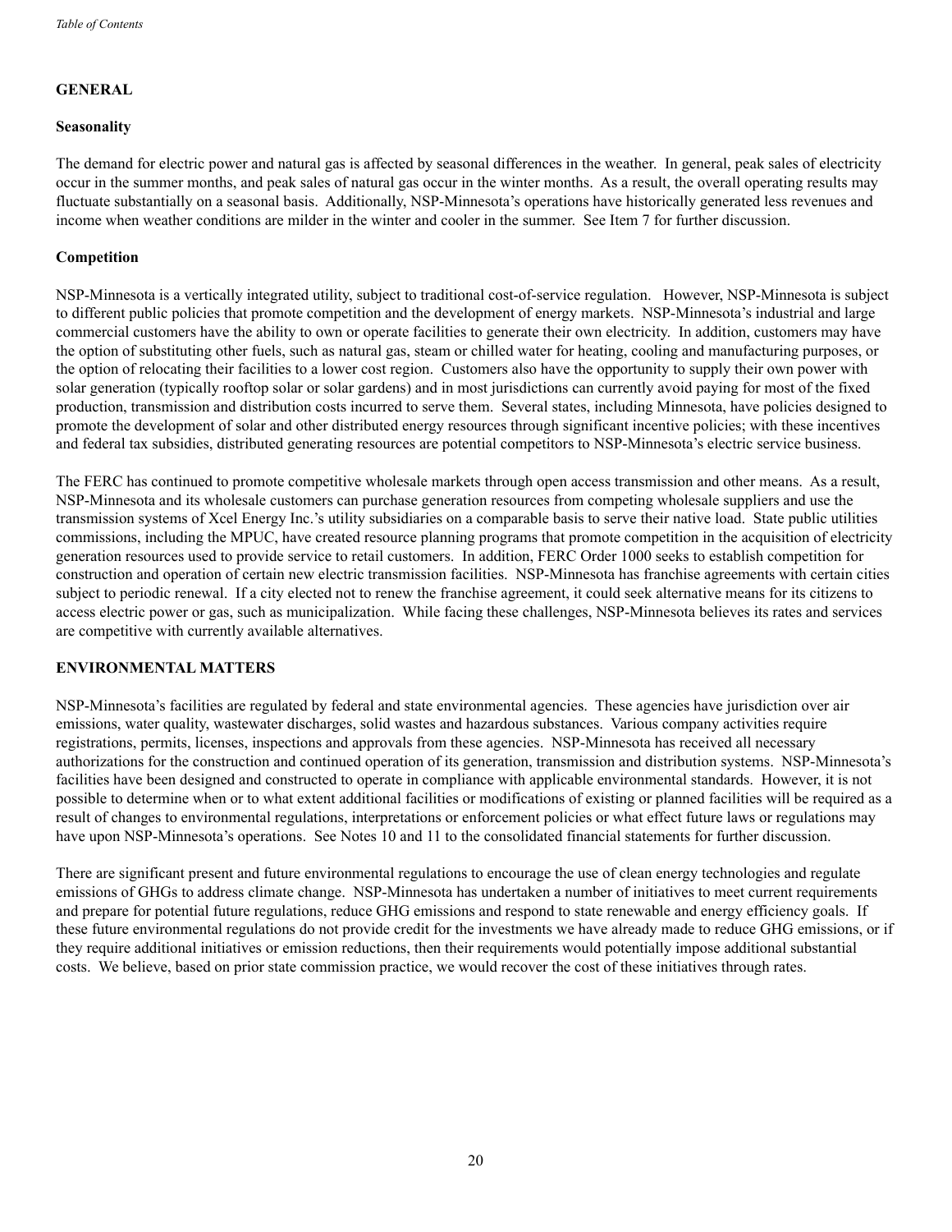## GENERAL

### Seasonality

The demand for electric power and natural gas is affected by seasonal differences in the weather. In general, peak sales of electricity occur in the summer months, and peak sales of natural gas occur in the winter months. As a result, the overall operating results may fluctuate substantially on a seasonal basis. Additionally, NSP-Minnesota's operations have historically generated less revenues and income when weather conditions are milder in the winter and cooler in the summer. See Item 7 for further discussion.

### Competition

NSP-Minnesota is a vertically integrated utility, subject to traditional cost-of-service regulation. However, NSP-Minnesota is subject to different public policies that promote competition and the development of energy markets. NSP-Minnesota's industrial and large commercial customers have the ability to own or operate facilities to generate their own electricity. In addition, customers may have the option of substituting other fuels, such as natural gas, steam or chilled water for heating, cooling and manufacturing purposes, or the option of relocating their facilities to a lower cost region. Customers also have the opportunity to supply their own power with solar generation (typically rooftop solar or solar gardens) and in most jurisdictions can currently avoid paying for most of the fixed production, transmission and distribution costs incurred to serve them. Several states, including Minnesota, have policies designed to promote the development of solar and other distributed energy resources through significant incentive policies; with these incentives and federal tax subsidies, distributed generating resources are potential competitors to NSP-Minnesota's electric service business.

The FERC has continued to promote competitive wholesale markets through open access transmission and other means. As a result, NSP-Minnesota and its wholesale customers can purchase generation resources from competing wholesale suppliers and use the transmission systems of Xcel Energy Inc.'s utility subsidiaries on a comparable basis to serve their native load. State public utilities commissions, including the MPUC, have created resource planning programs that promote competition in the acquisition of electricity generation resources used to provide service to retail customers. In addition, FERC Order 1000 seeks to establish competition for construction and operation of certain new electric transmission facilities. NSP-Minnesota has franchise agreements with certain cities subject to periodic renewal. If a city elected not to renew the franchise agreement, it could seek alternative means for its citizens to access electric power or gas, such as municipalization. While facing these challenges, NSP-Minnesota believes its rates and services are competitive with currently available alternatives.

## ENVIRONMENTAL MATTERS

NSP-Minnesota's facilities are regulated by federal and state environmental agencies. These agencies have jurisdiction over air emissions, water quality, wastewater discharges, solid wastes and hazardous substances. Various company activities require registrations, permits, licenses, inspections and approvals from these agencies. NSP-Minnesota has received all necessary authorizations for the construction and continued operation of its generation, transmission and distribution systems. NSP-Minnesota's facilities have been designed and constructed to operate in compliance with applicable environmental standards. However, it is not possible to determine when or to what extent additional facilities or modifications of existing or planned facilities will be required as a result of changes to environmental regulations, interpretations or enforcement policies or what effect future laws or regulations may have upon NSP-Minnesota's operations. See Notes 10 and 11 to the consolidated financial statements for further discussion.

There are significant present and future environmental regulations to encourage the use of clean energy technologies and regulate emissions of GHGs to address climate change. NSP-Minnesota has undertaken a number of initiatives to meet current requirements and prepare for potential future regulations, reduce GHG emissions and respond to state renewable and energy efficiency goals. If these future environmental regulations do not provide credit for the investments we have already made to reduce GHG emissions, or if they require additional initiatives or emission reductions, then their requirements would potentially impose additional substantial costs. We believe, based on prior state commission practice, we would recover the cost of these initiatives through rates.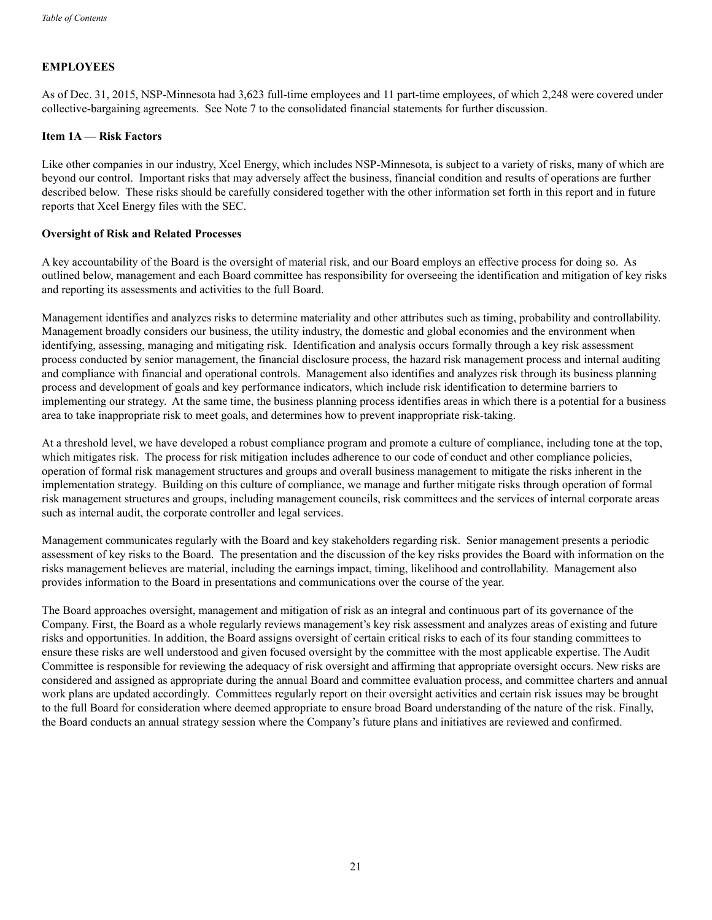## EMPLOYEES

As of Dec. 31, 2015, NSP-Minnesota had 3,623 full-time employees and 11 part-time employees, of which 2,248 were covered under collective-bargaining agreements. See Note 7 to the consolidated financial statements for further discussion.

## Item 1A — Risk Factors

Like other companies in our industry, Xcel Energy, which includes NSP-Minnesota, is subject to a variety of risks, many of which are beyond our control. Important risks that may adversely affect the business, financial condition and results of operations are further described below. These risks should be carefully considered together with the other information set forth in this report and in future reports that Xcel Energy files with the SEC.

### Oversight of Risk and Related Processes

A key accountability of the Board is the oversight of material risk, and our Board employs an effective process for doing so. As outlined below, management and each Board committee has responsibility for overseeing the identification and mitigation of key risks and reporting its assessments and activities to the full Board.

Management identifies and analyzes risks to determine materiality and other attributes such as timing, probability and controllability. Management broadly considers our business, the utility industry, the domestic and global economies and the environment when identifying, assessing, managing and mitigating risk. Identification and analysis occurs formally through a key risk assessment process conducted by senior management, the financial disclosure process, the hazard risk management process and internal auditing and compliance with financial and operational controls. Management also identifies and analyzes risk through its business planning process and development of goals and key performance indicators, which include risk identification to determine barriers to implementing our strategy. At the same time, the business planning process identifies areas in which there is a potential for a business area to take inappropriate risk to meet goals, and determines how to prevent inappropriate risk-taking.

At a threshold level, we have developed a robust compliance program and promote a culture of compliance, including tone at the top, which mitigates risk. The process for risk mitigation includes adherence to our code of conduct and other compliance policies, operation of formal risk management structures and groups and overall business management to mitigate the risks inherent in the implementation strategy. Building on this culture of compliance, we manage and further mitigate risks through operation of formal risk management structures and groups, including management councils, risk committees and the services of internal corporate areas such as internal audit, the corporate controller and legal services.

Management communicates regularly with the Board and key stakeholders regarding risk. Senior management presents a periodic assessment of key risks to the Board. The presentation and the discussion of the key risks provides the Board with information on the risks management believes are material, including the earnings impact, timing, likelihood and controllability. Management also provides information to the Board in presentations and communications over the course of the year.

The Board approaches oversight, management and mitigation of risk as an integral and continuous part of its governance of the Company. First, the Board as a whole regularly reviews management's key risk assessment and analyzes areas of existing and future risks and opportunities. In addition, the Board assigns oversight of certain critical risks to each of its four standing committees to ensure these risks are well understood and given focused oversight by the committee with the most applicable expertise. The Audit Committee is responsible for reviewing the adequacy of risk oversight and affirming that appropriate oversight occurs. New risks are considered and assigned as appropriate during the annual Board and committee evaluation process, and committee charters and annual work plans are updated accordingly. Committees regularly report on their oversight activities and certain risk issues may be brought to the full Board for consideration where deemed appropriate to ensure broad Board understanding of the nature of the risk. Finally, the Board conducts an annual strategy session where the Company's future plans and initiatives are reviewed and confirmed.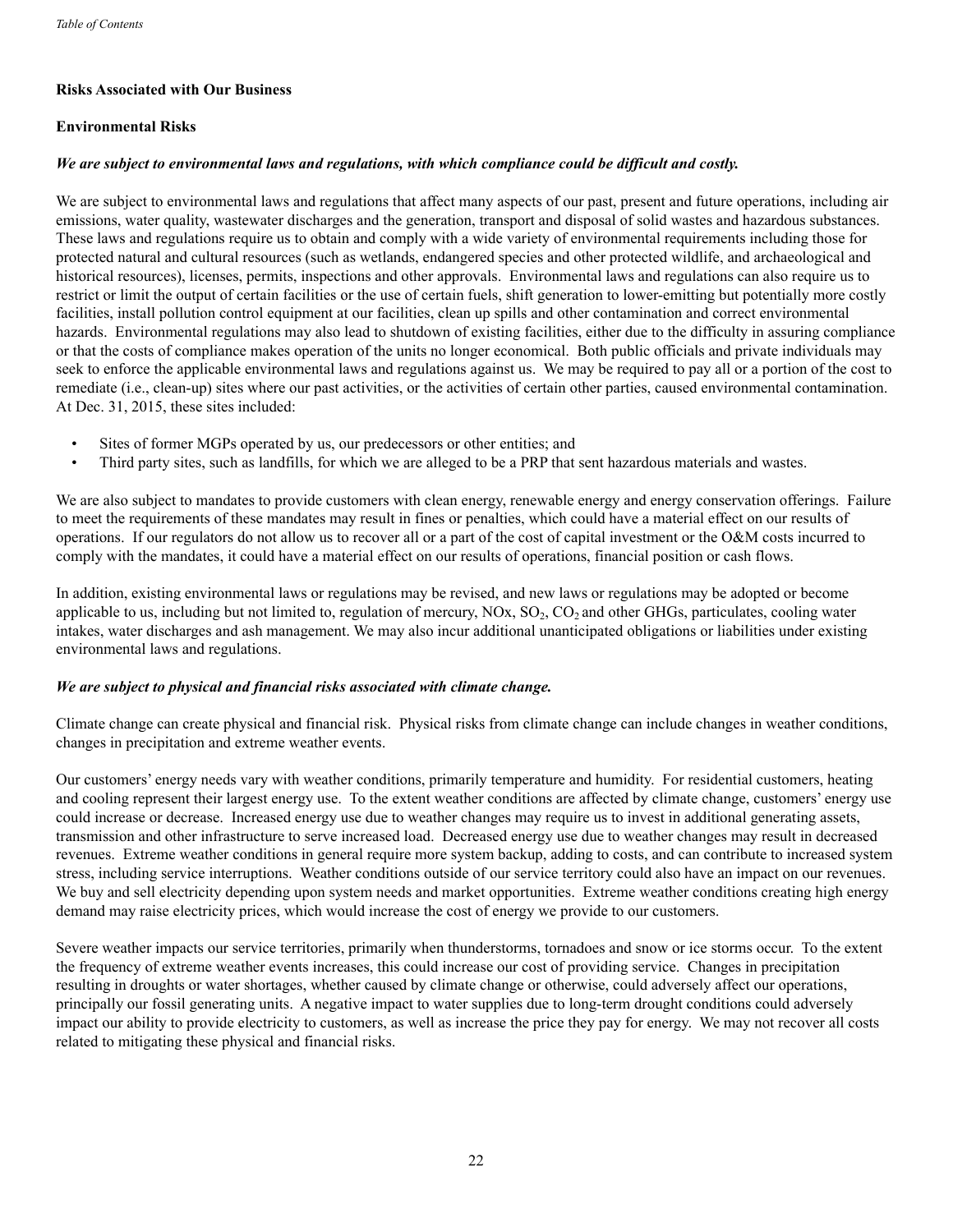## Risks Associated with Our Business

### Environmental Risks

***We are subject to environmental laws and regulations, with which compliance could be difficult and costly.***

We are subject to environmental laws and regulations that affect many aspects of our past, present and future operations, including air emissions, water quality, wastewater discharges and the generation, transport and disposal of solid wastes and hazardous substances. These laws and regulations require us to obtain and comply with a wide variety of environmental requirements including those for protected natural and cultural resources (such as wetlands, endangered species and other protected wildlife, and archaeological and historical resources), licenses, permits, inspections and other approvals. Environmental laws and regulations can also require us to restrict or limit the output of certain facilities or the use of certain fuels, shift generation to lower-emitting but potentially more costly facilities, install pollution control equipment at our facilities, clean up spills and other contamination and correct environmental hazards. Environmental regulations may also lead to shutdown of existing facilities, either due to the difficulty in assuring compliance or that the costs of compliance makes operation of the units no longer economical. Both public officials and private individuals may seek to enforce the applicable environmental laws and regulations against us. We may be required to pay all or a portion of the cost to remediate (i.e., clean-up) sites where our past activities, or the activities of certain other parties, caused environmental contamination. At Dec. 31, 2015, these sites included:

- Sites of former MGPs operated by us, our predecessors or other entities; and
- Third party sites, such as landfills, for which we are alleged to be a PRP that sent hazardous materials and wastes.

We are also subject to mandates to provide customers with clean energy, renewable energy and energy conservation offerings. Failure to meet the requirements of these mandates may result in fines or penalties, which could have a material effect on our results of operations. If our regulators do not allow us to recover all or a part of the cost of capital investment or the O&M costs incurred to comply with the mandates, it could have a material effect on our results of operations, financial position or cash flows.

In addition, existing environmental laws or regulations may be revised, and new laws or regulations may be adopted or become applicable to us, including but not limited to, regulation of mercury, NOx, $SO_2$, $CO_2$ and other GHGs, particulates, cooling water intakes, water discharges and ash management. We may also incur additional unanticipated obligations or liabilities under existing environmental laws and regulations.

***We are subject to physical and financial risks associated with climate change.***

Climate change can create physical and financial risk. Physical risks from climate change can include changes in weather conditions, changes in precipitation and extreme weather events.

Our customers' energy needs vary with weather conditions, primarily temperature and humidity. For residential customers, heating and cooling represent their largest energy use. To the extent weather conditions are affected by climate change, customers' energy use could increase or decrease. Increased energy use due to weather changes may require us to invest in additional generating assets, transmission and other infrastructure to serve increased load. Decreased energy use due to weather changes may result in decreased revenues. Extreme weather conditions in general require more system backup, adding to costs, and can contribute to increased system stress, including service interruptions. Weather conditions outside of our service territory could also have an impact on our revenues. We buy and sell electricity depending upon system needs and market opportunities. Extreme weather conditions creating high energy demand may raise electricity prices, which would increase the cost of energy we provide to our customers.

Severe weather impacts our service territories, primarily when thunderstorms, tornadoes and snow or ice storms occur. To the extent the frequency of extreme weather events increases, this could increase our cost of providing service. Changes in precipitation resulting in droughts or water shortages, whether caused by climate change or otherwise, could adversely affect our operations, principally our fossil generating units. A negative impact to water supplies due to long-term drought conditions could adversely impact our ability to provide electricity to customers, as well as increase the price they pay for energy. We may not recover all costs related to mitigating these physical and financial risks.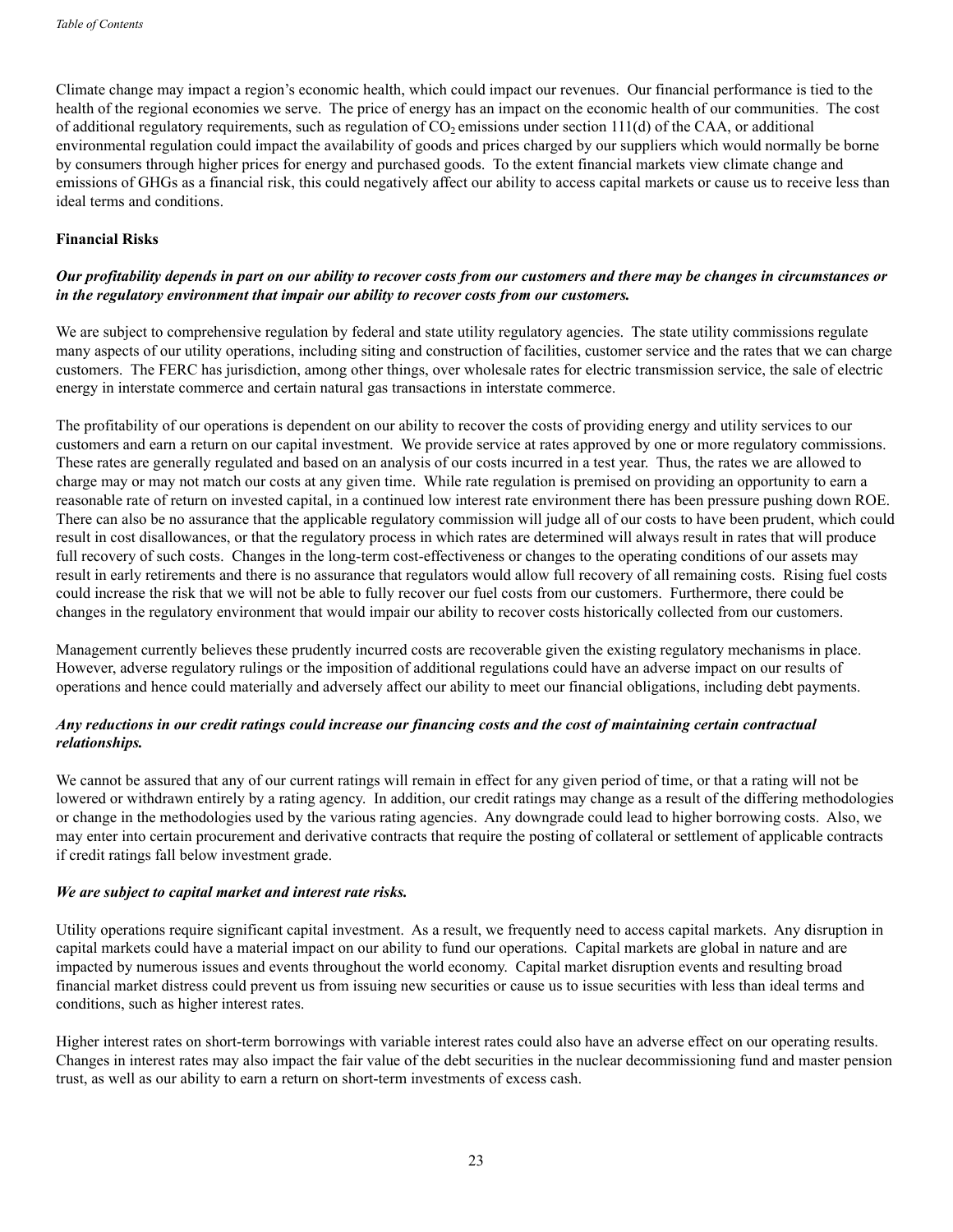Climate change may impact a region's economic health, which could impact our revenues. Our financial performance is tied to the health of the regional economies we serve. The price of energy has an impact on the economic health of our communities. The cost of additional regulatory requirements, such as regulation of $CO_2$ emissions under section 111(d) of the CAA, or additional environmental regulation could impact the availability of goods and prices charged by our suppliers which would normally be borne by consumers through higher prices for energy and purchased goods. To the extent financial markets view climate change and emissions of GHGs as a financial risk, this could negatively affect our ability to access capital markets or cause us to receive less than ideal terms and conditions.

**Financial Risks**

***Our profitability depends in part on our ability to recover costs from our customers and there may be changes in circumstances or in the regulatory environment that impair our ability to recover costs from our customers.***

We are subject to comprehensive regulation by federal and state utility regulatory agencies. The state utility commissions regulate many aspects of our utility operations, including siting and construction of facilities, customer service and the rates that we can charge customers. The FERC has jurisdiction, among other things, over wholesale rates for electric transmission service, the sale of electric energy in interstate commerce and certain natural gas transactions in interstate commerce.

The profitability of our operations is dependent on our ability to recover the costs of providing energy and utility services to our customers and earn a return on our capital investment. We provide service at rates approved by one or more regulatory commissions. These rates are generally regulated and based on an analysis of our costs incurred in a test year. Thus, the rates we are allowed to charge may or may not match our costs at any given time. While rate regulation is premised on providing an opportunity to earn a reasonable rate of return on invested capital, in a continued low interest rate environment there has been pressure pushing down ROE. There can also be no assurance that the applicable regulatory commission will judge all of our costs to have been prudent, which could result in cost disallowances, or that the regulatory process in which rates are determined will always result in rates that will produce full recovery of such costs. Changes in the long-term cost-effectiveness or changes to the operating conditions of our assets may result in early retirements and there is no assurance that regulators would allow full recovery of all remaining costs. Rising fuel costs could increase the risk that we will not be able to fully recover our fuel costs from our customers. Furthermore, there could be changes in the regulatory environment that would impair our ability to recover costs historically collected from our customers.

Management currently believes these prudently incurred costs are recoverable given the existing regulatory mechanisms in place. However, adverse regulatory rulings or the imposition of additional regulations could have an adverse impact on our results of operations and hence could materially and adversely affect our ability to meet our financial obligations, including debt payments.

***Any reductions in our credit ratings could increase our financing costs and the cost of maintaining certain contractual relationships.***

We cannot be assured that any of our current ratings will remain in effect for any given period of time, or that a rating will not be lowered or withdrawn entirely by a rating agency. In addition, our credit ratings may change as a result of the differing methodologies or change in the methodologies used by the various rating agencies. Any downgrade could lead to higher borrowing costs. Also, we may enter into certain procurement and derivative contracts that require the posting of collateral or settlement of applicable contracts if credit ratings fall below investment grade.

***We are subject to capital market and interest rate risks.***

Utility operations require significant capital investment. As a result, we frequently need to access capital markets. Any disruption in capital markets could have a material impact on our ability to fund our operations. Capital markets are global in nature and are impacted by numerous issues and events throughout the world economy. Capital market disruption events and resulting broad financial market distress could prevent us from issuing new securities or cause us to issue securities with less than ideal terms and conditions, such as higher interest rates.

Higher interest rates on short-term borrowings with variable interest rates could also have an adverse effect on our operating results. Changes in interest rates may also impact the fair value of the debt securities in the nuclear decommissioning fund and master pension trust, as well as our ability to earn a return on short-term investments of excess cash.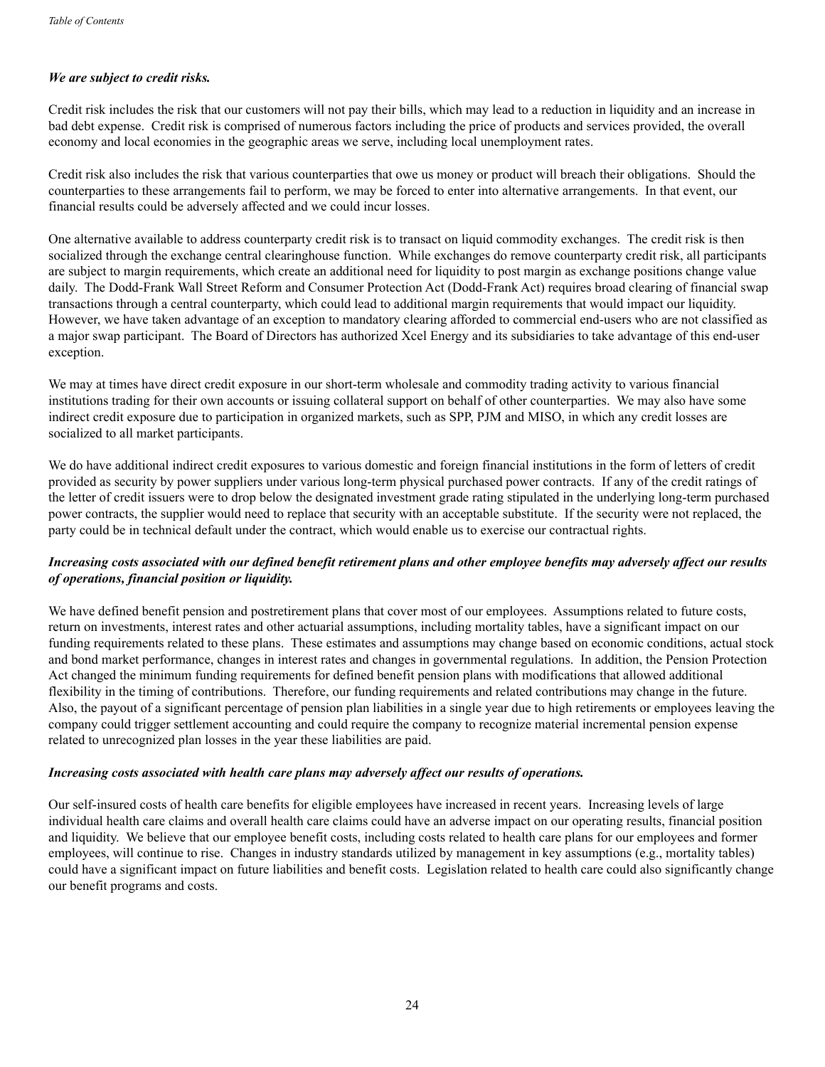***We are subject to credit risks.***

Credit risk includes the risk that our customers will not pay their bills, which may lead to a reduction in liquidity and an increase in bad debt expense. Credit risk is comprised of numerous factors including the price of products and services provided, the overall economy and local economies in the geographic areas we serve, including local unemployment rates.

Credit risk also includes the risk that various counterparties that owe us money or product will breach their obligations. Should the counterparties to these arrangements fail to perform, we may be forced to enter into alternative arrangements. In that event, our financial results could be adversely affected and we could incur losses.

One alternative available to address counterparty credit risk is to transact on liquid commodity exchanges. The credit risk is then socialized through the exchange central clearinghouse function. While exchanges do remove counterparty credit risk, all participants are subject to margin requirements, which create an additional need for liquidity to post margin as exchange positions change value daily. The Dodd-Frank Wall Street Reform and Consumer Protection Act (Dodd-Frank Act) requires broad clearing of financial swap transactions through a central counterparty, which could lead to additional margin requirements that would impact our liquidity. However, we have taken advantage of an exception to mandatory clearing afforded to commercial end-users who are not classified as a major swap participant. The Board of Directors has authorized Xcel Energy and its subsidiaries to take advantage of this end-user exception.

We may at times have direct credit exposure in our short-term wholesale and commodity trading activity to various financial institutions trading for their own accounts or issuing collateral support on behalf of other counterparties. We may also have some indirect credit exposure due to participation in organized markets, such as SPP, PJM and MISO, in which any credit losses are socialized to all market participants.

We do have additional indirect credit exposures to various domestic and foreign financial institutions in the form of letters of credit provided as security by power suppliers under various long-term physical purchased power contracts. If any of the credit ratings of the letter of credit issuers were to drop below the designated investment grade rating stipulated in the underlying long-term purchased power contracts, the supplier would need to replace that security with an acceptable substitute. If the security were not replaced, the party could be in technical default under the contract, which would enable us to exercise our contractual rights.

***Increasing costs associated with our defined benefit retirement plans and other employee benefits may adversely affect our results of operations, financial position or liquidity.***

We have defined benefit pension and postretirement plans that cover most of our employees. Assumptions related to future costs, return on investments, interest rates and other actuarial assumptions, including mortality tables, have a significant impact on our funding requirements related to these plans. These estimates and assumptions may change based on economic conditions, actual stock and bond market performance, changes in interest rates and changes in governmental regulations. In addition, the Pension Protection Act changed the minimum funding requirements for defined benefit pension plans with modifications that allowed additional flexibility in the timing of contributions. Therefore, our funding requirements and related contributions may change in the future. Also, the payout of a significant percentage of pension plan liabilities in a single year due to high retirements or employees leaving the company could trigger settlement accounting and could require the company to recognize material incremental pension expense related to unrecognized plan losses in the year these liabilities are paid.

***Increasing costs associated with health care plans may adversely affect our results of operations.***

Our self-insured costs of health care benefits for eligible employees have increased in recent years. Increasing levels of large individual health care claims and overall health care claims could have an adverse impact on our operating results, financial position and liquidity. We believe that our employee benefit costs, including costs related to health care plans for our employees and former employees, will continue to rise. Changes in industry standards utilized by management in key assumptions (e.g., mortality tables) could have a significant impact on future liabilities and benefit costs. Legislation related to health care could also significantly change our benefit programs and costs.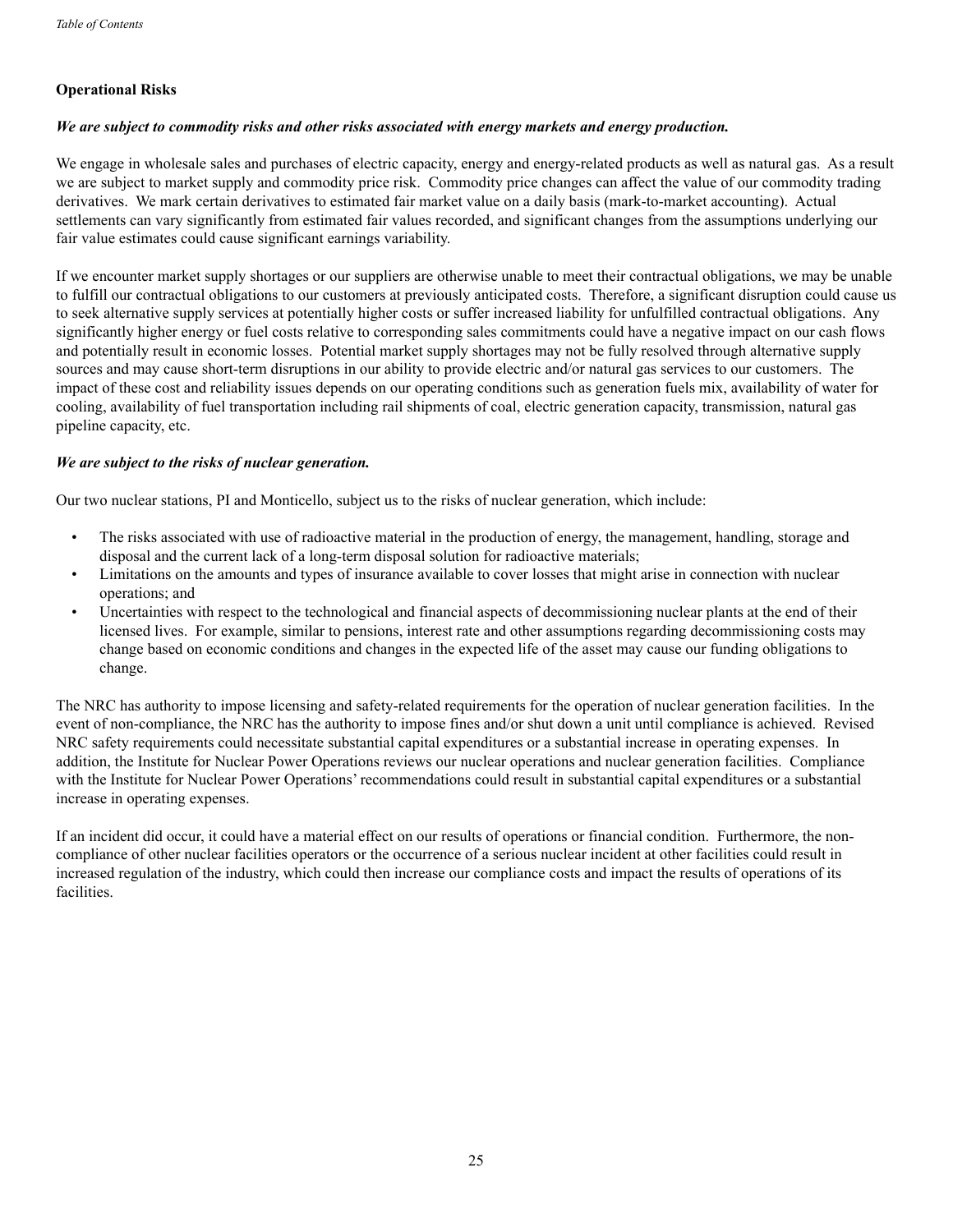## Operational Risks

***We are subject to commodity risks and other risks associated with energy markets and energy production.***

We engage in wholesale sales and purchases of electric capacity, energy and energy-related products as well as natural gas. As a result we are subject to market supply and commodity price risk. Commodity price changes can affect the value of our commodity trading derivatives. We mark certain derivatives to estimated fair market value on a daily basis (mark-to-market accounting). Actual settlements can vary significantly from estimated fair values recorded, and significant changes from the assumptions underlying our fair value estimates could cause significant earnings variability.

If we encounter market supply shortages or our suppliers are otherwise unable to meet their contractual obligations, we may be unable to fulfill our contractual obligations to our customers at previously anticipated costs. Therefore, a significant disruption could cause us to seek alternative supply services at potentially higher costs or suffer increased liability for unfulfilled contractual obligations. Any significantly higher energy or fuel costs relative to corresponding sales commitments could have a negative impact on our cash flows and potentially result in economic losses. Potential market supply shortages may not be fully resolved through alternative supply sources and may cause short-term disruptions in our ability to provide electric and/or natural gas services to our customers. The impact of these cost and reliability issues depends on our operating conditions such as generation fuels mix, availability of water for cooling, availability of fuel transportation including rail shipments of coal, electric generation capacity, transmission, natural gas pipeline capacity, etc.

***We are subject to the risks of nuclear generation.***

Our two nuclear stations, PI and Monticello, subject us to the risks of nuclear generation, which include:

- The risks associated with use of radioactive material in the production of energy, the management, handling, storage and disposal and the current lack of a long-term disposal solution for radioactive materials;
- Limitations on the amounts and types of insurance available to cover losses that might arise in connection with nuclear operations; and
- Uncertainties with respect to the technological and financial aspects of decommissioning nuclear plants at the end of their licensed lives. For example, similar to pensions, interest rate and other assumptions regarding decommissioning costs may change based on economic conditions and changes in the expected life of the asset may cause our funding obligations to change.

The NRC has authority to impose licensing and safety-related requirements for the operation of nuclear generation facilities. In the event of non-compliance, the NRC has the authority to impose fines and/or shut down a unit until compliance is achieved. Revised NRC safety requirements could necessitate substantial capital expenditures or a substantial increase in operating expenses. In addition, the Institute for Nuclear Power Operations reviews our nuclear operations and nuclear generation facilities. Compliance with the Institute for Nuclear Power Operations' recommendations could result in substantial capital expenditures or a substantial increase in operating expenses.

If an incident did occur, it could have a material effect on our results of operations or financial condition. Furthermore, the non-compliance of other nuclear facilities operators or the occurrence of a serious nuclear incident at other facilities could result in increased regulation of the industry, which could then increase our compliance costs and impact the results of operations of its facilities.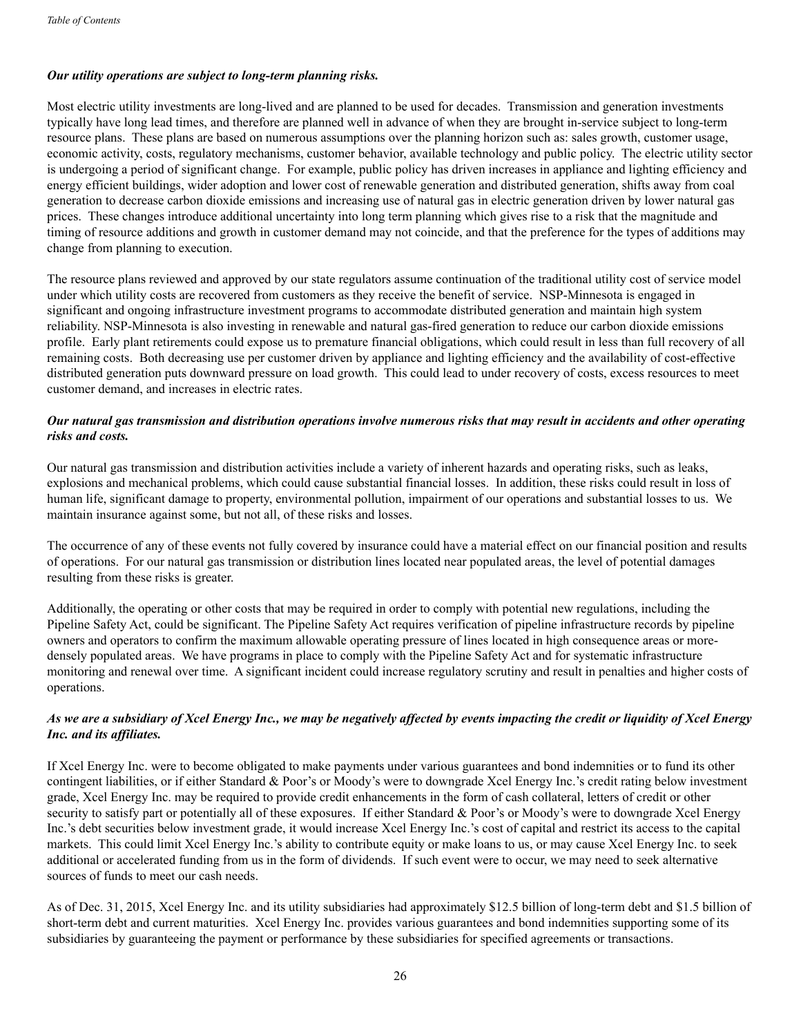***Our utility operations are subject to long-term planning risks.***

Most electric utility investments are long-lived and are planned to be used for decades. Transmission and generation investments typically have long lead times, and therefore are planned well in advance of when they are brought in-service subject to long-term resource plans. These plans are based on numerous assumptions over the planning horizon such as: sales growth, customer usage, economic activity, costs, regulatory mechanisms, customer behavior, available technology and public policy. The electric utility sector is undergoing a period of significant change. For example, public policy has driven increases in appliance and lighting efficiency and energy efficient buildings, wider adoption and lower cost of renewable generation and distributed generation, shifts away from coal generation to decrease carbon dioxide emissions and increasing use of natural gas in electric generation driven by lower natural gas prices. These changes introduce additional uncertainty into long term planning which gives rise to a risk that the magnitude and timing of resource additions and growth in customer demand may not coincide, and that the preference for the types of additions may change from planning to execution.

The resource plans reviewed and approved by our state regulators assume continuation of the traditional utility cost of service model under which utility costs are recovered from customers as they receive the benefit of service. NSP-Minnesota is engaged in significant and ongoing infrastructure investment programs to accommodate distributed generation and maintain high system reliability. NSP-Minnesota is also investing in renewable and natural gas-fired generation to reduce our carbon dioxide emissions profile. Early plant retirements could expose us to premature financial obligations, which could result in less than full recovery of all remaining costs. Both decreasing use per customer driven by appliance and lighting efficiency and the availability of cost-effective distributed generation puts downward pressure on load growth. This could lead to under recovery of costs, excess resources to meet customer demand, and increases in electric rates.

***Our natural gas transmission and distribution operations involve numerous risks that may result in accidents and other operating risks and costs.***

Our natural gas transmission and distribution activities include a variety of inherent hazards and operating risks, such as leaks, explosions and mechanical problems, which could cause substantial financial losses. In addition, these risks could result in loss of human life, significant damage to property, environmental pollution, impairment of our operations and substantial losses to us. We maintain insurance against some, but not all, of these risks and losses.

The occurrence of any of these events not fully covered by insurance could have a material effect on our financial position and results of operations. For our natural gas transmission or distribution lines located near populated areas, the level of potential damages resulting from these risks is greater.

Additionally, the operating or other costs that may be required in order to comply with potential new regulations, including the Pipeline Safety Act, could be significant. The Pipeline Safety Act requires verification of pipeline infrastructure records by pipeline owners and operators to confirm the maximum allowable operating pressure of lines located in high consequence areas or more-densely populated areas. We have programs in place to comply with the Pipeline Safety Act and for systematic infrastructure monitoring and renewal over time. A significant incident could increase regulatory scrutiny and result in penalties and higher costs of operations.

***As we are a subsidiary of Xcel Energy Inc., we may be negatively affected by events impacting the credit or liquidity of Xcel Energy Inc. and its affiliates.***

If Xcel Energy Inc. were to become obligated to make payments under various guarantees and bond indemnities or to fund its other contingent liabilities, or if either Standard & Poor's or Moody's were to downgrade Xcel Energy Inc.'s credit rating below investment grade, Xcel Energy Inc. may be required to provide credit enhancements in the form of cash collateral, letters of credit or other security to satisfy part or potentially all of these exposures. If either Standard & Poor's or Moody's were to downgrade Xcel Energy Inc.'s debt securities below investment grade, it would increase Xcel Energy Inc.'s cost of capital and restrict its access to the capital markets. This could limit Xcel Energy Inc.'s ability to contribute equity or make loans to us, or may cause Xcel Energy Inc. to seek additional or accelerated funding from us in the form of dividends. If such event were to occur, we may need to seek alternative sources of funds to meet our cash needs.

As of Dec. 31, 2015, Xcel Energy Inc. and its utility subsidiaries had approximately $12.5 billion of long-term debt and $1.5 billion of short-term debt and current maturities. Xcel Energy Inc. provides various guarantees and bond indemnities supporting some of its subsidiaries by guaranteeing the payment or performance by these subsidiaries for specified agreements or transactions.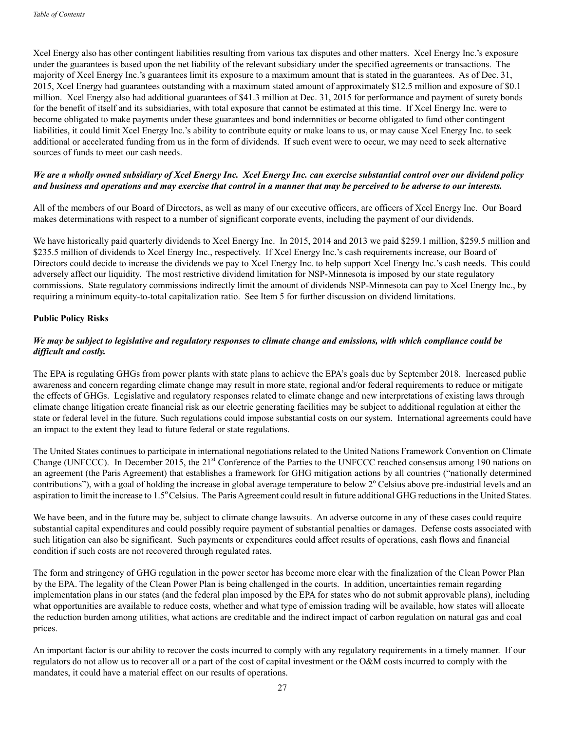Xcel Energy also has other contingent liabilities resulting from various tax disputes and other matters. Xcel Energy Inc.'s exposure under the guarantees is based upon the net liability of the relevant subsidiary under the specified agreements or transactions. The majority of Xcel Energy Inc.'s guarantees limit its exposure to a maximum amount that is stated in the guarantees. As of Dec. 31, 2015, Xcel Energy had guarantees outstanding with a maximum stated amount of approximately $12.5 million and exposure of $0.1 million. Xcel Energy also had additional guarantees of $41.3 million at Dec. 31, 2015 for performance and payment of surety bonds for the benefit of itself and its subsidiaries, with total exposure that cannot be estimated at this time. If Xcel Energy Inc. were to become obligated to make payments under these guarantees and bond indemnities or become obligated to fund other contingent liabilities, it could limit Xcel Energy Inc.'s ability to contribute equity or make loans to us, or may cause Xcel Energy Inc. to seek additional or accelerated funding from us in the form of dividends. If such event were to occur, we may need to seek alternative sources of funds to meet our cash needs.

***We are a wholly owned subsidiary of Xcel Energy Inc. Xcel Energy Inc. can exercise substantial control over our dividend policy and business and operations and may exercise that control in a manner that may be perceived to be adverse to our interests.***

All of the members of our Board of Directors, as well as many of our executive officers, are officers of Xcel Energy Inc. Our Board makes determinations with respect to a number of significant corporate events, including the payment of our dividends.

We have historically paid quarterly dividends to Xcel Energy Inc. In 2015, 2014 and 2013 we paid $259.1 million, $259.5 million and $235.5 million of dividends to Xcel Energy Inc., respectively. If Xcel Energy Inc.'s cash requirements increase, our Board of Directors could decide to increase the dividends we pay to Xcel Energy Inc. to help support Xcel Energy Inc.'s cash needs. This could adversely affect our liquidity. The most restrictive dividend limitation for NSP-Minnesota is imposed by our state regulatory commissions. State regulatory commissions indirectly limit the amount of dividends NSP-Minnesota can pay to Xcel Energy Inc., by requiring a minimum equity-to-total capitalization ratio. See Item 5 for further discussion on dividend limitations.

**Public Policy Risks**

***We may be subject to legislative and regulatory responses to climate change and emissions, with which compliance could be difficult and costly.***

The EPA is regulating GHGs from power plants with state plans to achieve the EPA's goals due by September 2018. Increased public awareness and concern regarding climate change may result in more state, regional and/or federal requirements to reduce or mitigate the effects of GHGs. Legislative and regulatory responses related to climate change and new interpretations of existing laws through climate change litigation create financial risk as our electric generating facilities may be subject to additional regulation at either the state or federal level in the future. Such regulations could impose substantial costs on our system. International agreements could have an impact to the extent they lead to future federal or state regulations.

The United States continues to participate in international negotiations related to the United Nations Framework Convention on Climate Change (UNFCCC). In December 2015, the 21st Conference of the Parties to the UNFCCC reached consensus among 190 nations on an agreement (the Paris Agreement) that establishes a framework for GHG mitigation actions by all countries ("nationally determined contributions"), with a goal of holding the increase in global average temperature to below 2° Celsius above pre-industrial levels and an aspiration to limit the increase to 1.5° Celsius. The Paris Agreement could result in future additional GHG reductions in the United States.

We have been, and in the future may be, subject to climate change lawsuits. An adverse outcome in any of these cases could require substantial capital expenditures and could possibly require payment of substantial penalties or damages. Defense costs associated with such litigation can also be significant. Such payments or expenditures could affect results of operations, cash flows and financial condition if such costs are not recovered through regulated rates.

The form and stringency of GHG regulation in the power sector has become more clear with the finalization of the Clean Power Plan by the EPA. The legality of the Clean Power Plan is being challenged in the courts. In addition, uncertainties remain regarding implementation plans in our states (and the federal plan imposed by the EPA for states who do not submit approvable plans), including what opportunities are available to reduce costs, whether and what type of emission trading will be available, how states will allocate the reduction burden among utilities, what actions are creditable and the indirect impact of carbon regulation on natural gas and coal prices.

An important factor is our ability to recover the costs incurred to comply with any regulatory requirements in a timely manner. If our regulators do not allow us to recover all or a part of the cost of capital investment or the O&M costs incurred to comply with the mandates, it could have a material effect on our results of operations.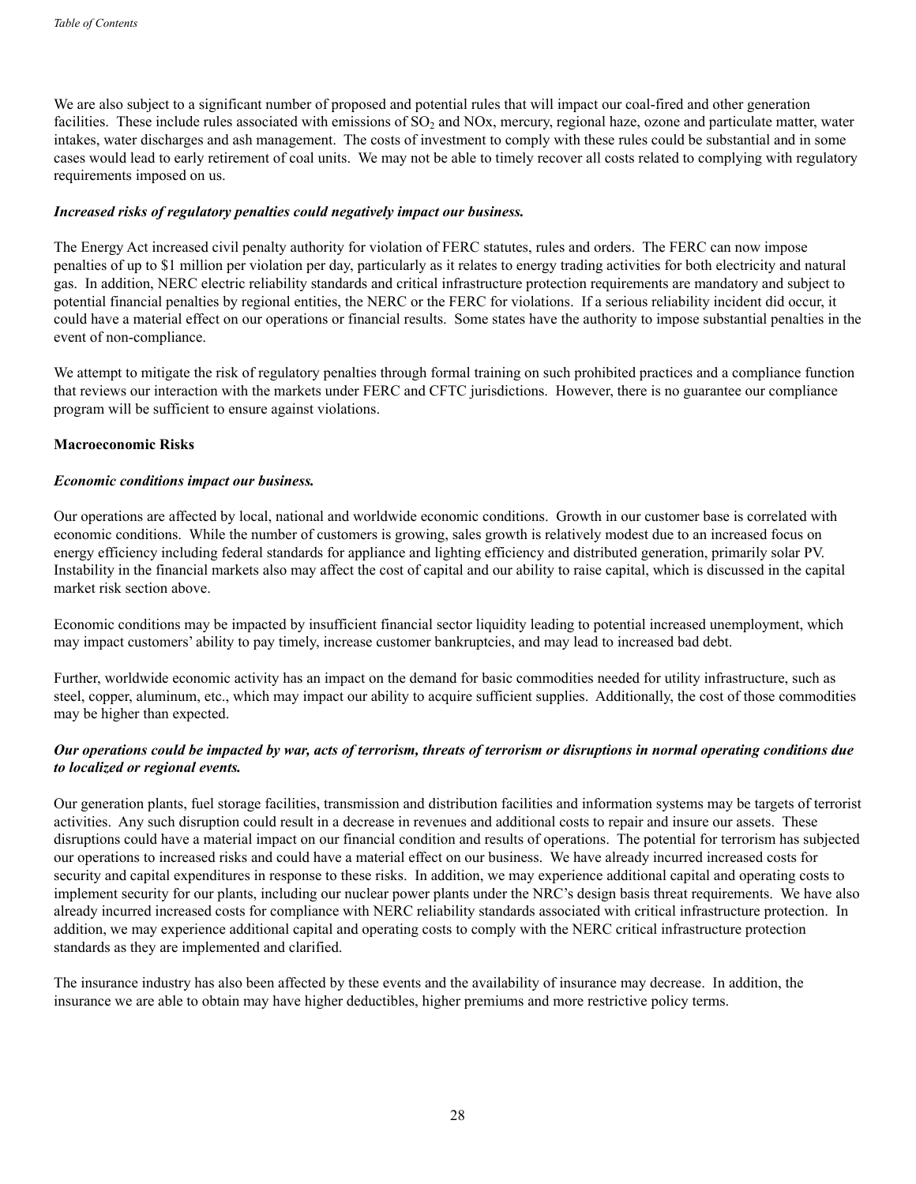We are also subject to a significant number of proposed and potential rules that will impact our coal-fired and other generation facilities. These include rules associated with emissions of $SO_2$ and NOx, mercury, regional haze, ozone and particulate matter, water intakes, water discharges and ash management. The costs of investment to comply with these rules could be substantial and in some cases would lead to early retirement of coal units. We may not be able to timely recover all costs related to complying with regulatory requirements imposed on us.

***Increased risks of regulatory penalties could negatively impact our business.***

The Energy Act increased civil penalty authority for violation of FERC statutes, rules and orders. The FERC can now impose penalties of up to $1 million per violation per day, particularly as it relates to energy trading activities for both electricity and natural gas. In addition, NERC electric reliability standards and critical infrastructure protection requirements are mandatory and subject to potential financial penalties by regional entities, the NERC or the FERC for violations. If a serious reliability incident did occur, it could have a material effect on our operations or financial results. Some states have the authority to impose substantial penalties in the event of non-compliance.

We attempt to mitigate the risk of regulatory penalties through formal training on such prohibited practices and a compliance function that reviews our interaction with the markets under FERC and CFTC jurisdictions. However, there is no guarantee our compliance program will be sufficient to ensure against violations.

**Macroeconomic Risks**

***Economic conditions impact our business.***

Our operations are affected by local, national and worldwide economic conditions. Growth in our customer base is correlated with economic conditions. While the number of customers is growing, sales growth is relatively modest due to an increased focus on energy efficiency including federal standards for appliance and lighting efficiency and distributed generation, primarily solar PV. Instability in the financial markets also may affect the cost of capital and our ability to raise capital, which is discussed in the capital market risk section above.

Economic conditions may be impacted by insufficient financial sector liquidity leading to potential increased unemployment, which may impact customers' ability to pay timely, increase customer bankruptcies, and may lead to increased bad debt.

Further, worldwide economic activity has an impact on the demand for basic commodities needed for utility infrastructure, such as steel, copper, aluminum, etc., which may impact our ability to acquire sufficient supplies. Additionally, the cost of those commodities may be higher than expected.

***Our operations could be impacted by war, acts of terrorism, threats of terrorism or disruptions in normal operating conditions due to localized or regional events.***

Our generation plants, fuel storage facilities, transmission and distribution facilities and information systems may be targets of terrorist activities. Any such disruption could result in a decrease in revenues and additional costs to repair and insure our assets. These disruptions could have a material impact on our financial condition and results of operations. The potential for terrorism has subjected our operations to increased risks and could have a material effect on our business. We have already incurred increased costs for security and capital expenditures in response to these risks. In addition, we may experience additional capital and operating costs to implement security for our plants, including our nuclear power plants under the NRC's design basis threat requirements. We have also already incurred increased costs for compliance with NERC reliability standards associated with critical infrastructure protection. In addition, we may experience additional capital and operating costs to comply with the NERC critical infrastructure protection standards as they are implemented and clarified.

The insurance industry has also been affected by these events and the availability of insurance may decrease. In addition, the insurance we are able to obtain may have higher deductibles, higher premiums and more restrictive policy terms.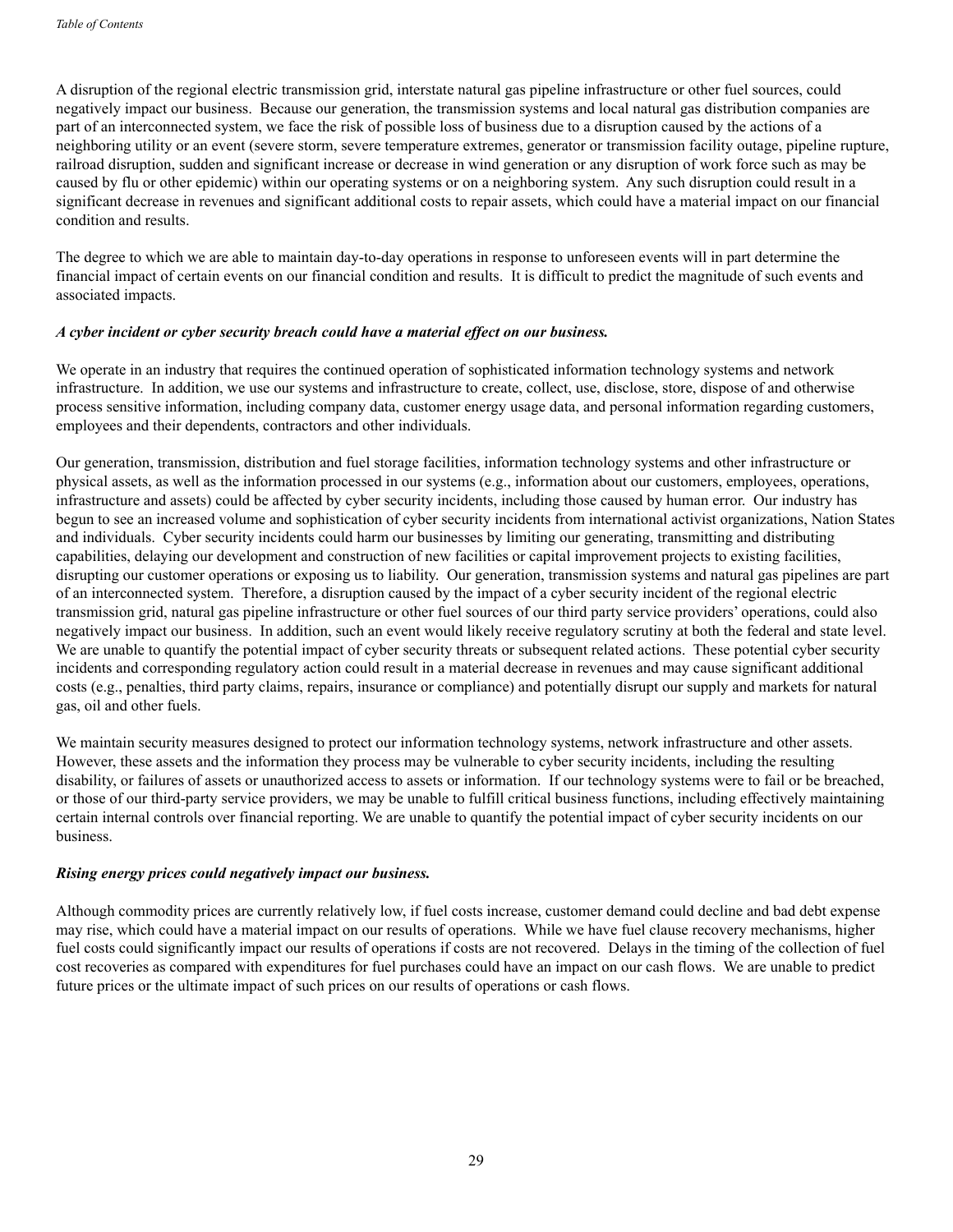A disruption of the regional electric transmission grid, interstate natural gas pipeline infrastructure or other fuel sources, could negatively impact our business. Because our generation, the transmission systems and local natural gas distribution companies are part of an interconnected system, we face the risk of possible loss of business due to a disruption caused by the actions of a neighboring utility or an event (severe storm, severe temperature extremes, generator or transmission facility outage, pipeline rupture, railroad disruption, sudden and significant increase or decrease in wind generation or any disruption of work force such as may be caused by flu or other epidemic) within our operating systems or on a neighboring system. Any such disruption could result in a significant decrease in revenues and significant additional costs to repair assets, which could have a material impact on our financial condition and results.

The degree to which we are able to maintain day-to-day operations in response to unforeseen events will in part determine the financial impact of certain events on our financial condition and results. It is difficult to predict the magnitude of such events and associated impacts.

***A cyber incident or cyber security breach could have a material effect on our business.***

We operate in an industry that requires the continued operation of sophisticated information technology systems and network infrastructure. In addition, we use our systems and infrastructure to create, collect, use, disclose, store, dispose of and otherwise process sensitive information, including company data, customer energy usage data, and personal information regarding customers, employees and their dependents, contractors and other individuals.

Our generation, transmission, distribution and fuel storage facilities, information technology systems and other infrastructure or physical assets, as well as the information processed in our systems (e.g., information about our customers, employees, operations, infrastructure and assets) could be affected by cyber security incidents, including those caused by human error. Our industry has begun to see an increased volume and sophistication of cyber security incidents from international activist organizations, Nation States and individuals. Cyber security incidents could harm our businesses by limiting our generating, transmitting and distributing capabilities, delaying our development and construction of new facilities or capital improvement projects to existing facilities, disrupting our customer operations or exposing us to liability. Our generation, transmission systems and natural gas pipelines are part of an interconnected system. Therefore, a disruption caused by the impact of a cyber security incident of the regional electric transmission grid, natural gas pipeline infrastructure or other fuel sources of our third party service providers' operations, could also negatively impact our business. In addition, such an event would likely receive regulatory scrutiny at both the federal and state level. We are unable to quantify the potential impact of cyber security threats or subsequent related actions. These potential cyber security incidents and corresponding regulatory action could result in a material decrease in revenues and may cause significant additional costs (e.g., penalties, third party claims, repairs, insurance or compliance) and potentially disrupt our supply and markets for natural gas, oil and other fuels.

We maintain security measures designed to protect our information technology systems, network infrastructure and other assets. However, these assets and the information they process may be vulnerable to cyber security incidents, including the resulting disability, or failures of assets or unauthorized access to assets or information. If our technology systems were to fail or be breached, or those of our third-party service providers, we may be unable to fulfill critical business functions, including effectively maintaining certain internal controls over financial reporting. We are unable to quantify the potential impact of cyber security incidents on our business.

***Rising energy prices could negatively impact our business.***

Although commodity prices are currently relatively low, if fuel costs increase, customer demand could decline and bad debt expense may rise, which could have a material impact on our results of operations. While we have fuel clause recovery mechanisms, higher fuel costs could significantly impact our results of operations if costs are not recovered. Delays in the timing of the collection of fuel cost recoveries as compared with expenditures for fuel purchases could have an impact on our cash flows. We are unable to predict future prices or the ultimate impact of such prices on our results of operations or cash flows.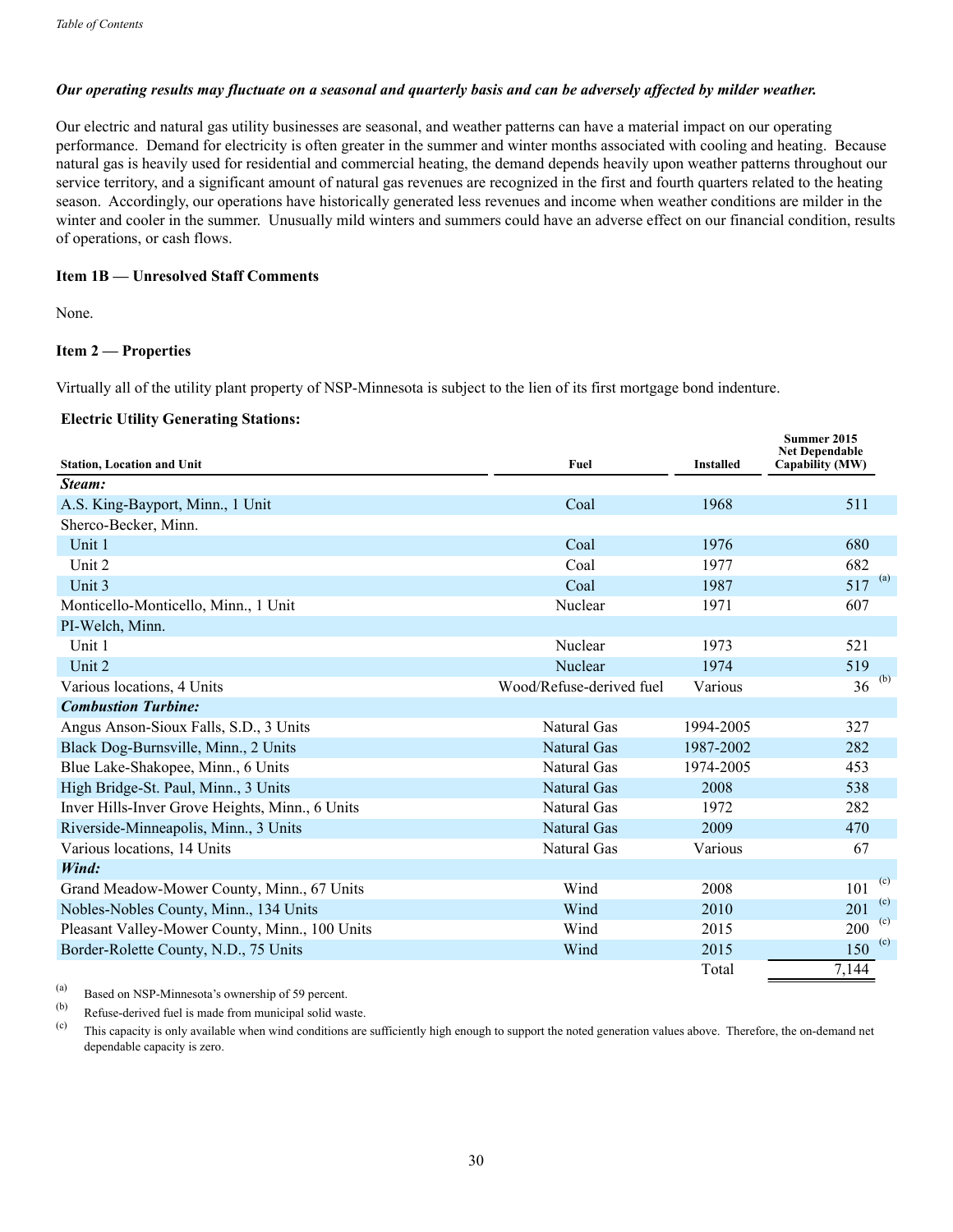***Our operating results may fluctuate on a seasonal and quarterly basis and can be adversely affected by milder weather.***

Our electric and natural gas utility businesses are seasonal, and weather patterns can have a material impact on our operating performance. Demand for electricity is often greater in the summer and winter months associated with cooling and heating. Because natural gas is heavily used for residential and commercial heating, the demand depends heavily upon weather patterns throughout our service territory, and a significant amount of natural gas revenues are recognized in the first and fourth quarters related to the heating season. Accordingly, our operations have historically generated less revenues and income when weather conditions are milder in the winter and cooler in the summer. Unusually mild winters and summers could have an adverse effect on our financial condition, results of operations, or cash flows.

**Item 1B — Unresolved Staff Comments**

None.

**Item 2 — Properties**

Virtually all of the utility plant property of NSP-Minnesota is subject to the lien of its first mortgage bond indenture.

**Electric Utility Generating Stations:**

| Station, Location and Unit | Fuel | Installed | Summer 2015 Net Dependable Capability (MW) |
|---|---|---|---|
| ***Steam:*** | | | |
| A.S. King-Bayport, Minn., 1 Unit | Coal | 1968 | 511 |
| Sherco-Becker, Minn. | | | |
| Unit 1 | Coal | 1976 | 680 |
| Unit 2 | Coal | 1977 | 682 |
| Unit 3 | Coal | 1987 | 517 [(a)] |
| Monticello-Monticello, Minn., 1 Unit | Nuclear | 1971 | 607 |
| PI-Welch, Minn. | | | |
| Unit 1 | Nuclear | 1973 | 521 |
| Unit 2 | Nuclear | 1974 | 519 |
| Various locations, 4 Units | Wood/Refuse-derived fuel | Various | 36 [(b)] |
| ***Combustion Turbine:*** | | | |
| Angus Anson-Sioux Falls, S.D., 3 Units | Natural Gas | 1994-2005 | 327 |
| Black Dog-Burnsville, Minn., 2 Units | Natural Gas | 1987-2002 | 282 |
| Blue Lake-Shakopee, Minn., 6 Units | Natural Gas | 1974-2005 | 453 |
| High Bridge-St. Paul, Minn., 3 Units | Natural Gas | 2008 | 538 |
| Inver Hills-Inver Grove Heights, Minn., 6 Units | Natural Gas | 1972 | 282 |
| Riverside-Minneapolis, Minn., 3 Units | Natural Gas | 2009 | 470 |
| Various locations, 14 Units | Natural Gas | Various | 67 |
| ***Wind:*** | | | |
| Grand Meadow-Mower County, Minn., 67 Units | Wind | 2008 | 101 [(c)] |
| Nobles-Nobles County, Minn., 134 Units | Wind | 2010 | 201 [(c)] |
| Pleasant Valley-Mower County, Minn., 100 Units | Wind | 2015 | 200 [(c)] |
| Border-Rolette County, N.D., 75 Units | Wind | 2015 | 150 [(c)] |
| | | Total | 7,144 |

(a) Based on NSP-Minnesota's ownership of 59 percent.

(b) Refuse-derived fuel is made from municipal solid waste.

(c) This capacity is only available when wind conditions are sufficiently high enough to support the noted generation values above. Therefore, the on-demand net dependable capacity is zero.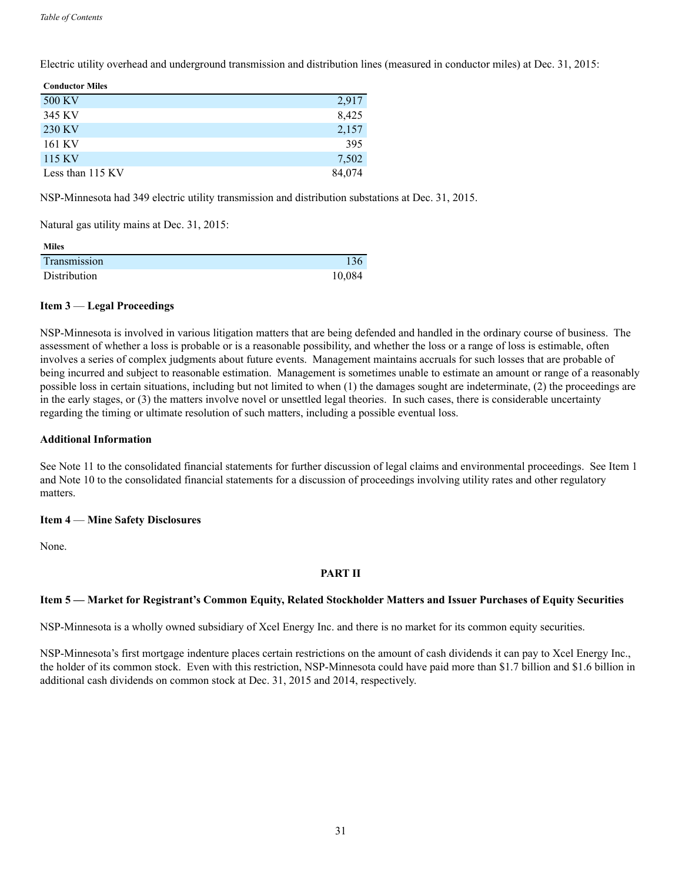Electric utility overhead and underground transmission and distribution lines (measured in conductor miles) at Dec. 31, 2015:

| Conductor Miles | |
|---|---|
| 500 KV | 2,917 |
| 345 KV | 8,425 |
| 230 KV | 2,157 |
| 161 KV | 395 |
| 115 KV | 7,502 |
| Less than 115 KV | 84,074 |

NSP-Minnesota had 349 electric utility transmission and distribution substations at Dec. 31, 2015.

Natural gas utility mains at Dec. 31, 2015:

| Miles | |
|---|---|
| Transmission | 136 |
| Distribution | 10,084 |

### Item 3 — Legal Proceedings

NSP-Minnesota is involved in various litigation matters that are being defended and handled in the ordinary course of business. The assessment of whether a loss is probable or is a reasonable possibility, and whether the loss or a range of loss is estimable, often involves a series of complex judgments about future events. Management maintains accruals for such losses that are probable of being incurred and subject to reasonable estimation. Management is sometimes unable to estimate an amount or range of a reasonably possible loss in certain situations, including but not limited to when (1) the damages sought are indeterminate, (2) the proceedings are in the early stages, or (3) the matters involve novel or unsettled legal theories. In such cases, there is considerable uncertainty regarding the timing or ultimate resolution of such matters, including a possible eventual loss.

### Additional Information

See Note 11 to the consolidated financial statements for further discussion of legal claims and environmental proceedings. See Item 1 and Note 10 to the consolidated financial statements for a discussion of proceedings involving utility rates and other regulatory matters.

### Item 4 — Mine Safety Disclosures

None.

## PART II

### Item 5 — Market for Registrant's Common Equity, Related Stockholder Matters and Issuer Purchases of Equity Securities

NSP-Minnesota is a wholly owned subsidiary of Xcel Energy Inc. and there is no market for its common equity securities.

NSP-Minnesota's first mortgage indenture places certain restrictions on the amount of cash dividends it can pay to Xcel Energy Inc., the holder of its common stock. Even with this restriction, NSP-Minnesota could have paid more than $1.7 billion and $1.6 billion in additional cash dividends on common stock at Dec. 31, 2015 and 2014, respectively.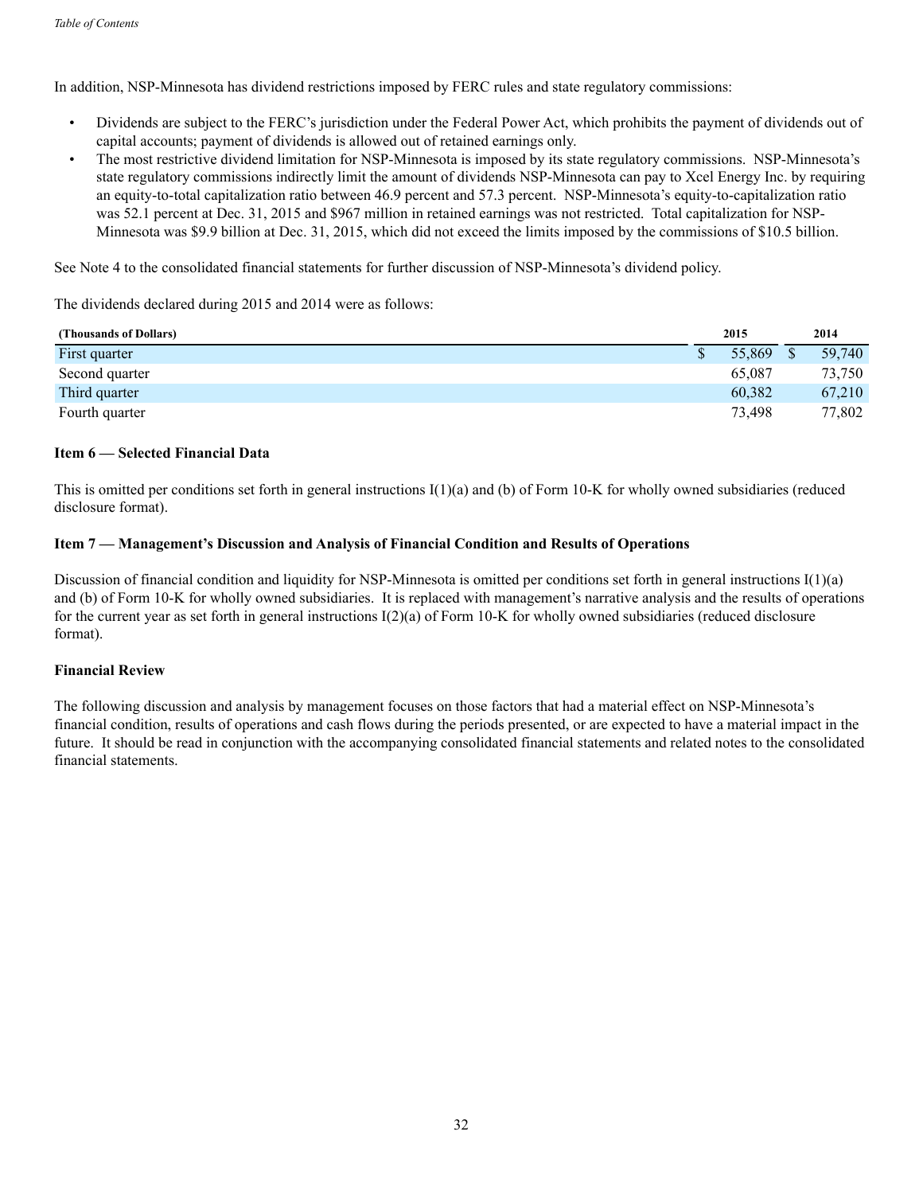In addition, NSP-Minnesota has dividend restrictions imposed by FERC rules and state regulatory commissions:

- Dividends are subject to the FERC's jurisdiction under the Federal Power Act, which prohibits the payment of dividends out of capital accounts; payment of dividends is allowed out of retained earnings only.
- The most restrictive dividend limitation for NSP-Minnesota is imposed by its state regulatory commissions. NSP-Minnesota's state regulatory commissions indirectly limit the amount of dividends NSP-Minnesota can pay to Xcel Energy Inc. by requiring an equity-to-total capitalization ratio between 46.9 percent and 57.3 percent. NSP-Minnesota's equity-to-capitalization ratio was 52.1 percent at Dec. 31, 2015 and $967 million in retained earnings was not restricted. Total capitalization for NSP-Minnesota was $9.9 billion at Dec. 31, 2015, which did not exceed the limits imposed by the commissions of $10.5 billion.

See Note 4 to the consolidated financial statements for further discussion of NSP-Minnesota's dividend policy.

The dividends declared during 2015 and 2014 were as follows:

| (Thousands of Dollars) | 2015 | 2014 |
|---|---|---|
| First quarter | $ 55,869 | $ 59,740 |
| Second quarter | 65,087 | 73,750 |
| Third quarter | 60,382 | 67,210 |
| Fourth quarter | 73,498 | 77,802 |

**Item 6 — Selected Financial Data**

This is omitted per conditions set forth in general instructions I(1)(a) and (b) of Form 10-K for wholly owned subsidiaries (reduced disclosure format).

**Item 7 — Management's Discussion and Analysis of Financial Condition and Results of Operations**

Discussion of financial condition and liquidity for NSP-Minnesota is omitted per conditions set forth in general instructions I(1)(a) and (b) of Form 10-K for wholly owned subsidiaries. It is replaced with management's narrative analysis and the results of operations for the current year as set forth in general instructions I(2)(a) of Form 10-K for wholly owned subsidiaries (reduced disclosure format).

**Financial Review**

The following discussion and analysis by management focuses on those factors that had a material effect on NSP-Minnesota's financial condition, results of operations and cash flows during the periods presented, or are expected to have a material impact in the future. It should be read in conjunction with the accompanying consolidated financial statements and related notes to the consolidated financial statements.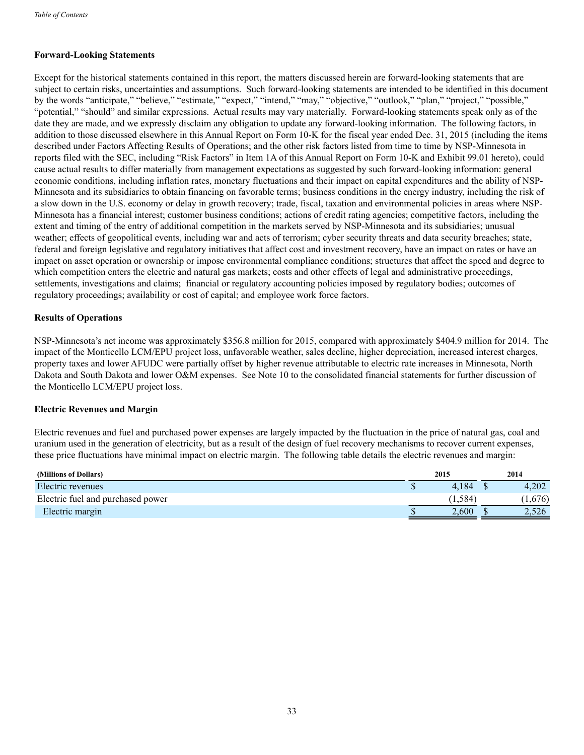## Forward-Looking Statements

Except for the historical statements contained in this report, the matters discussed herein are forward-looking statements that are subject to certain risks, uncertainties and assumptions. Such forward-looking statements are intended to be identified in this document by the words "anticipate," "believe," "estimate," "expect," "intend," "may," "objective," "outlook," "plan," "project," "possible," "potential," "should" and similar expressions. Actual results may vary materially. Forward-looking statements speak only as of the date they are made, and we expressly disclaim any obligation to update any forward-looking information. The following factors, in addition to those discussed elsewhere in this Annual Report on Form 10-K for the fiscal year ended Dec. 31, 2015 (including the items described under Factors Affecting Results of Operations; and the other risk factors listed from time to time by NSP-Minnesota in reports filed with the SEC, including "Risk Factors" in Item 1A of this Annual Report on Form 10-K and Exhibit 99.01 hereto), could cause actual results to differ materially from management expectations as suggested by such forward-looking information: general economic conditions, including inflation rates, monetary fluctuations and their impact on capital expenditures and the ability of NSP-Minnesota and its subsidiaries to obtain financing on favorable terms; business conditions in the energy industry, including the risk of a slow down in the U.S. economy or delay in growth recovery; trade, fiscal, taxation and environmental policies in areas where NSP-Minnesota has a financial interest; customer business conditions; actions of credit rating agencies; competitive factors, including the extent and timing of the entry of additional competition in the markets served by NSP-Minnesota and its subsidiaries; unusual weather; effects of geopolitical events, including war and acts of terrorism; cyber security threats and data security breaches; state, federal and foreign legislative and regulatory initiatives that affect cost and investment recovery, have an impact on rates or have an impact on asset operation or ownership or impose environmental compliance conditions; structures that affect the speed and degree to which competition enters the electric and natural gas markets; costs and other effects of legal and administrative proceedings, settlements, investigations and claims; financial or regulatory accounting policies imposed by regulatory bodies; outcomes of regulatory proceedings; availability or cost of capital; and employee work force factors.

## Results of Operations

NSP-Minnesota's net income was approximately $356.8 million for 2015, compared with approximately $404.9 million for 2014. The impact of the Monticello LCM/EPU project loss, unfavorable weather, sales decline, higher depreciation, increased interest charges, property taxes and lower AFUDC were partially offset by higher revenue attributable to electric rate increases in Minnesota, North Dakota and South Dakota and lower O&M expenses. See Note 10 to the consolidated financial statements for further discussion of the Monticello LCM/EPU project loss.

## Electric Revenues and Margin

Electric revenues and fuel and purchased power expenses are largely impacted by the fluctuation in the price of natural gas, coal and uranium used in the generation of electricity, but as a result of the design of fuel recovery mechanisms to recover current expenses, these price fluctuations have minimal impact on electric margin. The following table details the electric revenues and margin:

| (Millions of Dollars) | 2015 | 2014 |
|---|---|---|
| Electric revenues | $ 4,184 | $ 4,202 |
| Electric fuel and purchased power | (1,584) | (1,676) |
| Electric margin | $ 2,600 | $ 2,526 |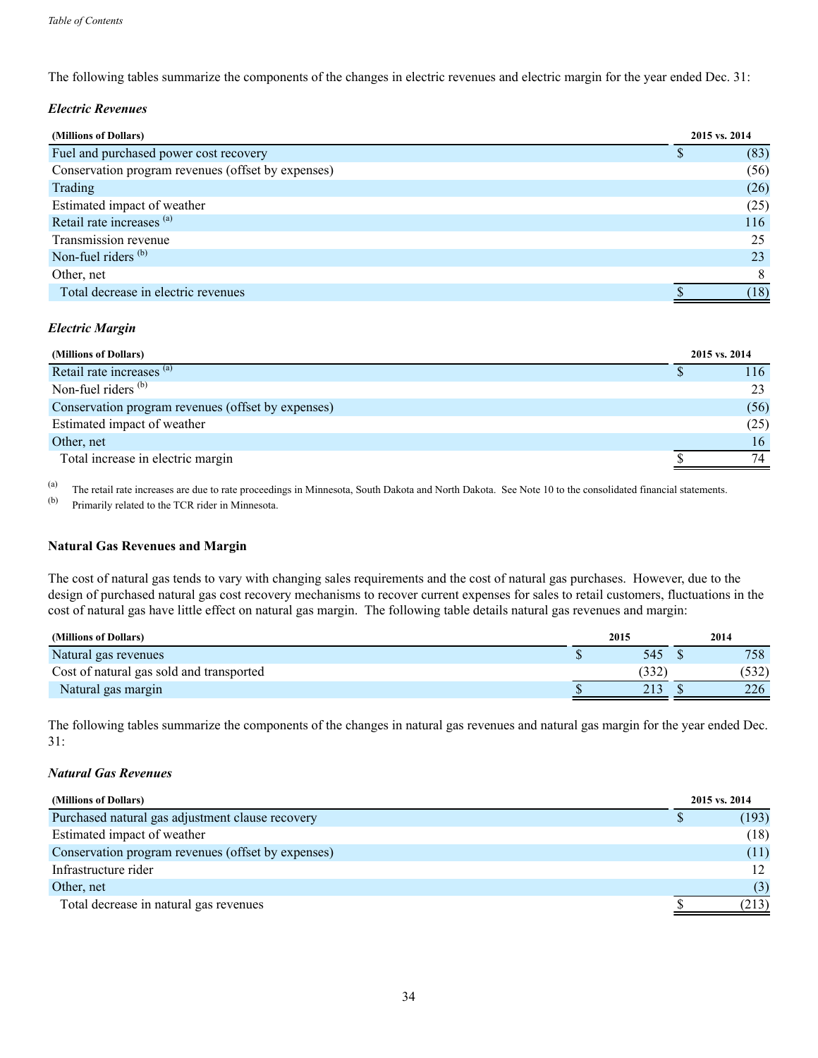The following tables summarize the components of the changes in electric revenues and electric margin for the year ended Dec. 31:

### *Electric Revenues*

| (Millions of Dollars) | 2015 vs. 2014 |
|---|---|
| Fuel and purchased power cost recovery | $ (83) |
| Conservation program revenues (offset by expenses) | (56) |
| Trading | (26) |
| Estimated impact of weather | (25) |
| Retail rate increases [a] | 116 |
| Transmission revenue | 25 |
| Non-fuel riders [b] | 23 |
| Other, net | 8 |
| Total decrease in electric revenues | $ (18) |

### *Electric Margin*

| (Millions of Dollars) | 2015 vs. 2014 |
|---|---|
| Retail rate increases [a] | $ 116 |
| Non-fuel riders [b] | 23 |
| Conservation program revenues (offset by expenses) | (56) |
| Estimated impact of weather | (25) |
| Other, net | 16 |
| Total increase in electric margin | $ 74 |

[a] The retail rate increases are due to rate proceedings in Minnesota, South Dakota and North Dakota. See Note 10 to the consolidated financial statements.

[b] Primarily related to the TCR rider in Minnesota.

## Natural Gas Revenues and Margin

The cost of natural gas tends to vary with changing sales requirements and the cost of natural gas purchases. However, due to the design of purchased natural gas cost recovery mechanisms to recover current expenses for sales to retail customers, fluctuations in the cost of natural gas have little effect on natural gas margin. The following table details natural gas revenues and margin:

| (Millions of Dollars) | 2015 | 2014 |
|---|---|---|
| Natural gas revenues | $ 545 | $ 758 |
| Cost of natural gas sold and transported | (332) | (532) |
| Natural gas margin | $ 213 | $ 226 |

The following tables summarize the components of the changes in natural gas revenues and natural gas margin for the year ended Dec. 31:

### *Natural Gas Revenues*

| (Millions of Dollars) | 2015 vs. 2014 |
|---|---|
| Purchased natural gas adjustment clause recovery | $ (193) |
| Estimated impact of weather | (18) |
| Conservation program revenues (offset by expenses) | (11) |
| Infrastructure rider | 12 |
| Other, net | (3) |
| Total decrease in natural gas revenues | $ (213) |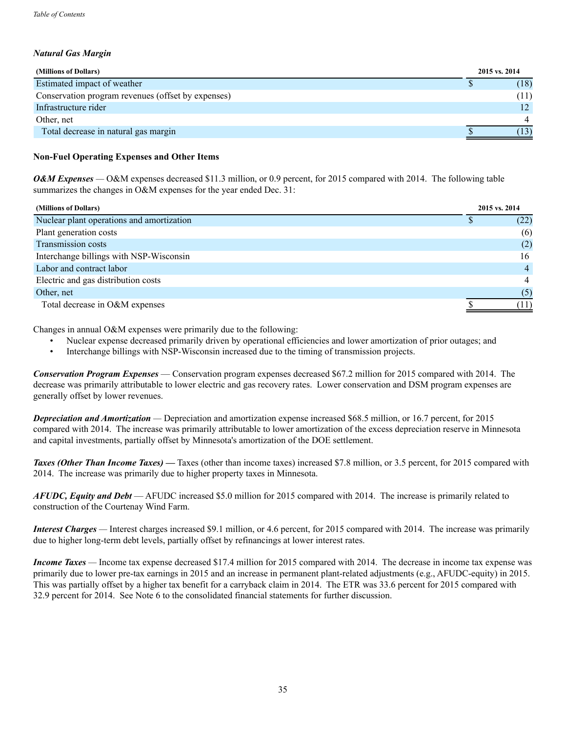### *Natural Gas Margin*

| (Millions of Dollars) | 2015 vs. 2014 |
|---|---|
| Estimated impact of weather | $ (18) |
| Conservation program revenues (offset by expenses) | (11) |
| Infrastructure rider | 12 |
| Other, net | 4 |
| Total decrease in natural gas margin | $ (13) |

## Non-Fuel Operating Expenses and Other Items

***O&M Expenses*** — O&M expenses decreased $11.3 million, or 0.9 percent, for 2015 compared with 2014. The following table summarizes the changes in O&M expenses for the year ended Dec. 31:

| (Millions of Dollars) | 2015 vs. 2014 |
|---|---|
| Nuclear plant operations and amortization | $ (22) |
| Plant generation costs | (6) |
| Transmission costs | (2) |
| Interchange billings with NSP-Wisconsin | 16 |
| Labor and contract labor | 4 |
| Electric and gas distribution costs | 4 |
| Other, net | (5) |
| Total decrease in O&M expenses | $ (11) |

Changes in annual O&M expenses were primarily due to the following:

- Nuclear expense decreased primarily driven by operational efficiencies and lower amortization of prior outages; and
- Interchange billings with NSP-Wisconsin increased due to the timing of transmission projects.

***Conservation Program Expenses*** — Conservation program expenses decreased $67.2 million for 2015 compared with 2014. The decrease was primarily attributable to lower electric and gas recovery rates. Lower conservation and DSM program expenses are generally offset by lower revenues.

***Depreciation and Amortization*** — Depreciation and amortization expense increased $68.5 million, or 16.7 percent, for 2015 compared with 2014. The increase was primarily attributable to lower amortization of the excess depreciation reserve in Minnesota and capital investments, partially offset by Minnesota's amortization of the DOE settlement.

***Taxes (Other Than Income Taxes) —*** Taxes (other than income taxes) increased $7.8 million, or 3.5 percent, for 2015 compared with 2014. The increase was primarily due to higher property taxes in Minnesota.

***AFUDC, Equity and Debt*** — AFUDC increased $5.0 million for 2015 compared with 2014. The increase is primarily related to construction of the Courtenay Wind Farm.

***Interest Charges*** — Interest charges increased $9.1 million, or 4.6 percent, for 2015 compared with 2014. The increase was primarily due to higher long-term debt levels, partially offset by refinancings at lower interest rates.

***Income Taxes*** — Income tax expense decreased $17.4 million for 2015 compared with 2014. The decrease in income tax expense was primarily due to lower pre-tax earnings in 2015 and an increase in permanent plant-related adjustments (e.g., AFUDC-equity) in 2015. This was partially offset by a higher tax benefit for a carryback claim in 2014. The ETR was 33.6 percent for 2015 compared with 32.9 percent for 2014. See Note 6 to the consolidated financial statements for further discussion.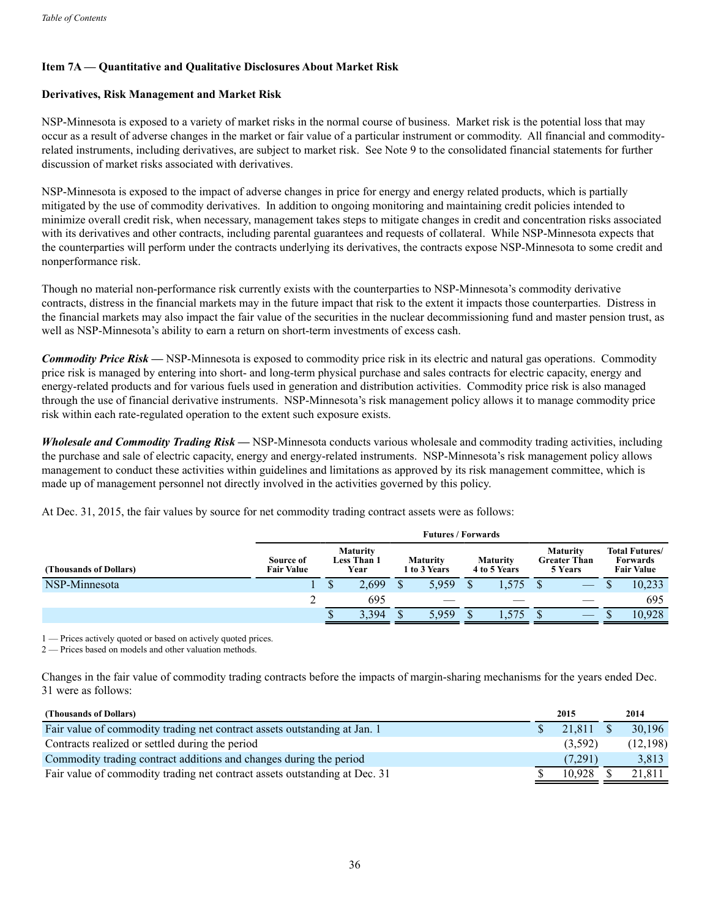## Item 7A — Quantitative and Qualitative Disclosures About Market Risk

### Derivatives, Risk Management and Market Risk

NSP-Minnesota is exposed to a variety of market risks in the normal course of business. Market risk is the potential loss that may occur as a result of adverse changes in the market or fair value of a particular instrument or commodity. All financial and commodity-related instruments, including derivatives, are subject to market risk. See Note 9 to the consolidated financial statements for further discussion of market risks associated with derivatives.

NSP-Minnesota is exposed to the impact of adverse changes in price for energy and energy related products, which is partially mitigated by the use of commodity derivatives. In addition to ongoing monitoring and maintaining credit policies intended to minimize overall credit risk, when necessary, management takes steps to mitigate changes in credit and concentration risks associated with its derivatives and other contracts, including parental guarantees and requests of collateral. While NSP-Minnesota expects that the counterparties will perform under the contracts underlying its derivatives, the contracts expose NSP-Minnesota to some credit and nonperformance risk.

Though no material non-performance risk currently exists with the counterparties to NSP-Minnesota's commodity derivative contracts, distress in the financial markets may in the future impact that risk to the extent it impacts those counterparties. Distress in the financial markets may also impact the fair value of the securities in the nuclear decommissioning fund and master pension trust, as well as NSP-Minnesota's ability to earn a return on short-term investments of excess cash.

***Commodity Price Risk —*** NSP-Minnesota is exposed to commodity price risk in its electric and natural gas operations. Commodity price risk is managed by entering into short- and long-term physical purchase and sales contracts for electric capacity, energy and energy-related products and for various fuels used in generation and distribution activities. Commodity price risk is also managed through the use of financial derivative instruments. NSP-Minnesota's risk management policy allows it to manage commodity price risk within each rate-regulated operation to the extent such exposure exists.

***Wholesale and Commodity Trading Risk —*** NSP-Minnesota conducts various wholesale and commodity trading activities, including the purchase and sale of electric capacity, energy and energy-related instruments. NSP-Minnesota's risk management policy allows management to conduct these activities within guidelines and limitations as approved by its risk management committee, which is made up of management personnel not directly involved in the activities governed by this policy.

At Dec. 31, 2015, the fair values by source for net commodity trading contract assets were as follows:

| | | Futures / Forwards | | | | |
|---|---|---|---|---|---|---|
| **(Thousands of Dollars)** | **Source of Fair Value** | **Maturity Less Than 1 Year** | **Maturity 1 to 3 Years** | **Maturity 4 to 5 Years** | **Maturity Greater Than 5 Years** | **Total Futures/ Forwards Fair Value** |
| NSP-Minnesota | 1 | $ 2,699 | $ 5,959 | $ 1,575 | $ — | $ 10,233 |
| | 2 | 695 | — | — | — | 695 |
| | | $ 3,394 | $ 5,959 | $ 1,575 | $ — | $ 10,928 |

1 — Prices actively quoted or based on actively quoted prices.
2 — Prices based on models and other valuation methods.

Changes in the fair value of commodity trading contracts before the impacts of margin-sharing mechanisms for the years ended Dec. 31 were as follows:

| (Thousands of Dollars) | 2015 | 2014 |
|---|---|---|
| Fair value of commodity trading net contract assets outstanding at Jan. 1 | $ 21,811 | $ 30,196 |
| Contracts realized or settled during the period | (3,592) | (12,198) |
| Commodity trading contract additions and changes during the period | (7,291) | 3,813 |
| Fair value of commodity trading net contract assets outstanding at Dec. 31 | $ 10,928 | $ 21,811 |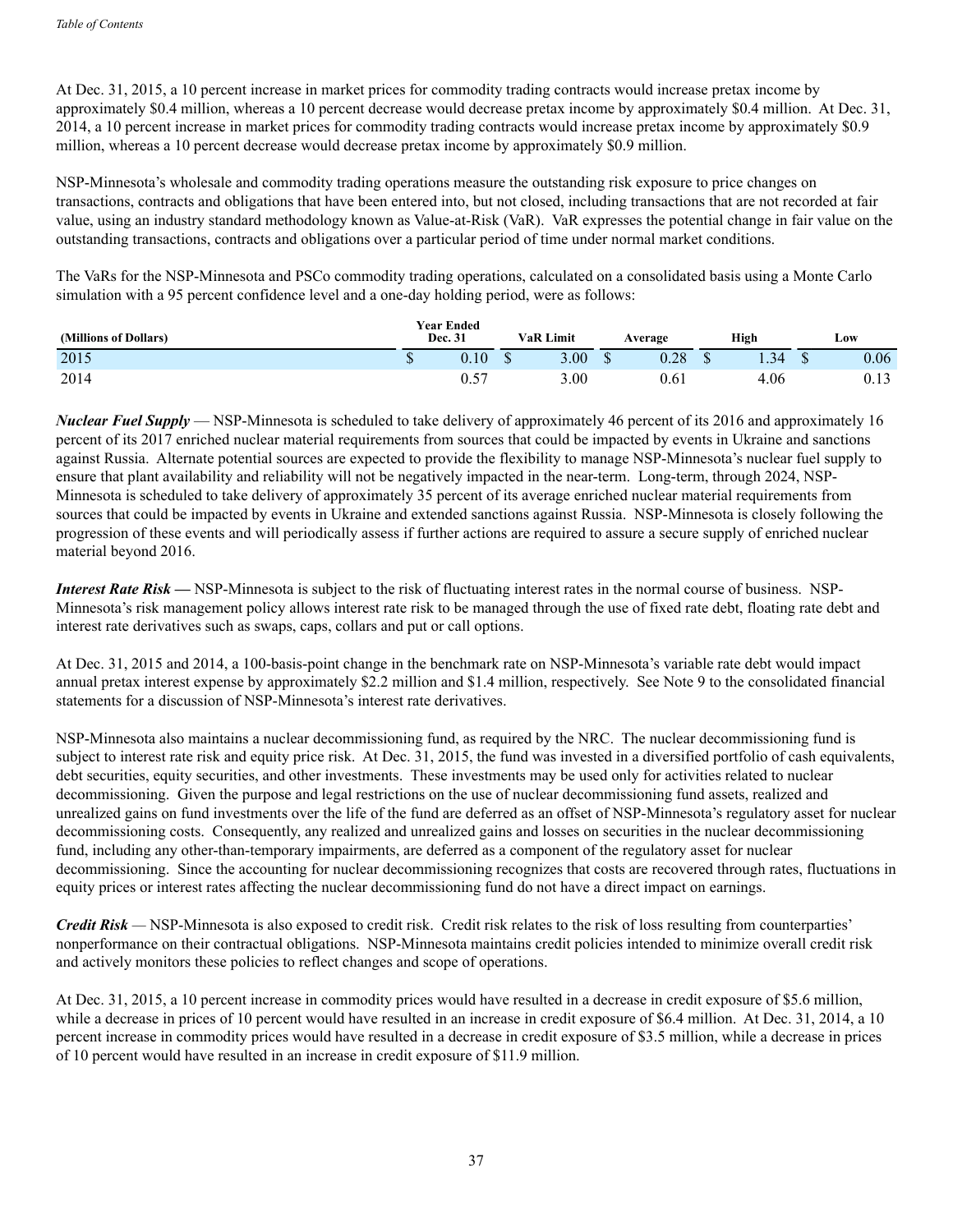At Dec. 31, 2015, a 10 percent increase in market prices for commodity trading contracts would increase pretax income by approximately $0.4 million, whereas a 10 percent decrease would decrease pretax income by approximately $0.4 million. At Dec. 31, 2014, a 10 percent increase in market prices for commodity trading contracts would increase pretax income by approximately $0.9 million, whereas a 10 percent decrease would decrease pretax income by approximately $0.9 million.

NSP-Minnesota's wholesale and commodity trading operations measure the outstanding risk exposure to price changes on transactions, contracts and obligations that have been entered into, but not closed, including transactions that are not recorded at fair value, using an industry standard methodology known as Value-at-Risk (VaR). VaR expresses the potential change in fair value on the outstanding transactions, contracts and obligations over a particular period of time under normal market conditions.

The VaRs for the NSP-Minnesota and PSCo commodity trading operations, calculated on a consolidated basis using a Monte Carlo simulation with a 95 percent confidence level and a one-day holding period, were as follows:

| (Millions of Dollars) | Year Ended Dec. 31 | VaR Limit | Average | High | Low |
|---|---|---|---|---|---|
| 2015 | $ 0.10 | $ 3.00 | $ 0.28 | $ 1.34 | $ 0.06 |
| 2014 | 0.57 | 3.00 | 0.61 | 4.06 | 0.13 |

***Nuclear Fuel Supply*** — NSP-Minnesota is scheduled to take delivery of approximately 46 percent of its 2016 and approximately 16 percent of its 2017 enriched nuclear material requirements from sources that could be impacted by events in Ukraine and sanctions against Russia. Alternate potential sources are expected to provide the flexibility to manage NSP-Minnesota's nuclear fuel supply to ensure that plant availability and reliability will not be negatively impacted in the near-term. Long-term, through 2024, NSP-Minnesota is scheduled to take delivery of approximately 35 percent of its average enriched nuclear material requirements from sources that could be impacted by events in Ukraine and extended sanctions against Russia. NSP-Minnesota is closely following the progression of these events and will periodically assess if further actions are required to assure a secure supply of enriched nuclear material beyond 2016.

***Interest Rate Risk —*** NSP-Minnesota is subject to the risk of fluctuating interest rates in the normal course of business. NSP-Minnesota's risk management policy allows interest rate risk to be managed through the use of fixed rate debt, floating rate debt and interest rate derivatives such as swaps, caps, collars and put or call options.

At Dec. 31, 2015 and 2014, a 100-basis-point change in the benchmark rate on NSP-Minnesota's variable rate debt would impact annual pretax interest expense by approximately $2.2 million and $1.4 million, respectively. See Note 9 to the consolidated financial statements for a discussion of NSP-Minnesota's interest rate derivatives.

NSP-Minnesota also maintains a nuclear decommissioning fund, as required by the NRC. The nuclear decommissioning fund is subject to interest rate risk and equity price risk. At Dec. 31, 2015, the fund was invested in a diversified portfolio of cash equivalents, debt securities, equity securities, and other investments. These investments may be used only for activities related to nuclear decommissioning. Given the purpose and legal restrictions on the use of nuclear decommissioning fund assets, realized and unrealized gains on fund investments over the life of the fund are deferred as an offset of NSP-Minnesota's regulatory asset for nuclear decommissioning costs. Consequently, any realized and unrealized gains and losses on securities in the nuclear decommissioning fund, including any other-than-temporary impairments, are deferred as a component of the regulatory asset for nuclear decommissioning. Since the accounting for nuclear decommissioning recognizes that costs are recovered through rates, fluctuations in equity prices or interest rates affecting the nuclear decommissioning fund do not have a direct impact on earnings.

***Credit Risk*** — NSP-Minnesota is also exposed to credit risk. Credit risk relates to the risk of loss resulting from counterparties' nonperformance on their contractual obligations. NSP-Minnesota maintains credit policies intended to minimize overall credit risk and actively monitors these policies to reflect changes and scope of operations.

At Dec. 31, 2015, a 10 percent increase in commodity prices would have resulted in a decrease in credit exposure of $5.6 million, while a decrease in prices of 10 percent would have resulted in an increase in credit exposure of $6.4 million. At Dec. 31, 2014, a 10 percent increase in commodity prices would have resulted in a decrease in credit exposure of $3.5 million, while a decrease in prices of 10 percent would have resulted in an increase in credit exposure of $11.9 million.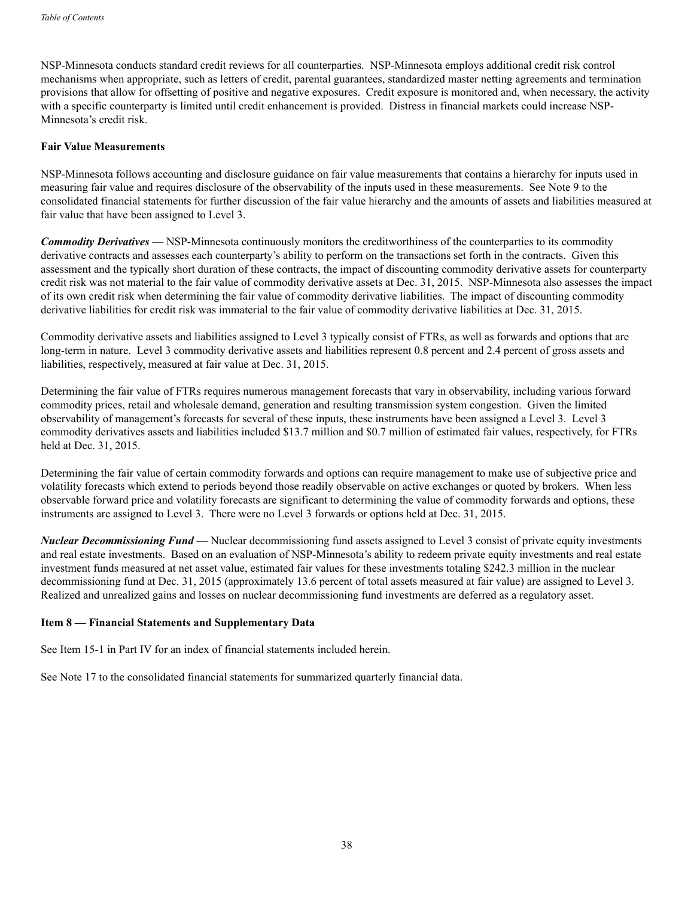NSP-Minnesota conducts standard credit reviews for all counterparties. NSP-Minnesota employs additional credit risk control mechanisms when appropriate, such as letters of credit, parental guarantees, standardized master netting agreements and termination provisions that allow for offsetting of positive and negative exposures. Credit exposure is monitored and, when necessary, the activity with a specific counterparty is limited until credit enhancement is provided. Distress in financial markets could increase NSP-Minnesota's credit risk.

**Fair Value Measurements**

NSP-Minnesota follows accounting and disclosure guidance on fair value measurements that contains a hierarchy for inputs used in measuring fair value and requires disclosure of the observability of the inputs used in these measurements. See Note 9 to the consolidated financial statements for further discussion of the fair value hierarchy and the amounts of assets and liabilities measured at fair value that have been assigned to Level 3.

***Commodity Derivatives*** — NSP-Minnesota continuously monitors the creditworthiness of the counterparties to its commodity derivative contracts and assesses each counterparty's ability to perform on the transactions set forth in the contracts. Given this assessment and the typically short duration of these contracts, the impact of discounting commodity derivative assets for counterparty credit risk was not material to the fair value of commodity derivative assets at Dec. 31, 2015. NSP-Minnesota also assesses the impact of its own credit risk when determining the fair value of commodity derivative liabilities. The impact of discounting commodity derivative liabilities for credit risk was immaterial to the fair value of commodity derivative liabilities at Dec. 31, 2015.

Commodity derivative assets and liabilities assigned to Level 3 typically consist of FTRs, as well as forwards and options that are long-term in nature. Level 3 commodity derivative assets and liabilities represent 0.8 percent and 2.4 percent of gross assets and liabilities, respectively, measured at fair value at Dec. 31, 2015.

Determining the fair value of FTRs requires numerous management forecasts that vary in observability, including various forward commodity prices, retail and wholesale demand, generation and resulting transmission system congestion. Given the limited observability of management's forecasts for several of these inputs, these instruments have been assigned a Level 3. Level 3 commodity derivatives assets and liabilities included $13.7 million and $0.7 million of estimated fair values, respectively, for FTRs held at Dec. 31, 2015.

Determining the fair value of certain commodity forwards and options can require management to make use of subjective price and volatility forecasts which extend to periods beyond those readily observable on active exchanges or quoted by brokers. When less observable forward price and volatility forecasts are significant to determining the value of commodity forwards and options, these instruments are assigned to Level 3. There were no Level 3 forwards or options held at Dec. 31, 2015.

***Nuclear Decommissioning Fund*** — Nuclear decommissioning fund assets assigned to Level 3 consist of private equity investments and real estate investments. Based on an evaluation of NSP-Minnesota's ability to redeem private equity investments and real estate investment funds measured at net asset value, estimated fair values for these investments totaling $242.3 million in the nuclear decommissioning fund at Dec. 31, 2015 (approximately 13.6 percent of total assets measured at fair value) are assigned to Level 3. Realized and unrealized gains and losses on nuclear decommissioning fund investments are deferred as a regulatory asset.

**Item 8 — Financial Statements and Supplementary Data**

See Item 15-1 in Part IV for an index of financial statements included herein.

See Note 17 to the consolidated financial statements for summarized quarterly financial data.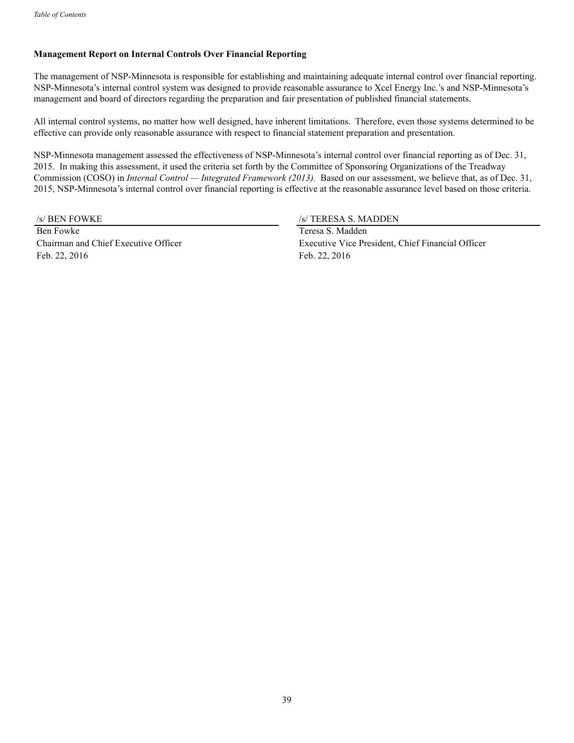**Management Report on Internal Controls Over Financial Reporting**

The management of NSP-Minnesota is responsible for establishing and maintaining adequate internal control over financial reporting. NSP-Minnesota's internal control system was designed to provide reasonable assurance to Xcel Energy Inc.'s and NSP-Minnesota's management and board of directors regarding the preparation and fair presentation of published financial statements.

All internal control systems, no matter how well designed, have inherent limitations. Therefore, even those systems determined to be effective can provide only reasonable assurance with respect to financial statement preparation and presentation.

NSP-Minnesota management assessed the effectiveness of NSP-Minnesota's internal control over financial reporting as of Dec. 31, 2015. In making this assessment, it used the criteria set forth by the Committee of Sponsoring Organizations of the Treadway Commission (COSO) in *Internal Control — Integrated Framework (2013).* Based on our assessment, we believe that, as of Dec. 31, 2015, NSP-Minnesota's internal control over financial reporting is effective at the reasonable assurance level based on those criteria.

| /s/ BEN FOWKE | /s/ TERESA S. MADDEN |
|---|---|
| Ben Fowke | Teresa S. Madden |
| Chairman and Chief Executive Officer | Executive Vice President, Chief Financial Officer |
| Feb. 22, 2016 | Feb. 22, 2016 |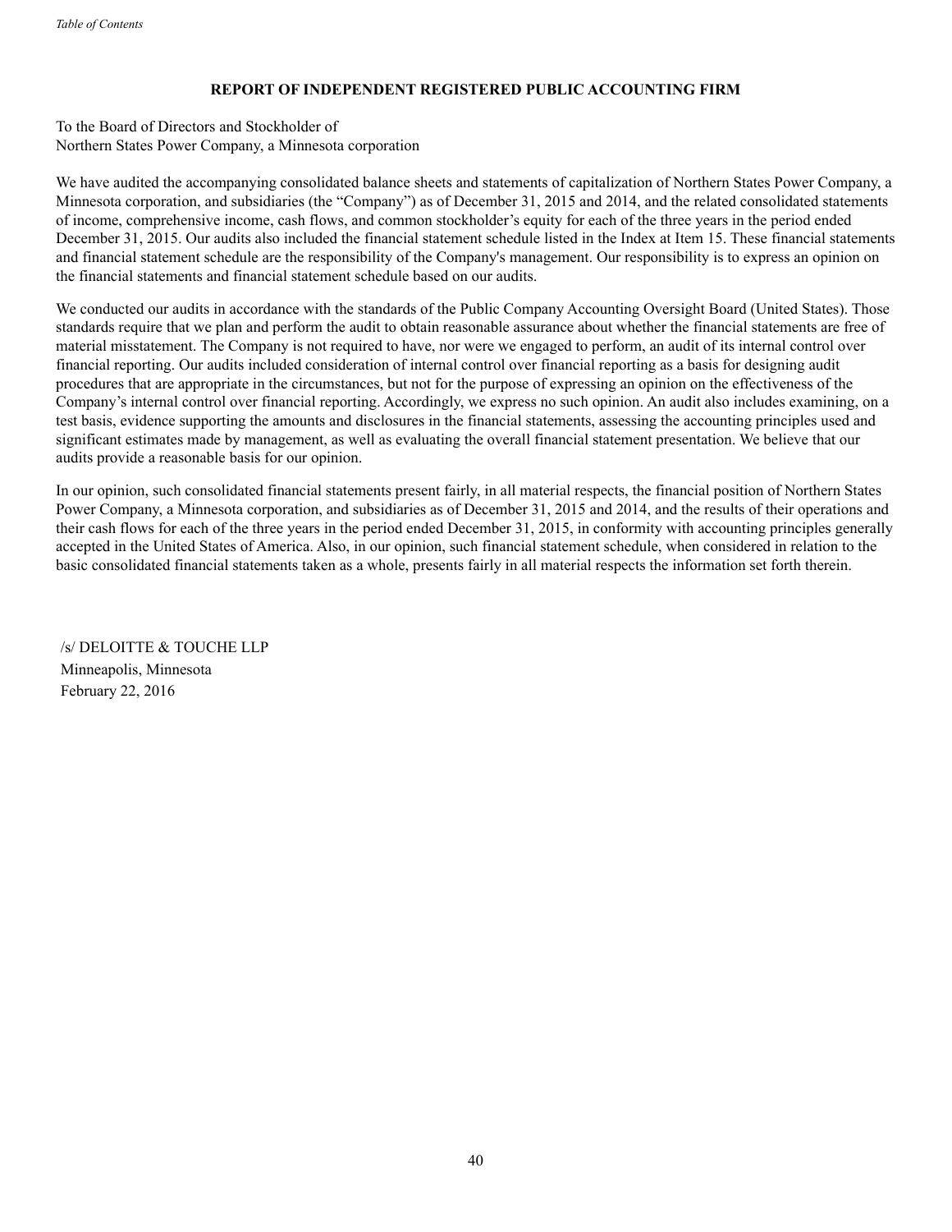## REPORT OF INDEPENDENT REGISTERED PUBLIC ACCOUNTING FIRM

To the Board of Directors and Stockholder of
Northern States Power Company, a Minnesota corporation

We have audited the accompanying consolidated balance sheets and statements of capitalization of Northern States Power Company, a Minnesota corporation, and subsidiaries (the "Company") as of December 31, 2015 and 2014, and the related consolidated statements of income, comprehensive income, cash flows, and common stockholder's equity for each of the three years in the period ended December 31, 2015. Our audits also included the financial statement schedule listed in the Index at Item 15. These financial statements and financial statement schedule are the responsibility of the Company's management. Our responsibility is to express an opinion on the financial statements and financial statement schedule based on our audits.

We conducted our audits in accordance with the standards of the Public Company Accounting Oversight Board (United States). Those standards require that we plan and perform the audit to obtain reasonable assurance about whether the financial statements are free of material misstatement. The Company is not required to have, nor were we engaged to perform, an audit of its internal control over financial reporting. Our audits included consideration of internal control over financial reporting as a basis for designing audit procedures that are appropriate in the circumstances, but not for the purpose of expressing an opinion on the effectiveness of the Company's internal control over financial reporting. Accordingly, we express no such opinion. An audit also includes examining, on a test basis, evidence supporting the amounts and disclosures in the financial statements, assessing the accounting principles used and significant estimates made by management, as well as evaluating the overall financial statement presentation. We believe that our audits provide a reasonable basis for our opinion.

In our opinion, such consolidated financial statements present fairly, in all material respects, the financial position of Northern States Power Company, a Minnesota corporation, and subsidiaries as of December 31, 2015 and 2014, and the results of their operations and their cash flows for each of the three years in the period ended December 31, 2015, in conformity with accounting principles generally accepted in the United States of America. Also, in our opinion, such financial statement schedule, when considered in relation to the basic consolidated financial statements taken as a whole, presents fairly in all material respects the information set forth therein.

/s/ DELOITTE & TOUCHE LLP
Minneapolis, Minnesota
February 22, 2016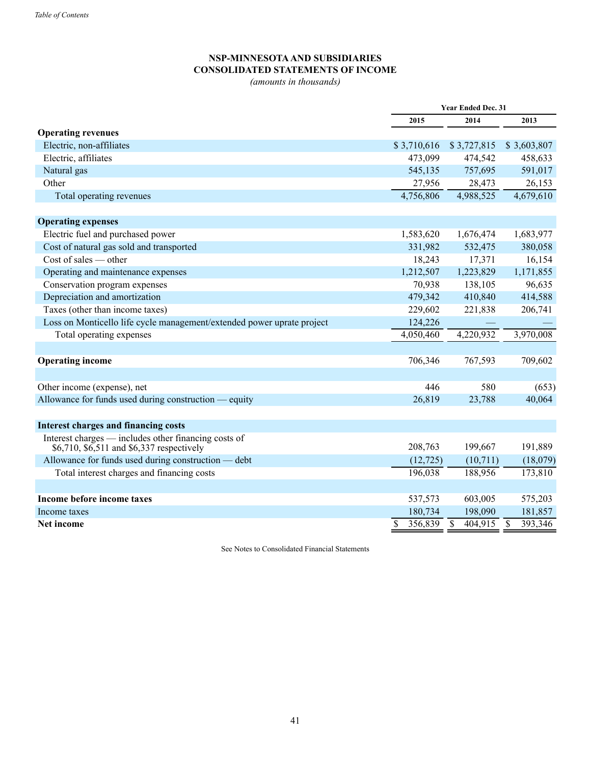## NSP-MINNESOTA AND SUBSIDIARIES
## CONSOLIDATED STATEMENTS OF INCOME

*(amounts in thousands)*

| | Year Ended Dec. 31 | | |
|---|---|---|---|
| | 2015 | 2014 | 2013 |
| **Operating revenues** | | | |
| Electric, non-affiliates | $ 3,710,616 | $ 3,727,815 | $ 3,603,807 |
| Electric, affiliates | 473,099 | 474,542 | 458,633 |
| Natural gas | 545,135 | 757,695 | 591,017 |
| Other | 27,956 | 28,473 | 26,153 |
| Total operating revenues | 4,756,806 | 4,988,525 | 4,679,610 |
| | | | |
| **Operating expenses** | | | |
| Electric fuel and purchased power | 1,583,620 | 1,676,474 | 1,683,977 |
| Cost of natural gas sold and transported | 331,982 | 532,475 | 380,058 |
| Cost of sales — other | 18,243 | 17,371 | 16,154 |
| Operating and maintenance expenses | 1,212,507 | 1,223,829 | 1,171,855 |
| Conservation program expenses | 70,938 | 138,105 | 96,635 |
| Depreciation and amortization | 479,342 | 410,840 | 414,588 |
| Taxes (other than income taxes) | 229,602 | 221,838 | 206,741 |
| Loss on Monticello life cycle management/extended power uprate project | 124,226 | — | — |
| Total operating expenses | 4,050,460 | 4,220,932 | 3,970,008 |
| | | | |
| **Operating income** | 706,346 | 767,593 | 709,602 |
| | | | |
| Other income (expense), net | 446 | 580 | (653) |
| Allowance for funds used during construction — equity | 26,819 | 23,788 | 40,064 |
| | | | |
| **Interest charges and financing costs** | | | |
| Interest charges — includes other financing costs of $6,710, $6,511 and $6,337 respectively | 208,763 | 199,667 | 191,889 |
| Allowance for funds used during construction — debt | (12,725) | (10,711) | (18,079) |
| Total interest charges and financing costs | 196,038 | 188,956 | 173,810 |
| | | | |
| **Income before income taxes** | 537,573 | 603,005 | 575,203 |
| Income taxes | 180,734 | 198,090 | 181,857 |
| **Net income** | $ 356,839 | $ 404,915 | $ 393,346 |

See Notes to Consolidated Financial Statements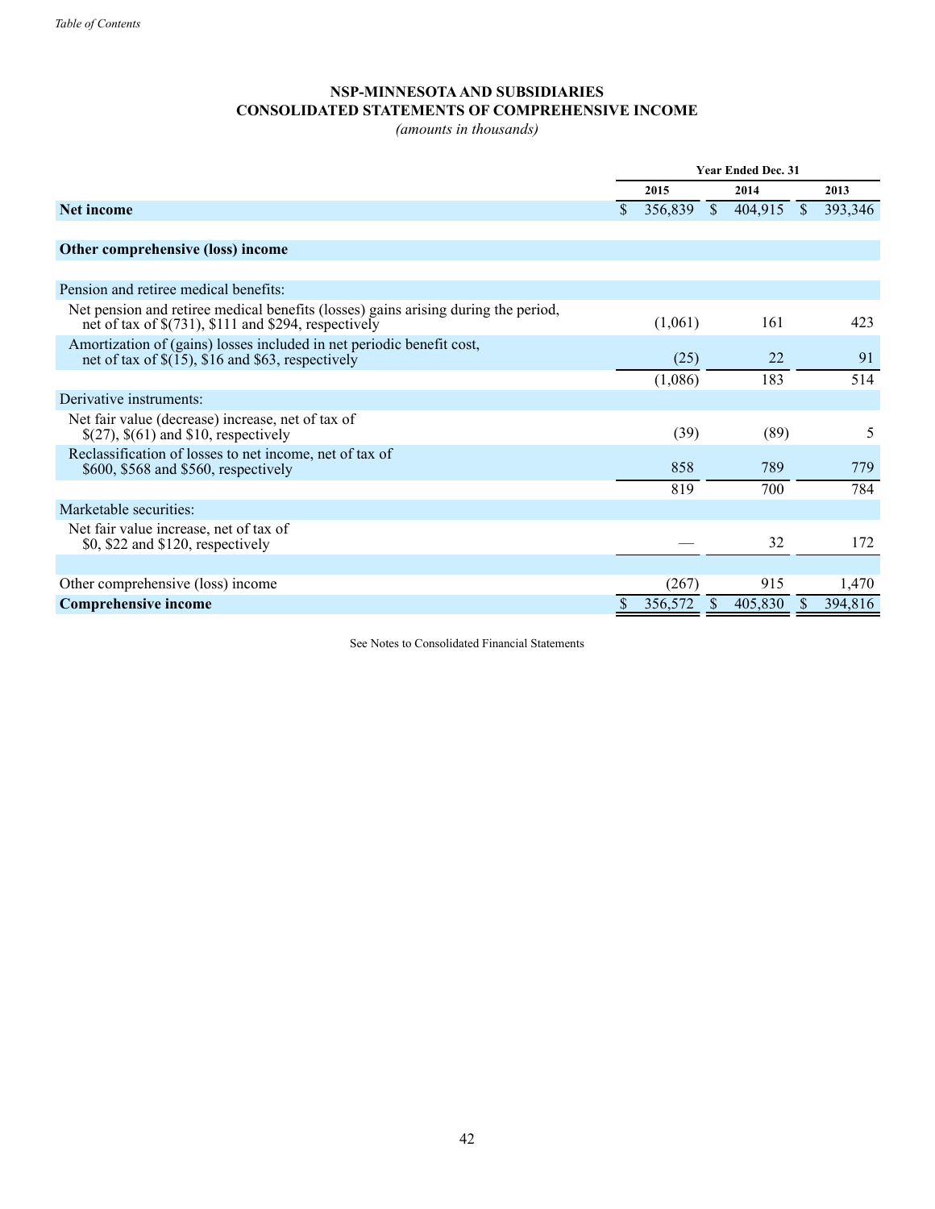*Table of Contents*

**NSP-MINNESOTA AND SUBSIDIARIES**
**CONSOLIDATED STATEMENTS OF COMPREHENSIVE INCOME**
*(amounts in thousands)*

| | Year Ended Dec. 31 | | |
|---|---|---|---|
| | **2015** | **2014** | **2013** |
| **Net income** | $ 356,839 | $ 404,915 | $ 393,346 |
| | | | |
| **Other comprehensive (loss) income** | | | |
| | | | |
| Pension and retiree medical benefits: | | | |
| Net pension and retiree medical benefits (losses) gains arising during the period, net of tax of $(731), $111 and $294, respectively | (1,061) | 161 | 423 |
| Amortization of (gains) losses included in net periodic benefit cost, net of tax of $(15), $16 and $63, respectively | (25) | 22 | 91 |
| | (1,086) | 183 | 514 |
| Derivative instruments: | | | |
| Net fair value (decrease) increase, net of tax of $(27), $(61) and $10, respectively | (39) | (89) | 5 |
| Reclassification of losses to net income, net of tax of $600, $568 and $560, respectively | 858 | 789 | 779 |
| | 819 | 700 | 784 |
| Marketable securities: | | | |
| Net fair value increase, net of tax of $0, $22 and $120, respectively | — | 32 | 172 |
| | | | |
| Other comprehensive (loss) income | (267) | 915 | 1,470 |
| **Comprehensive income** | $ 356,572 | $ 405,830 | $ 394,816 |

See Notes to Consolidated Financial Statements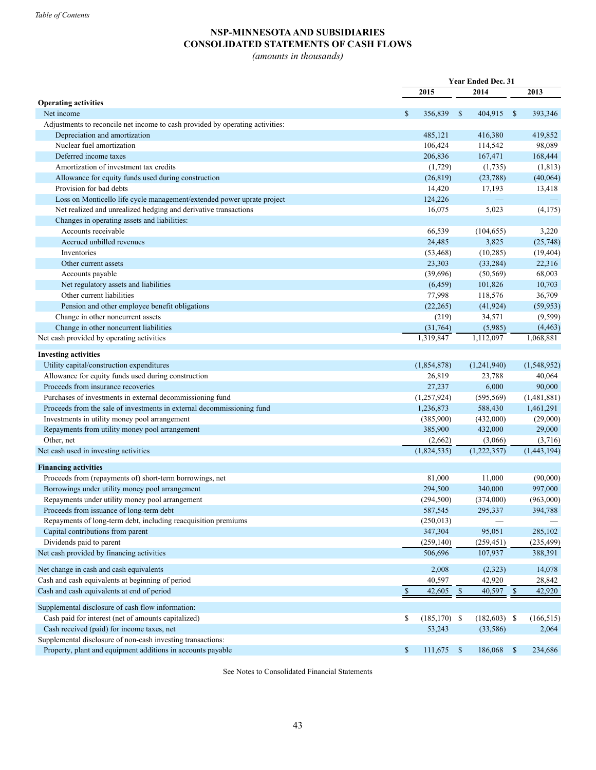*Table of Contents*

# NSP-MINNESOTA AND SUBSIDIARIES
## CONSOLIDATED STATEMENTS OF CASH FLOWS
*(amounts in thousands)*

| | Year Ended Dec. 31 | | |
|---|---|---|---|
| | 2015 | 2014 | 2013 |
| **Operating activities** | | | |
| Net income | $ 356,839 | $ 404,915 | $ 393,346 |
| Adjustments to reconcile net income to cash provided by operating activities: | | | |
| Depreciation and amortization | 485,121 | 416,380 | 419,852 |
| Nuclear fuel amortization | 106,424 | 114,542 | 98,089 |
| Deferred income taxes | 206,836 | 167,471 | 168,444 |
| Amortization of investment tax credits | (1,729) | (1,735) | (1,813) |
| Allowance for equity funds used during construction | (26,819) | (23,788) | (40,064) |
| Provision for bad debts | 14,420 | 17,193 | 13,418 |
| Loss on Monticello life cycle management/extended power uprate project | 124,226 | — | — |
| Net realized and unrealized hedging and derivative transactions | 16,075 | 5,023 | (4,175) |
| Changes in operating assets and liabilities: | | | |
| Accounts receivable | 66,539 | (104,655) | 3,220 |
| Accrued unbilled revenues | 24,485 | 3,825 | (25,748) |
| Inventories | (53,468) | (10,285) | (19,404) |
| Other current assets | 23,303 | (33,284) | 22,316 |
| Accounts payable | (39,696) | (50,569) | 68,003 |
| Net regulatory assets and liabilities | (6,459) | 101,826 | 10,703 |
| Other current liabilities | 77,998 | 118,576 | 36,709 |
| Pension and other employee benefit obligations | (22,265) | (41,924) | (59,953) |
| Change in other noncurrent assets | (219) | 34,571 | (9,599) |
| Change in other noncurrent liabilities | (31,764) | (5,985) | (4,463) |
| Net cash provided by operating activities | 1,319,847 | 1,112,097 | 1,068,881 |
| **Investing activities** | | | |
| Utility capital/construction expenditures | (1,854,878) | (1,241,940) | (1,548,952) |
| Allowance for equity funds used during construction | 26,819 | 23,788 | 40,064 |
| Proceeds from insurance recoveries | 27,237 | 6,000 | 90,000 |
| Purchases of investments in external decommissioning fund | (1,257,924) | (595,569) | (1,481,881) |
| Proceeds from the sale of investments in external decommissioning fund | 1,236,873 | 588,430 | 1,461,291 |
| Investments in utility money pool arrangement | (385,900) | (432,000) | (29,000) |
| Repayments from utility money pool arrangement | 385,900 | 432,000 | 29,000 |
| Other, net | (2,662) | (3,066) | (3,716) |
| Net cash used in investing activities | (1,824,535) | (1,222,357) | (1,443,194) |
| **Financing activities** | | | |
| Proceeds from (repayments of) short-term borrowings, net | 81,000 | 11,000 | (90,000) |
| Borrowings under utility money pool arrangement | 294,500 | 340,000 | 997,000 |
| Repayments under utility money pool arrangement | (294,500) | (374,000) | (963,000) |
| Proceeds from issuance of long-term debt | 587,545 | 295,337 | 394,788 |
| Repayments of long-term debt, including reacquisition premiums | (250,013) | — | — |
| Capital contributions from parent | 347,304 | 95,051 | 285,102 |
| Dividends paid to parent | (259,140) | (259,451) | (235,499) |
| Net cash provided by financing activities | 506,696 | 107,937 | 388,391 |
| Net change in cash and cash equivalents | 2,008 | (2,323) | 14,078 |
| Cash and cash equivalents at beginning of period | 40,597 | 42,920 | 28,842 |
| Cash and cash equivalents at end of period | $ 42,605 | $ 40,597 | $ 42,920 |
| Supplemental disclosure of cash flow information: | | | |
| Cash paid for interest (net of amounts capitalized) | $ (185,170) | $ (182,603) | $ (166,515) |
| Cash received (paid) for income taxes, net | 53,243 | (33,586) | 2,064 |
| Supplemental disclosure of non-cash investing transactions: | | | |
| Property, plant and equipment additions in accounts payable | $ 111,675 | $ 186,068 | $ 234,686 |

See Notes to Consolidated Financial Statements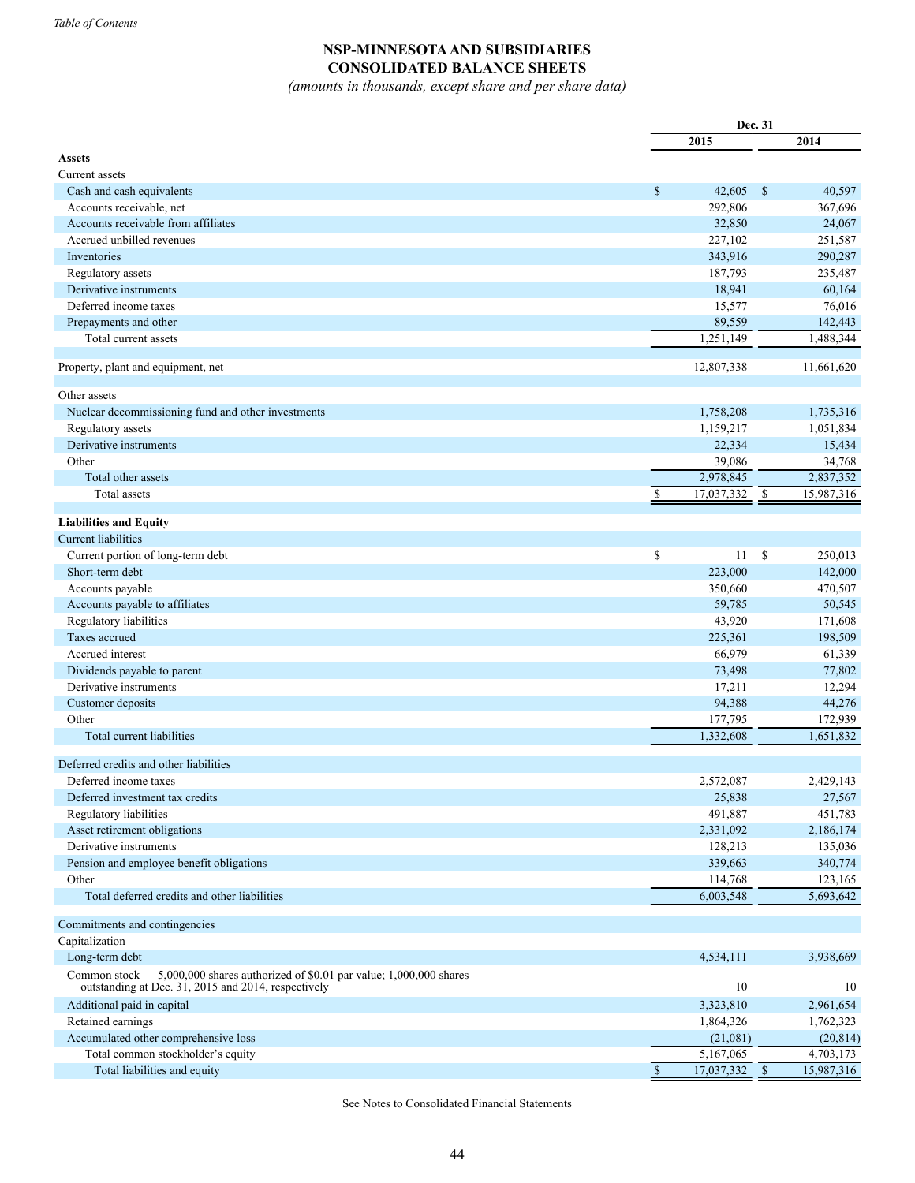Table of Contents

# NSP-MINNESOTA AND SUBSIDIARIES
## CONSOLIDATED BALANCE SHEETS
*(amounts in thousands, except share and per share data)*

| | Dec. 31 | |
|---|---|---|
| | 2015 | 2014 |
| **Assets** | | |
| Current assets | | |
| Cash and cash equivalents | $ 42,605 | $ 40,597 |
| Accounts receivable, net | 292,806 | 367,696 |
| Accounts receivable from affiliates | 32,850 | 24,067 |
| Accrued unbilled revenues | 227,102 | 251,587 |
| Inventories | 343,916 | 290,287 |
| Regulatory assets | 187,793 | 235,487 |
| Derivative instruments | 18,941 | 60,164 |
| Deferred income taxes | 15,577 | 76,016 |
| Prepayments and other | 89,559 | 142,443 |
| Total current assets | 1,251,149 | 1,488,344 |
| | | |
| Property, plant and equipment, net | 12,807,338 | 11,661,620 |
| | | |
| Other assets | | |
| Nuclear decommissioning fund and other investments | 1,758,208 | 1,735,316 |
| Regulatory assets | 1,159,217 | 1,051,834 |
| Derivative instruments | 22,334 | 15,434 |
| Other | 39,086 | 34,768 |
| Total other assets | 2,978,845 | 2,837,352 |
| Total assets | $ 17,037,332 | $ 15,987,316 |
| | | |
| **Liabilities and Equity** | | |
| Current liabilities | | |
| Current portion of long-term debt | $ 11 | $ 250,013 |
| Short-term debt | 223,000 | 142,000 |
| Accounts payable | 350,660 | 470,507 |
| Accounts payable to affiliates | 59,785 | 50,545 |
| Regulatory liabilities | 43,920 | 171,608 |
| Taxes accrued | 225,361 | 198,509 |
| Accrued interest | 66,979 | 61,339 |
| Dividends payable to parent | 73,498 | 77,802 |
| Derivative instruments | 17,211 | 12,294 |
| Customer deposits | 94,388 | 44,276 |
| Other | 177,795 | 172,939 |
| Total current liabilities | 1,332,608 | 1,651,832 |
| | | |
| Deferred credits and other liabilities | | |
| Deferred income taxes | 2,572,087 | 2,429,143 |
| Deferred investment tax credits | 25,838 | 27,567 |
| Regulatory liabilities | 491,887 | 451,783 |
| Asset retirement obligations | 2,331,092 | 2,186,174 |
| Derivative instruments | 128,213 | 135,036 |
| Pension and employee benefit obligations | 339,663 | 340,774 |
| Other | 114,768 | 123,165 |
| Total deferred credits and other liabilities | 6,003,548 | 5,693,642 |
| | | |
| Commitments and contingencies | | |
| Capitalization | | |
| Long-term debt | 4,534,111 | 3,938,669 |
| Common stock — 5,000,000 shares authorized of $0.01 par value; 1,000,000 shares outstanding at Dec. 31, 2015 and 2014, respectively | 10 | 10 |
| Additional paid in capital | 3,323,810 | 2,961,654 |
| Retained earnings | 1,864,326 | 1,762,323 |
| Accumulated other comprehensive loss | (21,081) | (20,814) |
| Total common stockholder's equity | 5,167,065 | 4,703,173 |
| Total liabilities and equity | $ 17,037,332 | $ 15,987,316 |

See Notes to Consolidated Financial Statements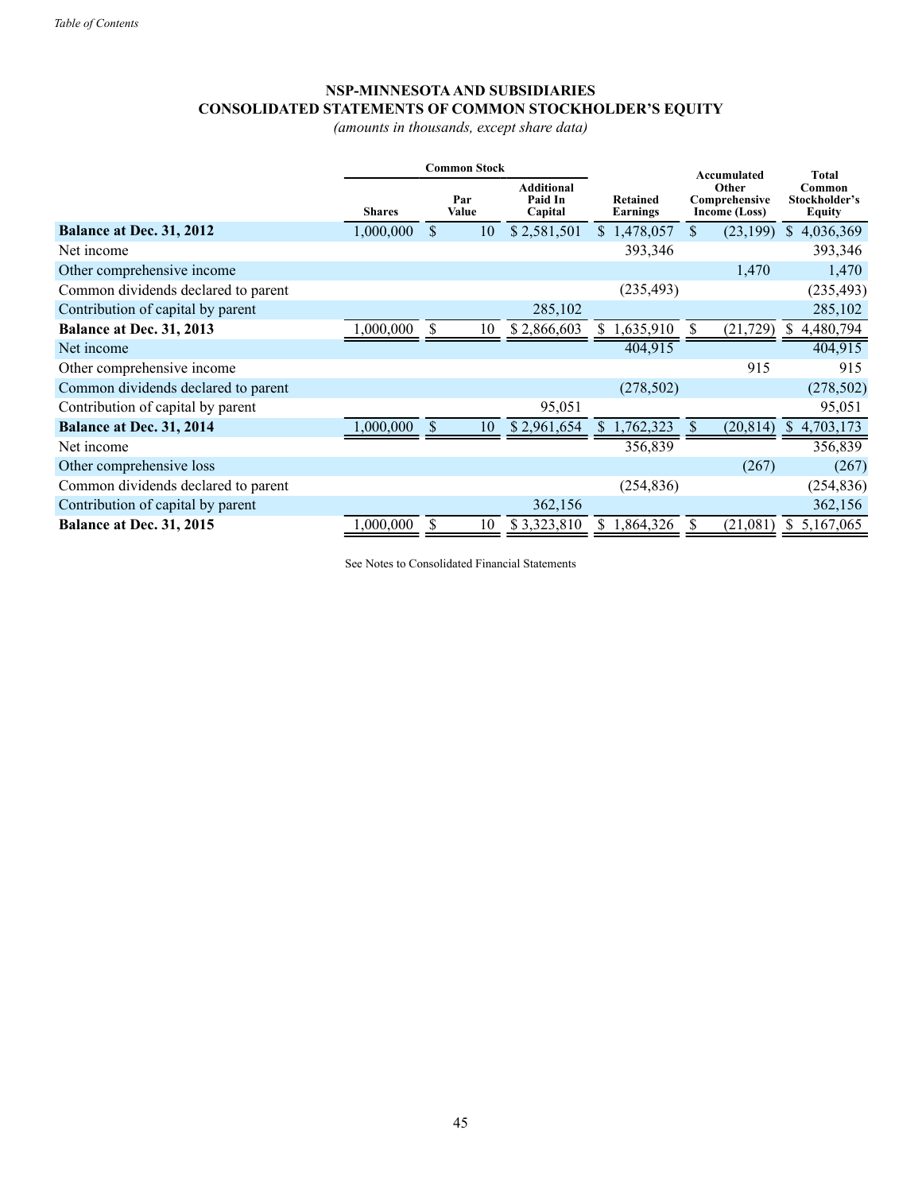# NSP-MINNESOTA AND SUBSIDIARIES
## CONSOLIDATED STATEMENTS OF COMMON STOCKHOLDER'S EQUITY

*(amounts in thousands, except share data)*

| | Common Stock | | | | | |
|---|---|---|---|---|---|---|
| | Shares | Par Value | Additional Paid In Capital | Retained Earnings | Accumulated Other Comprehensive Income (Loss) | Total Common Stockholder's Equity |
| **Balance at Dec. 31, 2012** | 1,000,000 | $ 10 | $ 2,581,501 | $ 1,478,057 | $ (23,199) | $ 4,036,369 |
| Net income | | | | 393,346 | | 393,346 |
| Other comprehensive income | | | | | 1,470 | 1,470 |
| Common dividends declared to parent | | | | (235,493) | | (235,493) |
| Contribution of capital by parent | | | 285,102 | | | 285,102 |
| **Balance at Dec. 31, 2013** | 1,000,000 | $ 10 | $ 2,866,603 | $ 1,635,910 | $ (21,729) | $ 4,480,794 |
| Net income | | | | 404,915 | | 404,915 |
| Other comprehensive income | | | | | 915 | 915 |
| Common dividends declared to parent | | | | (278,502) | | (278,502) |
| Contribution of capital by parent | | | 95,051 | | | 95,051 |
| **Balance at Dec. 31, 2014** | 1,000,000 | $ 10 | $ 2,961,654 | $ 1,762,323 | $ (20,814) | $ 4,703,173 |
| Net income | | | | 356,839 | | 356,839 |
| Other comprehensive loss | | | | | (267) | (267) |
| Common dividends declared to parent | | | | (254,836) | | (254,836) |
| Contribution of capital by parent | | | 362,156 | | | 362,156 |
| **Balance at Dec. 31, 2015** | 1,000,000 | $ 10 | $ 3,323,810 | $ 1,864,326 | $ (21,081) | $ 5,167,065 |

See Notes to Consolidated Financial Statements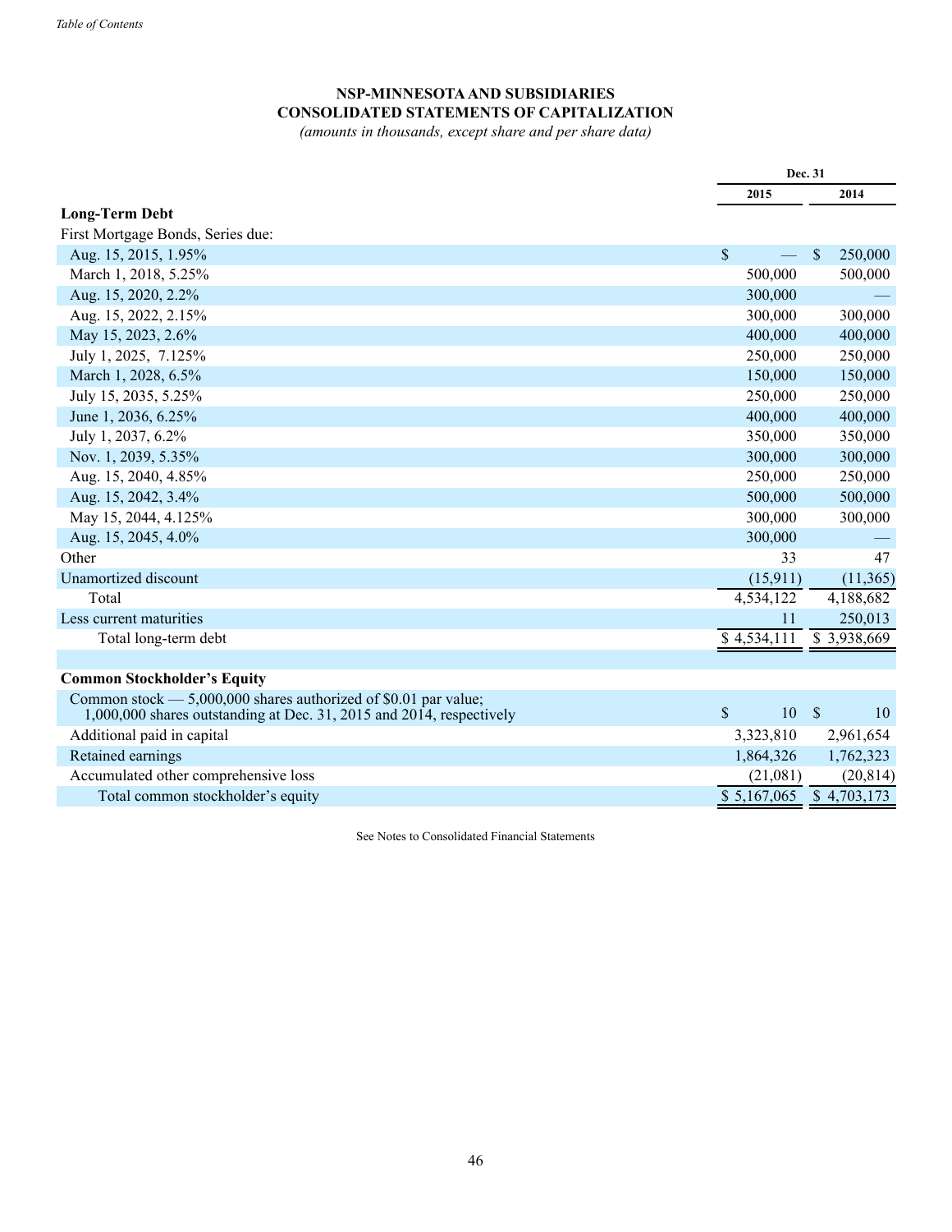*Table of Contents*

# NSP-MINNESOTA AND SUBSIDIARIES
## CONSOLIDATED STATEMENTS OF CAPITALIZATION
*(amounts in thousands, except share and per share data)*

| | Dec. 31 | |
|---|---|---|
| | 2015 | 2014 |
| **Long-Term Debt** | | |
| First Mortgage Bonds, Series due: | | |
| Aug. 15, 2015, 1.95% | $ — | $ 250,000 |
| March 1, 2018, 5.25% | 500,000 | 500,000 |
| Aug. 15, 2020, 2.2% | 300,000 | — |
| Aug. 15, 2022, 2.15% | 300,000 | 300,000 |
| May 15, 2023, 2.6% | 400,000 | 400,000 |
| July 1, 2025, 7.125% | 250,000 | 250,000 |
| March 1, 2028, 6.5% | 150,000 | 150,000 |
| July 15, 2035, 5.25% | 250,000 | 250,000 |
| June 1, 2036, 6.25% | 400,000 | 400,000 |
| July 1, 2037, 6.2% | 350,000 | 350,000 |
| Nov. 1, 2039, 5.35% | 300,000 | 300,000 |
| Aug. 15, 2040, 4.85% | 250,000 | 250,000 |
| Aug. 15, 2042, 3.4% | 500,000 | 500,000 |
| May 15, 2044, 4.125% | 300,000 | 300,000 |
| Aug. 15, 2045, 4.0% | 300,000 | — |
| Other | 33 | 47 |
| Unamortized discount | (15,911) | (11,365) |
| Total | 4,534,122 | 4,188,682 |
| Less current maturities | 11 | 250,013 |
| Total long-term debt | $ 4,534,111 | $ 3,938,669 |
| | | |
| **Common Stockholder's Equity** | | |
| Common stock — 5,000,000 shares authorized of $0.01 par value; 1,000,000 shares outstanding at Dec. 31, 2015 and 2014, respectively | $ 10 | $ 10 |
| Additional paid in capital | 3,323,810 | 2,961,654 |
| Retained earnings | 1,864,326 | 1,762,323 |
| Accumulated other comprehensive loss | (21,081) | (20,814) |
| Total common stockholder's equity | $ 5,167,065 | $ 4,703,173 |

See Notes to Consolidated Financial Statements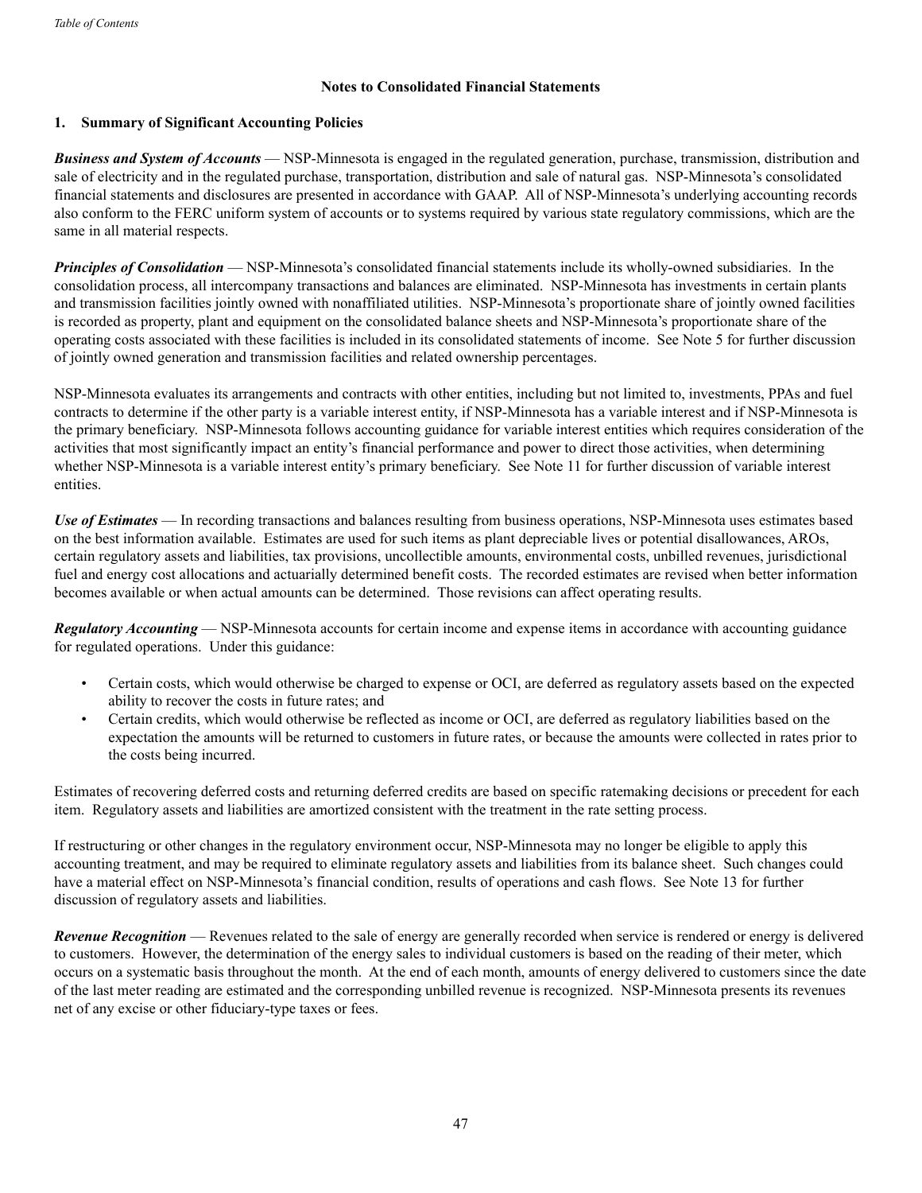## Notes to Consolidated Financial Statements

### 1. Summary of Significant Accounting Policies

***Business and System of Accounts*** — NSP-Minnesota is engaged in the regulated generation, purchase, transmission, distribution and sale of electricity and in the regulated purchase, transportation, distribution and sale of natural gas. NSP-Minnesota's consolidated financial statements and disclosures are presented in accordance with GAAP. All of NSP-Minnesota's underlying accounting records also conform to the FERC uniform system of accounts or to systems required by various state regulatory commissions, which are the same in all material respects.

***Principles of Consolidation*** — NSP-Minnesota's consolidated financial statements include its wholly-owned subsidiaries. In the consolidation process, all intercompany transactions and balances are eliminated. NSP-Minnesota has investments in certain plants and transmission facilities jointly owned with nonaffiliated utilities. NSP-Minnesota's proportionate share of jointly owned facilities is recorded as property, plant and equipment on the consolidated balance sheets and NSP-Minnesota's proportionate share of the operating costs associated with these facilities is included in its consolidated statements of income. See Note 5 for further discussion of jointly owned generation and transmission facilities and related ownership percentages.

NSP-Minnesota evaluates its arrangements and contracts with other entities, including but not limited to, investments, PPAs and fuel contracts to determine if the other party is a variable interest entity, if NSP-Minnesota has a variable interest and if NSP-Minnesota is the primary beneficiary. NSP-Minnesota follows accounting guidance for variable interest entities which requires consideration of the activities that most significantly impact an entity's financial performance and power to direct those activities, when determining whether NSP-Minnesota is a variable interest entity's primary beneficiary. See Note 11 for further discussion of variable interest entities.

***Use of Estimates*** — In recording transactions and balances resulting from business operations, NSP-Minnesota uses estimates based on the best information available. Estimates are used for such items as plant depreciable lives or potential disallowances, AROs, certain regulatory assets and liabilities, tax provisions, uncollectible amounts, environmental costs, unbilled revenues, jurisdictional fuel and energy cost allocations and actuarially determined benefit costs. The recorded estimates are revised when better information becomes available or when actual amounts can be determined. Those revisions can affect operating results.

***Regulatory Accounting*** — NSP-Minnesota accounts for certain income and expense items in accordance with accounting guidance for regulated operations. Under this guidance:

- Certain costs, which would otherwise be charged to expense or OCI, are deferred as regulatory assets based on the expected ability to recover the costs in future rates; and
- Certain credits, which would otherwise be reflected as income or OCI, are deferred as regulatory liabilities based on the expectation the amounts will be returned to customers in future rates, or because the amounts were collected in rates prior to the costs being incurred.

Estimates of recovering deferred costs and returning deferred credits are based on specific ratemaking decisions or precedent for each item. Regulatory assets and liabilities are amortized consistent with the treatment in the rate setting process.

If restructuring or other changes in the regulatory environment occur, NSP-Minnesota may no longer be eligible to apply this accounting treatment, and may be required to eliminate regulatory assets and liabilities from its balance sheet. Such changes could have a material effect on NSP-Minnesota's financial condition, results of operations and cash flows. See Note 13 for further discussion of regulatory assets and liabilities.

***Revenue Recognition*** — Revenues related to the sale of energy are generally recorded when service is rendered or energy is delivered to customers. However, the determination of the energy sales to individual customers is based on the reading of their meter, which occurs on a systematic basis throughout the month. At the end of each month, amounts of energy delivered to customers since the date of the last meter reading are estimated and the corresponding unbilled revenue is recognized. NSP-Minnesota presents its revenues net of any excise or other fiduciary-type taxes or fees.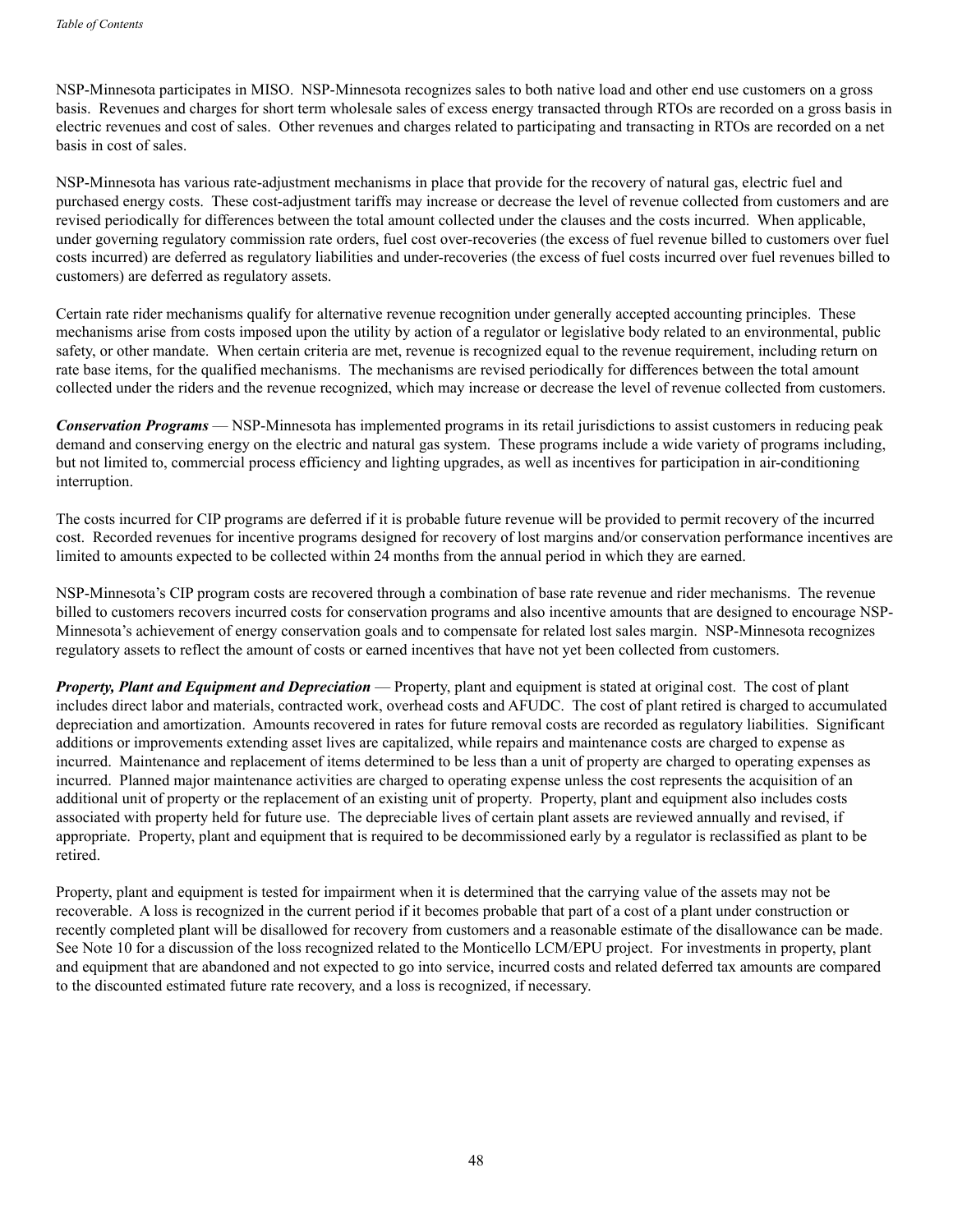NSP-Minnesota participates in MISO. NSP-Minnesota recognizes sales to both native load and other end use customers on a gross basis. Revenues and charges for short term wholesale sales of excess energy transacted through RTOs are recorded on a gross basis in electric revenues and cost of sales. Other revenues and charges related to participating and transacting in RTOs are recorded on a net basis in cost of sales.

NSP-Minnesota has various rate-adjustment mechanisms in place that provide for the recovery of natural gas, electric fuel and purchased energy costs. These cost-adjustment tariffs may increase or decrease the level of revenue collected from customers and are revised periodically for differences between the total amount collected under the clauses and the costs incurred. When applicable, under governing regulatory commission rate orders, fuel cost over-recoveries (the excess of fuel revenue billed to customers over fuel costs incurred) are deferred as regulatory liabilities and under-recoveries (the excess of fuel costs incurred over fuel revenues billed to customers) are deferred as regulatory assets.

Certain rate rider mechanisms qualify for alternative revenue recognition under generally accepted accounting principles. These mechanisms arise from costs imposed upon the utility by action of a regulator or legislative body related to an environmental, public safety, or other mandate. When certain criteria are met, revenue is recognized equal to the revenue requirement, including return on rate base items, for the qualified mechanisms. The mechanisms are revised periodically for differences between the total amount collected under the riders and the revenue recognized, which may increase or decrease the level of revenue collected from customers.

***Conservation Programs*** — NSP-Minnesota has implemented programs in its retail jurisdictions to assist customers in reducing peak demand and conserving energy on the electric and natural gas system. These programs include a wide variety of programs including, but not limited to, commercial process efficiency and lighting upgrades, as well as incentives for participation in air-conditioning interruption.

The costs incurred for CIP programs are deferred if it is probable future revenue will be provided to permit recovery of the incurred cost. Recorded revenues for incentive programs designed for recovery of lost margins and/or conservation performance incentives are limited to amounts expected to be collected within 24 months from the annual period in which they are earned.

NSP-Minnesota's CIP program costs are recovered through a combination of base rate revenue and rider mechanisms. The revenue billed to customers recovers incurred costs for conservation programs and also incentive amounts that are designed to encourage NSP-Minnesota's achievement of energy conservation goals and to compensate for related lost sales margin. NSP-Minnesota recognizes regulatory assets to reflect the amount of costs or earned incentives that have not yet been collected from customers.

***Property, Plant and Equipment and Depreciation*** — Property, plant and equipment is stated at original cost. The cost of plant includes direct labor and materials, contracted work, overhead costs and AFUDC. The cost of plant retired is charged to accumulated depreciation and amortization. Amounts recovered in rates for future removal costs are recorded as regulatory liabilities. Significant additions or improvements extending asset lives are capitalized, while repairs and maintenance costs are charged to expense as incurred. Maintenance and replacement of items determined to be less than a unit of property are charged to operating expenses as incurred. Planned major maintenance activities are charged to operating expense unless the cost represents the acquisition of an additional unit of property or the replacement of an existing unit of property. Property, plant and equipment also includes costs associated with property held for future use. The depreciable lives of certain plant assets are reviewed annually and revised, if appropriate. Property, plant and equipment that is required to be decommissioned early by a regulator is reclassified as plant to be retired.

Property, plant and equipment is tested for impairment when it is determined that the carrying value of the assets may not be recoverable. A loss is recognized in the current period if it becomes probable that part of a cost of a plant under construction or recently completed plant will be disallowed for recovery from customers and a reasonable estimate of the disallowance can be made. See Note 10 for a discussion of the loss recognized related to the Monticello LCM/EPU project. For investments in property, plant and equipment that are abandoned and not expected to go into service, incurred costs and related deferred tax amounts are compared to the discounted estimated future rate recovery, and a loss is recognized, if necessary.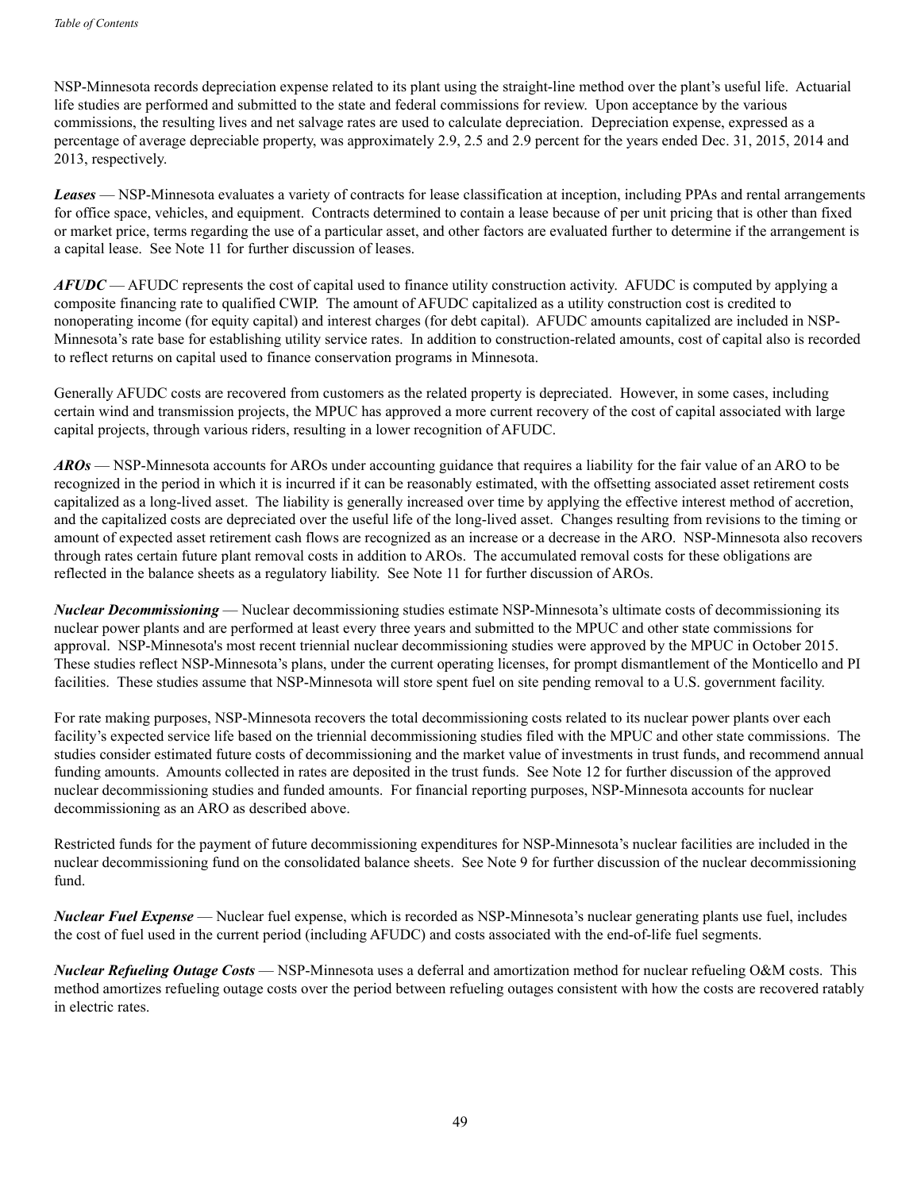NSP-Minnesota records depreciation expense related to its plant using the straight-line method over the plant's useful life. Actuarial life studies are performed and submitted to the state and federal commissions for review. Upon acceptance by the various commissions, the resulting lives and net salvage rates are used to calculate depreciation. Depreciation expense, expressed as a percentage of average depreciable property, was approximately 2.9, 2.5 and 2.9 percent for the years ended Dec. 31, 2015, 2014 and 2013, respectively.

***Leases*** — NSP-Minnesota evaluates a variety of contracts for lease classification at inception, including PPAs and rental arrangements for office space, vehicles, and equipment. Contracts determined to contain a lease because of per unit pricing that is other than fixed or market price, terms regarding the use of a particular asset, and other factors are evaluated further to determine if the arrangement is a capital lease. See Note 11 for further discussion of leases.

***AFUDC*** — AFUDC represents the cost of capital used to finance utility construction activity. AFUDC is computed by applying a composite financing rate to qualified CWIP. The amount of AFUDC capitalized as a utility construction cost is credited to nonoperating income (for equity capital) and interest charges (for debt capital). AFUDC amounts capitalized are included in NSP-Minnesota's rate base for establishing utility service rates. In addition to construction-related amounts, cost of capital also is recorded to reflect returns on capital used to finance conservation programs in Minnesota.

Generally AFUDC costs are recovered from customers as the related property is depreciated. However, in some cases, including certain wind and transmission projects, the MPUC has approved a more current recovery of the cost of capital associated with large capital projects, through various riders, resulting in a lower recognition of AFUDC.

***AROs*** — NSP-Minnesota accounts for AROs under accounting guidance that requires a liability for the fair value of an ARO to be recognized in the period in which it is incurred if it can be reasonably estimated, with the offsetting associated asset retirement costs capitalized as a long-lived asset. The liability is generally increased over time by applying the effective interest method of accretion, and the capitalized costs are depreciated over the useful life of the long-lived asset. Changes resulting from revisions to the timing or amount of expected asset retirement cash flows are recognized as an increase or a decrease in the ARO. NSP-Minnesota also recovers through rates certain future plant removal costs in addition to AROs. The accumulated removal costs for these obligations are reflected in the balance sheets as a regulatory liability. See Note 11 for further discussion of AROs.

***Nuclear Decommissioning*** — Nuclear decommissioning studies estimate NSP-Minnesota's ultimate costs of decommissioning its nuclear power plants and are performed at least every three years and submitted to the MPUC and other state commissions for approval. NSP-Minnesota's most recent triennial nuclear decommissioning studies were approved by the MPUC in October 2015. These studies reflect NSP-Minnesota's plans, under the current operating licenses, for prompt dismantlement of the Monticello and PI facilities. These studies assume that NSP-Minnesota will store spent fuel on site pending removal to a U.S. government facility.

For rate making purposes, NSP-Minnesota recovers the total decommissioning costs related to its nuclear power plants over each facility's expected service life based on the triennial decommissioning studies filed with the MPUC and other state commissions. The studies consider estimated future costs of decommissioning and the market value of investments in trust funds, and recommend annual funding amounts. Amounts collected in rates are deposited in the trust funds. See Note 12 for further discussion of the approved nuclear decommissioning studies and funded amounts. For financial reporting purposes, NSP-Minnesota accounts for nuclear decommissioning as an ARO as described above.

Restricted funds for the payment of future decommissioning expenditures for NSP-Minnesota's nuclear facilities are included in the nuclear decommissioning fund on the consolidated balance sheets. See Note 9 for further discussion of the nuclear decommissioning fund.

***Nuclear Fuel Expense*** — Nuclear fuel expense, which is recorded as NSP-Minnesota's nuclear generating plants use fuel, includes the cost of fuel used in the current period (including AFUDC) and costs associated with the end-of-life fuel segments.

***Nuclear Refueling Outage Costs*** — NSP-Minnesota uses a deferral and amortization method for nuclear refueling O&M costs. This method amortizes refueling outage costs over the period between refueling outages consistent with how the costs are recovered ratably in electric rates.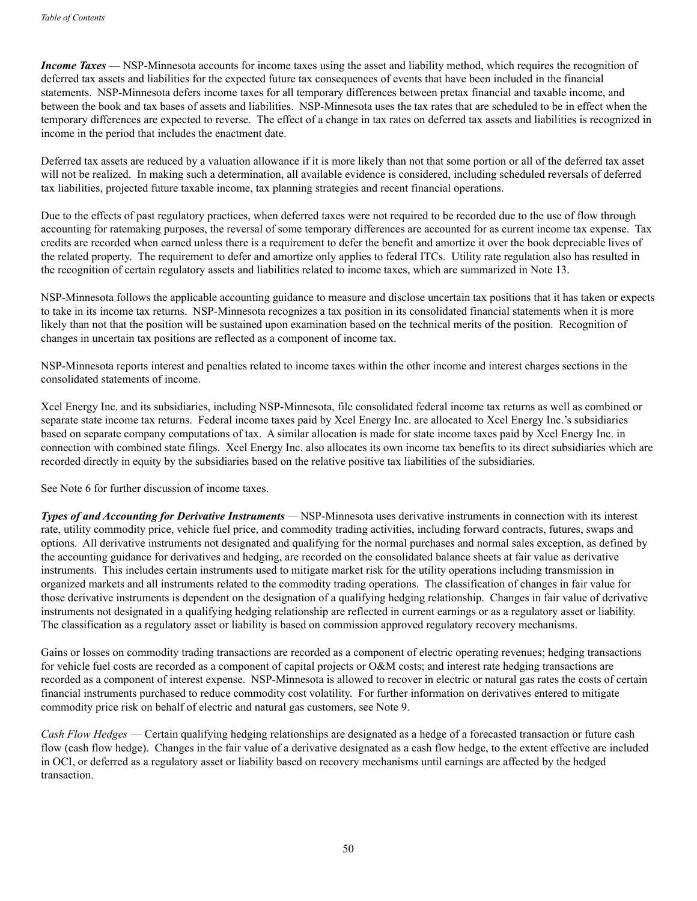***Income Taxes*** — NSP-Minnesota accounts for income taxes using the asset and liability method, which requires the recognition of deferred tax assets and liabilities for the expected future tax consequences of events that have been included in the financial statements. NSP-Minnesota defers income taxes for all temporary differences between pretax financial and taxable income, and between the book and tax bases of assets and liabilities. NSP-Minnesota uses the tax rates that are scheduled to be in effect when the temporary differences are expected to reverse. The effect of a change in tax rates on deferred tax assets and liabilities is recognized in income in the period that includes the enactment date.

Deferred tax assets are reduced by a valuation allowance if it is more likely than not that some portion or all of the deferred tax asset will not be realized. In making such a determination, all available evidence is considered, including scheduled reversals of deferred tax liabilities, projected future taxable income, tax planning strategies and recent financial operations.

Due to the effects of past regulatory practices, when deferred taxes were not required to be recorded due to the use of flow through accounting for ratemaking purposes, the reversal of some temporary differences are accounted for as current income tax expense. Tax credits are recorded when earned unless there is a requirement to defer the benefit and amortize it over the book depreciable lives of the related property. The requirement to defer and amortize only applies to federal ITCs. Utility rate regulation also has resulted in the recognition of certain regulatory assets and liabilities related to income taxes, which are summarized in Note 13.

NSP-Minnesota follows the applicable accounting guidance to measure and disclose uncertain tax positions that it has taken or expects to take in its income tax returns. NSP-Minnesota recognizes a tax position in its consolidated financial statements when it is more likely than not that the position will be sustained upon examination based on the technical merits of the position. Recognition of changes in uncertain tax positions are reflected as a component of income tax.

NSP-Minnesota reports interest and penalties related to income taxes within the other income and interest charges sections in the consolidated statements of income.

Xcel Energy Inc. and its subsidiaries, including NSP-Minnesota, file consolidated federal income tax returns as well as combined or separate state income tax returns. Federal income taxes paid by Xcel Energy Inc. are allocated to Xcel Energy Inc.'s subsidiaries based on separate company computations of tax. A similar allocation is made for state income taxes paid by Xcel Energy Inc. in connection with combined state filings. Xcel Energy Inc. also allocates its own income tax benefits to its direct subsidiaries which are recorded directly in equity by the subsidiaries based on the relative positive tax liabilities of the subsidiaries.

See Note 6 for further discussion of income taxes.

***Types of and Accounting for Derivative Instruments*** — NSP-Minnesota uses derivative instruments in connection with its interest rate, utility commodity price, vehicle fuel price, and commodity trading activities, including forward contracts, futures, swaps and options. All derivative instruments not designated and qualifying for the normal purchases and normal sales exception, as defined by the accounting guidance for derivatives and hedging, are recorded on the consolidated balance sheets at fair value as derivative instruments. This includes certain instruments used to mitigate market risk for the utility operations including transmission in organized markets and all instruments related to the commodity trading operations. The classification of changes in fair value for those derivative instruments is dependent on the designation of a qualifying hedging relationship. Changes in fair value of derivative instruments not designated in a qualifying hedging relationship are reflected in current earnings or as a regulatory asset or liability. The classification as a regulatory asset or liability is based on commission approved regulatory recovery mechanisms.

Gains or losses on commodity trading transactions are recorded as a component of electric operating revenues; hedging transactions for vehicle fuel costs are recorded as a component of capital projects or O&M costs; and interest rate hedging transactions are recorded as a component of interest expense. NSP-Minnesota is allowed to recover in electric or natural gas rates the costs of certain financial instruments purchased to reduce commodity cost volatility. For further information on derivatives entered to mitigate commodity price risk on behalf of electric and natural gas customers, see Note 9.

*Cash Flow Hedges* — Certain qualifying hedging relationships are designated as a hedge of a forecasted transaction or future cash flow (cash flow hedge). Changes in the fair value of a derivative designated as a cash flow hedge, to the extent effective are included in OCI, or deferred as a regulatory asset or liability based on recovery mechanisms until earnings are affected by the hedged transaction.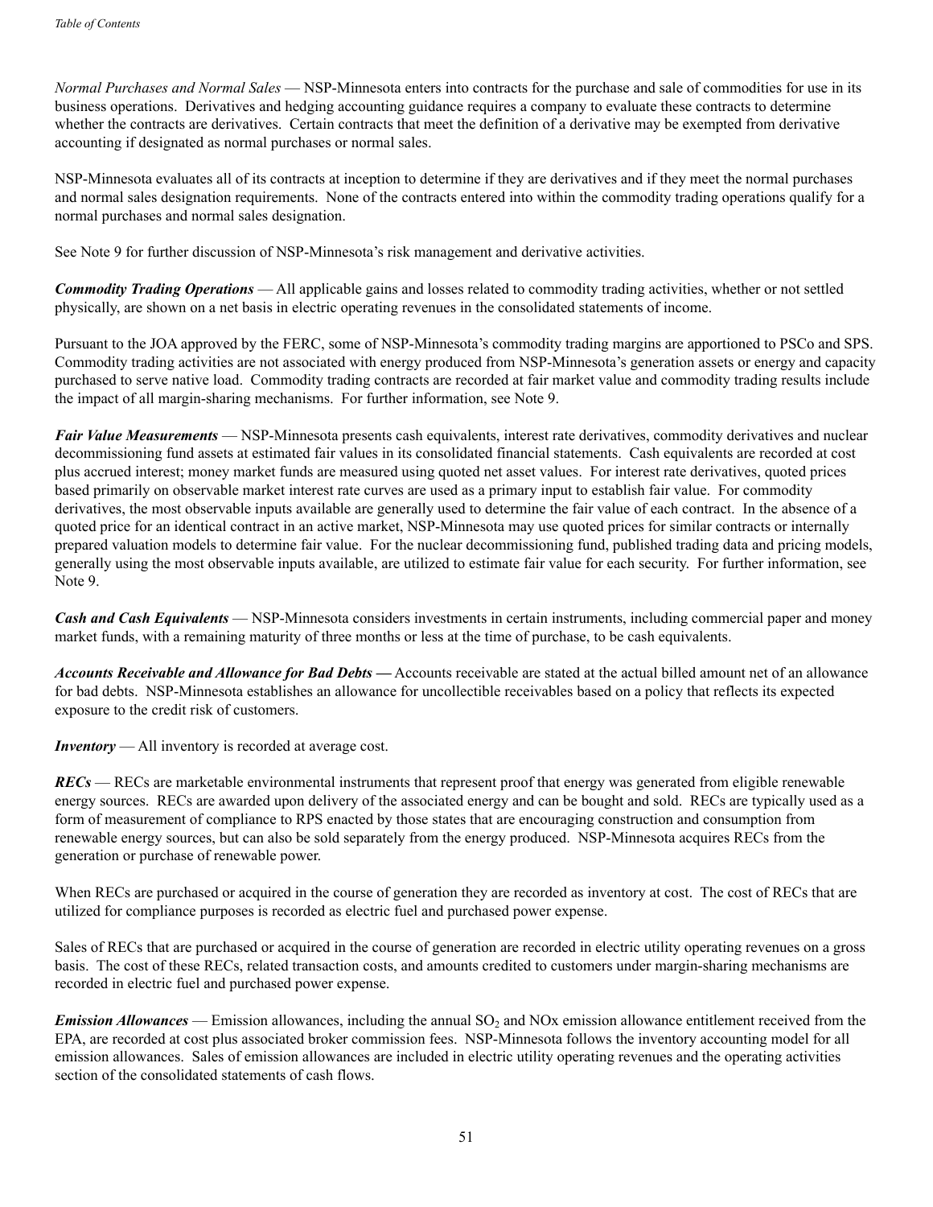*Normal Purchases and Normal Sales* — NSP-Minnesota enters into contracts for the purchase and sale of commodities for use in its business operations. Derivatives and hedging accounting guidance requires a company to evaluate these contracts to determine whether the contracts are derivatives. Certain contracts that meet the definition of a derivative may be exempted from derivative accounting if designated as normal purchases or normal sales.

NSP-Minnesota evaluates all of its contracts at inception to determine if they are derivatives and if they meet the normal purchases and normal sales designation requirements. None of the contracts entered into within the commodity trading operations qualify for a normal purchases and normal sales designation.

See Note 9 for further discussion of NSP-Minnesota's risk management and derivative activities.

***Commodity Trading Operations*** — All applicable gains and losses related to commodity trading activities, whether or not settled physically, are shown on a net basis in electric operating revenues in the consolidated statements of income.

Pursuant to the JOA approved by the FERC, some of NSP-Minnesota's commodity trading margins are apportioned to PSCo and SPS. Commodity trading activities are not associated with energy produced from NSP-Minnesota's generation assets or energy and capacity purchased to serve native load. Commodity trading contracts are recorded at fair market value and commodity trading results include the impact of all margin-sharing mechanisms. For further information, see Note 9.

***Fair Value Measurements*** — NSP-Minnesota presents cash equivalents, interest rate derivatives, commodity derivatives and nuclear decommissioning fund assets at estimated fair values in its consolidated financial statements. Cash equivalents are recorded at cost plus accrued interest; money market funds are measured using quoted net asset values. For interest rate derivatives, quoted prices based primarily on observable market interest rate curves are used as a primary input to establish fair value. For commodity derivatives, the most observable inputs available are generally used to determine the fair value of each contract. In the absence of a quoted price for an identical contract in an active market, NSP-Minnesota may use quoted prices for similar contracts or internally prepared valuation models to determine fair value. For the nuclear decommissioning fund, published trading data and pricing models, generally using the most observable inputs available, are utilized to estimate fair value for each security. For further information, see Note 9.

***Cash and Cash Equivalents*** — NSP-Minnesota considers investments in certain instruments, including commercial paper and money market funds, with a remaining maturity of three months or less at the time of purchase, to be cash equivalents.

***Accounts Receivable and Allowance for Bad Debts —*** Accounts receivable are stated at the actual billed amount net of an allowance for bad debts. NSP-Minnesota establishes an allowance for uncollectible receivables based on a policy that reflects its expected exposure to the credit risk of customers.

***Inventory*** — All inventory is recorded at average cost.

***RECs*** — RECs are marketable environmental instruments that represent proof that energy was generated from eligible renewable energy sources. RECs are awarded upon delivery of the associated energy and can be bought and sold. RECs are typically used as a form of measurement of compliance to RPS enacted by those states that are encouraging construction and consumption from renewable energy sources, but can also be sold separately from the energy produced. NSP-Minnesota acquires RECs from the generation or purchase of renewable power.

When RECs are purchased or acquired in the course of generation they are recorded as inventory at cost. The cost of RECs that are utilized for compliance purposes is recorded as electric fuel and purchased power expense.

Sales of RECs that are purchased or acquired in the course of generation are recorded in electric utility operating revenues on a gross basis. The cost of these RECs, related transaction costs, and amounts credited to customers under margin-sharing mechanisms are recorded in electric fuel and purchased power expense.

***Emission Allowances*** — Emission allowances, including the annual $SO_2$ and NOx emission allowance entitlement received from the EPA, are recorded at cost plus associated broker commission fees. NSP-Minnesota follows the inventory accounting model for all emission allowances. Sales of emission allowances are included in electric utility operating revenues and the operating activities section of the consolidated statements of cash flows.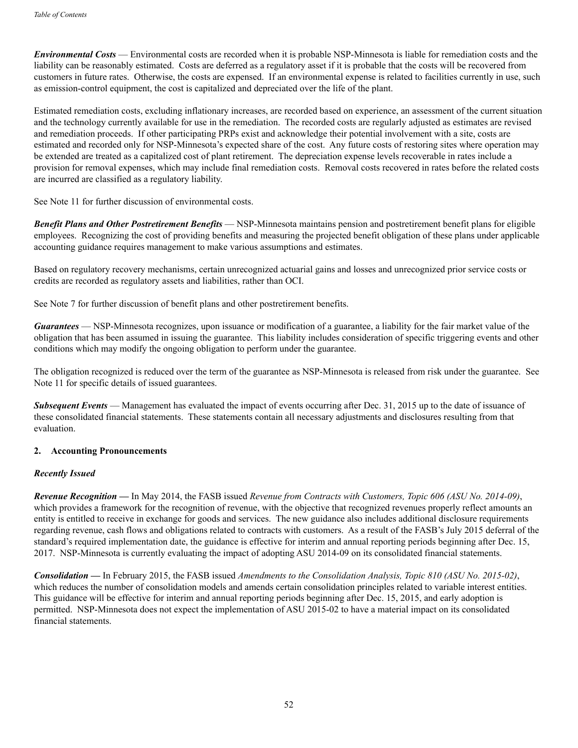***Environmental Costs*** — Environmental costs are recorded when it is probable NSP-Minnesota is liable for remediation costs and the liability can be reasonably estimated. Costs are deferred as a regulatory asset if it is probable that the costs will be recovered from customers in future rates. Otherwise, the costs are expensed. If an environmental expense is related to facilities currently in use, such as emission-control equipment, the cost is capitalized and depreciated over the life of the plant.

Estimated remediation costs, excluding inflationary increases, are recorded based on experience, an assessment of the current situation and the technology currently available for use in the remediation. The recorded costs are regularly adjusted as estimates are revised and remediation proceeds. If other participating PRPs exist and acknowledge their potential involvement with a site, costs are estimated and recorded only for NSP-Minnesota's expected share of the cost. Any future costs of restoring sites where operation may be extended are treated as a capitalized cost of plant retirement. The depreciation expense levels recoverable in rates include a provision for removal expenses, which may include final remediation costs. Removal costs recovered in rates before the related costs are incurred are classified as a regulatory liability.

See Note 11 for further discussion of environmental costs.

***Benefit Plans and Other Postretirement Benefits*** — NSP-Minnesota maintains pension and postretirement benefit plans for eligible employees. Recognizing the cost of providing benefits and measuring the projected benefit obligation of these plans under applicable accounting guidance requires management to make various assumptions and estimates.

Based on regulatory recovery mechanisms, certain unrecognized actuarial gains and losses and unrecognized prior service costs or credits are recorded as regulatory assets and liabilities, rather than OCI.

See Note 7 for further discussion of benefit plans and other postretirement benefits.

***Guarantees*** — NSP-Minnesota recognizes, upon issuance or modification of a guarantee, a liability for the fair market value of the obligation that has been assumed in issuing the guarantee. This liability includes consideration of specific triggering events and other conditions which may modify the ongoing obligation to perform under the guarantee.

The obligation recognized is reduced over the term of the guarantee as NSP-Minnesota is released from risk under the guarantee. See Note 11 for specific details of issued guarantees.

***Subsequent Events*** — Management has evaluated the impact of events occurring after Dec. 31, 2015 up to the date of issuance of these consolidated financial statements. These statements contain all necessary adjustments and disclosures resulting from that evaluation.

## 2. Accounting Pronouncements

### *Recently Issued*

***Revenue Recognition —*** In May 2014, the FASB issued *Revenue from Contracts with Customers, Topic 606 (ASU No. 2014-09)*, which provides a framework for the recognition of revenue, with the objective that recognized revenues properly reflect amounts an entity is entitled to receive in exchange for goods and services. The new guidance also includes additional disclosure requirements regarding revenue, cash flows and obligations related to contracts with customers. As a result of the FASB's July 2015 deferral of the standard's required implementation date, the guidance is effective for interim and annual reporting periods beginning after Dec. 15, 2017. NSP-Minnesota is currently evaluating the impact of adopting ASU 2014-09 on its consolidated financial statements.

***Consolidation —*** In February 2015, the FASB issued *Amendments to the Consolidation Analysis, Topic 810 (ASU No. 2015-02)*, which reduces the number of consolidation models and amends certain consolidation principles related to variable interest entities. This guidance will be effective for interim and annual reporting periods beginning after Dec. 15, 2015, and early adoption is permitted. NSP-Minnesota does not expect the implementation of ASU 2015-02 to have a material impact on its consolidated financial statements.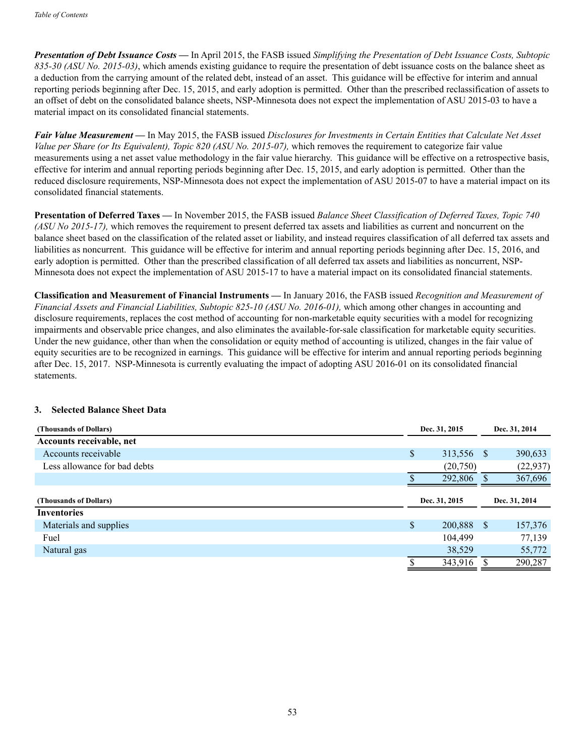***Presentation of Debt Issuance Costs* —** In April 2015, the FASB issued *Simplifying the Presentation of Debt Issuance Costs, Subtopic 835-30 (ASU No. 2015-03)*, which amends existing guidance to require the presentation of debt issuance costs on the balance sheet as a deduction from the carrying amount of the related debt, instead of an asset. This guidance will be effective for interim and annual reporting periods beginning after Dec. 15, 2015, and early adoption is permitted. Other than the prescribed reclassification of assets to an offset of debt on the consolidated balance sheets, NSP-Minnesota does not expect the implementation of ASU 2015-03 to have a material impact on its consolidated financial statements.

***Fair Value Measurement* —** In May 2015, the FASB issued *Disclosures for Investments in Certain Entities that Calculate Net Asset Value per Share (or Its Equivalent), Topic 820 (ASU No. 2015-07),* which removes the requirement to categorize fair value measurements using a net asset value methodology in the fair value hierarchy. This guidance will be effective on a retrospective basis, effective for interim and annual reporting periods beginning after Dec. 15, 2015, and early adoption is permitted. Other than the reduced disclosure requirements, NSP-Minnesota does not expect the implementation of ASU 2015-07 to have a material impact on its consolidated financial statements.

**Presentation of Deferred Taxes —** In November 2015, the FASB issued *Balance Sheet Classification of Deferred Taxes, Topic 740 (ASU No 2015-17),* which removes the requirement to present deferred tax assets and liabilities as current and noncurrent on the balance sheet based on the classification of the related asset or liability, and instead requires classification of all deferred tax assets and liabilities as noncurrent. This guidance will be effective for interim and annual reporting periods beginning after Dec. 15, 2016, and early adoption is permitted. Other than the prescribed classification of all deferred tax assets and liabilities as noncurrent, NSP-Minnesota does not expect the implementation of ASU 2015-17 to have a material impact on its consolidated financial statements.

**Classification and Measurement of Financial Instruments —** In January 2016, the FASB issued *Recognition and Measurement of Financial Assets and Financial Liabilities, Subtopic 825-10 (ASU No. 2016-01),* which among other changes in accounting and disclosure requirements, replaces the cost method of accounting for non-marketable equity securities with a model for recognizing impairments and observable price changes, and also eliminates the available-for-sale classification for marketable equity securities. Under the new guidance, other than when the consolidation or equity method of accounting is utilized, changes in the fair value of equity securities are to be recognized in earnings. This guidance will be effective for interim and annual reporting periods beginning after Dec. 15, 2017. NSP-Minnesota is currently evaluating the impact of adopting ASU 2016-01 on its consolidated financial statements.

### 3. Selected Balance Sheet Data

| (Thousands of Dollars) | Dec. 31, 2015 | Dec. 31, 2014 |
|---|---|---|
| **Accounts receivable, net** | | |
| Accounts receivable | $ 313,556 | $ 390,633 |
| Less allowance for bad debts | (20,750) | (22,937) |
| | $ 292,806 | $ 367,696 |

| (Thousands of Dollars) | Dec. 31, 2015 | Dec. 31, 2014 |
|---|---|---|
| **Inventories** | | |
| Materials and supplies | $ 200,888 | $ 157,376 |
| Fuel | 104,499 | 77,139 |
| Natural gas | 38,529 | 55,772 |
| | $ 343,916 | $ 290,287 |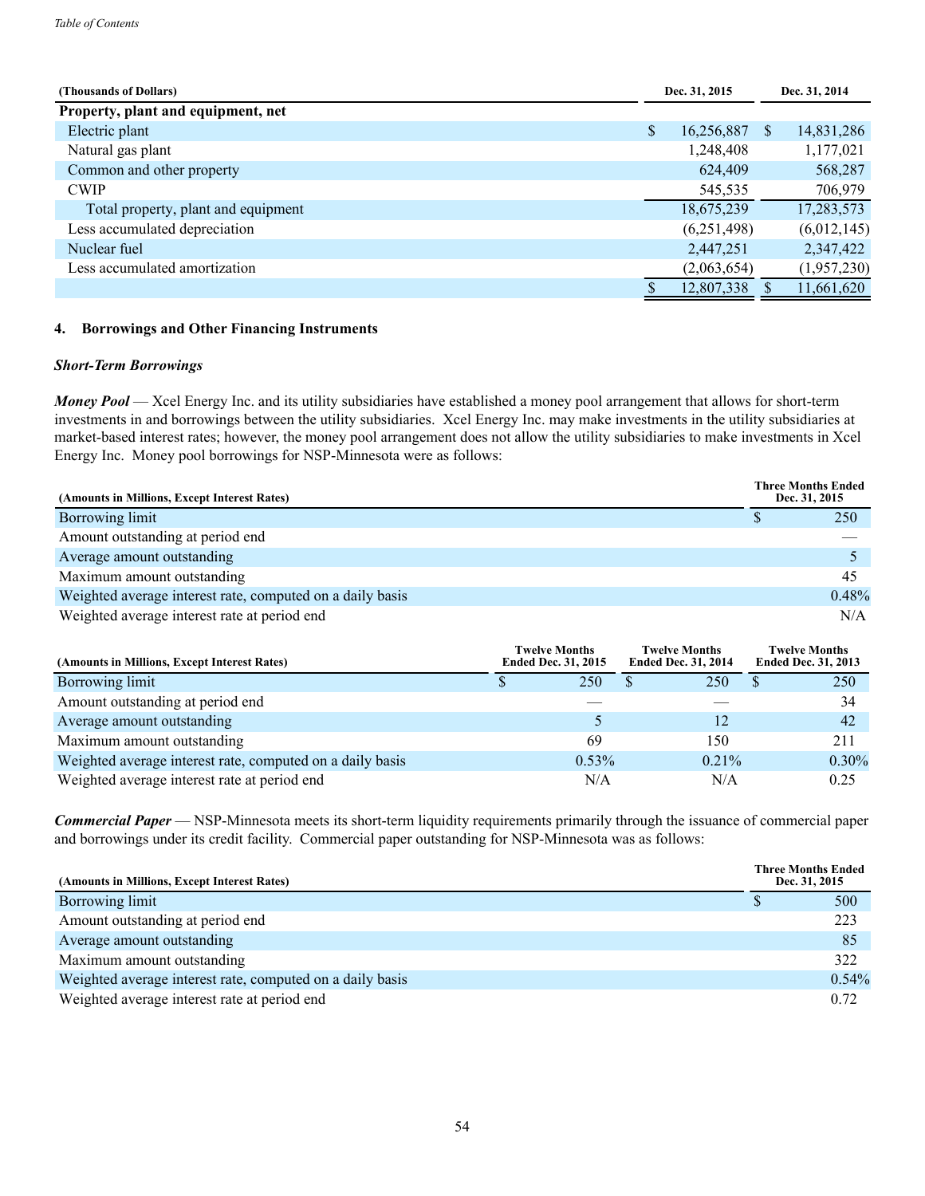| (Thousands of Dollars) | Dec. 31, 2015 | Dec. 31, 2014 |
|---|---|---|
| **Property, plant and equipment, net** | | |
| Electric plant | $ 16,256,887 | $ 14,831,286 |
| Natural gas plant | 1,248,408 | 1,177,021 |
| Common and other property | 624,409 | 568,287 |
| CWIP | 545,535 | 706,979 |
| Total property, plant and equipment | 18,675,239 | 17,283,573 |
| Less accumulated depreciation | (6,251,498) | (6,012,145) |
| Nuclear fuel | 2,447,251 | 2,347,422 |
| Less accumulated amortization | (2,063,654) | (1,957,230) |
| | $ 12,807,338 | $ 11,661,620 |

## 4. Borrowings and Other Financing Instruments

### *Short-Term Borrowings*

***Money Pool*** — Xcel Energy Inc. and its utility subsidiaries have established a money pool arrangement that allows for short-term investments in and borrowings between the utility subsidiaries. Xcel Energy Inc. may make investments in the utility subsidiaries at market-based interest rates; however, the money pool arrangement does not allow the utility subsidiaries to make investments in Xcel Energy Inc. Money pool borrowings for NSP-Minnesota were as follows:

| (Amounts in Millions, Except Interest Rates) | Three Months Ended Dec. 31, 2015 |
|---|---|
| Borrowing limit | $ 250 |
| Amount outstanding at period end | — |
| Average amount outstanding | 5 |
| Maximum amount outstanding | 45 |
| Weighted average interest rate, computed on a daily basis | 0.48% |
| Weighted average interest rate at period end | N/A |

| (Amounts in Millions, Except Interest Rates) | Twelve Months Ended Dec. 31, 2015 | Twelve Months Ended Dec. 31, 2014 | Twelve Months Ended Dec. 31, 2013 |
|---|---|---|---|
| Borrowing limit | $ 250 | $ 250 | $ 250 |
| Amount outstanding at period end | — | — | 34 |
| Average amount outstanding | 5 | 12 | 42 |
| Maximum amount outstanding | 69 | 150 | 211 |
| Weighted average interest rate, computed on a daily basis | 0.53% | 0.21% | 0.30% |
| Weighted average interest rate at period end | N/A | N/A | 0.25 |

***Commercial Paper*** — NSP-Minnesota meets its short-term liquidity requirements primarily through the issuance of commercial paper and borrowings under its credit facility. Commercial paper outstanding for NSP-Minnesota was as follows:

| (Amounts in Millions, Except Interest Rates) | Three Months Ended Dec. 31, 2015 |
|---|---|
| Borrowing limit | $ 500 |
| Amount outstanding at period end | 223 |
| Average amount outstanding | 85 |
| Maximum amount outstanding | 322 |
| Weighted average interest rate, computed on a daily basis | 0.54% |
| Weighted average interest rate at period end | 0.72 |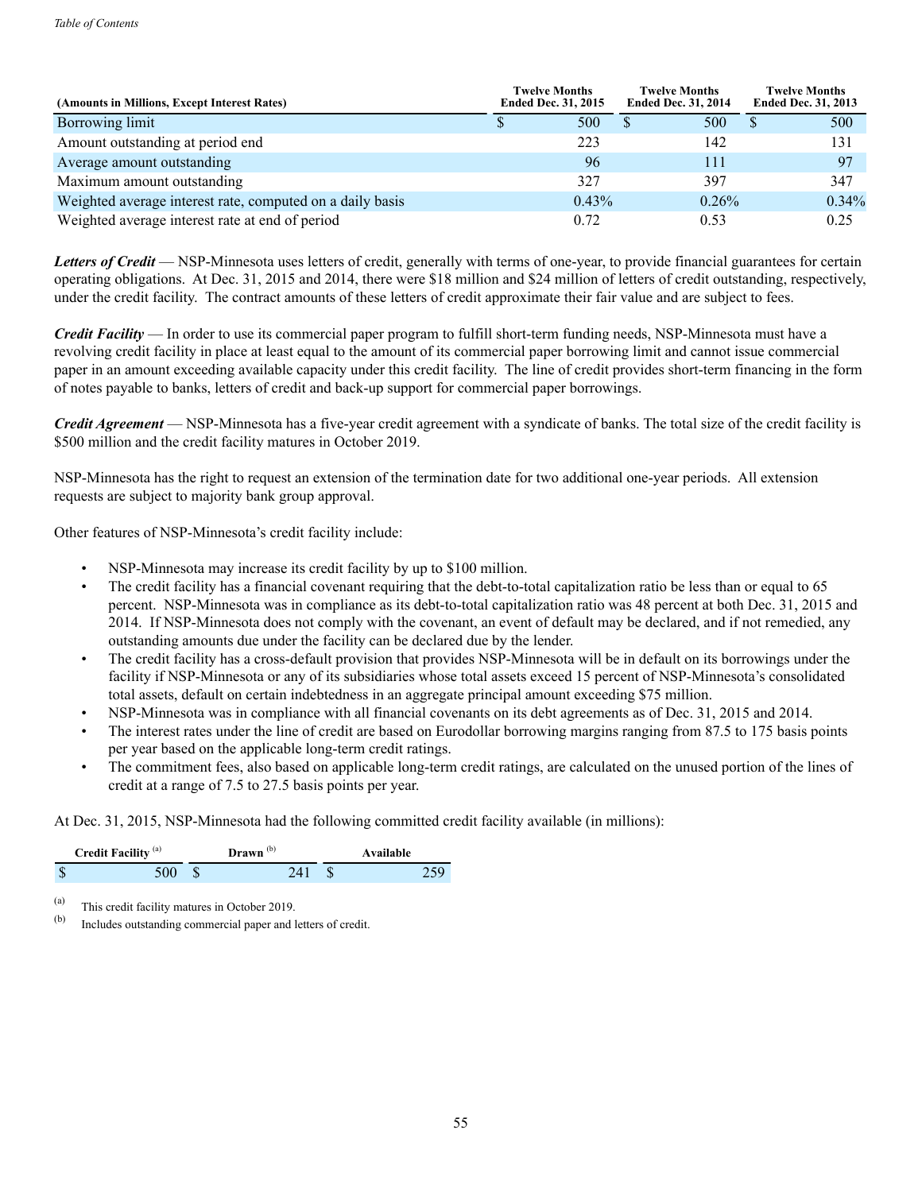| (Amounts in Millions, Except Interest Rates) | Twelve Months Ended Dec. 31, 2015 | Twelve Months Ended Dec. 31, 2014 | Twelve Months Ended Dec. 31, 2013 |
|---|---|---|---|
| Borrowing limit | $ 500 | $ 500 | $ 500 |
| Amount outstanding at period end | 223 | 142 | 131 |
| Average amount outstanding | 96 | 111 | 97 |
| Maximum amount outstanding | 327 | 397 | 347 |
| Weighted average interest rate, computed on a daily basis | 0.43% | 0.26% | 0.34% |
| Weighted average interest rate at end of period | 0.72 | 0.53 | 0.25 |

***Letters of Credit*** — NSP-Minnesota uses letters of credit, generally with terms of one-year, to provide financial guarantees for certain operating obligations. At Dec. 31, 2015 and 2014, there were $18 million and $24 million of letters of credit outstanding, respectively, under the credit facility. The contract amounts of these letters of credit approximate their fair value and are subject to fees.

***Credit Facility*** — In order to use its commercial paper program to fulfill short-term funding needs, NSP-Minnesota must have a revolving credit facility in place at least equal to the amount of its commercial paper borrowing limit and cannot issue commercial paper in an amount exceeding available capacity under this credit facility. The line of credit provides short-term financing in the form of notes payable to banks, letters of credit and back-up support for commercial paper borrowings.

***Credit Agreement*** — NSP-Minnesota has a five-year credit agreement with a syndicate of banks. The total size of the credit facility is $500 million and the credit facility matures in October 2019.

NSP-Minnesota has the right to request an extension of the termination date for two additional one-year periods. All extension requests are subject to majority bank group approval.

Other features of NSP-Minnesota's credit facility include:

- NSP-Minnesota may increase its credit facility by up to $100 million.
- The credit facility has a financial covenant requiring that the debt-to-total capitalization ratio be less than or equal to 65 percent. NSP-Minnesota was in compliance as its debt-to-total capitalization ratio was 48 percent at both Dec. 31, 2015 and 2014. If NSP-Minnesota does not comply with the covenant, an event of default may be declared, and if not remedied, any outstanding amounts due under the facility can be declared due by the lender.
- The credit facility has a cross-default provision that provides NSP-Minnesota will be in default on its borrowings under the facility if NSP-Minnesota or any of its subsidiaries whose total assets exceed 15 percent of NSP-Minnesota's consolidated total assets, default on certain indebtedness in an aggregate principal amount exceeding $75 million.
- NSP-Minnesota was in compliance with all financial covenants on its debt agreements as of Dec. 31, 2015 and 2014.
- The interest rates under the line of credit are based on Eurodollar borrowing margins ranging from 87.5 to 175 basis points per year based on the applicable long-term credit ratings.
- The commitment fees, also based on applicable long-term credit ratings, are calculated on the unused portion of the lines of credit at a range of 7.5 to 27.5 basis points per year.

At Dec. 31, 2015, NSP-Minnesota had the following committed credit facility available (in millions):

| Credit Facility [(a)] | Drawn [(b)] | Available |
|---|---|---|
| $ 500 | $ 241 | $ 259 |

(a) This credit facility matures in October 2019.

(b) Includes outstanding commercial paper and letters of credit.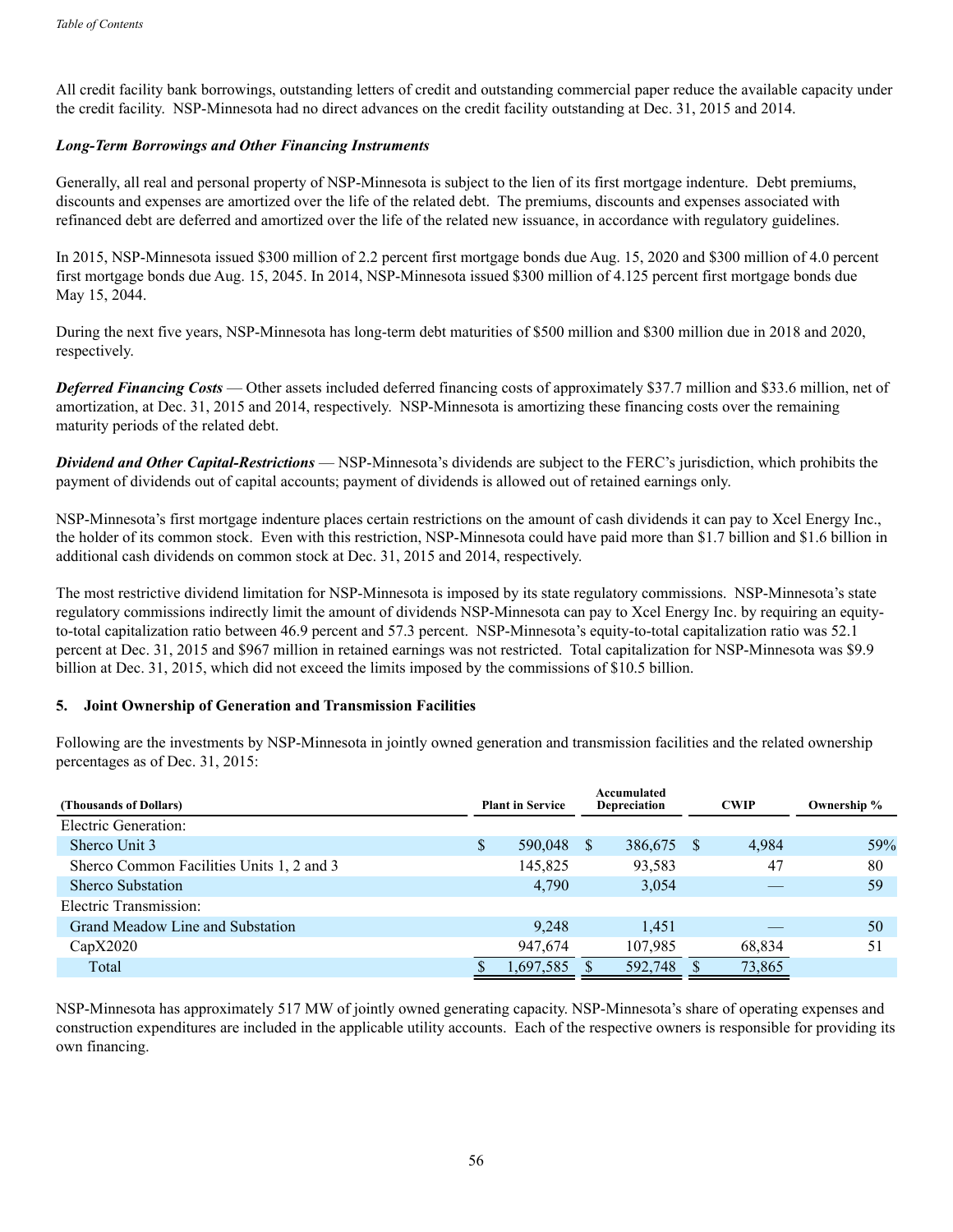All credit facility bank borrowings, outstanding letters of credit and outstanding commercial paper reduce the available capacity under the credit facility. NSP-Minnesota had no direct advances on the credit facility outstanding at Dec. 31, 2015 and 2014.

***Long-Term Borrowings and Other Financing Instruments***

Generally, all real and personal property of NSP-Minnesota is subject to the lien of its first mortgage indenture. Debt premiums, discounts and expenses are amortized over the life of the related debt. The premiums, discounts and expenses associated with refinanced debt are deferred and amortized over the life of the related new issuance, in accordance with regulatory guidelines.

In 2015, NSP-Minnesota issued $300 million of 2.2 percent first mortgage bonds due Aug. 15, 2020 and $300 million of 4.0 percent first mortgage bonds due Aug. 15, 2045. In 2014, NSP-Minnesota issued $300 million of 4.125 percent first mortgage bonds due May 15, 2044.

During the next five years, NSP-Minnesota has long-term debt maturities of $500 million and $300 million due in 2018 and 2020, respectively.

***Deferred Financing Costs*** — Other assets included deferred financing costs of approximately $37.7 million and $33.6 million, net of amortization, at Dec. 31, 2015 and 2014, respectively. NSP-Minnesota is amortizing these financing costs over the remaining maturity periods of the related debt.

***Dividend and Other Capital-Restrictions*** — NSP-Minnesota's dividends are subject to the FERC's jurisdiction, which prohibits the payment of dividends out of capital accounts; payment of dividends is allowed out of retained earnings only.

NSP-Minnesota's first mortgage indenture places certain restrictions on the amount of cash dividends it can pay to Xcel Energy Inc., the holder of its common stock. Even with this restriction, NSP-Minnesota could have paid more than $1.7 billion and $1.6 billion in additional cash dividends on common stock at Dec. 31, 2015 and 2014, respectively.

The most restrictive dividend limitation for NSP-Minnesota is imposed by its state regulatory commissions. NSP-Minnesota's state regulatory commissions indirectly limit the amount of dividends NSP-Minnesota can pay to Xcel Energy Inc. by requiring an equity-to-total capitalization ratio between 46.9 percent and 57.3 percent. NSP-Minnesota's equity-to-total capitalization ratio was 52.1 percent at Dec. 31, 2015 and $967 million in retained earnings was not restricted. Total capitalization for NSP-Minnesota was $9.9 billion at Dec. 31, 2015, which did not exceed the limits imposed by the commissions of $10.5 billion.

## 5. Joint Ownership of Generation and Transmission Facilities

Following are the investments by NSP-Minnesota in jointly owned generation and transmission facilities and the related ownership percentages as of Dec. 31, 2015:

| (Thousands of Dollars) | Plant in Service | Accumulated Depreciation | CWIP | Ownership % |
|---|---|---|---|---|
| Electric Generation: | | | | |
| Sherco Unit 3 | $ 590,048 | $ 386,675 | $ 4,984 | 59% |
| Sherco Common Facilities Units 1, 2 and 3 | 145,825 | 93,583 | 47 | 80 |
| Sherco Substation | 4,790 | 3,054 | — | 59 |
| Electric Transmission: | | | | |
| Grand Meadow Line and Substation | 9,248 | 1,451 | — | 50 |
| CapX2020 | 947,674 | 107,985 | 68,834 | 51 |
| Total | $ 1,697,585 | $ 592,748 | $ 73,865 | |

NSP-Minnesota has approximately 517 MW of jointly owned generating capacity. NSP-Minnesota's share of operating expenses and construction expenditures are included in the applicable utility accounts. Each of the respective owners is responsible for providing its own financing.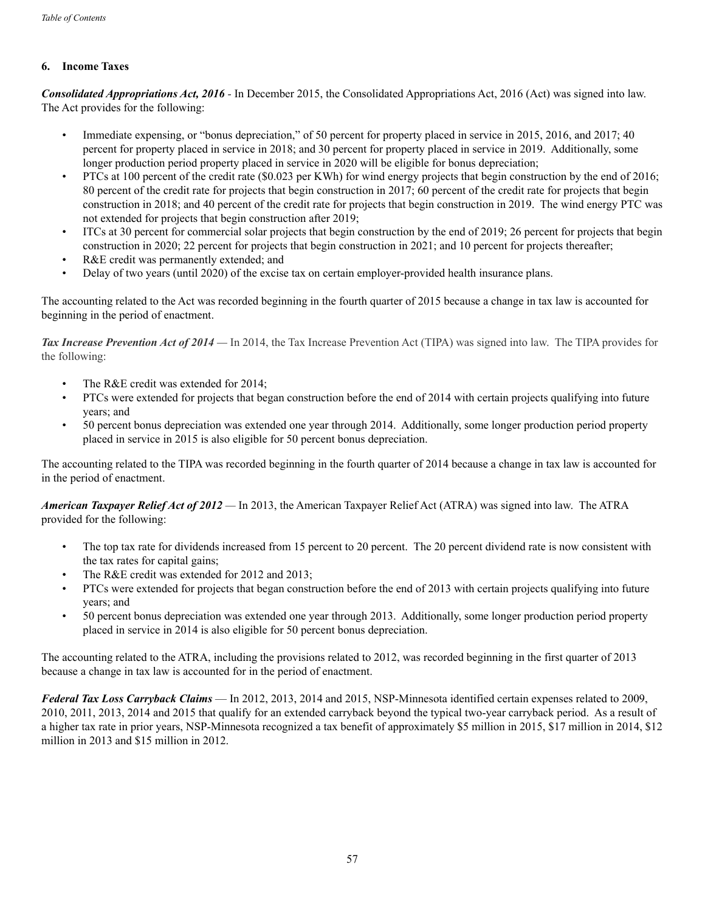## 6. Income Taxes

***Consolidated Appropriations Act, 2016*** - In December 2015, the Consolidated Appropriations Act, 2016 (Act) was signed into law. The Act provides for the following:

- Immediate expensing, or "bonus depreciation," of 50 percent for property placed in service in 2015, 2016, and 2017; 40 percent for property placed in service in 2018; and 30 percent for property placed in service in 2019. Additionally, some longer production period property placed in service in 2020 will be eligible for bonus depreciation;
- PTCs at 100 percent of the credit rate ($0.023 per KWh) for wind energy projects that begin construction by the end of 2016; 80 percent of the credit rate for projects that begin construction in 2017; 60 percent of the credit rate for projects that begin construction in 2018; and 40 percent of the credit rate for projects that begin construction in 2019. The wind energy PTC was not extended for projects that begin construction after 2019;
- ITCs at 30 percent for commercial solar projects that begin construction by the end of 2019; 26 percent for projects that begin construction in 2020; 22 percent for projects that begin construction in 2021; and 10 percent for projects thereafter;
- R&E credit was permanently extended; and
- Delay of two years (until 2020) of the excise tax on certain employer-provided health insurance plans.

The accounting related to the Act was recorded beginning in the fourth quarter of 2015 because a change in tax law is accounted for beginning in the period of enactment.

***Tax Increase Prevention Act of 2014*** — In 2014, the Tax Increase Prevention Act (TIPA) was signed into law. The TIPA provides for the following:

- The R&E credit was extended for 2014;
- PTCs were extended for projects that began construction before the end of 2014 with certain projects qualifying into future years; and
- 50 percent bonus depreciation was extended one year through 2014. Additionally, some longer production period property placed in service in 2015 is also eligible for 50 percent bonus depreciation.

The accounting related to the TIPA was recorded beginning in the fourth quarter of 2014 because a change in tax law is accounted for in the period of enactment.

***American Taxpayer Relief Act of 2012*** — In 2013, the American Taxpayer Relief Act (ATRA) was signed into law. The ATRA provided for the following:

- The top tax rate for dividends increased from 15 percent to 20 percent. The 20 percent dividend rate is now consistent with the tax rates for capital gains;
- The R&E credit was extended for 2012 and 2013;
- PTCs were extended for projects that began construction before the end of 2013 with certain projects qualifying into future years; and
- 50 percent bonus depreciation was extended one year through 2013. Additionally, some longer production period property placed in service in 2014 is also eligible for 50 percent bonus depreciation.

The accounting related to the ATRA, including the provisions related to 2012, was recorded beginning in the first quarter of 2013 because a change in tax law is accounted for in the period of enactment.

***Federal Tax Loss Carryback Claims*** — In 2012, 2013, 2014 and 2015, NSP-Minnesota identified certain expenses related to 2009, 2010, 2011, 2013, 2014 and 2015 that qualify for an extended carryback beyond the typical two-year carryback period. As a result of a higher tax rate in prior years, NSP-Minnesota recognized a tax benefit of approximately $5 million in 2015, $17 million in 2014, $12 million in 2013 and $15 million in 2012.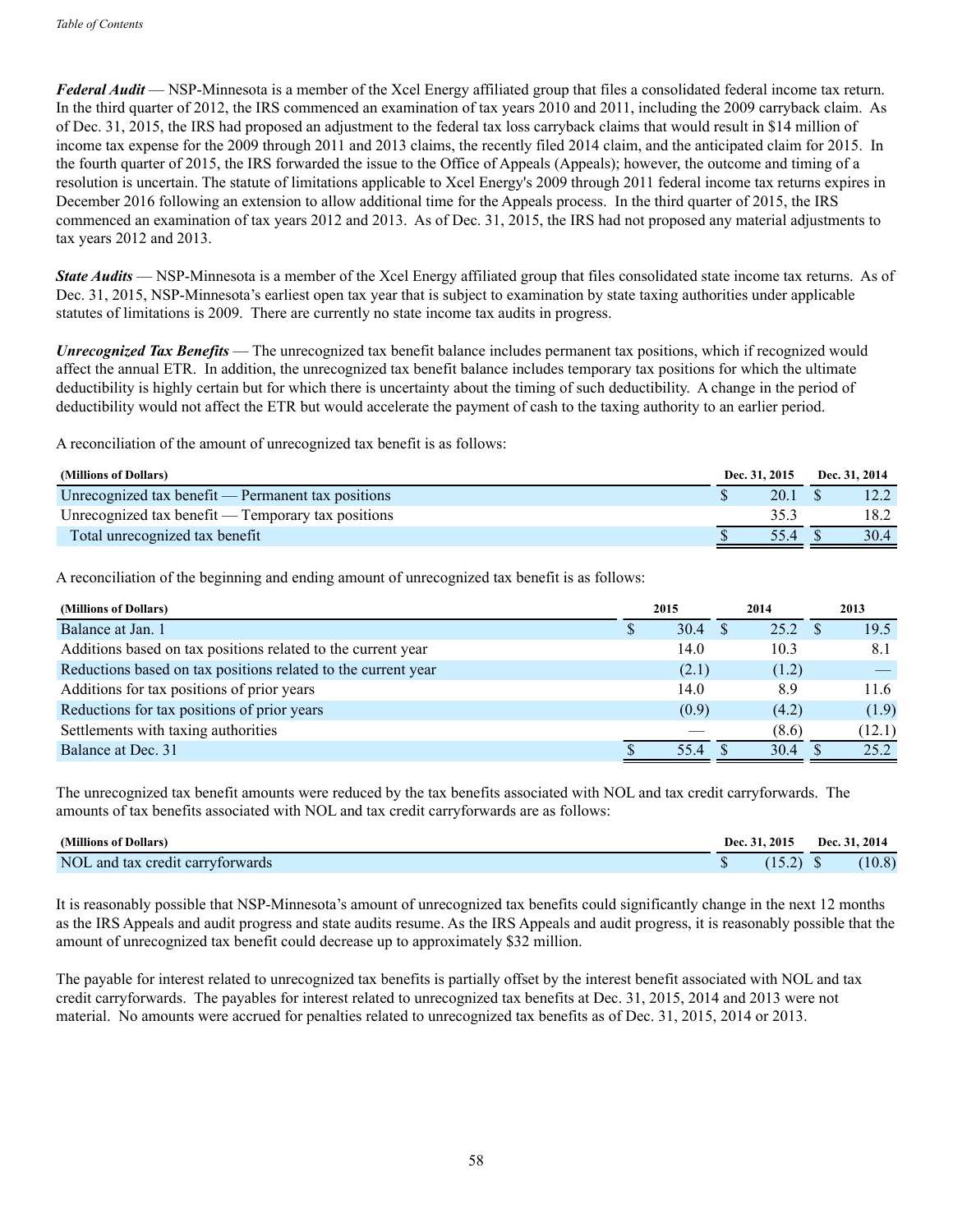***Federal Audit*** — NSP-Minnesota is a member of the Xcel Energy affiliated group that files a consolidated federal income tax return. In the third quarter of 2012, the IRS commenced an examination of tax years 2010 and 2011, including the 2009 carryback claim. As of Dec. 31, 2015, the IRS had proposed an adjustment to the federal tax loss carryback claims that would result in $14 million of income tax expense for the 2009 through 2011 and 2013 claims, the recently filed 2014 claim, and the anticipated claim for 2015. In the fourth quarter of 2015, the IRS forwarded the issue to the Office of Appeals (Appeals); however, the outcome and timing of a resolution is uncertain. The statute of limitations applicable to Xcel Energy's 2009 through 2011 federal income tax returns expires in December 2016 following an extension to allow additional time for the Appeals process. In the third quarter of 2015, the IRS commenced an examination of tax years 2012 and 2013. As of Dec. 31, 2015, the IRS had not proposed any material adjustments to tax years 2012 and 2013.

***State Audits*** — NSP-Minnesota is a member of the Xcel Energy affiliated group that files consolidated state income tax returns. As of Dec. 31, 2015, NSP-Minnesota's earliest open tax year that is subject to examination by state taxing authorities under applicable statutes of limitations is 2009. There are currently no state income tax audits in progress.

***Unrecognized Tax Benefits*** — The unrecognized tax benefit balance includes permanent tax positions, which if recognized would affect the annual ETR. In addition, the unrecognized tax benefit balance includes temporary tax positions for which the ultimate deductibility is highly certain but for which there is uncertainty about the timing of such deductibility. A change in the period of deductibility would not affect the ETR but would accelerate the payment of cash to the taxing authority to an earlier period.

A reconciliation of the amount of unrecognized tax benefit is as follows:

| (Millions of Dollars) | Dec. 31, 2015 | Dec. 31, 2014 |
|---|---|---|
| Unrecognized tax benefit — Permanent tax positions | $ 20.1 | $ 12.2 |
| Unrecognized tax benefit — Temporary tax positions | 35.3 | 18.2 |
| Total unrecognized tax benefit | $ 55.4 | $ 30.4 |

A reconciliation of the beginning and ending amount of unrecognized tax benefit is as follows:

| (Millions of Dollars) | 2015 | 2014 | 2013 |
|---|---|---|---|
| Balance at Jan. 1 | $ 30.4 | $ 25.2 | $ 19.5 |
| Additions based on tax positions related to the current year | 14.0 | 10.3 | 8.1 |
| Reductions based on tax positions related to the current year | (2.1) | (1.2) | — |
| Additions for tax positions of prior years | 14.0 | 8.9 | 11.6 |
| Reductions for tax positions of prior years | (0.9) | (4.2) | (1.9) |
| Settlements with taxing authorities | — | (8.6) | (12.1) |
| Balance at Dec. 31 | $ 55.4 | $ 30.4 | $ 25.2 |

The unrecognized tax benefit amounts were reduced by the tax benefits associated with NOL and tax credit carryforwards. The amounts of tax benefits associated with NOL and tax credit carryforwards are as follows:

| (Millions of Dollars) | Dec. 31, 2015 | Dec. 31, 2014 |
|---|---|---|
| NOL and tax credit carryforwards | $ (15.2) | $ (10.8) |

It is reasonably possible that NSP-Minnesota's amount of unrecognized tax benefits could significantly change in the next 12 months as the IRS Appeals and audit progress and state audits resume. As the IRS Appeals and audit progress, it is reasonably possible that the amount of unrecognized tax benefit could decrease up to approximately $32 million.

The payable for interest related to unrecognized tax benefits is partially offset by the interest benefit associated with NOL and tax credit carryforwards. The payables for interest related to unrecognized tax benefits at Dec. 31, 2015, 2014 and 2013 were not material. No amounts were accrued for penalties related to unrecognized tax benefits as of Dec. 31, 2015, 2014 or 2013.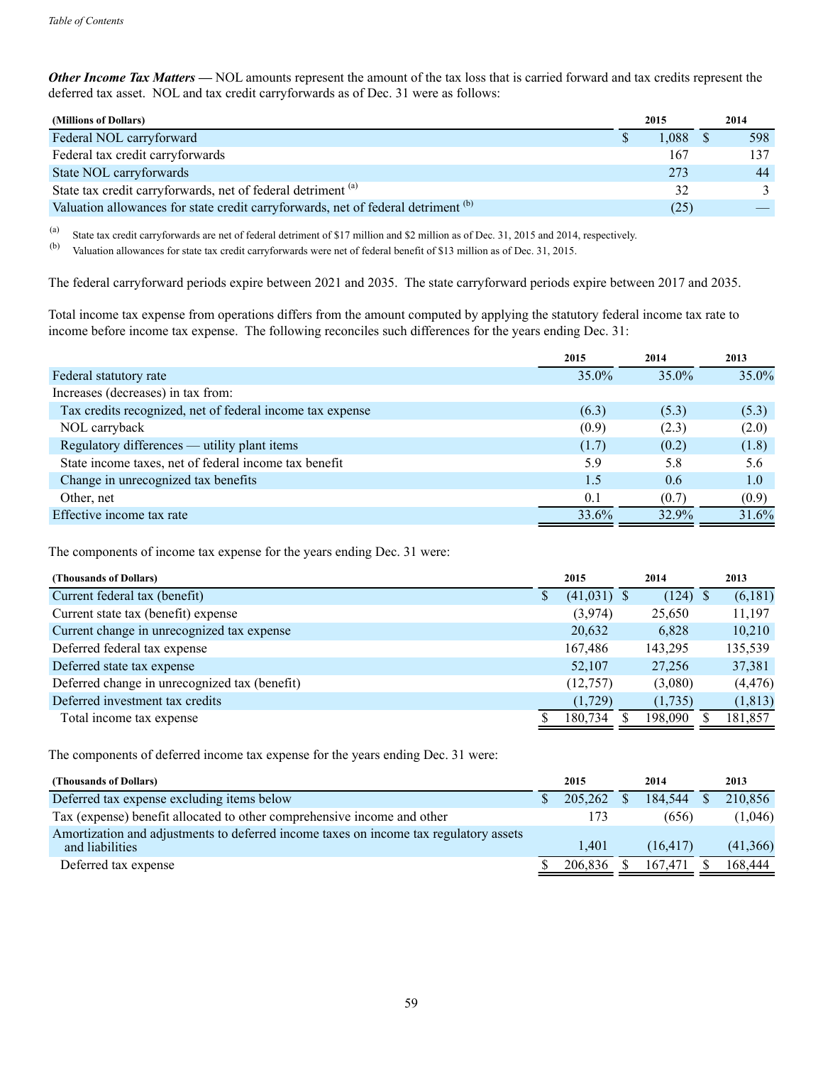***Other Income Tax Matters —*** NOL amounts represent the amount of the tax loss that is carried forward and tax credits represent the deferred tax asset. NOL and tax credit carryforwards as of Dec. 31 were as follows:

| (Millions of Dollars) | 2015 | 2014 |
|---|---|---|
| Federal NOL carryforward | $ 1,088 | $ 598 |
| Federal tax credit carryforwards | 167 | 137 |
| State NOL carryforwards | 273 | 44 |
| State tax credit carryforwards, net of federal detriment [(a)] | 32 | 3 |
| Valuation allowances for state credit carryforwards, net of federal detriment [(b)] | (25) | — |

(a) State tax credit carryforwards are net of federal detriment of $17 million and $2 million as of Dec. 31, 2015 and 2014, respectively.

(b) Valuation allowances for state tax credit carryforwards were net of federal benefit of $13 million as of Dec. 31, 2015.

The federal carryforward periods expire between 2021 and 2035. The state carryforward periods expire between 2017 and 2035.

Total income tax expense from operations differs from the amount computed by applying the statutory federal income tax rate to income before income tax expense. The following reconciles such differences for the years ending Dec. 31:

| | 2015 | 2014 | 2013 |
|---|---|---|---|
| Federal statutory rate | 35.0% | 35.0% | 35.0% |
| Increases (decreases) in tax from: | | | |
| Tax credits recognized, net of federal income tax expense | (6.3) | (5.3) | (5.3) |
| NOL carryback | (0.9) | (2.3) | (2.0) |
| Regulatory differences — utility plant items | (1.7) | (0.2) | (1.8) |
| State income taxes, net of federal income tax benefit | 5.9 | 5.8 | 5.6 |
| Change in unrecognized tax benefits | 1.5 | 0.6 | 1.0 |
| Other, net | 0.1 | (0.7) | (0.9) |
| Effective income tax rate | 33.6% | 32.9% | 31.6% |

The components of income tax expense for the years ending Dec. 31 were:

| (Thousands of Dollars) | 2015 | 2014 | 2013 |
|---|---|---|---|
| Current federal tax (benefit) | $ (41,031) | $ (124) | $ (6,181) |
| Current state tax (benefit) expense | (3,974) | 25,650 | 11,197 |
| Current change in unrecognized tax expense | 20,632 | 6,828 | 10,210 |
| Deferred federal tax expense | 167,486 | 143,295 | 135,539 |
| Deferred state tax expense | 52,107 | 27,256 | 37,381 |
| Deferred change in unrecognized tax (benefit) | (12,757) | (3,080) | (4,476) |
| Deferred investment tax credits | (1,729) | (1,735) | (1,813) |
| Total income tax expense | $ 180,734 | $ 198,090 | $ 181,857 |

The components of deferred income tax expense for the years ending Dec. 31 were:

| (Thousands of Dollars) | 2015 | 2014 | 2013 |
|---|---|---|---|
| Deferred tax expense excluding items below | $ 205,262 | $ 184,544 | $ 210,856 |
| Tax (expense) benefit allocated to other comprehensive income and other | 173 | (656) | (1,046) |
| Amortization and adjustments to deferred income taxes on income tax regulatory assets and liabilities | 1,401 | (16,417) | (41,366) |
| Deferred tax expense | $ 206,836 | $ 167,471 | $ 168,444 |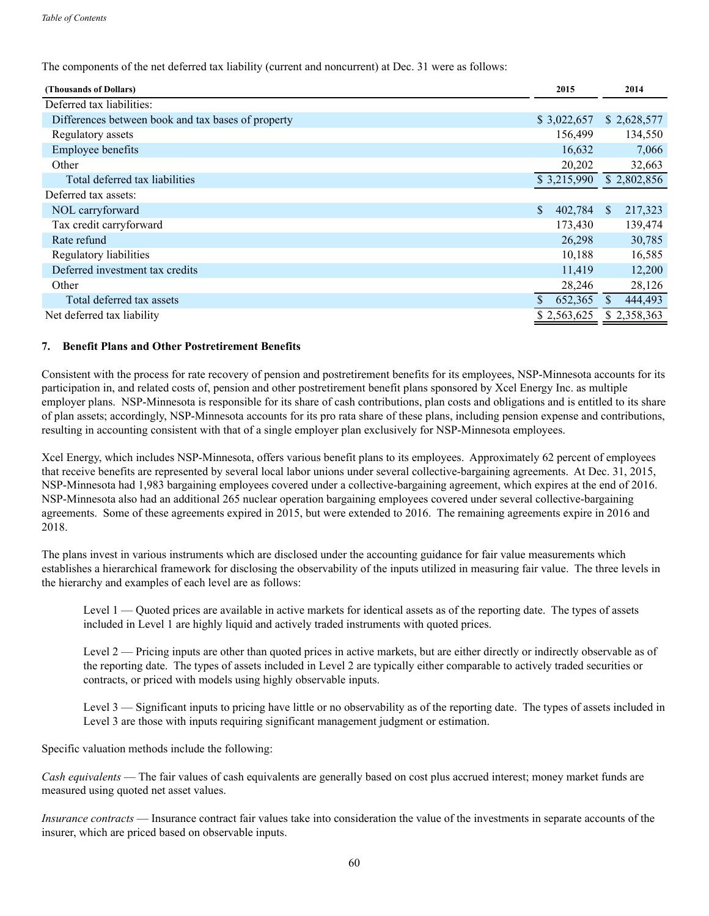The components of the net deferred tax liability (current and noncurrent) at Dec. 31 were as follows:

| (Thousands of Dollars) | 2015 | 2014 |
|---|---|---|
| Deferred tax liabilities: | | |
| Differences between book and tax bases of property | $ 3,022,657 | $ 2,628,577 |
| Regulatory assets | 156,499 | 134,550 |
| Employee benefits | 16,632 | 7,066 |
| Other | 20,202 | 32,663 |
| Total deferred tax liabilities | $ 3,215,990 | $ 2,802,856 |
| Deferred tax assets: | | |
| NOL carryforward | $ 402,784 | $ 217,323 |
| Tax credit carryforward | 173,430 | 139,474 |
| Rate refund | 26,298 | 30,785 |
| Regulatory liabilities | 10,188 | 16,585 |
| Deferred investment tax credits | 11,419 | 12,200 |
| Other | 28,246 | 28,126 |
| Total deferred tax assets | $ 652,365 | $ 444,493 |
| Net deferred tax liability | $ 2,563,625 | $ 2,358,363 |

### 7. Benefit Plans and Other Postretirement Benefits

Consistent with the process for rate recovery of pension and postretirement benefits for its employees, NSP-Minnesota accounts for its participation in, and related costs of, pension and other postretirement benefit plans sponsored by Xcel Energy Inc. as multiple employer plans. NSP-Minnesota is responsible for its share of cash contributions, plan costs and obligations and is entitled to its share of plan assets; accordingly, NSP-Minnesota accounts for its pro rata share of these plans, including pension expense and contributions, resulting in accounting consistent with that of a single employer plan exclusively for NSP-Minnesota employees.

Xcel Energy, which includes NSP-Minnesota, offers various benefit plans to its employees. Approximately 62 percent of employees that receive benefits are represented by several local labor unions under several collective-bargaining agreements. At Dec. 31, 2015, NSP-Minnesota had 1,983 bargaining employees covered under a collective-bargaining agreement, which expires at the end of 2016. NSP-Minnesota also had an additional 265 nuclear operation bargaining employees covered under several collective-bargaining agreements. Some of these agreements expired in 2015, but were extended to 2016. The remaining agreements expire in 2016 and 2018.

The plans invest in various instruments which are disclosed under the accounting guidance for fair value measurements which establishes a hierarchical framework for disclosing the observability of the inputs utilized in measuring fair value. The three levels in the hierarchy and examples of each level are as follows:

Level 1 — Quoted prices are available in active markets for identical assets as of the reporting date. The types of assets included in Level 1 are highly liquid and actively traded instruments with quoted prices.

Level 2 — Pricing inputs are other than quoted prices in active markets, but are either directly or indirectly observable as of the reporting date. The types of assets included in Level 2 are typically either comparable to actively traded securities or contracts, or priced with models using highly observable inputs.

Level 3 — Significant inputs to pricing have little or no observability as of the reporting date. The types of assets included in Level 3 are those with inputs requiring significant management judgment or estimation.

Specific valuation methods include the following:

*Cash equivalents* — The fair values of cash equivalents are generally based on cost plus accrued interest; money market funds are measured using quoted net asset values.

*Insurance contracts* — Insurance contract fair values take into consideration the value of the investments in separate accounts of the insurer, which are priced based on observable inputs.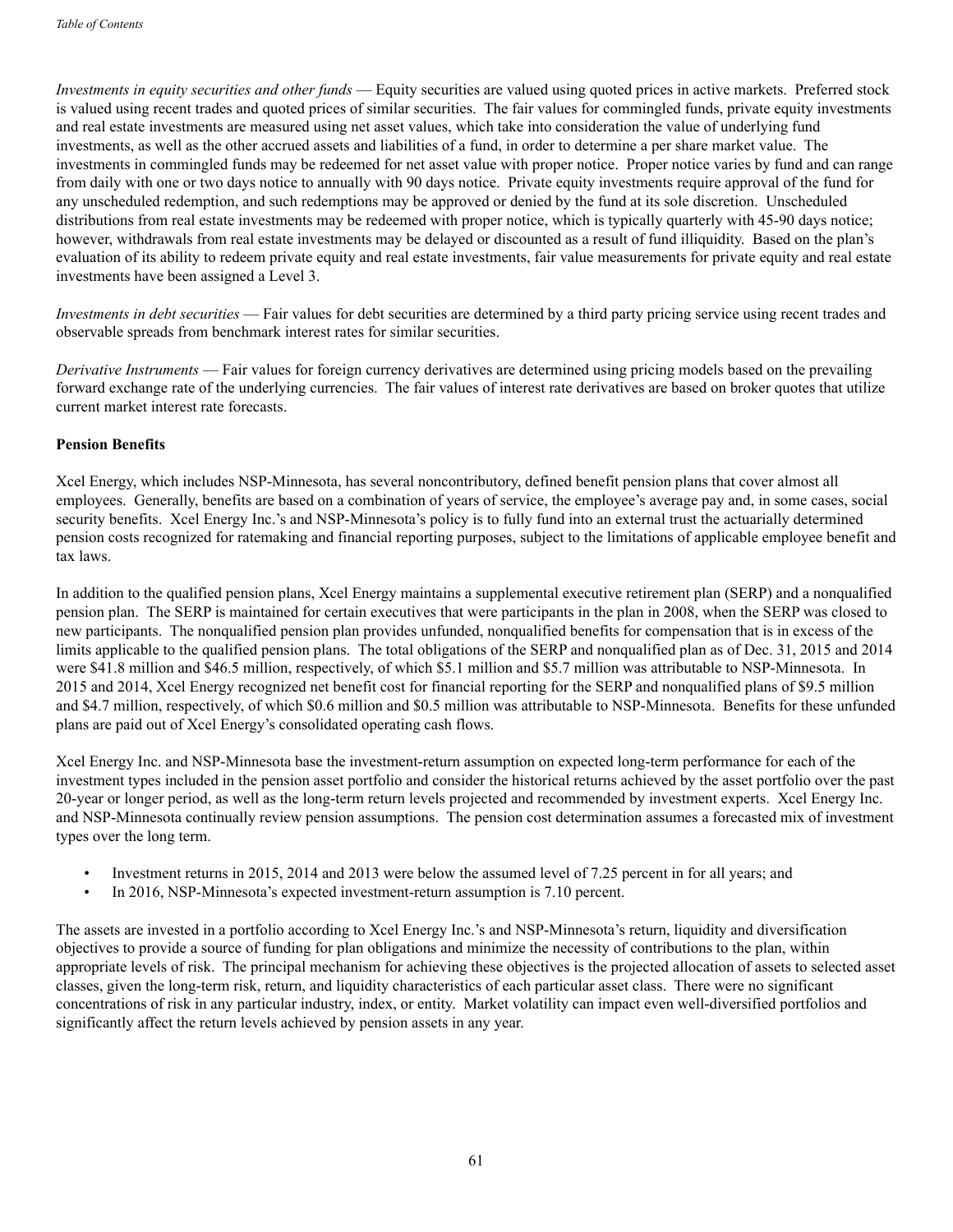*Investments in equity securities and other funds* — Equity securities are valued using quoted prices in active markets. Preferred stock is valued using recent trades and quoted prices of similar securities. The fair values for commingled funds, private equity investments and real estate investments are measured using net asset values, which take into consideration the value of underlying fund investments, as well as the other accrued assets and liabilities of a fund, in order to determine a per share market value. The investments in commingled funds may be redeemed for net asset value with proper notice. Proper notice varies by fund and can range from daily with one or two days notice to annually with 90 days notice. Private equity investments require approval of the fund for any unscheduled redemption, and such redemptions may be approved or denied by the fund at its sole discretion. Unscheduled distributions from real estate investments may be redeemed with proper notice, which is typically quarterly with 45-90 days notice; however, withdrawals from real estate investments may be delayed or discounted as a result of fund illiquidity. Based on the plan's evaluation of its ability to redeem private equity and real estate investments, fair value measurements for private equity and real estate investments have been assigned a Level 3.

*Investments in debt securities* — Fair values for debt securities are determined by a third party pricing service using recent trades and observable spreads from benchmark interest rates for similar securities.

*Derivative Instruments* — Fair values for foreign currency derivatives are determined using pricing models based on the prevailing forward exchange rate of the underlying currencies. The fair values of interest rate derivatives are based on broker quotes that utilize current market interest rate forecasts.

**Pension Benefits**

Xcel Energy, which includes NSP-Minnesota, has several noncontributory, defined benefit pension plans that cover almost all employees. Generally, benefits are based on a combination of years of service, the employee's average pay and, in some cases, social security benefits. Xcel Energy Inc.'s and NSP-Minnesota's policy is to fully fund into an external trust the actuarially determined pension costs recognized for ratemaking and financial reporting purposes, subject to the limitations of applicable employee benefit and tax laws.

In addition to the qualified pension plans, Xcel Energy maintains a supplemental executive retirement plan (SERP) and a nonqualified pension plan. The SERP is maintained for certain executives that were participants in the plan in 2008, when the SERP was closed to new participants. The nonqualified pension plan provides unfunded, nonqualified benefits for compensation that is in excess of the limits applicable to the qualified pension plans. The total obligations of the SERP and nonqualified plan as of Dec. 31, 2015 and 2014 were $41.8 million and $46.5 million, respectively, of which $5.1 million and $5.7 million was attributable to NSP-Minnesota. In 2015 and 2014, Xcel Energy recognized net benefit cost for financial reporting for the SERP and nonqualified plans of $9.5 million and $4.7 million, respectively, of which $0.6 million and $0.5 million was attributable to NSP-Minnesota. Benefits for these unfunded plans are paid out of Xcel Energy's consolidated operating cash flows.

Xcel Energy Inc. and NSP-Minnesota base the investment-return assumption on expected long-term performance for each of the investment types included in the pension asset portfolio and consider the historical returns achieved by the asset portfolio over the past 20-year or longer period, as well as the long-term return levels projected and recommended by investment experts. Xcel Energy Inc. and NSP-Minnesota continually review pension assumptions. The pension cost determination assumes a forecasted mix of investment types over the long term.

- Investment returns in 2015, 2014 and 2013 were below the assumed level of 7.25 percent in for all years; and
- In 2016, NSP-Minnesota's expected investment-return assumption is 7.10 percent.

The assets are invested in a portfolio according to Xcel Energy Inc.'s and NSP-Minnesota's return, liquidity and diversification objectives to provide a source of funding for plan obligations and minimize the necessity of contributions to the plan, within appropriate levels of risk. The principal mechanism for achieving these objectives is the projected allocation of assets to selected asset classes, given the long-term risk, return, and liquidity characteristics of each particular asset class. There were no significant concentrations of risk in any particular industry, index, or entity. Market volatility can impact even well-diversified portfolios and significantly affect the return levels achieved by pension assets in any year.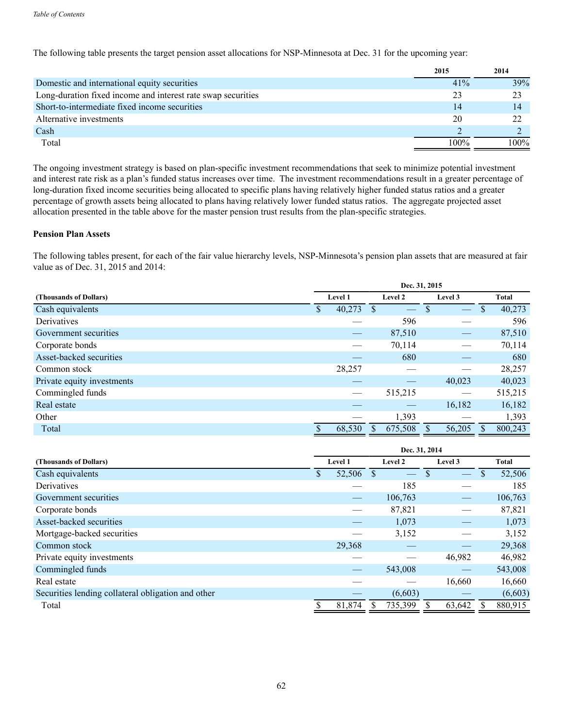The following table presents the target pension asset allocations for NSP-Minnesota at Dec. 31 for the upcoming year:

| | 2015 | 2014 |
|---|---|---|
| Domestic and international equity securities | 41% | 39% |
| Long-duration fixed income and interest rate swap securities | 23 | 23 |
| Short-to-intermediate fixed income securities | 14 | 14 |
| Alternative investments | 20 | 22 |
| Cash | 2 | 2 |
| Total | 100% | 100% |

The ongoing investment strategy is based on plan-specific investment recommendations that seek to minimize potential investment and interest rate risk as a plan's funded status increases over time. The investment recommendations result in a greater percentage of long-duration fixed income securities being allocated to specific plans having relatively higher funded status ratios and a greater percentage of growth assets being allocated to plans having relatively lower funded status ratios. The aggregate projected asset allocation presented in the table above for the master pension trust results from the plan-specific strategies.

**Pension Plan Assets**

The following tables present, for each of the fair value hierarchy levels, NSP-Minnesota's pension plan assets that are measured at fair value as of Dec. 31, 2015 and 2014:

| | Dec. 31, 2015 | | | |
|---|---|---|---|---|
| **(Thousands of Dollars)** | **Level 1** | **Level 2** | **Level 3** | **Total** |
| Cash equivalents | $ 40,273 | $ — | $ — | $ 40,273 |
| Derivatives | — | 596 | — | 596 |
| Government securities | — | 87,510 | — | 87,510 |
| Corporate bonds | — | 70,114 | — | 70,114 |
| Asset-backed securities | — | 680 | — | 680 |
| Common stock | 28,257 | — | — | 28,257 |
| Private equity investments | — | — | 40,023 | 40,023 |
| Commingled funds | — | 515,215 | — | 515,215 |
| Real estate | — | — | 16,182 | 16,182 |
| Other | — | 1,393 | — | 1,393 |
| Total | $ 68,530 | $ 675,508 | $ 56,205 | $ 800,243 |

| | Dec. 31, 2014 | | | |
|---|---|---|---|---|
| **(Thousands of Dollars)** | **Level 1** | **Level 2** | **Level 3** | **Total** |
| Cash equivalents | $ 52,506 | $ — | $ — | $ 52,506 |
| Derivatives | — | 185 | — | 185 |
| Government securities | — | 106,763 | — | 106,763 |
| Corporate bonds | — | 87,821 | — | 87,821 |
| Asset-backed securities | — | 1,073 | — | 1,073 |
| Mortgage-backed securities | — | 3,152 | — | 3,152 |
| Common stock | 29,368 | — | — | 29,368 |
| Private equity investments | — | — | 46,982 | 46,982 |
| Commingled funds | — | 543,008 | — | 543,008 |
| Real estate | — | — | 16,660 | 16,660 |
| Securities lending collateral obligation and other | — | (6,603) | — | (6,603) |
| Total | $ 81,874 | $ 735,399 | $ 63,642 | $ 880,915 |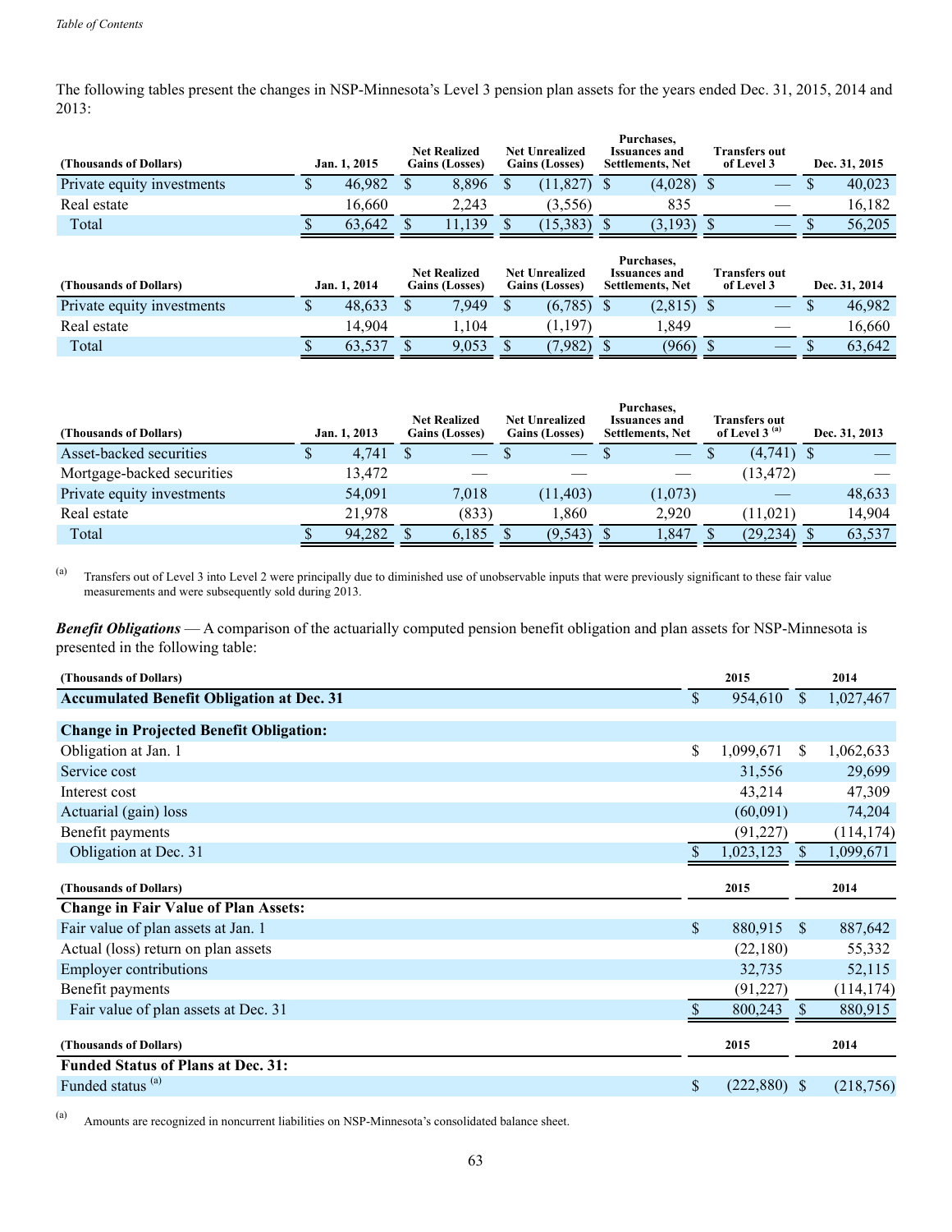The following tables present the changes in NSP-Minnesota's Level 3 pension plan assets for the years ended Dec. 31, 2015, 2014 and 2013:

| (Thousands of Dollars) | Jan. 1, 2015 | Net Realized Gains (Losses) | Net Unrealized Gains (Losses) | Purchases, Issuances and Settlements, Net | Transfers out of Level 3 | Dec. 31, 2015 |
|---|---|---|---|---|---|---|
| Private equity investments | $ 46,982 | $ 8,896 | $ (11,827) | $ (4,028) | $ — | $ 40,023 |
| Real estate | 16,660 | 2,243 | (3,556) | 835 | — | 16,182 |
| Total | $ 63,642 | $ 11,139 | $ (15,383) | $ (3,193) | $ — | $ 56,205 |

| (Thousands of Dollars) | Jan. 1, 2014 | Net Realized Gains (Losses) | Net Unrealized Gains (Losses) | Purchases, Issuances and Settlements, Net | Transfers out of Level 3 | Dec. 31, 2014 |
|---|---|---|---|---|---|---|
| Private equity investments | $ 48,633 | $ 7,949 | $ (6,785) | $ (2,815) | $ — | $ 46,982 |
| Real estate | 14,904 | 1,104 | (1,197) | 1,849 | — | 16,660 |
| Total | $ 63,537 | $ 9,053 | $ (7,982) | $ (966) | $ — | $ 63,642 |

| (Thousands of Dollars) | Jan. 1, 2013 | Net Realized Gains (Losses) | Net Unrealized Gains (Losses) | Purchases, Issuances and Settlements, Net | Transfers out of Level 3 [(a)] | Dec. 31, 2013 |
|---|---|---|---|---|---|---|
| Asset-backed securities | $ 4,741 | $ — | $ — | $ — | $ (4,741) | $ — |
| Mortgage-backed securities | 13,472 | — | — | — | (13,472) | — |
| Private equity investments | 54,091 | 7,018 | (11,403) | (1,073) | — | 48,633 |
| Real estate | 21,978 | (833) | 1,860 | 2,920 | (11,021) | 14,904 |
| Total | $ 94,282 | $ 6,185 | $ (9,543) | $ 1,847 | $ (29,234) | $ 63,537 |

(a) Transfers out of Level 3 into Level 2 were principally due to diminished use of unobservable inputs that were previously significant to these fair value measurements and were subsequently sold during 2013.

***Benefit Obligations*** — A comparison of the actuarially computed pension benefit obligation and plan assets for NSP-Minnesota is presented in the following table:

| (Thousands of Dollars) | 2015 | 2014 |
|---|---|---|
| **Accumulated Benefit Obligation at Dec. 31** | $ 954,610 | $ 1,027,467 |
| | | |
| **Change in Projected Benefit Obligation:** | | |
| Obligation at Jan. 1 | $ 1,099,671 | $ 1,062,633 |
| Service cost | 31,556 | 29,699 |
| Interest cost | 43,214 | 47,309 |
| Actuarial (gain) loss | (60,091) | 74,204 |
| Benefit payments | (91,227) | (114,174) |
| Obligation at Dec. 31 | $ 1,023,123 | $ 1,099,671 |

| (Thousands of Dollars) | 2015 | 2014 |
|---|---|---|
| **Change in Fair Value of Plan Assets:** | | |
| Fair value of plan assets at Jan. 1 | $ 880,915 | $ 887,642 |
| Actual (loss) return on plan assets | (22,180) | 55,332 |
| Employer contributions | 32,735 | 52,115 |
| Benefit payments | (91,227) | (114,174) |
| Fair value of plan assets at Dec. 31 | $ 800,243 | $ 880,915 |

| (Thousands of Dollars) | 2015 | 2014 |
|---|---|---|
| **Funded Status of Plans at Dec. 31:** | | |
| Funded status [(a)] | $ (222,880) | $ (218,756) |

(a) Amounts are recognized in noncurrent liabilities on NSP-Minnesota's consolidated balance sheet.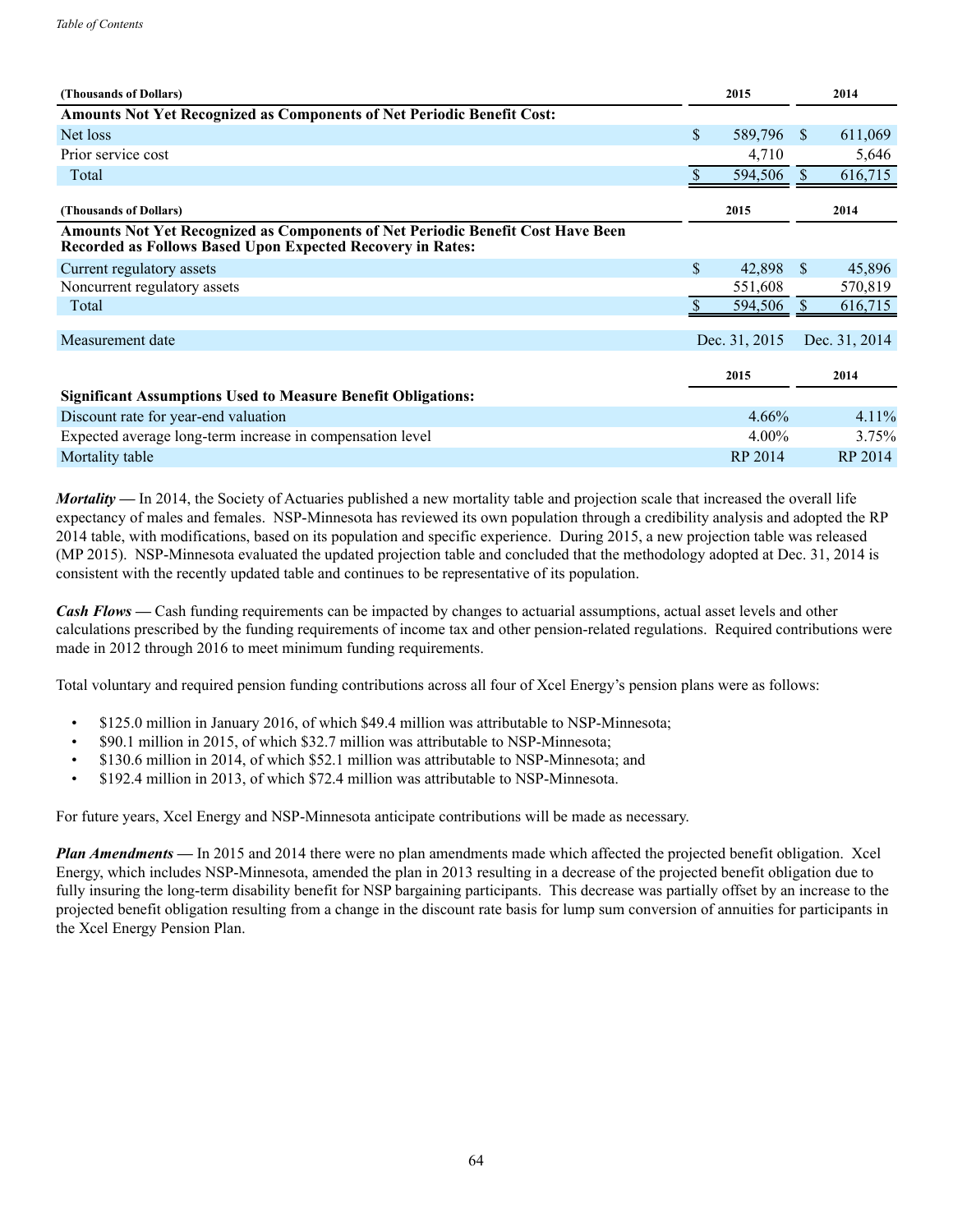| (Thousands of Dollars) | 2015 | 2014 |
|---|---|---|
| **Amounts Not Yet Recognized as Components of Net Periodic Benefit Cost:** | | |
| Net loss | $ 589,796 | $ 611,069 |
| Prior service cost | 4,710 | 5,646 |
| Total | $ 594,506 | $ 616,715 |

| (Thousands of Dollars) | 2015 | 2014 |
|---|---|---|
| **Amounts Not Yet Recognized as Components of Net Periodic Benefit Cost Have Been Recorded as Follows Based Upon Expected Recovery in Rates:** | | |
| Current regulatory assets | $ 42,898 | $ 45,896 |
| Noncurrent regulatory assets | 551,608 | 570,819 |
| Total | $ 594,506 | $ 616,715 |
| Measurement date | Dec. 31, 2015 | Dec. 31, 2014 |

| | 2015 | 2014 |
|---|---|---|
| **Significant Assumptions Used to Measure Benefit Obligations:** | | |
| Discount rate for year-end valuation | 4.66% | 4.11% |
| Expected average long-term increase in compensation level | 4.00% | 3.75% |
| Mortality table | RP 2014 | RP 2014 |

***Mortality*** **—** In 2014, the Society of Actuaries published a new mortality table and projection scale that increased the overall life expectancy of males and females. NSP-Minnesota has reviewed its own population through a credibility analysis and adopted the RP 2014 table, with modifications, based on its population and specific experience. During 2015, a new projection table was released (MP 2015). NSP-Minnesota evaluated the updated projection table and concluded that the methodology adopted at Dec. 31, 2014 is consistent with the recently updated table and continues to be representative of its population.

***Cash Flows*** **—** Cash funding requirements can be impacted by changes to actuarial assumptions, actual asset levels and other calculations prescribed by the funding requirements of income tax and other pension-related regulations. Required contributions were made in 2012 through 2016 to meet minimum funding requirements.

Total voluntary and required pension funding contributions across all four of Xcel Energy's pension plans were as follows:

- $125.0 million in January 2016, of which $49.4 million was attributable to NSP-Minnesota;
- $90.1 million in 2015, of which $32.7 million was attributable to NSP-Minnesota;
- $130.6 million in 2014, of which $52.1 million was attributable to NSP-Minnesota; and
- $192.4 million in 2013, of which $72.4 million was attributable to NSP-Minnesota.

For future years, Xcel Energy and NSP-Minnesota anticipate contributions will be made as necessary.

***Plan Amendments*** **—** In 2015 and 2014 there were no plan amendments made which affected the projected benefit obligation. Xcel Energy, which includes NSP-Minnesota, amended the plan in 2013 resulting in a decrease of the projected benefit obligation due to fully insuring the long-term disability benefit for NSP bargaining participants. This decrease was partially offset by an increase to the projected benefit obligation resulting from a change in the discount rate basis for lump sum conversion of annuities for participants in the Xcel Energy Pension Plan.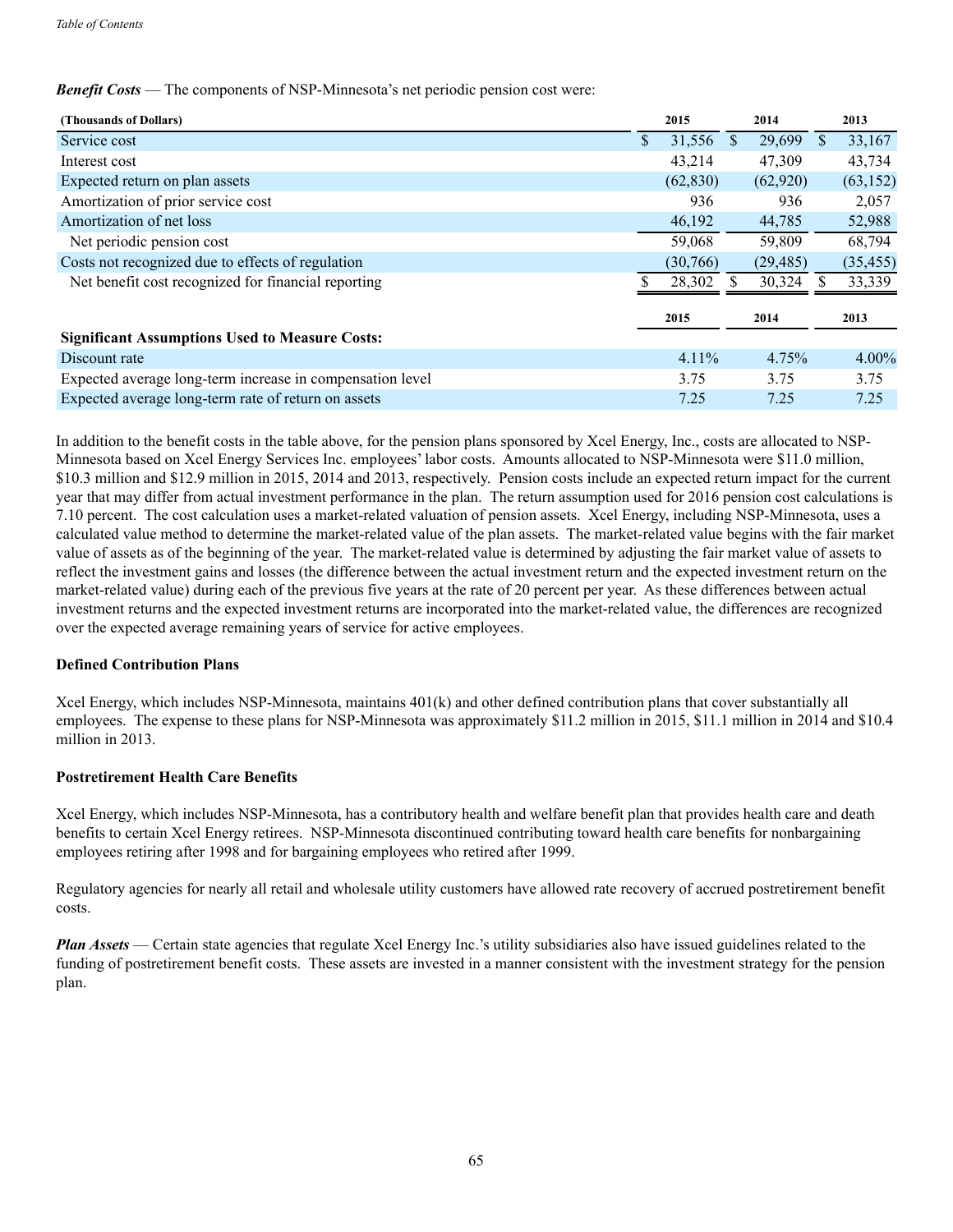***Benefit Costs*** — The components of NSP-Minnesota's net periodic pension cost were:

| (Thousands of Dollars) | 2015 | 2014 | 2013 |
|---|---|---|---|
| Service cost | $ 31,556 | $ 29,699 | $ 33,167 |
| Interest cost | 43,214 | 47,309 | 43,734 |
| Expected return on plan assets | (62,830) | (62,920) | (63,152) |
| Amortization of prior service cost | 936 | 936 | 2,057 |
| Amortization of net loss | 46,192 | 44,785 | 52,988 |
| Net periodic pension cost | 59,068 | 59,809 | 68,794 |
| Costs not recognized due to effects of regulation | (30,766) | (29,485) | (35,455) |
| Net benefit cost recognized for financial reporting | $ 28,302 | $ 30,324 | $ 33,339 |

| **Significant Assumptions Used to Measure Costs:** | 2015 | 2014 | 2013 |
|---|---|---|---|
| Discount rate | 4.11% | 4.75% | 4.00% |
| Expected average long-term increase in compensation level | 3.75 | 3.75 | 3.75 |
| Expected average long-term rate of return on assets | 7.25 | 7.25 | 7.25 |

In addition to the benefit costs in the table above, for the pension plans sponsored by Xcel Energy, Inc., costs are allocated to NSP-Minnesota based on Xcel Energy Services Inc. employees' labor costs. Amounts allocated to NSP-Minnesota were $11.0 million, $10.3 million and $12.9 million in 2015, 2014 and 2013, respectively. Pension costs include an expected return impact for the current year that may differ from actual investment performance in the plan. The return assumption used for 2016 pension cost calculations is 7.10 percent. The cost calculation uses a market-related valuation of pension assets. Xcel Energy, including NSP-Minnesota, uses a calculated value method to determine the market-related value of the plan assets. The market-related value begins with the fair market value of assets as of the beginning of the year. The market-related value is determined by adjusting the fair market value of assets to reflect the investment gains and losses (the difference between the actual investment return and the expected investment return on the market-related value) during each of the previous five years at the rate of 20 percent per year. As these differences between actual investment returns and the expected investment returns are incorporated into the market-related value, the differences are recognized over the expected average remaining years of service for active employees.

**Defined Contribution Plans**

Xcel Energy, which includes NSP-Minnesota, maintains 401(k) and other defined contribution plans that cover substantially all employees. The expense to these plans for NSP-Minnesota was approximately $11.2 million in 2015, $11.1 million in 2014 and $10.4 million in 2013.

**Postretirement Health Care Benefits**

Xcel Energy, which includes NSP-Minnesota, has a contributory health and welfare benefit plan that provides health care and death benefits to certain Xcel Energy retirees. NSP-Minnesota discontinued contributing toward health care benefits for nonbargaining employees retiring after 1998 and for bargaining employees who retired after 1999.

Regulatory agencies for nearly all retail and wholesale utility customers have allowed rate recovery of accrued postretirement benefit costs.

***Plan Assets*** — Certain state agencies that regulate Xcel Energy Inc.'s utility subsidiaries also have issued guidelines related to the funding of postretirement benefit costs. These assets are invested in a manner consistent with the investment strategy for the pension plan.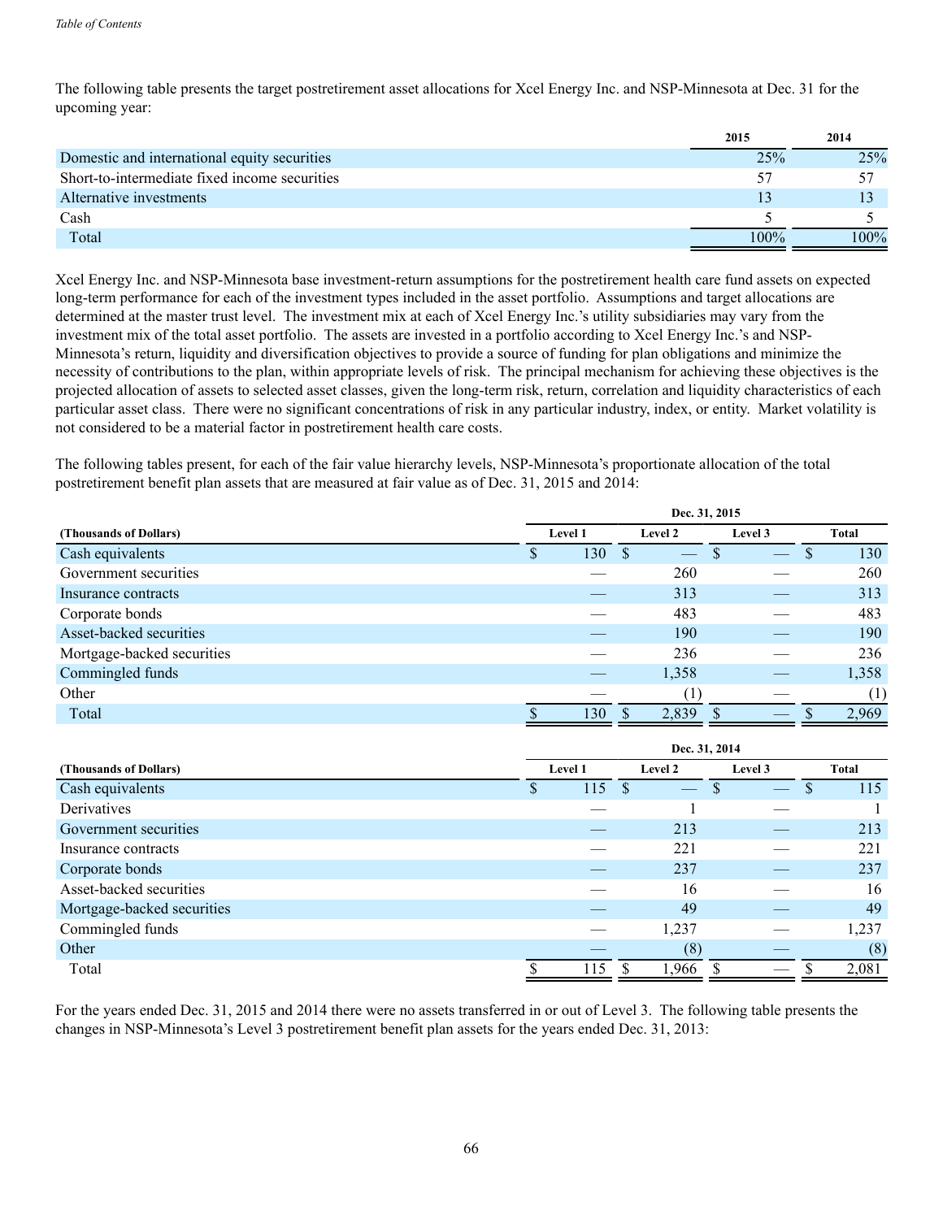The following table presents the target postretirement asset allocations for Xcel Energy Inc. and NSP-Minnesota at Dec. 31 for the upcoming year:

| | 2015 | 2014 |
|---|---|---|
| Domestic and international equity securities | 25% | 25% |
| Short-to-intermediate fixed income securities | 57 | 57 |
| Alternative investments | 13 | 13 |
| Cash | 5 | 5 |
| Total | 100% | 100% |

Xcel Energy Inc. and NSP-Minnesota base investment-return assumptions for the postretirement health care fund assets on expected long-term performance for each of the investment types included in the asset portfolio. Assumptions and target allocations are determined at the master trust level. The investment mix at each of Xcel Energy Inc.'s utility subsidiaries may vary from the investment mix of the total asset portfolio. The assets are invested in a portfolio according to Xcel Energy Inc.'s and NSP-Minnesota's return, liquidity and diversification objectives to provide a source of funding for plan obligations and minimize the necessity of contributions to the plan, within appropriate levels of risk. The principal mechanism for achieving these objectives is the projected allocation of assets to selected asset classes, given the long-term risk, return, correlation and liquidity characteristics of each particular asset class. There were no significant concentrations of risk in any particular industry, index, or entity. Market volatility is not considered to be a material factor in postretirement health care costs.

The following tables present, for each of the fair value hierarchy levels, NSP-Minnesota's proportionate allocation of the total postretirement benefit plan assets that are measured at fair value as of Dec. 31, 2015 and 2014:

| | Dec. 31, 2015 | | | |
|---|---|---|---|---|
| **(Thousands of Dollars)** | **Level 1** | **Level 2** | **Level 3** | **Total** |
| Cash equivalents | $ 130 | $ — | $ — | $ 130 |
| Government securities | — | 260 | — | 260 |
| Insurance contracts | — | 313 | — | 313 |
| Corporate bonds | — | 483 | — | 483 |
| Asset-backed securities | — | 190 | — | 190 |
| Mortgage-backed securities | — | 236 | — | 236 |
| Commingled funds | — | 1,358 | — | 1,358 |
| Other | — | (1) | — | (1) |
| Total | $ 130 | $ 2,839 | $ — | $ 2,969 |

| | Dec. 31, 2014 | | | |
|---|---|---|---|---|
| **(Thousands of Dollars)** | **Level 1** | **Level 2** | **Level 3** | **Total** |
| Cash equivalents | $ 115 | $ — | $ — | $ 115 |
| Derivatives | — | 1 | — | 1 |
| Government securities | — | 213 | — | 213 |
| Insurance contracts | — | 221 | — | 221 |
| Corporate bonds | — | 237 | — | 237 |
| Asset-backed securities | — | 16 | — | 16 |
| Mortgage-backed securities | — | 49 | — | 49 |
| Commingled funds | — | 1,237 | — | 1,237 |
| Other | — | (8) | — | (8) |
| Total | $ 115 | $ 1,966 | $ — | $ 2,081 |

For the years ended Dec. 31, 2015 and 2014 there were no assets transferred in or out of Level 3. The following table presents the changes in NSP-Minnesota's Level 3 postretirement benefit plan assets for the years ended Dec. 31, 2013: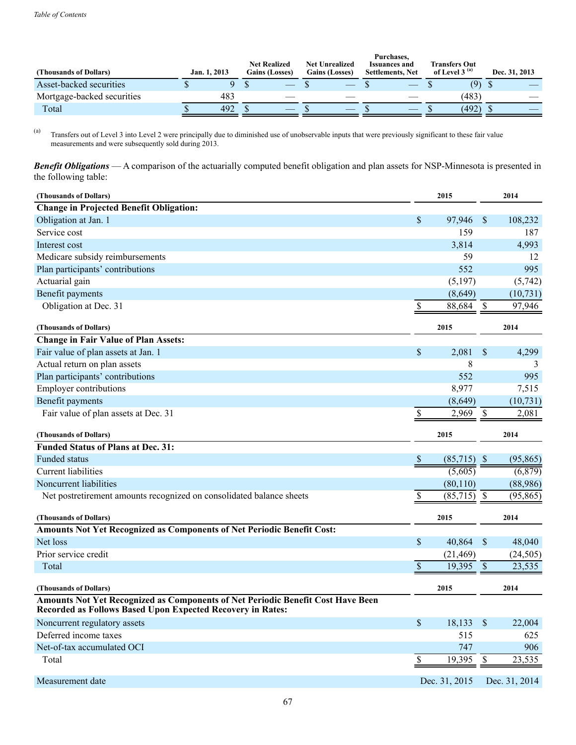| (Thousands of Dollars) | Jan. 1, 2013 | Net Realized Gains (Losses) | Net Unrealized Gains (Losses) | Purchases, Issuances and Settlements, Net | Transfers Out of Level 3 [(a)] | Dec. 31, 2013 |
|---|---|---|---|---|---|---|
| Asset-backed securities | $ 9 | $ — | $ — | $ — | $ (9) | $ — |
| Mortgage-backed securities | 483 | — | — | — | (483) | — |
| Total | $ 492 | $ — | $ — | $ — | $ (492) | $ — |

(a) Transfers out of Level 3 into Level 2 were principally due to diminished use of unobservable inputs that were previously significant to these fair value measurements and were subsequently sold during 2013.

***Benefit Obligations*** — A comparison of the actuarially computed benefit obligation and plan assets for NSP-Minnesota is presented in the following table:

| (Thousands of Dollars) | 2015 | 2014 |
|---|---|---|
| **Change in Projected Benefit Obligation:** | | |
| Obligation at Jan. 1 | $ 97,946 | $ 108,232 |
| Service cost | 159 | 187 |
| Interest cost | 3,814 | 4,993 |
| Medicare subsidy reimbursements | 59 | 12 |
| Plan participants' contributions | 552 | 995 |
| Actuarial gain | (5,197) | (5,742) |
| Benefit payments | (8,649) | (10,731) |
| Obligation at Dec. 31 | $ 88,684 | $ 97,946 |

| (Thousands of Dollars) | 2015 | 2014 |
|---|---|---|
| **Change in Fair Value of Plan Assets:** | | |
| Fair value of plan assets at Jan. 1 | $ 2,081 | $ 4,299 |
| Actual return on plan assets | 8 | 3 |
| Plan participants' contributions | 552 | 995 |
| Employer contributions | 8,977 | 7,515 |
| Benefit payments | (8,649) | (10,731) |
| Fair value of plan assets at Dec. 31 | $ 2,969 | $ 2,081 |

| (Thousands of Dollars) | 2015 | 2014 |
|---|---|---|
| **Funded Status of Plans at Dec. 31:** | | |
| Funded status | $ (85,715) | $ (95,865) |
| Current liabilities | (5,605) | (6,879) |
| Noncurrent liabilities | (80,110) | (88,986) |
| Net postretirement amounts recognized on consolidated balance sheets | $ (85,715) | $ (95,865) |

| (Thousands of Dollars) | 2015 | 2014 |
|---|---|---|
| **Amounts Not Yet Recognized as Components of Net Periodic Benefit Cost:** | | |
| Net loss | $ 40,864 | $ 48,040 |
| Prior service credit | (21,469) | (24,505) |
| Total | $ 19,395 | $ 23,535 |

| (Thousands of Dollars) | 2015 | 2014 |
|---|---|---|
| **Amounts Not Yet Recognized as Components of Net Periodic Benefit Cost Have Been Recorded as Follows Based Upon Expected Recovery in Rates:** | | |
| Noncurrent regulatory assets | $ 18,133 | $ 22,004 |
| Deferred income taxes | 515 | 625 |
| Net-of-tax accumulated OCI | 747 | 906 |
| Total | $ 19,395 | $ 23,535 |
| | | |
| Measurement date | Dec. 31, 2015 | Dec. 31, 2014 |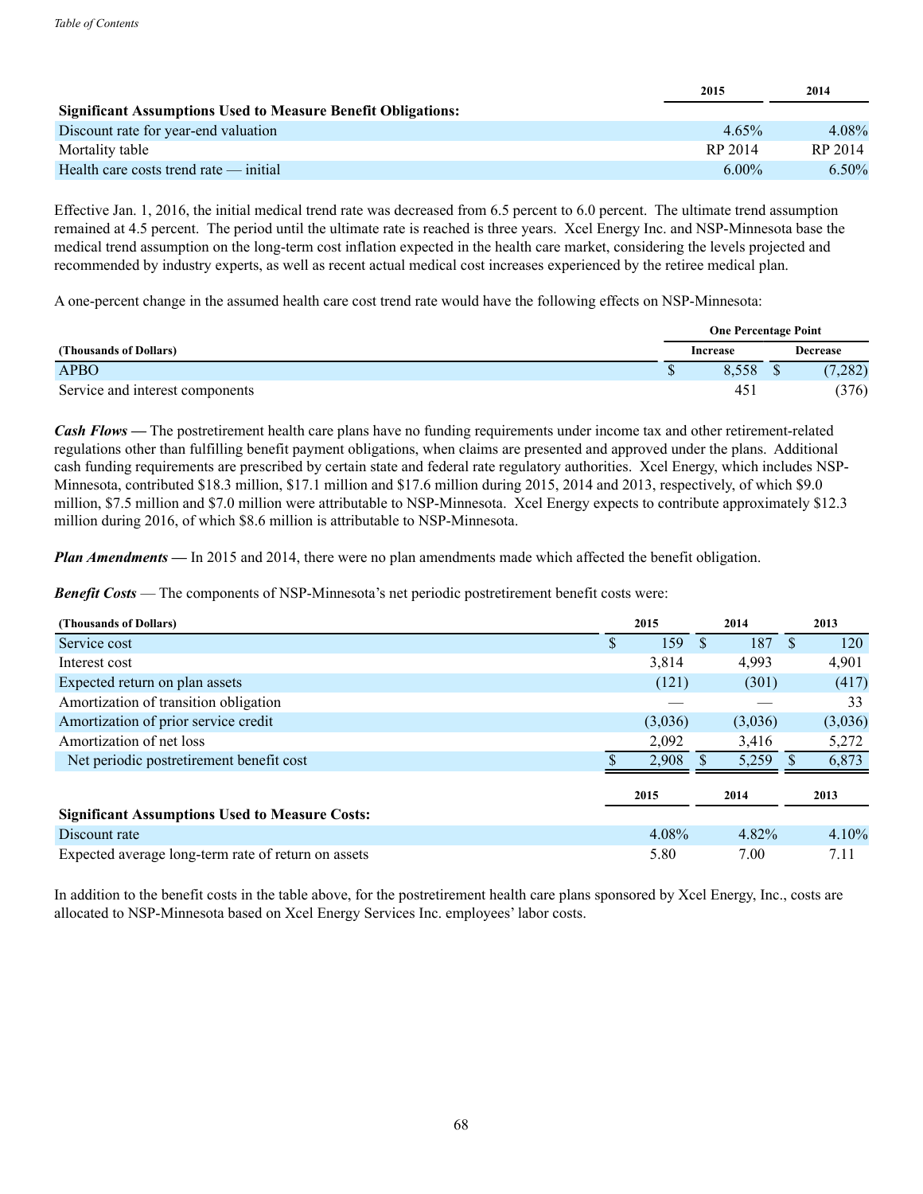| | 2015 | 2014 |
|---|---|---|
| **Significant Assumptions Used to Measure Benefit Obligations:** | | |
| Discount rate for year-end valuation | 4.65% | 4.08% |
| Mortality table | RP 2014 | RP 2014 |
| Health care costs trend rate — initial | 6.00% | 6.50% |

Effective Jan. 1, 2016, the initial medical trend rate was decreased from 6.5 percent to 6.0 percent. The ultimate trend assumption remained at 4.5 percent. The period until the ultimate rate is reached is three years. Xcel Energy Inc. and NSP-Minnesota base the medical trend assumption on the long-term cost inflation expected in the health care market, considering the levels projected and recommended by industry experts, as well as recent actual medical cost increases experienced by the retiree medical plan.

A one-percent change in the assumed health care cost trend rate would have the following effects on NSP-Minnesota:

| | One Percentage Point | |
|---|---|---|
| **(Thousands of Dollars)** | **Increase** | **Decrease** |
| APBO | $ 8,558 | $ (7,282) |
| Service and interest components | 451 | (376) |

***Cash Flows —*** The postretirement health care plans have no funding requirements under income tax and other retirement-related regulations other than fulfilling benefit payment obligations, when claims are presented and approved under the plans. Additional cash funding requirements are prescribed by certain state and federal rate regulatory authorities. Xcel Energy, which includes NSP-Minnesota, contributed $18.3 million, $17.1 million and $17.6 million during 2015, 2014 and 2013, respectively, of which $9.0 million, $7.5 million and $7.0 million were attributable to NSP-Minnesota. Xcel Energy expects to contribute approximately $12.3 million during 2016, of which $8.6 million is attributable to NSP-Minnesota.

***Plan Amendments —*** In 2015 and 2014, there were no plan amendments made which affected the benefit obligation.

***Benefit Costs*** — The components of NSP-Minnesota's net periodic postretirement benefit costs were:

| (Thousands of Dollars) | 2015 | 2014 | 2013 |
|---|---|---|---|
| Service cost | $ 159 | $ 187 | $ 120 |
| Interest cost | 3,814 | 4,993 | 4,901 |
| Expected return on plan assets | (121) | (301) | (417) |
| Amortization of transition obligation | — | — | 33 |
| Amortization of prior service credit | (3,036) | (3,036) | (3,036) |
| Amortization of net loss | 2,092 | 3,416 | 5,272 |
| Net periodic postretirement benefit cost | $ 2,908 | $ 5,259 | $ 6,873 |

| | 2015 | 2014 | 2013 |
|---|---|---|---|
| **Significant Assumptions Used to Measure Costs:** | | | |
| Discount rate | 4.08% | 4.82% | 4.10% |
| Expected average long-term rate of return on assets | 5.80 | 7.00 | 7.11 |

In addition to the benefit costs in the table above, for the postretirement health care plans sponsored by Xcel Energy, Inc., costs are allocated to NSP-Minnesota based on Xcel Energy Services Inc. employees' labor costs.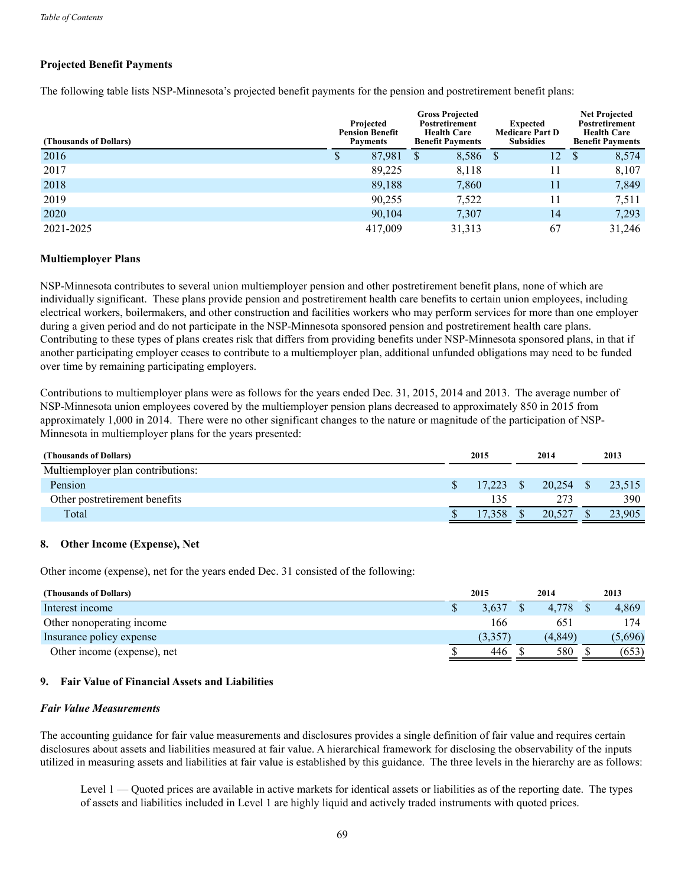### Projected Benefit Payments

The following table lists NSP-Minnesota's projected benefit payments for the pension and postretirement benefit plans:

| (Thousands of Dollars) | Projected Pension Benefit Payments | Gross Projected Postretirement Health Care Benefit Payments | Expected Medicare Part D Subsidies | Net Projected Postretirement Health Care Benefit Payments |
|---|---|---|---|---|
| 2016 | $ 87,981 | $ 8,586 | $ 12 | $ 8,574 |
| 2017 | 89,225 | 8,118 | 11 | 8,107 |
| 2018 | 89,188 | 7,860 | 11 | 7,849 |
| 2019 | 90,255 | 7,522 | 11 | 7,511 |
| 2020 | 90,104 | 7,307 | 14 | 7,293 |
| 2021-2025 | 417,009 | 31,313 | 67 | 31,246 |

### Multiemployer Plans

NSP-Minnesota contributes to several union multiemployer pension and other postretirement benefit plans, none of which are individually significant. These plans provide pension and postretirement health care benefits to certain union employees, including electrical workers, boilermakers, and other construction and facilities workers who may perform services for more than one employer during a given period and do not participate in the NSP-Minnesota sponsored pension and postretirement health care plans. Contributing to these types of plans creates risk that differs from providing benefits under NSP-Minnesota sponsored plans, in that if another participating employer ceases to contribute to a multiemployer plan, additional unfunded obligations may need to be funded over time by remaining participating employers.

Contributions to multiemployer plans were as follows for the years ended Dec. 31, 2015, 2014 and 2013. The average number of NSP-Minnesota union employees covered by the multiemployer pension plans decreased to approximately 850 in 2015 from approximately 1,000 in 2014. There were no other significant changes to the nature or magnitude of the participation of NSP-Minnesota in multiemployer plans for the years presented:

| (Thousands of Dollars) | 2015 | 2014 | 2013 |
|---|---|---|---|
| Multiemployer plan contributions: | | | |
| Pension | $ 17,223 | $ 20,254 | $ 23,515 |
| Other postretirement benefits | 135 | 273 | 390 |
| Total | $ 17,358 | $ 20,527 | $ 23,905 |

### 8. Other Income (Expense), Net

Other income (expense), net for the years ended Dec. 31 consisted of the following:

| (Thousands of Dollars) | 2015 | 2014 | 2013 |
|---|---|---|---|
| Interest income | $ 3,637 | $ 4,778 | $ 4,869 |
| Other nonoperating income | 166 | 651 | 174 |
| Insurance policy expense | (3,357) | (4,849) | (5,696) |
| Other income (expense), net | $ 446 | $ 580 | $ (653) |

### 9. Fair Value of Financial Assets and Liabilities

***Fair Value Measurements***

The accounting guidance for fair value measurements and disclosures provides a single definition of fair value and requires certain disclosures about assets and liabilities measured at fair value. A hierarchical framework for disclosing the observability of the inputs utilized in measuring assets and liabilities at fair value is established by this guidance. The three levels in the hierarchy are as follows:

Level 1 — Quoted prices are available in active markets for identical assets or liabilities as of the reporting date. The types of assets and liabilities included in Level 1 are highly liquid and actively traded instruments with quoted prices.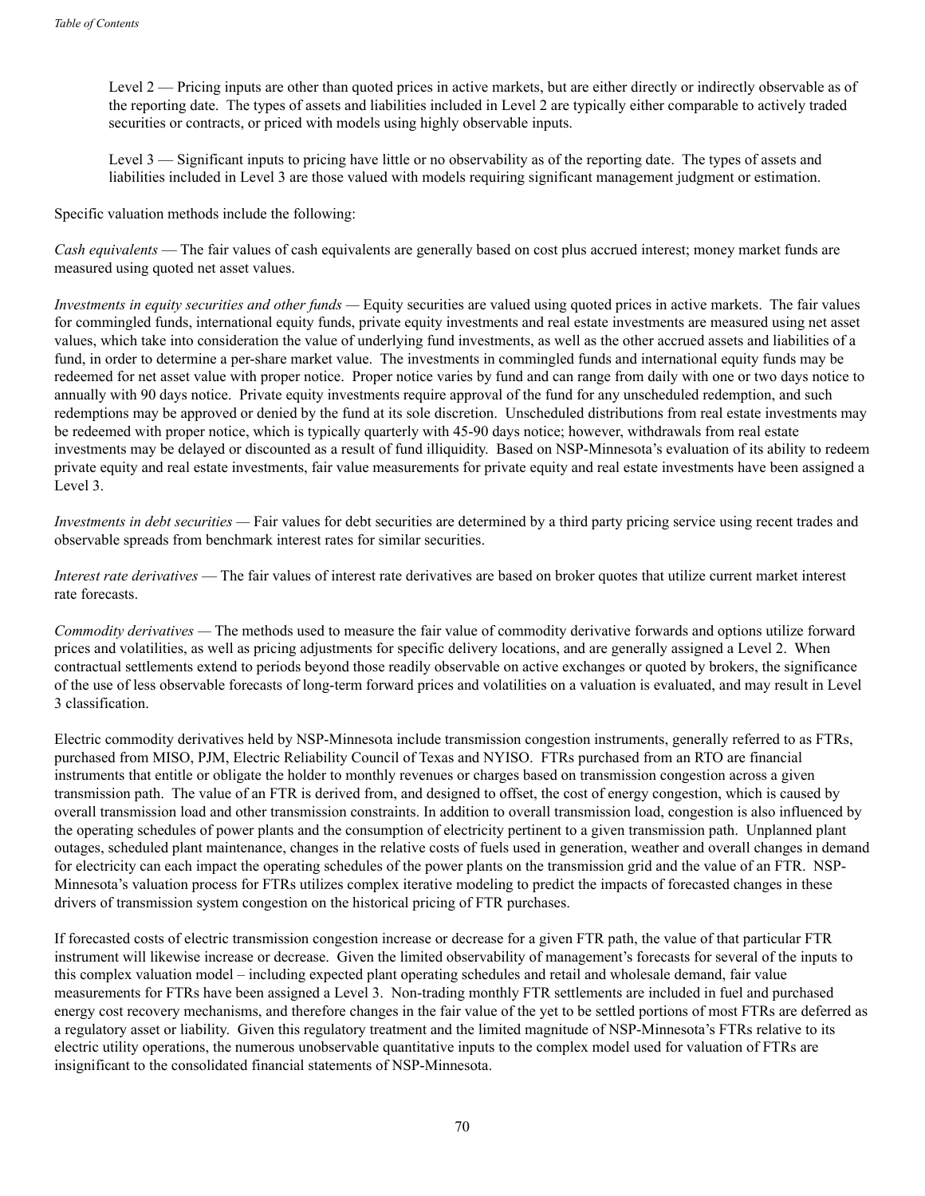Level 2 — Pricing inputs are other than quoted prices in active markets, but are either directly or indirectly observable as of the reporting date. The types of assets and liabilities included in Level 2 are typically either comparable to actively traded securities or contracts, or priced with models using highly observable inputs.

Level 3 — Significant inputs to pricing have little or no observability as of the reporting date. The types of assets and liabilities included in Level 3 are those valued with models requiring significant management judgment or estimation.

Specific valuation methods include the following:

*Cash equivalents* — The fair values of cash equivalents are generally based on cost plus accrued interest; money market funds are measured using quoted net asset values.

*Investments in equity securities and other funds* — Equity securities are valued using quoted prices in active markets. The fair values for commingled funds, international equity funds, private equity investments and real estate investments are measured using net asset values, which take into consideration the value of underlying fund investments, as well as the other accrued assets and liabilities of a fund, in order to determine a per-share market value. The investments in commingled funds and international equity funds may be redeemed for net asset value with proper notice. Proper notice varies by fund and can range from daily with one or two days notice to annually with 90 days notice. Private equity investments require approval of the fund for any unscheduled redemption, and such redemptions may be approved or denied by the fund at its sole discretion. Unscheduled distributions from real estate investments may be redeemed with proper notice, which is typically quarterly with 45-90 days notice; however, withdrawals from real estate investments may be delayed or discounted as a result of fund illiquidity. Based on NSP-Minnesota's evaluation of its ability to redeem private equity and real estate investments, fair value measurements for private equity and real estate investments have been assigned a Level 3.

*Investments in debt securities* — Fair values for debt securities are determined by a third party pricing service using recent trades and observable spreads from benchmark interest rates for similar securities.

*Interest rate derivatives* — The fair values of interest rate derivatives are based on broker quotes that utilize current market interest rate forecasts.

*Commodity derivatives* — The methods used to measure the fair value of commodity derivative forwards and options utilize forward prices and volatilities, as well as pricing adjustments for specific delivery locations, and are generally assigned a Level 2. When contractual settlements extend to periods beyond those readily observable on active exchanges or quoted by brokers, the significance of the use of less observable forecasts of long-term forward prices and volatilities on a valuation is evaluated, and may result in Level 3 classification.

Electric commodity derivatives held by NSP-Minnesota include transmission congestion instruments, generally referred to as FTRs, purchased from MISO, PJM, Electric Reliability Council of Texas and NYISO. FTRs purchased from an RTO are financial instruments that entitle or obligate the holder to monthly revenues or charges based on transmission congestion across a given transmission path. The value of an FTR is derived from, and designed to offset, the cost of energy congestion, which is caused by overall transmission load and other transmission constraints. In addition to overall transmission load, congestion is also influenced by the operating schedules of power plants and the consumption of electricity pertinent to a given transmission path. Unplanned plant outages, scheduled plant maintenance, changes in the relative costs of fuels used in generation, weather and overall changes in demand for electricity can each impact the operating schedules of the power plants on the transmission grid and the value of an FTR. NSP-Minnesota's valuation process for FTRs utilizes complex iterative modeling to predict the impacts of forecasted changes in these drivers of transmission system congestion on the historical pricing of FTR purchases.

If forecasted costs of electric transmission congestion increase or decrease for a given FTR path, the value of that particular FTR instrument will likewise increase or decrease. Given the limited observability of management's forecasts for several of the inputs to this complex valuation model – including expected plant operating schedules and retail and wholesale demand, fair value measurements for FTRs have been assigned a Level 3. Non-trading monthly FTR settlements are included in fuel and purchased energy cost recovery mechanisms, and therefore changes in the fair value of the yet to be settled portions of most FTRs are deferred as a regulatory asset or liability. Given this regulatory treatment and the limited magnitude of NSP-Minnesota's FTRs relative to its electric utility operations, the numerous unobservable quantitative inputs to the complex model used for valuation of FTRs are insignificant to the consolidated financial statements of NSP-Minnesota.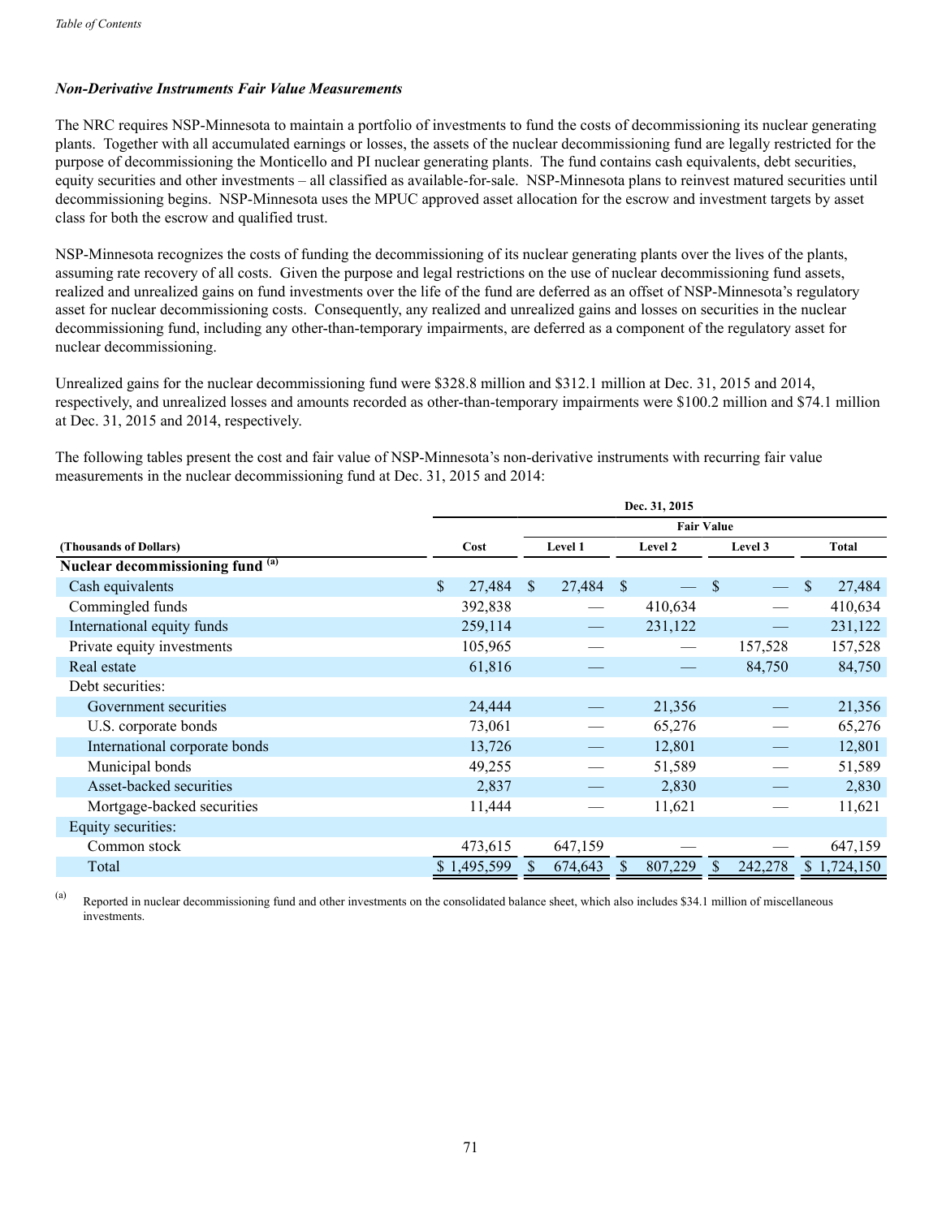### *Non-Derivative Instruments Fair Value Measurements*

The NRC requires NSP-Minnesota to maintain a portfolio of investments to fund the costs of decommissioning its nuclear generating plants. Together with all accumulated earnings or losses, the assets of the nuclear decommissioning fund are legally restricted for the purpose of decommissioning the Monticello and PI nuclear generating plants. The fund contains cash equivalents, debt securities, equity securities and other investments – all classified as available-for-sale. NSP-Minnesota plans to reinvest matured securities until decommissioning begins. NSP-Minnesota uses the MPUC approved asset allocation for the escrow and investment targets by asset class for both the escrow and qualified trust.

NSP-Minnesota recognizes the costs of funding the decommissioning of its nuclear generating plants over the lives of the plants, assuming rate recovery of all costs. Given the purpose and legal restrictions on the use of nuclear decommissioning fund assets, realized and unrealized gains on fund investments over the life of the fund are deferred as an offset of NSP-Minnesota's regulatory asset for nuclear decommissioning costs. Consequently, any realized and unrealized gains and losses on securities in the nuclear decommissioning fund, including any other-than-temporary impairments, are deferred as a component of the regulatory asset for nuclear decommissioning.

Unrealized gains for the nuclear decommissioning fund were \$328.8 million and \$312.1 million at Dec. 31, 2015 and 2014, respectively, and unrealized losses and amounts recorded as other-than-temporary impairments were \$100.2 million and \$74.1 million at Dec. 31, 2015 and 2014, respectively.

The following tables present the cost and fair value of NSP-Minnesota's non-derivative instruments with recurring fair value measurements in the nuclear decommissioning fund at Dec. 31, 2015 and 2014:

| | Dec. 31, 2015 | | | | |
|---|---|---|---|---|---|
| | | Fair Value | | | |
| **(Thousands of Dollars)** | **Cost** | **Level 1** | **Level 2** | **Level 3** | **Total** |
| **Nuclear decommissioning fund [(a)]** | | | | | |
| Cash equivalents | \$ 27,484 | \$ 27,484 | \$ — | \$ — | \$ 27,484 |
| Commingled funds | 392,838 | — | 410,634 | — | 410,634 |
| International equity funds | 259,114 | — | 231,122 | — | 231,122 |
| Private equity investments | 105,965 | — | — | 157,528 | 157,528 |
| Real estate | 61,816 | — | — | 84,750 | 84,750 |
| Debt securities: | | | | | |
| Government securities | 24,444 | — | 21,356 | — | 21,356 |
| U.S. corporate bonds | 73,061 | — | 65,276 | — | 65,276 |
| International corporate bonds | 13,726 | — | 12,801 | — | 12,801 |
| Municipal bonds | 49,255 | — | 51,589 | — | 51,589 |
| Asset-backed securities | 2,837 | — | 2,830 | — | 2,830 |
| Mortgage-backed securities | 11,444 | — | 11,621 | — | 11,621 |
| Equity securities: | | | | | |
| Common stock | 473,615 | 647,159 | — | — | 647,159 |
| Total | \$ 1,495,599 | \$ 674,643 | \$ 807,229 | \$ 242,278 | \$ 1,724,150 |

(a) Reported in nuclear decommissioning fund and other investments on the consolidated balance sheet, which also includes \$34.1 million of miscellaneous investments.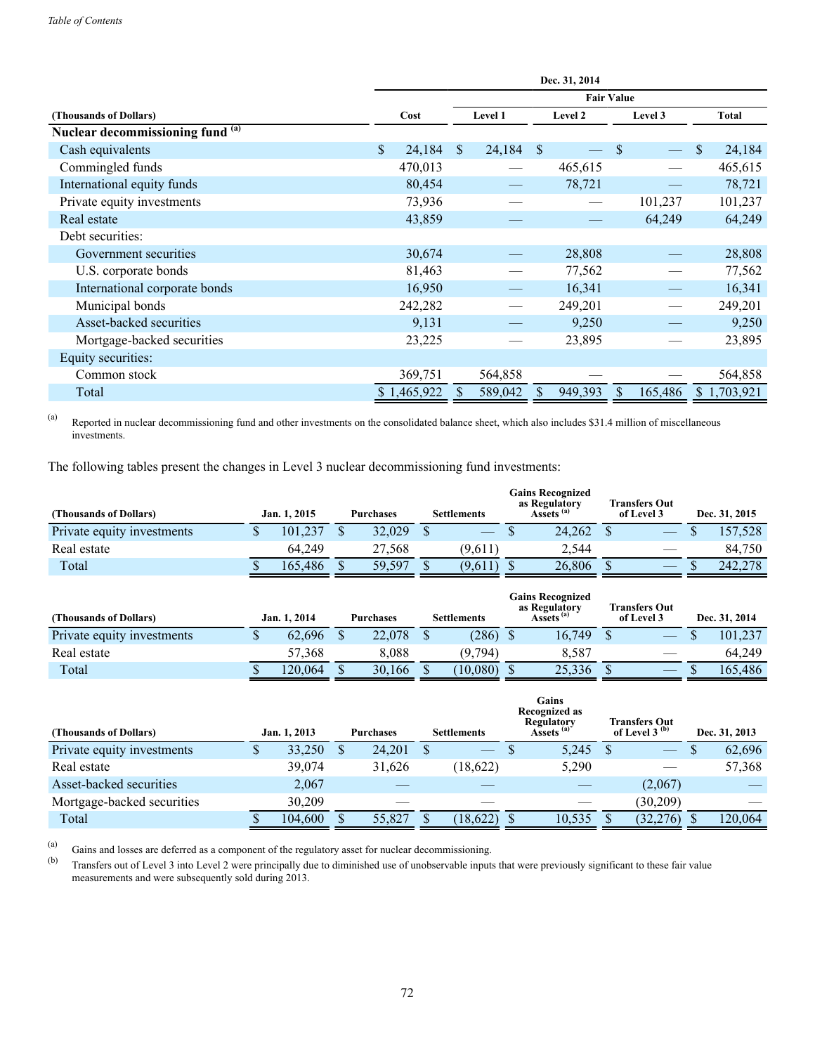| (Thousands of Dollars) | Dec. 31, 2014 | | | | |
|---|---|---|---|---|---|
| | | Fair Value | | | |
| | Cost | Level 1 | Level 2 | Level 3 | Total |
| **Nuclear decommissioning fund** [(a)] | | | | | |
| Cash equivalents | $ 24,184 | $ 24,184 | $ — | $ — | $ 24,184 |
| Commingled funds | 470,013 | — | 465,615 | — | 465,615 |
| International equity funds | 80,454 | — | 78,721 | — | 78,721 |
| Private equity investments | 73,936 | — | — | 101,237 | 101,237 |
| Real estate | 43,859 | — | — | 64,249 | 64,249 |
| Debt securities: | | | | | |
| Government securities | 30,674 | — | 28,808 | — | 28,808 |
| U.S. corporate bonds | 81,463 | — | 77,562 | — | 77,562 |
| International corporate bonds | 16,950 | — | 16,341 | — | 16,341 |
| Municipal bonds | 242,282 | — | 249,201 | — | 249,201 |
| Asset-backed securities | 9,131 | — | 9,250 | — | 9,250 |
| Mortgage-backed securities | 23,225 | — | 23,895 | — | 23,895 |
| Equity securities: | | | | | |
| Common stock | 369,751 | 564,858 | — | — | 564,858 |
| Total | $ 1,465,922 | $ 589,042 | $ 949,393 | $ 165,486 | $ 1,703,921 |

(a) Reported in nuclear decommissioning fund and other investments on the consolidated balance sheet, which also includes $31.4 million of miscellaneous investments.

The following tables present the changes in Level 3 nuclear decommissioning fund investments:

| (Thousands of Dollars) | Jan. 1, 2015 | Purchases | Settlements | Gains Recognized as Regulatory Assets [(a)] | Transfers Out of Level 3 | Dec. 31, 2015 |
|---|---|---|---|---|---|---|
| Private equity investments | $ 101,237 | $ 32,029 | $ — | $ 24,262 | $ — | $ 157,528 |
| Real estate | 64,249 | 27,568 | (9,611) | 2,544 | — | 84,750 |
| Total | $ 165,486 | $ 59,597 | $ (9,611) | $ 26,806 | $ — | $ 242,278 |

| (Thousands of Dollars) | Jan. 1, 2014 | Purchases | Settlements | Gains Recognized as Regulatory Assets [(a)] | Transfers Out of Level 3 | Dec. 31, 2014 |
|---|---|---|---|---|---|---|
| Private equity investments | $ 62,696 | $ 22,078 | $ (286) | $ 16,749 | $ — | $ 101,237 |
| Real estate | 57,368 | 8,088 | (9,794) | 8,587 | — | 64,249 |
| Total | $ 120,064 | $ 30,166 | $ (10,080) | $ 25,336 | $ — | $ 165,486 |

| (Thousands of Dollars) | Jan. 1, 2013 | Purchases | Settlements | Gains Recognized as Regulatory Assets [(a)] | Transfers Out of Level 3 [(b)] | Dec. 31, 2013 |
|---|---|---|---|---|---|---|
| Private equity investments | $ 33,250 | $ 24,201 | $ — | $ 5,245 | $ — | $ 62,696 |
| Real estate | 39,074 | 31,626 | (18,622) | 5,290 | — | 57,368 |
| Asset-backed securities | 2,067 | — | — | — | (2,067) | — |
| Mortgage-backed securities | 30,209 | — | — | — | (30,209) | — |
| Total | $ 104,600 | $ 55,827 | $ (18,622) | $ 10,535 | $ (32,276) | $ 120,064 |

(a) Gains and losses are deferred as a component of the regulatory asset for nuclear decommissioning.

(b) Transfers out of Level 3 into Level 2 were principally due to diminished use of unobservable inputs that were previously significant to these fair value measurements and were subsequently sold during 2013.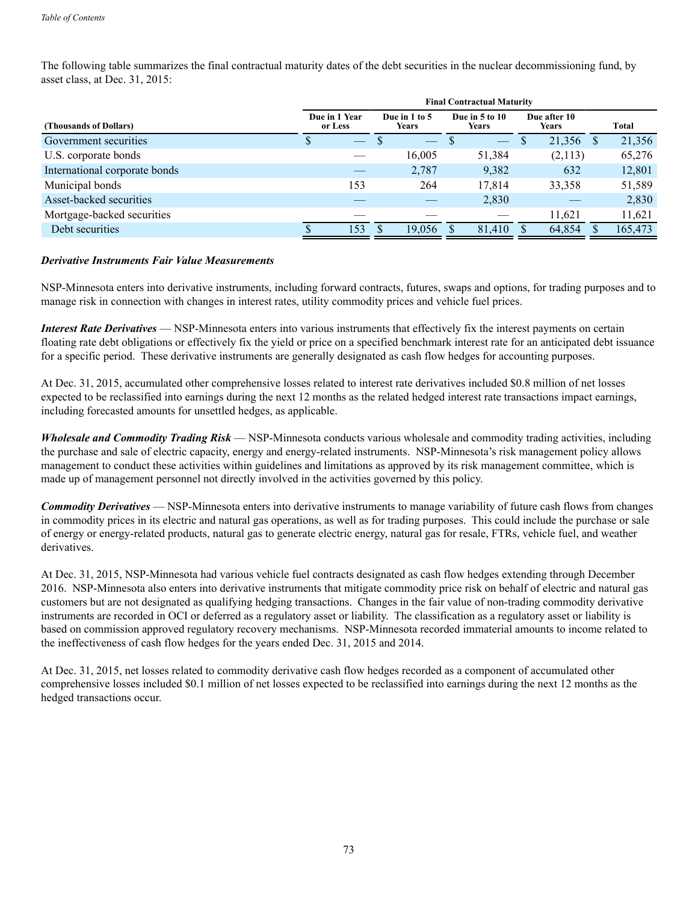The following table summarizes the final contractual maturity dates of the debt securities in the nuclear decommissioning fund, by asset class, at Dec. 31, 2015:

| (Thousands of Dollars) | Final Contractual Maturity | | | | |
|---|---|---|---|---|---|
| | Due in 1 Year or Less | Due in 1 to 5 Years | Due in 5 to 10 Years | Due after 10 Years | Total |
| Government securities | $ — | $ — | $ — | $ 21,356 | $ 21,356 |
| U.S. corporate bonds | — | 16,005 | 51,384 | (2,113) | 65,276 |
| International corporate bonds | — | 2,787 | 9,382 | 632 | 12,801 |
| Municipal bonds | 153 | 264 | 17,814 | 33,358 | 51,589 |
| Asset-backed securities | — | — | 2,830 | — | 2,830 |
| Mortgage-backed securities | — | — | — | 11,621 | 11,621 |
| Debt securities | $ 153 | $ 19,056 | $ 81,410 | $ 64,854 | $ 165,473 |

***Derivative Instruments Fair Value Measurements***

NSP-Minnesota enters into derivative instruments, including forward contracts, futures, swaps and options, for trading purposes and to manage risk in connection with changes in interest rates, utility commodity prices and vehicle fuel prices.

***Interest Rate Derivatives*** — NSP-Minnesota enters into various instruments that effectively fix the interest payments on certain floating rate debt obligations or effectively fix the yield or price on a specified benchmark interest rate for an anticipated debt issuance for a specific period. These derivative instruments are generally designated as cash flow hedges for accounting purposes.

At Dec. 31, 2015, accumulated other comprehensive losses related to interest rate derivatives included $0.8 million of net losses expected to be reclassified into earnings during the next 12 months as the related hedged interest rate transactions impact earnings, including forecasted amounts for unsettled hedges, as applicable.

***Wholesale and Commodity Trading Risk*** — NSP-Minnesota conducts various wholesale and commodity trading activities, including the purchase and sale of electric capacity, energy and energy-related instruments. NSP-Minnesota's risk management policy allows management to conduct these activities within guidelines and limitations as approved by its risk management committee, which is made up of management personnel not directly involved in the activities governed by this policy.

***Commodity Derivatives*** — NSP-Minnesota enters into derivative instruments to manage variability of future cash flows from changes in commodity prices in its electric and natural gas operations, as well as for trading purposes. This could include the purchase or sale of energy or energy-related products, natural gas to generate electric energy, natural gas for resale, FTRs, vehicle fuel, and weather derivatives.

At Dec. 31, 2015, NSP-Minnesota had various vehicle fuel contracts designated as cash flow hedges extending through December 2016. NSP-Minnesota also enters into derivative instruments that mitigate commodity price risk on behalf of electric and natural gas customers but are not designated as qualifying hedging transactions. Changes in the fair value of non-trading commodity derivative instruments are recorded in OCI or deferred as a regulatory asset or liability. The classification as a regulatory asset or liability is based on commission approved regulatory recovery mechanisms. NSP-Minnesota recorded immaterial amounts to income related to the ineffectiveness of cash flow hedges for the years ended Dec. 31, 2015 and 2014.

At Dec. 31, 2015, net losses related to commodity derivative cash flow hedges recorded as a component of accumulated other comprehensive losses included $0.1 million of net losses expected to be reclassified into earnings during the next 12 months as the hedged transactions occur.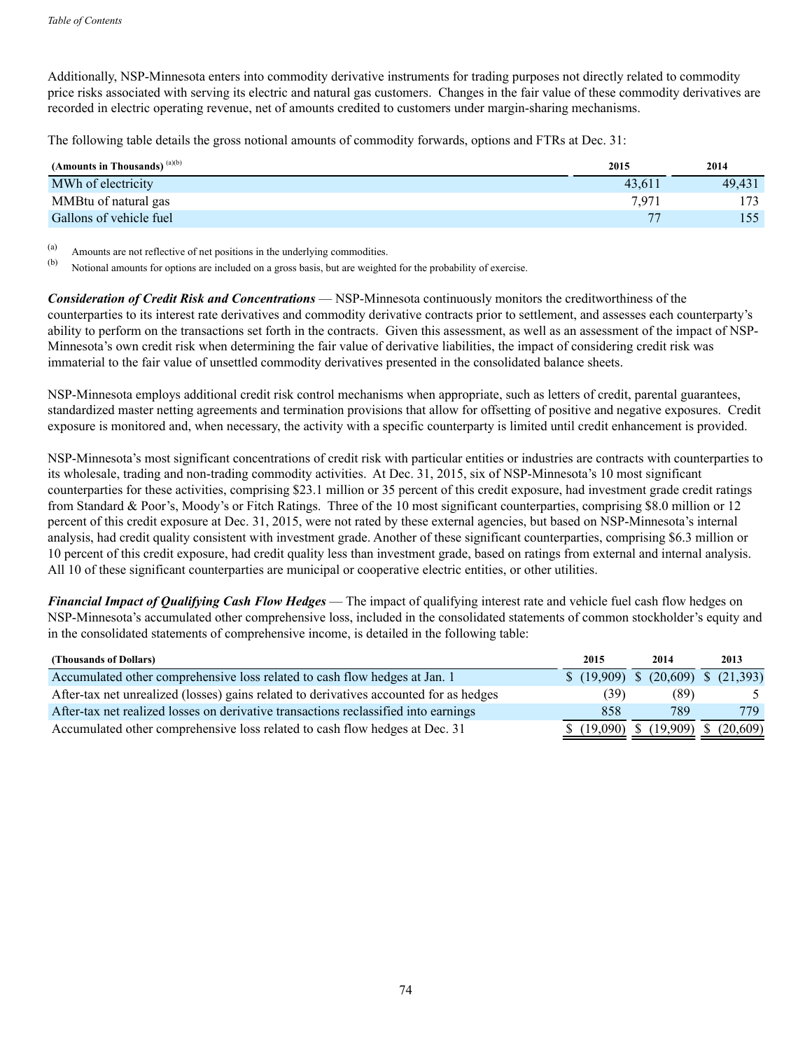Additionally, NSP-Minnesota enters into commodity derivative instruments for trading purposes not directly related to commodity price risks associated with serving its electric and natural gas customers. Changes in the fair value of these commodity derivatives are recorded in electric operating revenue, net of amounts credited to customers under margin-sharing mechanisms.

The following table details the gross notional amounts of commodity forwards, options and FTRs at Dec. 31:

| (Amounts in Thousands) (a)(b) | 2015 | 2014 |
|---|---|---|
| MWh of electricity | 43,611 | 49,431 |
| MMBtu of natural gas | 7,971 | 173 |
| Gallons of vehicle fuel | 77 | 155 |

(a) Amounts are not reflective of net positions in the underlying commodities.

(b) Notional amounts for options are included on a gross basis, but are weighted for the probability of exercise.

***Consideration of Credit Risk and Concentrations*** — NSP-Minnesota continuously monitors the creditworthiness of the counterparties to its interest rate derivatives and commodity derivative contracts prior to settlement, and assesses each counterparty's ability to perform on the transactions set forth in the contracts. Given this assessment, as well as an assessment of the impact of NSP-Minnesota's own credit risk when determining the fair value of derivative liabilities, the impact of considering credit risk was immaterial to the fair value of unsettled commodity derivatives presented in the consolidated balance sheets.

NSP-Minnesota employs additional credit risk control mechanisms when appropriate, such as letters of credit, parental guarantees, standardized master netting agreements and termination provisions that allow for offsetting of positive and negative exposures. Credit exposure is monitored and, when necessary, the activity with a specific counterparty is limited until credit enhancement is provided.

NSP-Minnesota's most significant concentrations of credit risk with particular entities or industries are contracts with counterparties to its wholesale, trading and non-trading commodity activities. At Dec. 31, 2015, six of NSP-Minnesota's 10 most significant counterparties for these activities, comprising $23.1 million or 35 percent of this credit exposure, had investment grade credit ratings from Standard & Poor's, Moody's or Fitch Ratings. Three of the 10 most significant counterparties, comprising $8.0 million or 12 percent of this credit exposure at Dec. 31, 2015, were not rated by these external agencies, but based on NSP-Minnesota's internal analysis, had credit quality consistent with investment grade. Another of these significant counterparties, comprising $6.3 million or 10 percent of this credit exposure, had credit quality less than investment grade, based on ratings from external and internal analysis. All 10 of these significant counterparties are municipal or cooperative electric entities, or other utilities.

***Financial Impact of Qualifying Cash Flow Hedges*** — The impact of qualifying interest rate and vehicle fuel cash flow hedges on NSP-Minnesota's accumulated other comprehensive loss, included in the consolidated statements of common stockholder's equity and in the consolidated statements of comprehensive income, is detailed in the following table:

| (Thousands of Dollars) | 2015 | 2014 | 2013 |
|---|---|---|---|
| Accumulated other comprehensive loss related to cash flow hedges at Jan. 1 | $ (19,909) | $ (20,609) | $ (21,393) |
| After-tax net unrealized (losses) gains related to derivatives accounted for as hedges | (39) | (89) | 5 |
| After-tax net realized losses on derivative transactions reclassified into earnings | 858 | 789 | 779 |
| Accumulated other comprehensive loss related to cash flow hedges at Dec. 31 | $ (19,090) | $ (19,909) | $ (20,609) |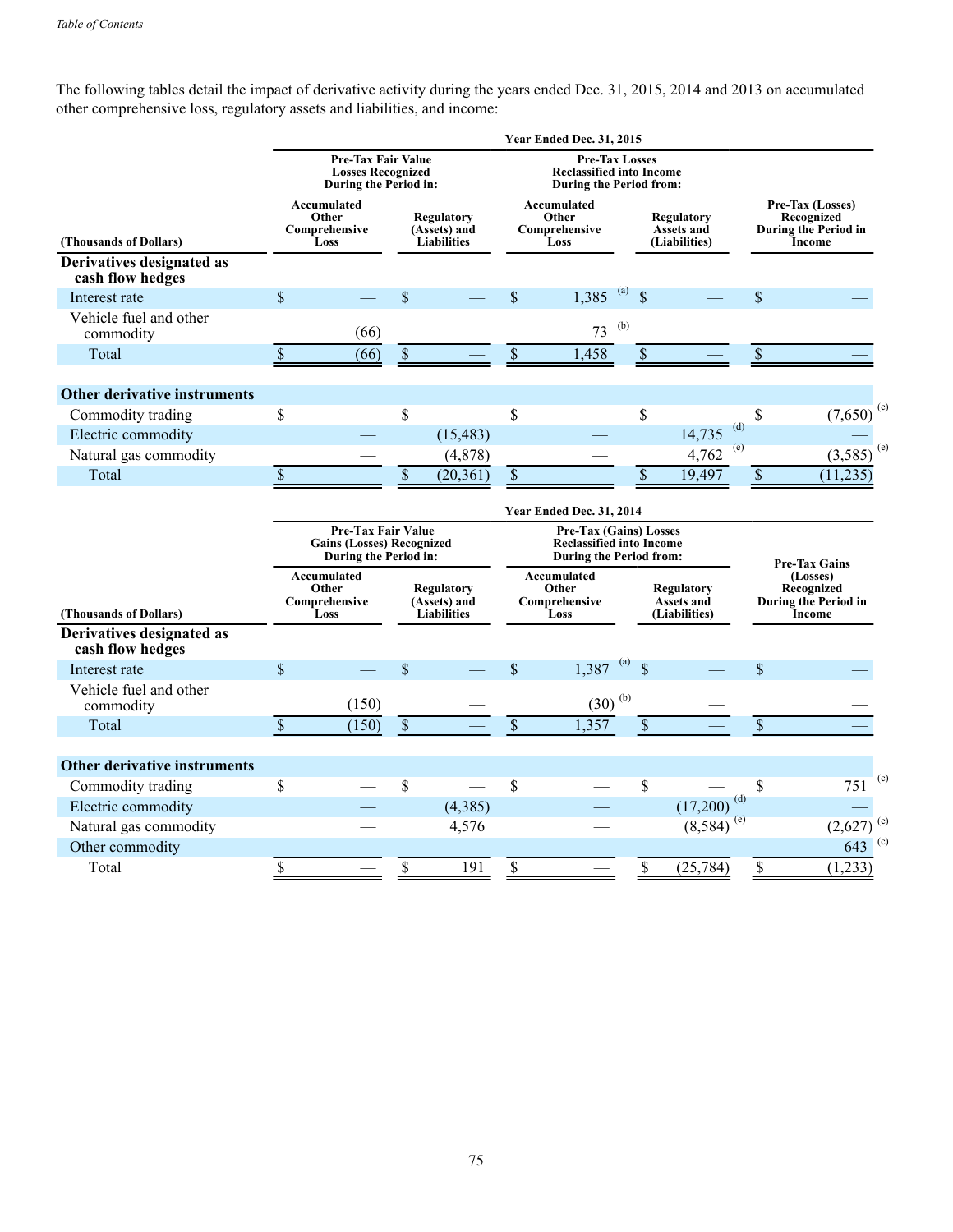The following tables detail the impact of derivative activity during the years ended Dec. 31, 2015, 2014 and 2013 on accumulated other comprehensive loss, regulatory assets and liabilities, and income:

| | Year Ended Dec. 31, 2015 | | | | |
|---|---|---|---|---|---|
| | Pre-Tax Fair Value Losses Recognized During the Period in: | | Pre-Tax Losses Reclassified into Income During the Period from: | | |
| (Thousands of Dollars) | Accumulated Other Comprehensive Loss | Regulatory (Assets) and Liabilities | Accumulated Other Comprehensive Loss | Regulatory Assets and (Liabilities) | Pre-Tax (Losses) Recognized During the Period in Income |
| **Derivatives designated as cash flow hedges** | | | | | |
| Interest rate | $ — | $ — | $ 1,385 (a) | $ — | $ — |
| Vehicle fuel and other commodity | (66) | — | 73 (b) | — | — |
| Total | $ (66) | $ — | $ 1,458 | $ — | $ — |
| **Other derivative instruments** | | | | | |
| Commodity trading | $ — | $ — | $ — | $ — | $ (7,650) (c) |
| Electric commodity | — | (15,483) | — | 14,735 (d) | — |
| Natural gas commodity | — | (4,878) | — | 4,762 (e) | (3,585) (e) |
| Total | $ — | $ (20,361) | $ — | $ 19,497 | $ (11,235) |

| | Year Ended Dec. 31, 2014 | | | | |
|---|---|---|---|---|---|
| | Pre-Tax Fair Value Gains (Losses) Recognized During the Period in: | | Pre-Tax (Gains) Losses Reclassified into Income During the Period from: | | |
| (Thousands of Dollars) | Accumulated Other Comprehensive Loss | Regulatory (Assets) and Liabilities | Accumulated Other Comprehensive Loss | Regulatory Assets and (Liabilities) | Pre-Tax Gains (Losses) Recognized During the Period in Income |
| **Derivatives designated as cash flow hedges** | | | | | |
| Interest rate | $ — | $ — | $ 1,387 (a) | $ — | $ — |
| Vehicle fuel and other commodity | (150) | — | (30) (b) | — | — |
| Total | $ (150) | $ — | $ 1,357 | $ — | $ — |
| **Other derivative instruments** | | | | | |
| Commodity trading | $ — | $ — | $ — | $ — | $ 751 (c) |
| Electric commodity | — | (4,385) | — | (17,200) (d) | — |
| Natural gas commodity | — | 4,576 | — | (8,584) (e) | (2,627) (e) |
| Other commodity | — | — | — | — | 643 (c) |
| Total | $ — | $ 191 | $ — | $ (25,784) | $ (1,233) |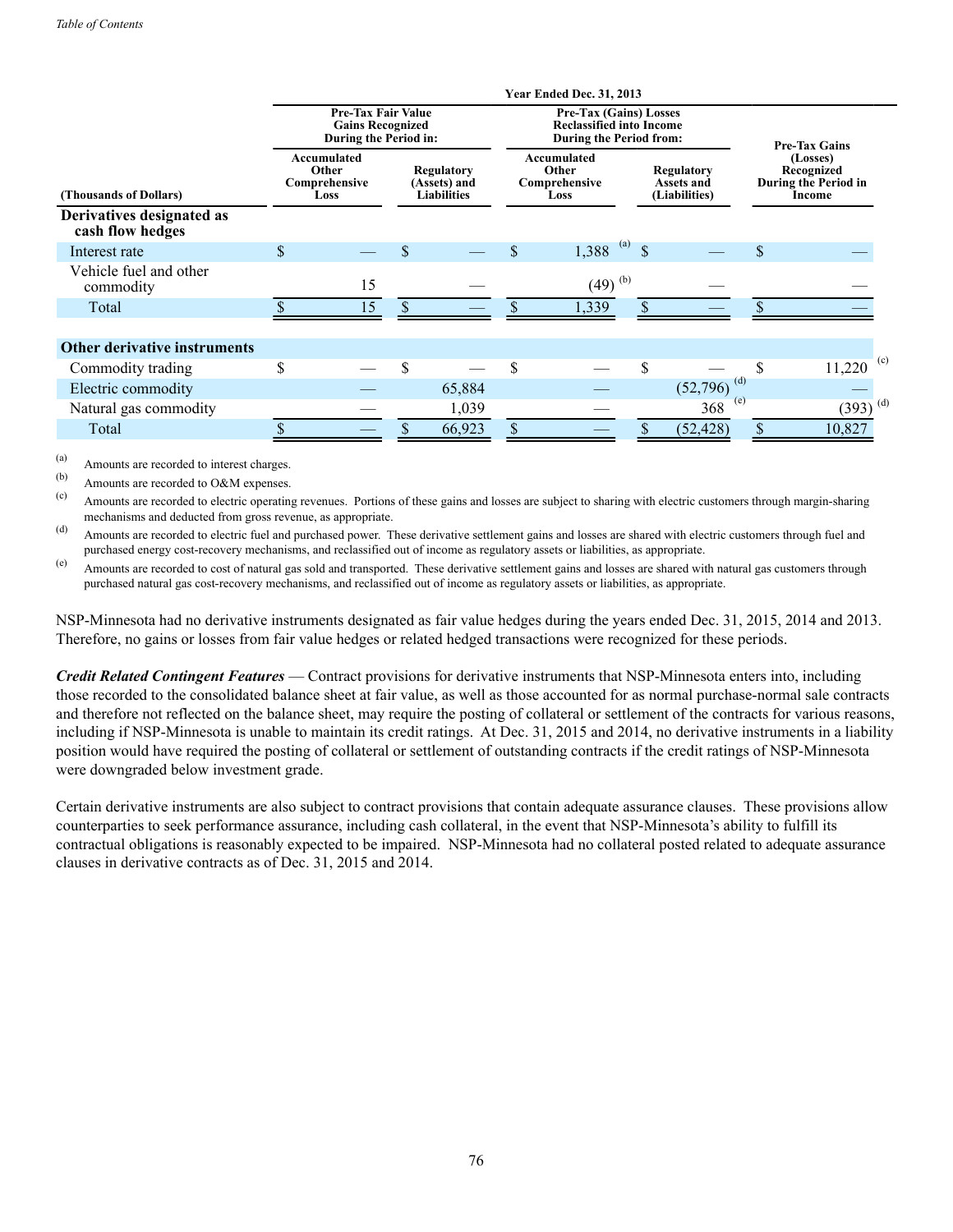| (Thousands of Dollars) | Year Ended Dec. 31, 2013 | | | | |
|---|---|---|---|---|---|
| | Pre-Tax Fair Value Gains Recognized During the Period in: | | Pre-Tax (Gains) Losses Reclassified into Income During the Period from: | | Pre-Tax Gains (Losses) Recognized During the Period in Income |
| | Accumulated Other Comprehensive Loss | Regulatory (Assets) and Liabilities | Accumulated Other Comprehensive Loss | Regulatory Assets and (Liabilities) | |
| **Derivatives designated as cash flow hedges** | | | | | |
| Interest rate | $ — | $ — | $ 1,388 [(a)] | $ — | $ — |
| Vehicle fuel and other commodity | 15 | — | (49) [(b)] | — | — |
| Total | $ 15 | $ — | $ 1,339 | $ — | $ — |
| **Other derivative instruments** | | | | | |
| Commodity trading | $ — | $ — | $ — | $ — | $ 11,220 [(c)] |
| Electric commodity | — | 65,884 | — | (52,796) [(d)] | — |
| Natural gas commodity | — | 1,039 | — | 368 [(e)] | (393) [(d)] |
| Total | $ — | $ 66,923 | $ — | $ (52,428) | $ 10,827 |

(a) Amounts are recorded to interest charges.

(b) Amounts are recorded to O&M expenses.

(c) Amounts are recorded to electric operating revenues. Portions of these gains and losses are subject to sharing with electric customers through margin-sharing mechanisms and deducted from gross revenue, as appropriate.

(d) Amounts are recorded to electric fuel and purchased power. These derivative settlement gains and losses are shared with electric customers through fuel and purchased energy cost-recovery mechanisms, and reclassified out of income as regulatory assets or liabilities, as appropriate.

(e) Amounts are recorded to cost of natural gas sold and transported. These derivative settlement gains and losses are shared with natural gas customers through purchased natural gas cost-recovery mechanisms, and reclassified out of income as regulatory assets or liabilities, as appropriate.

NSP-Minnesota had no derivative instruments designated as fair value hedges during the years ended Dec. 31, 2015, 2014 and 2013. Therefore, no gains or losses from fair value hedges or related hedged transactions were recognized for these periods.

***Credit Related Contingent Features*** — Contract provisions for derivative instruments that NSP-Minnesota enters into, including those recorded to the consolidated balance sheet at fair value, as well as those accounted for as normal purchase-normal sale contracts and therefore not reflected on the balance sheet, may require the posting of collateral or settlement of the contracts for various reasons, including if NSP-Minnesota is unable to maintain its credit ratings. At Dec. 31, 2015 and 2014, no derivative instruments in a liability position would have required the posting of collateral or settlement of outstanding contracts if the credit ratings of NSP-Minnesota were downgraded below investment grade.

Certain derivative instruments are also subject to contract provisions that contain adequate assurance clauses. These provisions allow counterparties to seek performance assurance, including cash collateral, in the event that NSP-Minnesota's ability to fulfill its contractual obligations is reasonably expected to be impaired. NSP-Minnesota had no collateral posted related to adequate assurance clauses in derivative contracts as of Dec. 31, 2015 and 2014.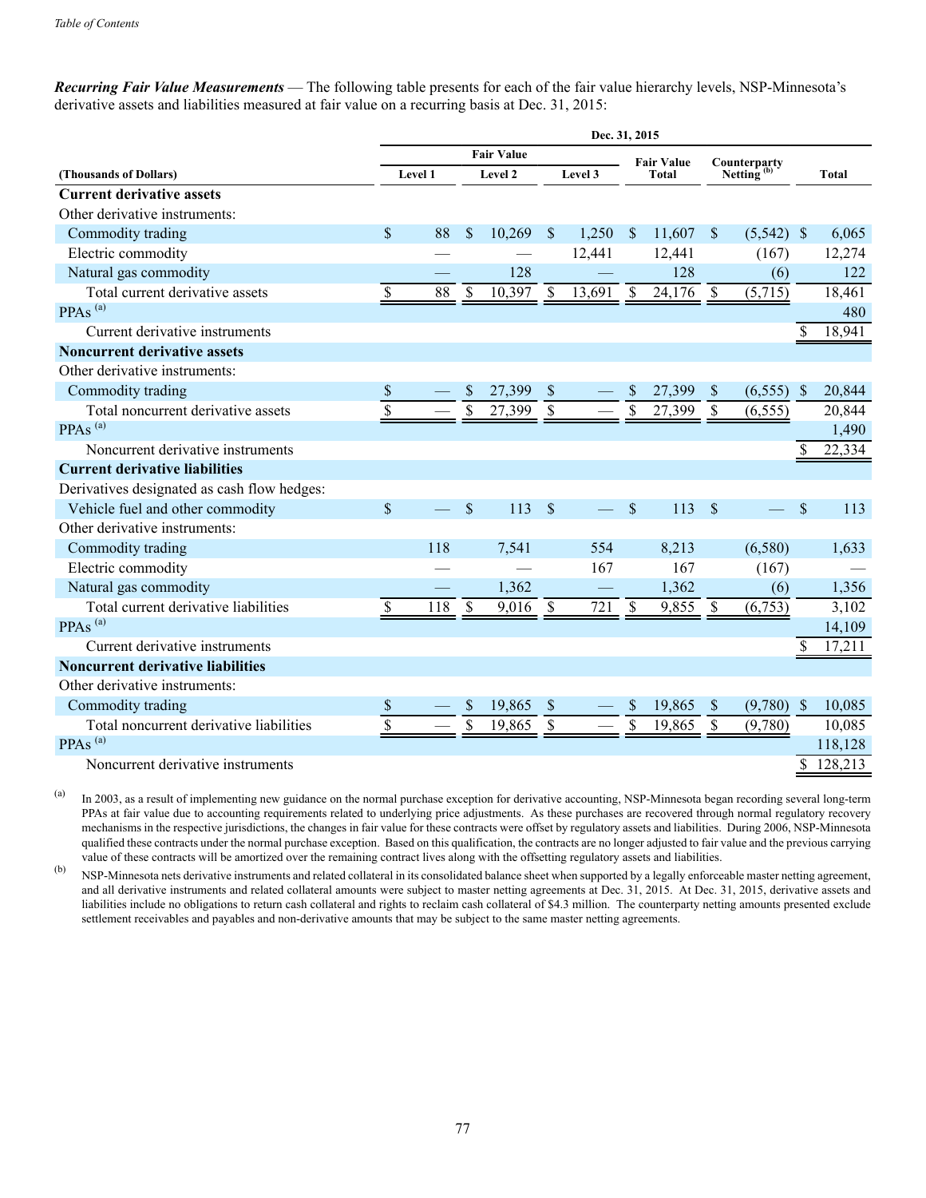***Recurring Fair Value Measurements*** — The following table presents for each of the fair value hierarchy levels, NSP-Minnesota's derivative assets and liabilities measured at fair value on a recurring basis at Dec. 31, 2015:

| | Dec. 31, 2015 | | | | | |
|---|---|---|---|---|---|---|
| | Fair Value | | | | | |
| **(Thousands of Dollars)** | Level 1 | Level 2 | Level 3 | Fair Value Total | Counterparty Netting [(b)] | Total |
| **Current derivative assets** | | | | | | |
| Other derivative instruments: | | | | | | |
| Commodity trading | $ 88 | $ 10,269 | $ 1,250 | $ 11,607 | $ (5,542) | $ 6,065 |
| Electric commodity | — | — | 12,441 | 12,441 | (167) | 12,274 |
| Natural gas commodity | — | 128 | — | 128 | (6) | 122 |
| Total current derivative assets | $ 88 | $ 10,397 | $ 13,691 | $ 24,176 | $ (5,715) | 18,461 |
| PPAs [(a)] | | | | | | 480 |
| Current derivative instruments | | | | | | $ 18,941 |
| **Noncurrent derivative assets** | | | | | | |
| Other derivative instruments: | | | | | | |
| Commodity trading | $ — | $ 27,399 | $ — | $ 27,399 | $ (6,555) | $ 20,844 |
| Total noncurrent derivative assets | $ — | $ 27,399 | $ — | $ 27,399 | $ (6,555) | 20,844 |
| PPAs [(a)] | | | | | | 1,490 |
| Noncurrent derivative instruments | | | | | | $ 22,334 |
| **Current derivative liabilities** | | | | | | |
| Derivatives designated as cash flow hedges: | | | | | | |
| Vehicle fuel and other commodity | $ — | $ 113 | $ — | $ 113 | $ — | $ 113 |
| Other derivative instruments: | | | | | | |
| Commodity trading | 118 | 7,541 | 554 | 8,213 | (6,580) | 1,633 |
| Electric commodity | — | — | 167 | 167 | (167) | — |
| Natural gas commodity | — | 1,362 | — | 1,362 | (6) | 1,356 |
| Total current derivative liabilities | $ 118 | $ 9,016 | $ 721 | $ 9,855 | $ (6,753) | 3,102 |
| PPAs [(a)] | | | | | | 14,109 |
| Current derivative instruments | | | | | | $ 17,211 |
| **Noncurrent derivative liabilities** | | | | | | |
| Other derivative instruments: | | | | | | |
| Commodity trading | $ — | $ 19,865 | $ — | $ 19,865 | $ (9,780) | $ 10,085 |
| Total noncurrent derivative liabilities | $ — | $ 19,865 | $ — | $ 19,865 | $ (9,780) | 10,085 |
| PPAs [(a)] | | | | | | 118,128 |
| Noncurrent derivative instruments | | | | | | $ 128,213 |

(a) In 2003, as a result of implementing new guidance on the normal purchase exception for derivative accounting, NSP-Minnesota began recording several long-term PPAs at fair value due to accounting requirements related to underlying price adjustments. As these purchases are recovered through normal regulatory recovery mechanisms in the respective jurisdictions, the changes in fair value for these contracts were offset by regulatory assets and liabilities. During 2006, NSP-Minnesota qualified these contracts under the normal purchase exception. Based on this qualification, the contracts are no longer adjusted to fair value and the previous carrying value of these contracts will be amortized over the remaining contract lives along with the offsetting regulatory assets and liabilities.

(b) NSP-Minnesota nets derivative instruments and related collateral in its consolidated balance sheet when supported by a legally enforceable master netting agreement, and all derivative instruments and related collateral amounts were subject to master netting agreements at Dec. 31, 2015. At Dec. 31, 2015, derivative assets and liabilities include no obligations to return cash collateral and rights to reclaim cash collateral of $4.3 million. The counterparty netting amounts presented exclude settlement receivables and payables and non-derivative amounts that may be subject to the same master netting agreements.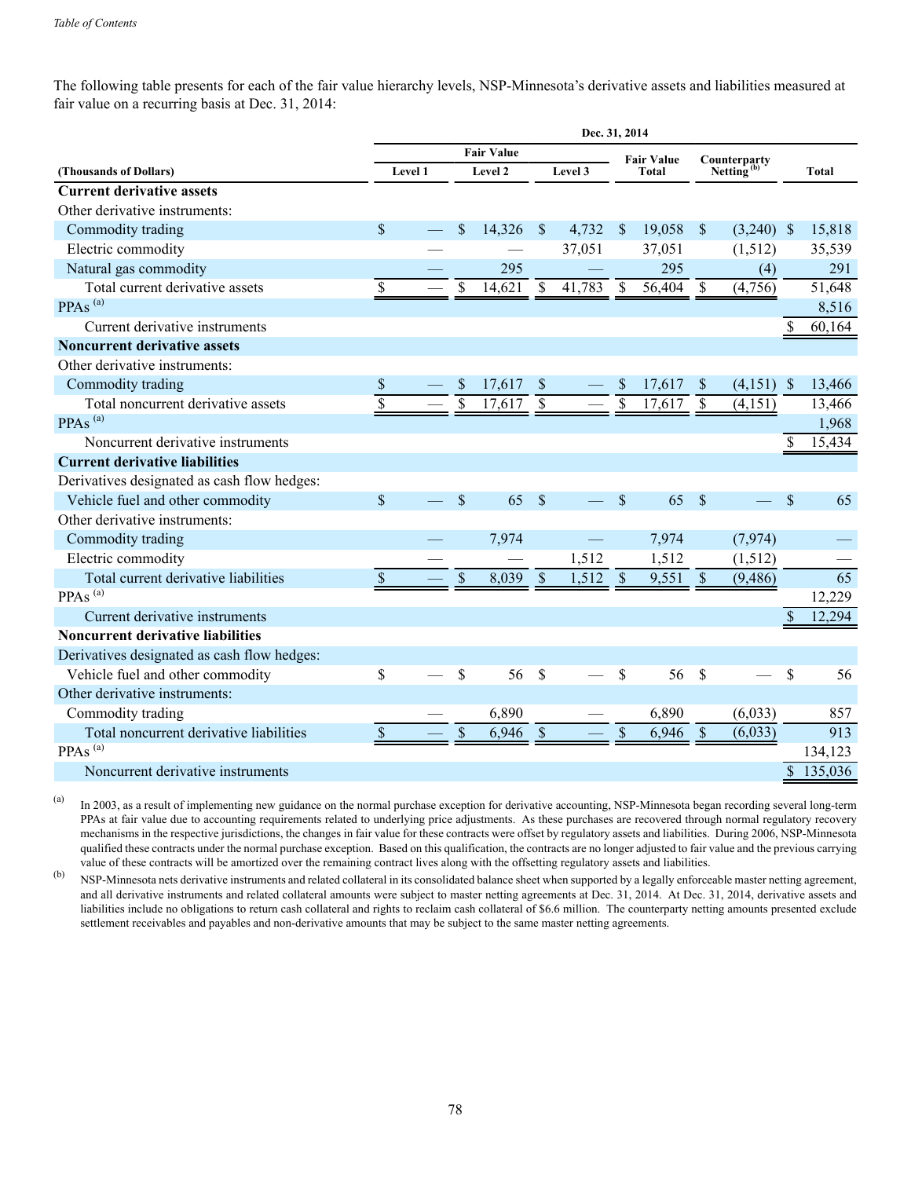The following table presents for each of the fair value hierarchy levels, NSP-Minnesota's derivative assets and liabilities measured at fair value on a recurring basis at Dec. 31, 2014:

| | Dec. 31, 2014 | | | | | |
|---|---|---|---|---|---|---|
| | Fair Value | | | | | |
| (Thousands of Dollars) | Level 1 | Level 2 | Level 3 | Fair Value Total | Counterparty Netting [(b)] | Total |
| **Current derivative assets** | | | | | | |
| Other derivative instruments: | | | | | | |
| Commodity trading | $ — | $ 14,326 | $ 4,732 | $ 19,058 | $ (3,240) | $ 15,818 |
| Electric commodity | — | — | 37,051 | 37,051 | (1,512) | 35,539 |
| Natural gas commodity | — | 295 | — | 295 | (4) | 291 |
| Total current derivative assets | $ — | $ 14,621 | $ 41,783 | $ 56,404 | $ (4,756) | 51,648 |
| PPAs [(a)] | | | | | | 8,516 |
| Current derivative instruments | | | | | | $ 60,164 |
| **Noncurrent derivative assets** | | | | | | |
| Other derivative instruments: | | | | | | |
| Commodity trading | $ — | $ 17,617 | $ — | $ 17,617 | $ (4,151) | $ 13,466 |
| Total noncurrent derivative assets | $ — | $ 17,617 | $ — | $ 17,617 | $ (4,151) | 13,466 |
| PPAs [(a)] | | | | | | 1,968 |
| Noncurrent derivative instruments | | | | | | $ 15,434 |
| **Current derivative liabilities** | | | | | | |
| Derivatives designated as cash flow hedges: | | | | | | |
| Vehicle fuel and other commodity | $ — | $ 65 | $ — | $ 65 | $ — | $ 65 |
| Other derivative instruments: | | | | | | |
| Commodity trading | — | 7,974 | — | 7,974 | (7,974) | — |
| Electric commodity | — | — | 1,512 | 1,512 | (1,512) | — |
| Total current derivative liabilities | $ — | $ 8,039 | $ 1,512 | $ 9,551 | $ (9,486) | 65 |
| PPAs [(a)] | | | | | | 12,229 |
| Current derivative instruments | | | | | | $ 12,294 |
| **Noncurrent derivative liabilities** | | | | | | |
| Derivatives designated as cash flow hedges: | | | | | | |
| Vehicle fuel and other commodity | $ — | $ 56 | $ — | $ 56 | $ — | $ 56 |
| Other derivative instruments: | | | | | | |
| Commodity trading | — | 6,890 | — | 6,890 | (6,033) | 857 |
| Total noncurrent derivative liabilities | $ — | $ 6,946 | $ — | $ 6,946 | $ (6,033) | 913 |
| PPAs [(a)] | | | | | | 134,123 |
| Noncurrent derivative instruments | | | | | | $ 135,036 |

(a) In 2003, as a result of implementing new guidance on the normal purchase exception for derivative accounting, NSP-Minnesota began recording several long-term PPAs at fair value due to accounting requirements related to underlying price adjustments. As these purchases are recovered through normal regulatory recovery mechanisms in the respective jurisdictions, the changes in fair value for these contracts were offset by regulatory assets and liabilities. During 2006, NSP-Minnesota qualified these contracts under the normal purchase exception. Based on this qualification, the contracts are no longer adjusted to fair value and the previous carrying value of these contracts will be amortized over the remaining contract lives along with the offsetting regulatory assets and liabilities.

(b) NSP-Minnesota nets derivative instruments and related collateral in its consolidated balance sheet when supported by a legally enforceable master netting agreement, and all derivative instruments and related collateral amounts were subject to master netting agreements at Dec. 31, 2014. At Dec. 31, 2014, derivative assets and liabilities include no obligations to return cash collateral and rights to reclaim cash collateral of $6.6 million. The counterparty netting amounts presented exclude settlement receivables and payables and non-derivative amounts that may be subject to the same master netting agreements.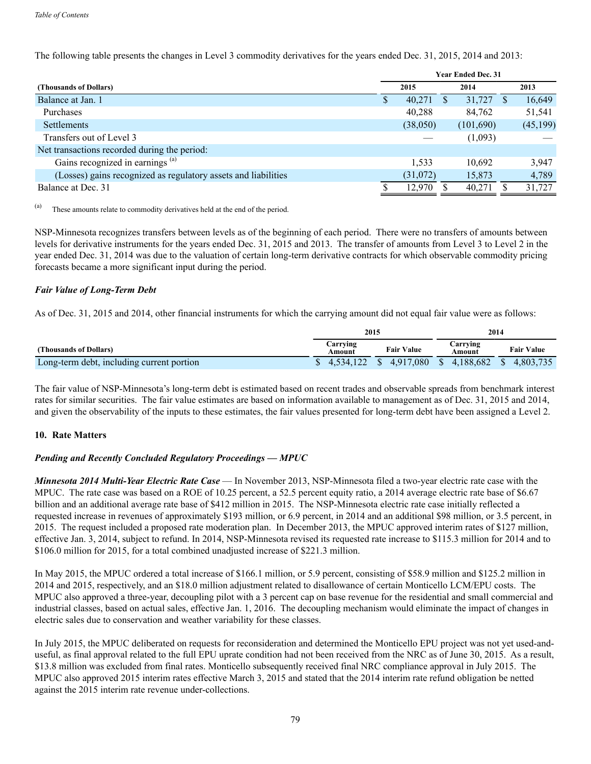The following table presents the changes in Level 3 commodity derivatives for the years ended Dec. 31, 2015, 2014 and 2013:

| (Thousands of Dollars) | Year Ended Dec. 31 2015 | 2014 | 2013 |
|---|---|---|---|
| Balance at Jan. 1 | $ 40,271 | $ 31,727 | $ 16,649 |
| Purchases | 40,288 | 84,762 | 51,541 |
| Settlements | (38,050) | (101,690) | (45,199) |
| Transfers out of Level 3 | — | (1,093) | — |
| Net transactions recorded during the period: | | | |
| Gains recognized in earnings [(a)] | 1,533 | 10,692 | 3,947 |
| (Losses) gains recognized as regulatory assets and liabilities | (31,072) | 15,873 | 4,789 |
| Balance at Dec. 31 | $ 12,970 | $ 40,271 | $ 31,727 |

(a) These amounts relate to commodity derivatives held at the end of the period.

NSP-Minnesota recognizes transfers between levels as of the beginning of each period. There were no transfers of amounts between levels for derivative instruments for the years ended Dec. 31, 2015 and 2013. The transfer of amounts from Level 3 to Level 2 in the year ended Dec. 31, 2014 was due to the valuation of certain long-term derivative contracts for which observable commodity pricing forecasts became a more significant input during the period.

***Fair Value of Long-Term Debt***

As of Dec. 31, 2015 and 2014, other financial instruments for which the carrying amount did not equal fair value were as follows:

| | 2015 | | 2014 | |
|---|---|---|---|---|
| (Thousands of Dollars) | Carrying Amount | Fair Value | Carrying Amount | Fair Value |
| Long-term debt, including current portion | $ 4,534,122 | $ 4,917,080 | $ 4,188,682 | $ 4,803,735 |

The fair value of NSP-Minnesota's long-term debt is estimated based on recent trades and observable spreads from benchmark interest rates for similar securities. The fair value estimates are based on information available to management as of Dec. 31, 2015 and 2014, and given the observability of the inputs to these estimates, the fair values presented for long-term debt have been assigned a Level 2.

## 10. Rate Matters

***Pending and Recently Concluded Regulatory Proceedings — MPUC***

***Minnesota 2014 Multi-Year Electric Rate Case*** — In November 2013, NSP-Minnesota filed a two-year electric rate case with the MPUC. The rate case was based on a ROE of 10.25 percent, a 52.5 percent equity ratio, a 2014 average electric rate base of $6.67 billion and an additional average rate base of $412 million in 2015. The NSP-Minnesota electric rate case initially reflected a requested increase in revenues of approximately $193 million, or 6.9 percent, in 2014 and an additional $98 million, or 3.5 percent, in 2015. The request included a proposed rate moderation plan. In December 2013, the MPUC approved interim rates of $127 million, effective Jan. 3, 2014, subject to refund. In 2014, NSP-Minnesota revised its requested rate increase to $115.3 million for 2014 and to $106.0 million for 2015, for a total combined unadjusted increase of $221.3 million.

In May 2015, the MPUC ordered a total increase of $166.1 million, or 5.9 percent, consisting of $58.9 million and $125.2 million in 2014 and 2015, respectively, and an $18.0 million adjustment related to disallowance of certain Monticello LCM/EPU costs. The MPUC also approved a three-year, decoupling pilot with a 3 percent cap on base revenue for the residential and small commercial and industrial classes, based on actual sales, effective Jan. 1, 2016. The decoupling mechanism would eliminate the impact of changes in electric sales due to conservation and weather variability for these classes.

In July 2015, the MPUC deliberated on requests for reconsideration and determined the Monticello EPU project was not yet used-and-useful, as final approval related to the full EPU uprate condition had not been received from the NRC as of June 30, 2015. As a result, $13.8 million was excluded from final rates. Monticello subsequently received final NRC compliance approval in July 2015. The MPUC also approved 2015 interim rates effective March 3, 2015 and stated that the 2014 interim rate refund obligation be netted against the 2015 interim rate revenue under-collections.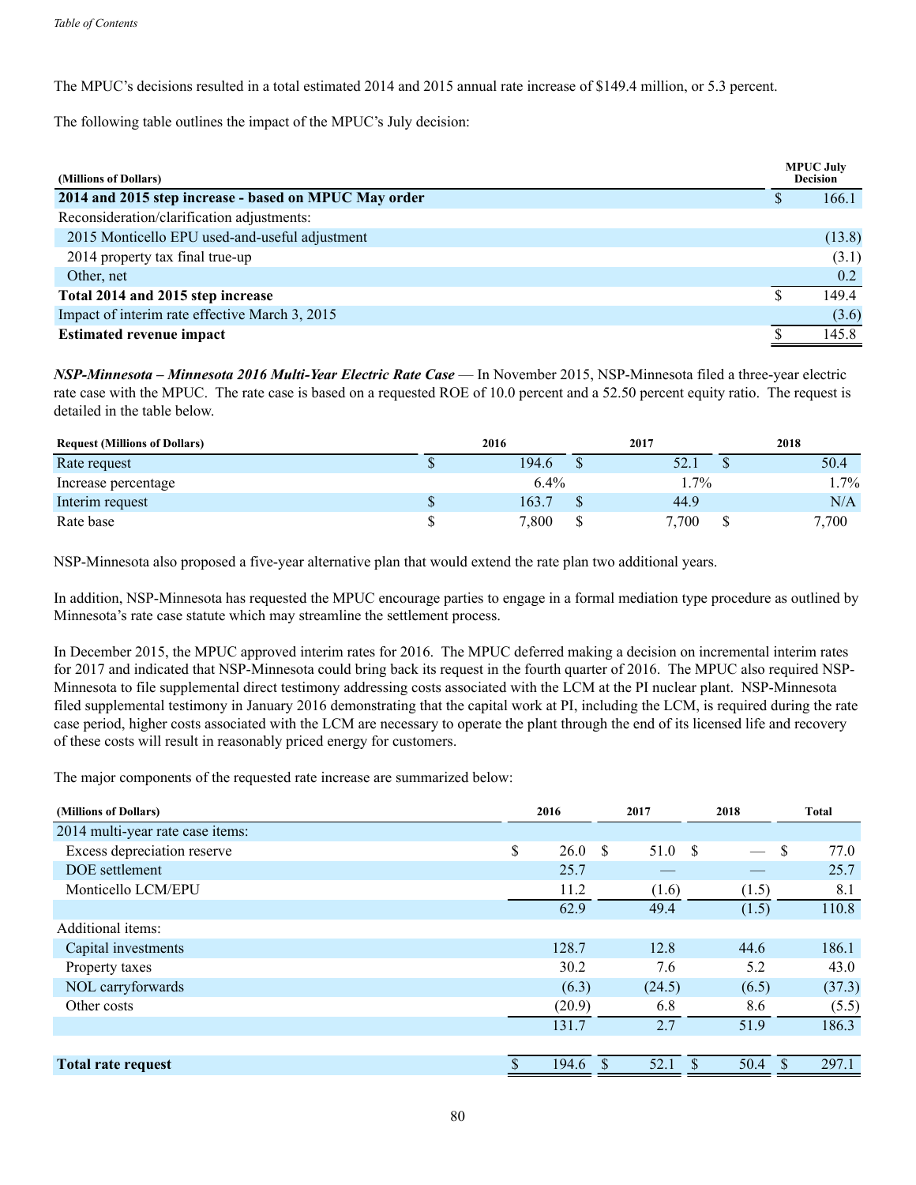The MPUC's decisions resulted in a total estimated 2014 and 2015 annual rate increase of $149.4 million, or 5.3 percent.

The following table outlines the impact of the MPUC's July decision:

| (Millions of Dollars) | MPUC July Decision |
|---|---|
| **2014 and 2015 step increase - based on MPUC May order** | $ 166.1 |
| Reconsideration/clarification adjustments: | |
| 2015 Monticello EPU used-and-useful adjustment | (13.8) |
| 2014 property tax final true-up | (3.1) |
| Other, net | 0.2 |
| **Total 2014 and 2015 step increase** | $ 149.4 |
| Impact of interim rate effective March 3, 2015 | (3.6) |
| **Estimated revenue impact** | $ 145.8 |

***NSP-Minnesota – Minnesota 2016 Multi-Year Electric Rate Case*** — In November 2015, NSP-Minnesota filed a three-year electric rate case with the MPUC. The rate case is based on a requested ROE of 10.0 percent and a 52.50 percent equity ratio. The request is detailed in the table below.

| Request (Millions of Dollars) | 2016 | 2017 | 2018 |
|---|---|---|---|
| Rate request | $ 194.6 | $ 52.1 | $ 50.4 |
| Increase percentage | 6.4% | 1.7% | 1.7% |
| Interim request | $ 163.7 | $ 44.9 | N/A |
| Rate base | $ 7,800 | $ 7,700 | $ 7,700 |

NSP-Minnesota also proposed a five-year alternative plan that would extend the rate plan two additional years.

In addition, NSP-Minnesota has requested the MPUC encourage parties to engage in a formal mediation type procedure as outlined by Minnesota's rate case statute which may streamline the settlement process.

In December 2015, the MPUC approved interim rates for 2016. The MPUC deferred making a decision on incremental interim rates for 2017 and indicated that NSP-Minnesota could bring back its request in the fourth quarter of 2016. The MPUC also required NSP-Minnesota to file supplemental direct testimony addressing costs associated with the LCM at the PI nuclear plant. NSP-Minnesota filed supplemental testimony in January 2016 demonstrating that the capital work at PI, including the LCM, is required during the rate case period, higher costs associated with the LCM are necessary to operate the plant through the end of its licensed life and recovery of these costs will result in reasonably priced energy for customers.

The major components of the requested rate increase are summarized below:

| (Millions of Dollars) | 2016 | 2017 | 2018 | Total |
|---|---|---|---|---|
| 2014 multi-year rate case items: | | | | |
| Excess depreciation reserve | $ 26.0 | $ 51.0 | $ — | $ 77.0 |
| DOE settlement | 25.7 | — | — | 25.7 |
| Monticello LCM/EPU | 11.2 | (1.6) | (1.5) | 8.1 |
| | 62.9 | 49.4 | (1.5) | 110.8 |
| Additional items: | | | | |
| Capital investments | 128.7 | 12.8 | 44.6 | 186.1 |
| Property taxes | 30.2 | 7.6 | 5.2 | 43.0 |
| NOL carryforwards | (6.3) | (24.5) | (6.5) | (37.3) |
| Other costs | (20.9) | 6.8 | 8.6 | (5.5) |
| | 131.7 | 2.7 | 51.9 | 186.3 |
| **Total rate request** | $ 194.6 | $ 52.1 | $ 50.4 | $ 297.1 |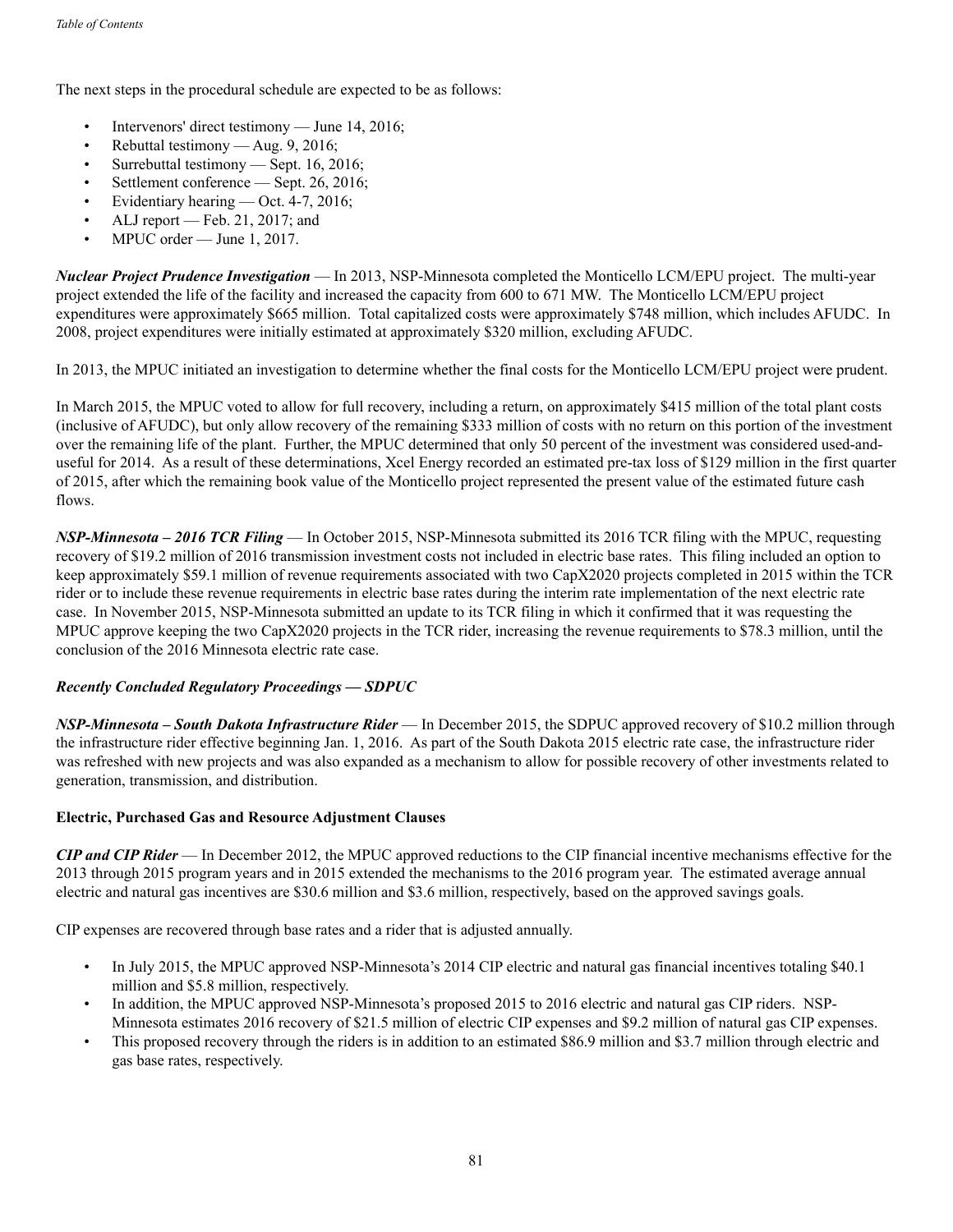The next steps in the procedural schedule are expected to be as follows:

- Intervenors' direct testimony — June 14, 2016;
- Rebuttal testimony — Aug. 9, 2016;
- Surrebuttal testimony — Sept. 16, 2016;
- Settlement conference — Sept. 26, 2016;
- Evidentiary hearing — Oct. 4-7, 2016;
- ALJ report — Feb. 21, 2017; and
- MPUC order — June 1, 2017.

***Nuclear Project Prudence Investigation*** — In 2013, NSP-Minnesota completed the Monticello LCM/EPU project. The multi-year project extended the life of the facility and increased the capacity from 600 to 671 MW. The Monticello LCM/EPU project expenditures were approximately $665 million. Total capitalized costs were approximately $748 million, which includes AFUDC. In 2008, project expenditures were initially estimated at approximately $320 million, excluding AFUDC.

In 2013, the MPUC initiated an investigation to determine whether the final costs for the Monticello LCM/EPU project were prudent.

In March 2015, the MPUC voted to allow for full recovery, including a return, on approximately $415 million of the total plant costs (inclusive of AFUDC), but only allow recovery of the remaining $333 million of costs with no return on this portion of the investment over the remaining life of the plant. Further, the MPUC determined that only 50 percent of the investment was considered used-and-useful for 2014. As a result of these determinations, Xcel Energy recorded an estimated pre-tax loss of $129 million in the first quarter of 2015, after which the remaining book value of the Monticello project represented the present value of the estimated future cash flows.

***NSP-Minnesota – 2016 TCR Filing*** — In October 2015, NSP-Minnesota submitted its 2016 TCR filing with the MPUC, requesting recovery of $19.2 million of 2016 transmission investment costs not included in electric base rates. This filing included an option to keep approximately $59.1 million of revenue requirements associated with two CapX2020 projects completed in 2015 within the TCR rider or to include these revenue requirements in electric base rates during the interim rate implementation of the next electric rate case. In November 2015, NSP-Minnesota submitted an update to its TCR filing in which it confirmed that it was requesting the MPUC approve keeping the two CapX2020 projects in the TCR rider, increasing the revenue requirements to $78.3 million, until the conclusion of the 2016 Minnesota electric rate case.

***Recently Concluded Regulatory Proceedings — SDPUC***

***NSP-Minnesota – South Dakota Infrastructure Rider*** — In December 2015, the SDPUC approved recovery of $10.2 million through the infrastructure rider effective beginning Jan. 1, 2016. As part of the South Dakota 2015 electric rate case, the infrastructure rider was refreshed with new projects and was also expanded as a mechanism to allow for possible recovery of other investments related to generation, transmission, and distribution.

**Electric, Purchased Gas and Resource Adjustment Clauses**

***CIP and CIP Rider*** — In December 2012, the MPUC approved reductions to the CIP financial incentive mechanisms effective for the 2013 through 2015 program years and in 2015 extended the mechanisms to the 2016 program year. The estimated average annual electric and natural gas incentives are $30.6 million and $3.6 million, respectively, based on the approved savings goals.

CIP expenses are recovered through base rates and a rider that is adjusted annually.

- In July 2015, the MPUC approved NSP-Minnesota's 2014 CIP electric and natural gas financial incentives totaling $40.1 million and $5.8 million, respectively.
- In addition, the MPUC approved NSP-Minnesota's proposed 2015 to 2016 electric and natural gas CIP riders. NSP-Minnesota estimates 2016 recovery of $21.5 million of electric CIP expenses and $9.2 million of natural gas CIP expenses.
- This proposed recovery through the riders is in addition to an estimated $86.9 million and $3.7 million through electric and gas base rates, respectively.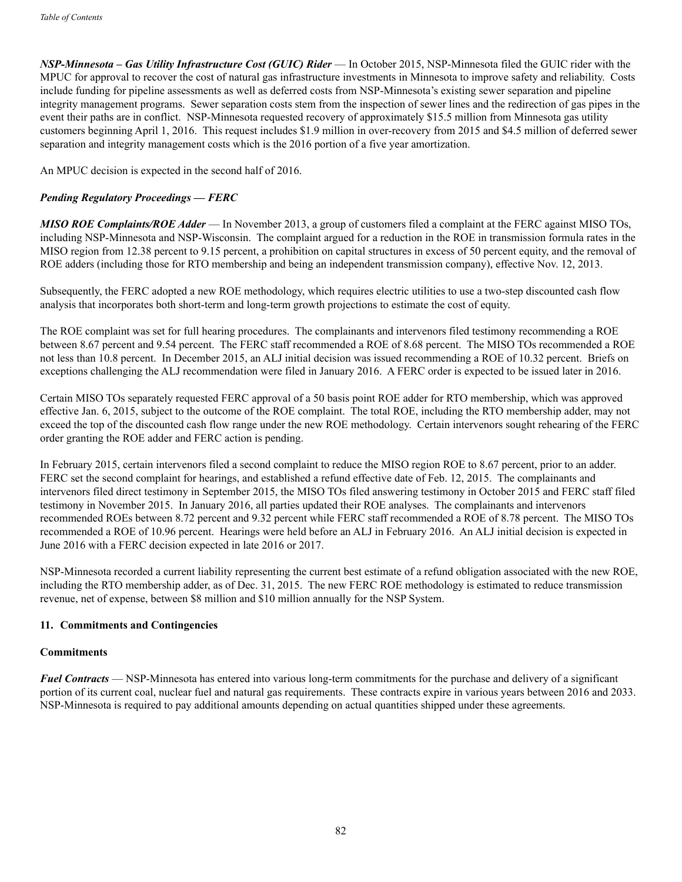***NSP-Minnesota – Gas Utility Infrastructure Cost (GUIC) Rider*** — In October 2015, NSP-Minnesota filed the GUIC rider with the MPUC for approval to recover the cost of natural gas infrastructure investments in Minnesota to improve safety and reliability. Costs include funding for pipeline assessments as well as deferred costs from NSP-Minnesota's existing sewer separation and pipeline integrity management programs. Sewer separation costs stem from the inspection of sewer lines and the redirection of gas pipes in the event their paths are in conflict. NSP-Minnesota requested recovery of approximately $15.5 million from Minnesota gas utility customers beginning April 1, 2016. This request includes $1.9 million in over-recovery from 2015 and $4.5 million of deferred sewer separation and integrity management costs which is the 2016 portion of a five year amortization.

An MPUC decision is expected in the second half of 2016.

### *Pending Regulatory Proceedings — FERC*

***MISO ROE Complaints/ROE Adder*** — In November 2013, a group of customers filed a complaint at the FERC against MISO TOs, including NSP-Minnesota and NSP-Wisconsin. The complaint argued for a reduction in the ROE in transmission formula rates in the MISO region from 12.38 percent to 9.15 percent, a prohibition on capital structures in excess of 50 percent equity, and the removal of ROE adders (including those for RTO membership and being an independent transmission company), effective Nov. 12, 2013.

Subsequently, the FERC adopted a new ROE methodology, which requires electric utilities to use a two-step discounted cash flow analysis that incorporates both short-term and long-term growth projections to estimate the cost of equity.

The ROE complaint was set for full hearing procedures. The complainants and intervenors filed testimony recommending a ROE between 8.67 percent and 9.54 percent. The FERC staff recommended a ROE of 8.68 percent. The MISO TOs recommended a ROE not less than 10.8 percent. In December 2015, an ALJ initial decision was issued recommending a ROE of 10.32 percent. Briefs on exceptions challenging the ALJ recommendation were filed in January 2016. A FERC order is expected to be issued later in 2016.

Certain MISO TOs separately requested FERC approval of a 50 basis point ROE adder for RTO membership, which was approved effective Jan. 6, 2015, subject to the outcome of the ROE complaint. The total ROE, including the RTO membership adder, may not exceed the top of the discounted cash flow range under the new ROE methodology. Certain intervenors sought rehearing of the FERC order granting the ROE adder and FERC action is pending.

In February 2015, certain intervenors filed a second complaint to reduce the MISO region ROE to 8.67 percent, prior to an adder. FERC set the second complaint for hearings, and established a refund effective date of Feb. 12, 2015. The complainants and intervenors filed direct testimony in September 2015, the MISO TOs filed answering testimony in October 2015 and FERC staff filed testimony in November 2015. In January 2016, all parties updated their ROE analyses. The complainants and intervenors recommended ROEs between 8.72 percent and 9.32 percent while FERC staff recommended a ROE of 8.78 percent. The MISO TOs recommended a ROE of 10.96 percent. Hearings were held before an ALJ in February 2016. An ALJ initial decision is expected in June 2016 with a FERC decision expected in late 2016 or 2017.

NSP-Minnesota recorded a current liability representing the current best estimate of a refund obligation associated with the new ROE, including the RTO membership adder, as of Dec. 31, 2015. The new FERC ROE methodology is estimated to reduce transmission revenue, net of expense, between $8 million and $10 million annually for the NSP System.

## 11. Commitments and Contingencies

### Commitments

***Fuel Contracts*** — NSP-Minnesota has entered into various long-term commitments for the purchase and delivery of a significant portion of its current coal, nuclear fuel and natural gas requirements. These contracts expire in various years between 2016 and 2033. NSP-Minnesota is required to pay additional amounts depending on actual quantities shipped under these agreements.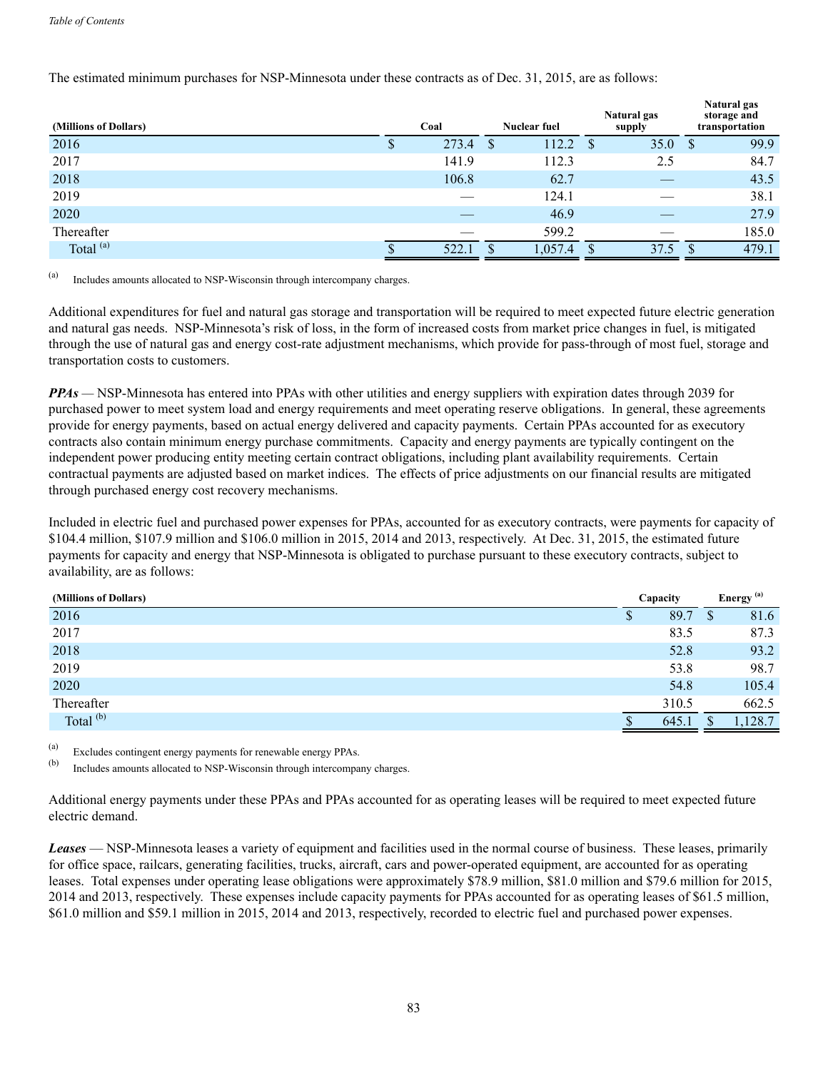The estimated minimum purchases for NSP-Minnesota under these contracts as of Dec. 31, 2015, are as follows:

| (Millions of Dollars) | Coal | Nuclear fuel | Natural gas supply | Natural gas storage and transportation |
|---|---|---|---|---|
| 2016 | $ 273.4 | $ 112.2 | $ 35.0 | $ 99.9 |
| 2017 | 141.9 | 112.3 | 2.5 | 84.7 |
| 2018 | 106.8 | 62.7 | — | 43.5 |
| 2019 | — | 124.1 | — | 38.1 |
| 2020 | — | 46.9 | — | 27.9 |
| Thereafter | — | 599.2 | — | 185.0 |
| Total [(a)] | $ 522.1 | $ 1,057.4 | $ 37.5 | $ 479.1 |

(a) Includes amounts allocated to NSP-Wisconsin through intercompany charges.

Additional expenditures for fuel and natural gas storage and transportation will be required to meet expected future electric generation and natural gas needs. NSP-Minnesota's risk of loss, in the form of increased costs from market price changes in fuel, is mitigated through the use of natural gas and energy cost-rate adjustment mechanisms, which provide for pass-through of most fuel, storage and transportation costs to customers.

***PPAs*** — NSP-Minnesota has entered into PPAs with other utilities and energy suppliers with expiration dates through 2039 for purchased power to meet system load and energy requirements and meet operating reserve obligations. In general, these agreements provide for energy payments, based on actual energy delivered and capacity payments. Certain PPAs accounted for as executory contracts also contain minimum energy purchase commitments. Capacity and energy payments are typically contingent on the independent power producing entity meeting certain contract obligations, including plant availability requirements. Certain contractual payments are adjusted based on market indices. The effects of price adjustments on our financial results are mitigated through purchased energy cost recovery mechanisms.

Included in electric fuel and purchased power expenses for PPAs, accounted for as executory contracts, were payments for capacity of $104.4 million, $107.9 million and $106.0 million in 2015, 2014 and 2013, respectively. At Dec. 31, 2015, the estimated future payments for capacity and energy that NSP-Minnesota is obligated to purchase pursuant to these executory contracts, subject to availability, are as follows:

| (Millions of Dollars) | Capacity | Energy [(a)] |
|---|---|---|
| 2016 | $ 89.7 | $ 81.6 |
| 2017 | 83.5 | 87.3 |
| 2018 | 52.8 | 93.2 |
| 2019 | 53.8 | 98.7 |
| 2020 | 54.8 | 105.4 |
| Thereafter | 310.5 | 662.5 |
| Total [(b)] | $ 645.1 | $ 1,128.7 |

(a) Excludes contingent energy payments for renewable energy PPAs.

(b) Includes amounts allocated to NSP-Wisconsin through intercompany charges.

Additional energy payments under these PPAs and PPAs accounted for as operating leases will be required to meet expected future electric demand.

***Leases*** — NSP-Minnesota leases a variety of equipment and facilities used in the normal course of business. These leases, primarily for office space, railcars, generating facilities, trucks, aircraft, cars and power-operated equipment, are accounted for as operating leases. Total expenses under operating lease obligations were approximately $78.9 million, $81.0 million and $79.6 million for 2015, 2014 and 2013, respectively. These expenses include capacity payments for PPAs accounted for as operating leases of $61.5 million, $61.0 million and $59.1 million in 2015, 2014 and 2013, respectively, recorded to electric fuel and purchased power expenses.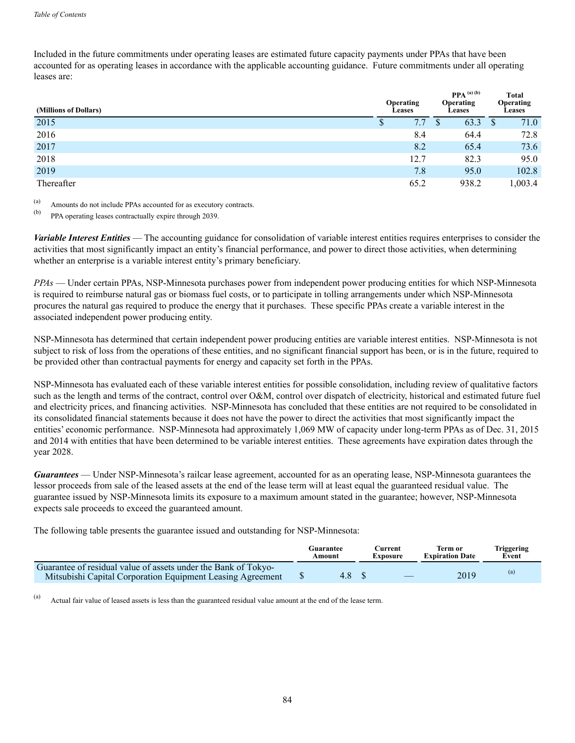Included in the future commitments under operating leases are estimated future capacity payments under PPAs that have been accounted for as operating leases in accordance with the applicable accounting guidance. Future commitments under all operating leases are:

| (Millions of Dollars) | Operating Leases | PPA [(a)] [(b)] Operating Leases | Total Operating Leases |
|---|---|---|---|
| 2015 | $ 7.7 | $ 63.3 | $ 71.0 |
| 2016 | 8.4 | 64.4 | 72.8 |
| 2017 | 8.2 | 65.4 | 73.6 |
| 2018 | 12.7 | 82.3 | 95.0 |
| 2019 | 7.8 | 95.0 | 102.8 |
| Thereafter | 65.2 | 938.2 | 1,003.4 |

(a) Amounts do not include PPAs accounted for as executory contracts.

(b) PPA operating leases contractually expire through 2039.

***Variable Interest Entities*** — The accounting guidance for consolidation of variable interest entities requires enterprises to consider the activities that most significantly impact an entity's financial performance, and power to direct those activities, when determining whether an enterprise is a variable interest entity's primary beneficiary.

*PPAs* — Under certain PPAs, NSP-Minnesota purchases power from independent power producing entities for which NSP-Minnesota is required to reimburse natural gas or biomass fuel costs, or to participate in tolling arrangements under which NSP-Minnesota procures the natural gas required to produce the energy that it purchases. These specific PPAs create a variable interest in the associated independent power producing entity.

NSP-Minnesota has determined that certain independent power producing entities are variable interest entities. NSP-Minnesota is not subject to risk of loss from the operations of these entities, and no significant financial support has been, or is in the future, required to be provided other than contractual payments for energy and capacity set forth in the PPAs.

NSP-Minnesota has evaluated each of these variable interest entities for possible consolidation, including review of qualitative factors such as the length and terms of the contract, control over O&M, control over dispatch of electricity, historical and estimated future fuel and electricity prices, and financing activities. NSP-Minnesota has concluded that these entities are not required to be consolidated in its consolidated financial statements because it does not have the power to direct the activities that most significantly impact the entities' economic performance. NSP-Minnesota had approximately 1,069 MW of capacity under long-term PPAs as of Dec. 31, 2015 and 2014 with entities that have been determined to be variable interest entities. These agreements have expiration dates through the year 2028.

***Guarantees*** — Under NSP-Minnesota's railcar lease agreement, accounted for as an operating lease, NSP-Minnesota guarantees the lessor proceeds from sale of the leased assets at the end of the lease term will at least equal the guaranteed residual value. The guarantee issued by NSP-Minnesota limits its exposure to a maximum amount stated in the guarantee; however, NSP-Minnesota expects sale proceeds to exceed the guaranteed amount.

The following table presents the guarantee issued and outstanding for NSP-Minnesota:

| | Guarantee Amount | Current Exposure | Term or Expiration Date | Triggering Event |
|---|---|---|---|---|
| Guarantee of residual value of assets under the Bank of Tokyo-Mitsubishi Capital Corporation Equipment Leasing Agreement | $ 4.8 | $ — | 2019 | (a) |

(a) Actual fair value of leased assets is less than the guaranteed residual value amount at the end of the lease term.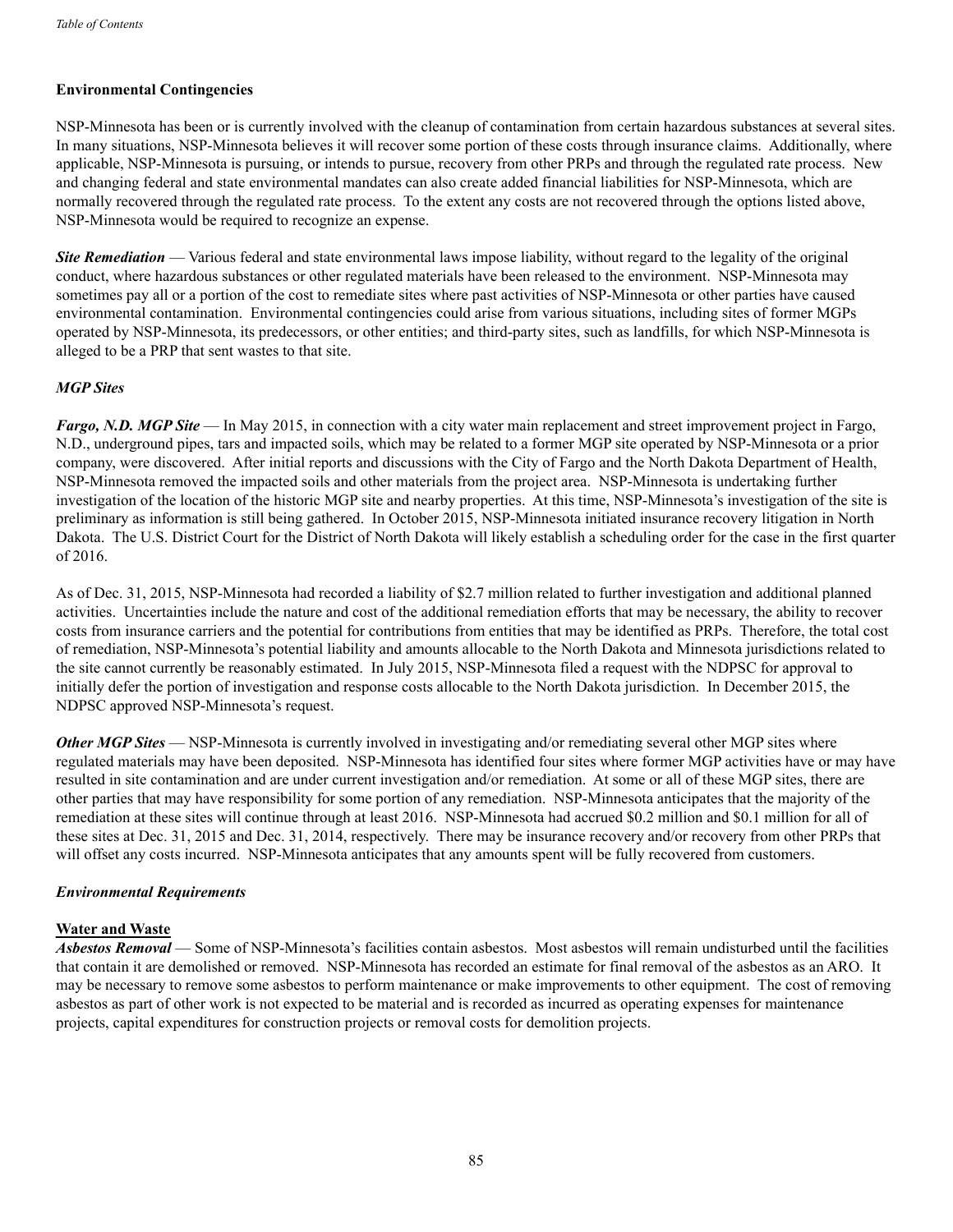### Environmental Contingencies

NSP-Minnesota has been or is currently involved with the cleanup of contamination from certain hazardous substances at several sites. In many situations, NSP-Minnesota believes it will recover some portion of these costs through insurance claims. Additionally, where applicable, NSP-Minnesota is pursuing, or intends to pursue, recovery from other PRPs and through the regulated rate process. New and changing federal and state environmental mandates can also create added financial liabilities for NSP-Minnesota, which are normally recovered through the regulated rate process. To the extent any costs are not recovered through the options listed above, NSP-Minnesota would be required to recognize an expense.

***Site Remediation*** — Various federal and state environmental laws impose liability, without regard to the legality of the original conduct, where hazardous substances or other regulated materials have been released to the environment. NSP-Minnesota may sometimes pay all or a portion of the cost to remediate sites where past activities of NSP-Minnesota or other parties have caused environmental contamination. Environmental contingencies could arise from various situations, including sites of former MGPs operated by NSP-Minnesota, its predecessors, or other entities; and third-party sites, such as landfills, for which NSP-Minnesota is alleged to be a PRP that sent wastes to that site.

#### *MGP Sites*

***Fargo, N.D. MGP Site*** — In May 2015, in connection with a city water main replacement and street improvement project in Fargo, N.D., underground pipes, tars and impacted soils, which may be related to a former MGP site operated by NSP-Minnesota or a prior company, were discovered. After initial reports and discussions with the City of Fargo and the North Dakota Department of Health, NSP-Minnesota removed the impacted soils and other materials from the project area. NSP-Minnesota is undertaking further investigation of the location of the historic MGP site and nearby properties. At this time, NSP-Minnesota's investigation of the site is preliminary as information is still being gathered. In October 2015, NSP-Minnesota initiated insurance recovery litigation in North Dakota. The U.S. District Court for the District of North Dakota will likely establish a scheduling order for the case in the first quarter of 2016.

As of Dec. 31, 2015, NSP-Minnesota had recorded a liability of $2.7 million related to further investigation and additional planned activities. Uncertainties include the nature and cost of the additional remediation efforts that may be necessary, the ability to recover costs from insurance carriers and the potential for contributions from entities that may be identified as PRPs. Therefore, the total cost of remediation, NSP-Minnesota's potential liability and amounts allocable to the North Dakota and Minnesota jurisdictions related to the site cannot currently be reasonably estimated. In July 2015, NSP-Minnesota filed a request with the NDPSC for approval to initially defer the portion of investigation and response costs allocable to the North Dakota jurisdiction. In December 2015, the NDPSC approved NSP-Minnesota's request.

***Other MGP Sites*** — NSP-Minnesota is currently involved in investigating and/or remediating several other MGP sites where regulated materials may have been deposited. NSP-Minnesota has identified four sites where former MGP activities have or may have resulted in site contamination and are under current investigation and/or remediation. At some or all of these MGP sites, there are other parties that may have responsibility for some portion of any remediation. NSP-Minnesota anticipates that the majority of the remediation at these sites will continue through at least 2016. NSP-Minnesota had accrued $0.2 million and $0.1 million for all of these sites at Dec. 31, 2015 and Dec. 31, 2014, respectively. There may be insurance recovery and/or recovery from other PRPs that will offset any costs incurred. NSP-Minnesota anticipates that any amounts spent will be fully recovered from customers.

#### *Environmental Requirements*

**Water and Waste**

***Asbestos Removal*** — Some of NSP-Minnesota's facilities contain asbestos. Most asbestos will remain undisturbed until the facilities that contain it are demolished or removed. NSP-Minnesota has recorded an estimate for final removal of the asbestos as an ARO. It may be necessary to remove some asbestos to perform maintenance or make improvements to other equipment. The cost of removing asbestos as part of other work is not expected to be material and is recorded as incurred as operating expenses for maintenance projects, capital expenditures for construction projects or removal costs for demolition projects.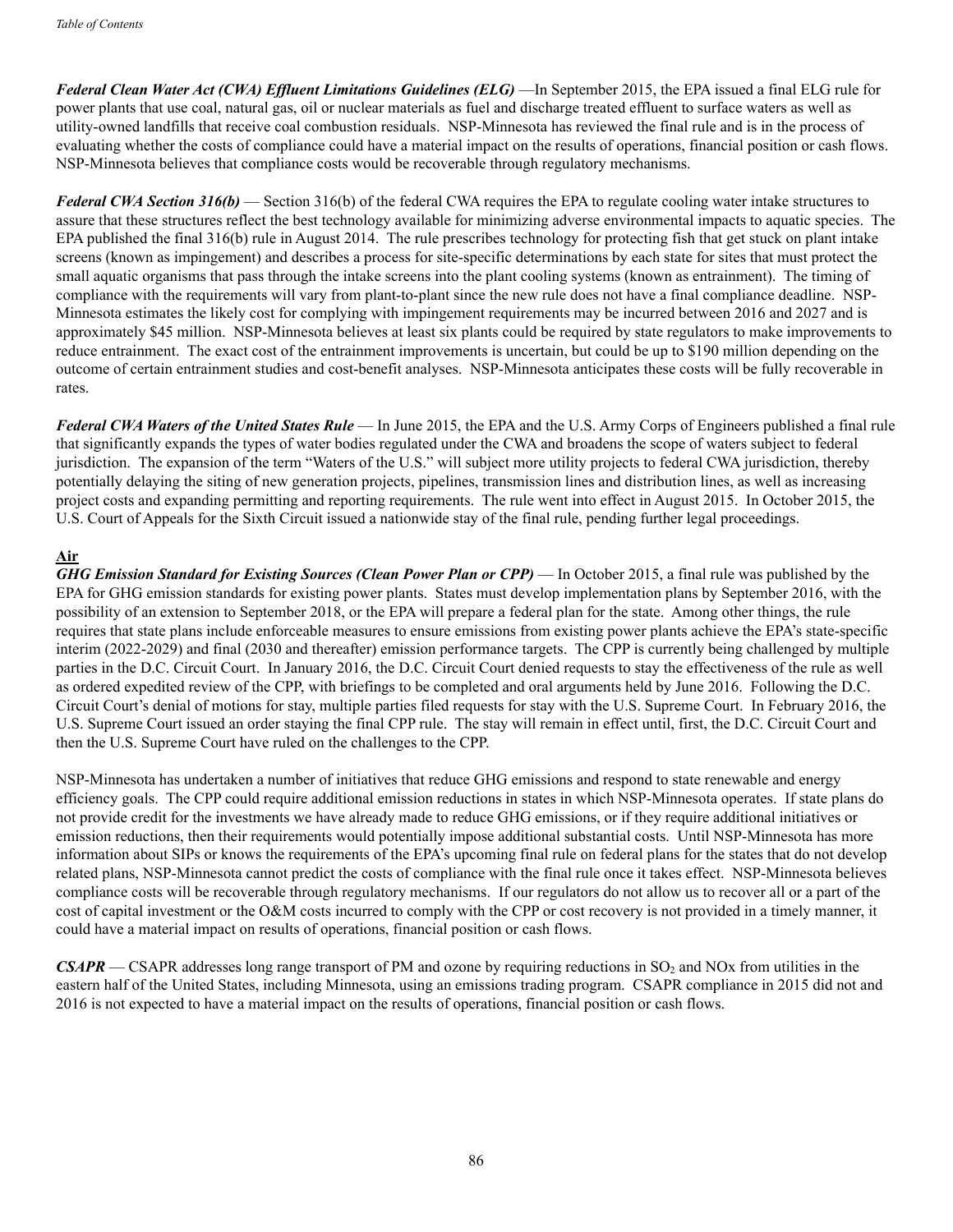***Federal Clean Water Act (CWA) Effluent Limitations Guidelines (ELG)*** —In September 2015, the EPA issued a final ELG rule for power plants that use coal, natural gas, oil or nuclear materials as fuel and discharge treated effluent to surface waters as well as utility-owned landfills that receive coal combustion residuals. NSP-Minnesota has reviewed the final rule and is in the process of evaluating whether the costs of compliance could have a material impact on the results of operations, financial position or cash flows. NSP-Minnesota believes that compliance costs would be recoverable through regulatory mechanisms.

***Federal CWA Section 316(b)*** — Section 316(b) of the federal CWA requires the EPA to regulate cooling water intake structures to assure that these structures reflect the best technology available for minimizing adverse environmental impacts to aquatic species. The EPA published the final 316(b) rule in August 2014. The rule prescribes technology for protecting fish that get stuck on plant intake screens (known as impingement) and describes a process for site-specific determinations by each state for sites that must protect the small aquatic organisms that pass through the intake screens into the plant cooling systems (known as entrainment). The timing of compliance with the requirements will vary from plant-to-plant since the new rule does not have a final compliance deadline. NSP-Minnesota estimates the likely cost for complying with impingement requirements may be incurred between 2016 and 2027 and is approximately $45 million. NSP-Minnesota believes at least six plants could be required by state regulators to make improvements to reduce entrainment. The exact cost of the entrainment improvements is uncertain, but could be up to $190 million depending on the outcome of certain entrainment studies and cost-benefit analyses. NSP-Minnesota anticipates these costs will be fully recoverable in rates.

***Federal CWA Waters of the United States Rule*** — In June 2015, the EPA and the U.S. Army Corps of Engineers published a final rule that significantly expands the types of water bodies regulated under the CWA and broadens the scope of waters subject to federal jurisdiction. The expansion of the term "Waters of the U.S." will subject more utility projects to federal CWA jurisdiction, thereby potentially delaying the siting of new generation projects, pipelines, transmission lines and distribution lines, as well as increasing project costs and expanding permitting and reporting requirements. The rule went into effect in August 2015. In October 2015, the U.S. Court of Appeals for the Sixth Circuit issued a nationwide stay of the final rule, pending further legal proceedings.

**Air**

***GHG Emission Standard for Existing Sources (Clean Power Plan or CPP)*** — In October 2015, a final rule was published by the EPA for GHG emission standards for existing power plants. States must develop implementation plans by September 2016, with the possibility of an extension to September 2018, or the EPA will prepare a federal plan for the state. Among other things, the rule requires that state plans include enforceable measures to ensure emissions from existing power plants achieve the EPA's state-specific interim (2022-2029) and final (2030 and thereafter) emission performance targets. The CPP is currently being challenged by multiple parties in the D.C. Circuit Court. In January 2016, the D.C. Circuit Court denied requests to stay the effectiveness of the rule as well as ordered expedited review of the CPP, with briefings to be completed and oral arguments held by June 2016. Following the D.C. Circuit Court's denial of motions for stay, multiple parties filed requests for stay with the U.S. Supreme Court. In February 2016, the U.S. Supreme Court issued an order staying the final CPP rule. The stay will remain in effect until, first, the D.C. Circuit Court and then the U.S. Supreme Court have ruled on the challenges to the CPP.

NSP-Minnesota has undertaken a number of initiatives that reduce GHG emissions and respond to state renewable and energy efficiency goals. The CPP could require additional emission reductions in states in which NSP-Minnesota operates. If state plans do not provide credit for the investments we have already made to reduce GHG emissions, or if they require additional initiatives or emission reductions, then their requirements would potentially impose additional substantial costs. Until NSP-Minnesota has more information about SIPs or knows the requirements of the EPA's upcoming final rule on federal plans for the states that do not develop related plans, NSP-Minnesota cannot predict the costs of compliance with the final rule once it takes effect. NSP-Minnesota believes compliance costs will be recoverable through regulatory mechanisms. If our regulators do not allow us to recover all or a part of the cost of capital investment or the O&M costs incurred to comply with the CPP or cost recovery is not provided in a timely manner, it could have a material impact on results of operations, financial position or cash flows.

***CSAPR*** — CSAPR addresses long range transport of PM and ozone by requiring reductions in $SO_2$ and NOx from utilities in the eastern half of the United States, including Minnesota, using an emissions trading program. CSAPR compliance in 2015 did not and 2016 is not expected to have a material impact on the results of operations, financial position or cash flows.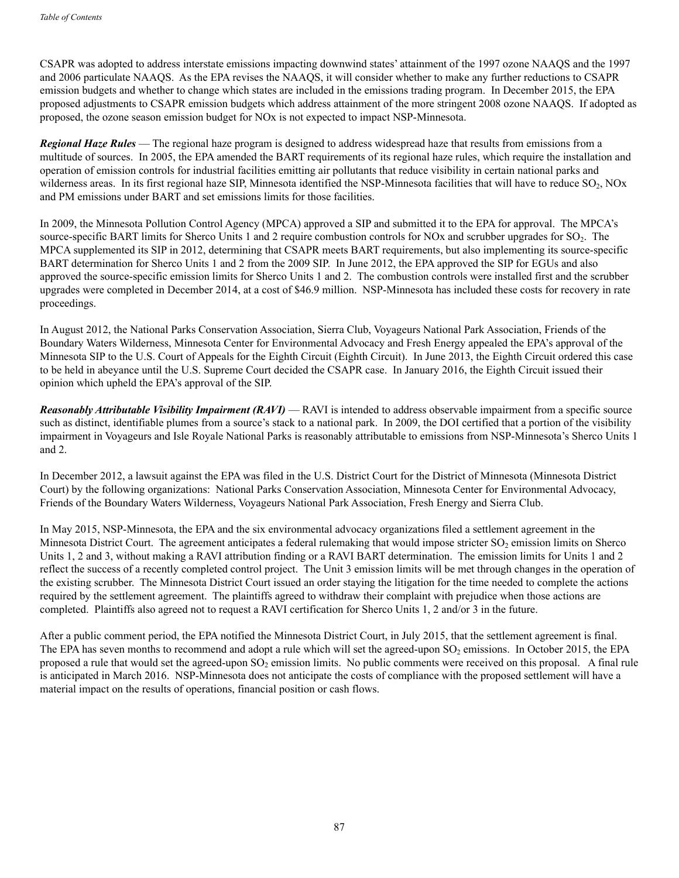CSAPR was adopted to address interstate emissions impacting downwind states' attainment of the 1997 ozone NAAQS and the 1997 and 2006 particulate NAAQS. As the EPA revises the NAAQS, it will consider whether to make any further reductions to CSAPR emission budgets and whether to change which states are included in the emissions trading program. In December 2015, the EPA proposed adjustments to CSAPR emission budgets which address attainment of the more stringent 2008 ozone NAAQS. If adopted as proposed, the ozone season emission budget for NOx is not expected to impact NSP-Minnesota.

***Regional Haze Rules*** — The regional haze program is designed to address widespread haze that results from emissions from a multitude of sources. In 2005, the EPA amended the BART requirements of its regional haze rules, which require the installation and operation of emission controls for industrial facilities emitting air pollutants that reduce visibility in certain national parks and wilderness areas. In its first regional haze SIP, Minnesota identified the NSP-Minnesota facilities that will have to reduce $SO_2$, NOx and PM emissions under BART and set emissions limits for those facilities.

In 2009, the Minnesota Pollution Control Agency (MPCA) approved a SIP and submitted it to the EPA for approval. The MPCA's source-specific BART limits for Sherco Units 1 and 2 require combustion controls for NOx and scrubber upgrades for $SO_2$. The MPCA supplemented its SIP in 2012, determining that CSAPR meets BART requirements, but also implementing its source-specific BART determination for Sherco Units 1 and 2 from the 2009 SIP. In June 2012, the EPA approved the SIP for EGUs and also approved the source-specific emission limits for Sherco Units 1 and 2. The combustion controls were installed first and the scrubber upgrades were completed in December 2014, at a cost of $46.9 million. NSP-Minnesota has included these costs for recovery in rate proceedings.

In August 2012, the National Parks Conservation Association, Sierra Club, Voyageurs National Park Association, Friends of the Boundary Waters Wilderness, Minnesota Center for Environmental Advocacy and Fresh Energy appealed the EPA's approval of the Minnesota SIP to the U.S. Court of Appeals for the Eighth Circuit (Eighth Circuit). In June 2013, the Eighth Circuit ordered this case to be held in abeyance until the U.S. Supreme Court decided the CSAPR case. In January 2016, the Eighth Circuit issued their opinion which upheld the EPA's approval of the SIP.

***Reasonably Attributable Visibility Impairment (RAVI)*** — RAVI is intended to address observable impairment from a specific source such as distinct, identifiable plumes from a source's stack to a national park. In 2009, the DOI certified that a portion of the visibility impairment in Voyageurs and Isle Royale National Parks is reasonably attributable to emissions from NSP-Minnesota's Sherco Units 1 and 2.

In December 2012, a lawsuit against the EPA was filed in the U.S. District Court for the District of Minnesota (Minnesota District Court) by the following organizations: National Parks Conservation Association, Minnesota Center for Environmental Advocacy, Friends of the Boundary Waters Wilderness, Voyageurs National Park Association, Fresh Energy and Sierra Club.

In May 2015, NSP-Minnesota, the EPA and the six environmental advocacy organizations filed a settlement agreement in the Minnesota District Court. The agreement anticipates a federal rulemaking that would impose stricter $SO_2$ emission limits on Sherco Units 1, 2 and 3, without making a RAVI attribution finding or a RAVI BART determination. The emission limits for Units 1 and 2 reflect the success of a recently completed control project. The Unit 3 emission limits will be met through changes in the operation of the existing scrubber. The Minnesota District Court issued an order staying the litigation for the time needed to complete the actions required by the settlement agreement. The plaintiffs agreed to withdraw their complaint with prejudice when those actions are completed. Plaintiffs also agreed not to request a RAVI certification for Sherco Units 1, 2 and/or 3 in the future.

After a public comment period, the EPA notified the Minnesota District Court, in July 2015, that the settlement agreement is final. The EPA has seven months to recommend and adopt a rule which will set the agreed-upon $SO_2$ emissions. In October 2015, the EPA proposed a rule that would set the agreed-upon $SO_2$ emission limits. No public comments were received on this proposal. A final rule is anticipated in March 2016. NSP-Minnesota does not anticipate the costs of compliance with the proposed settlement will have a material impact on the results of operations, financial position or cash flows.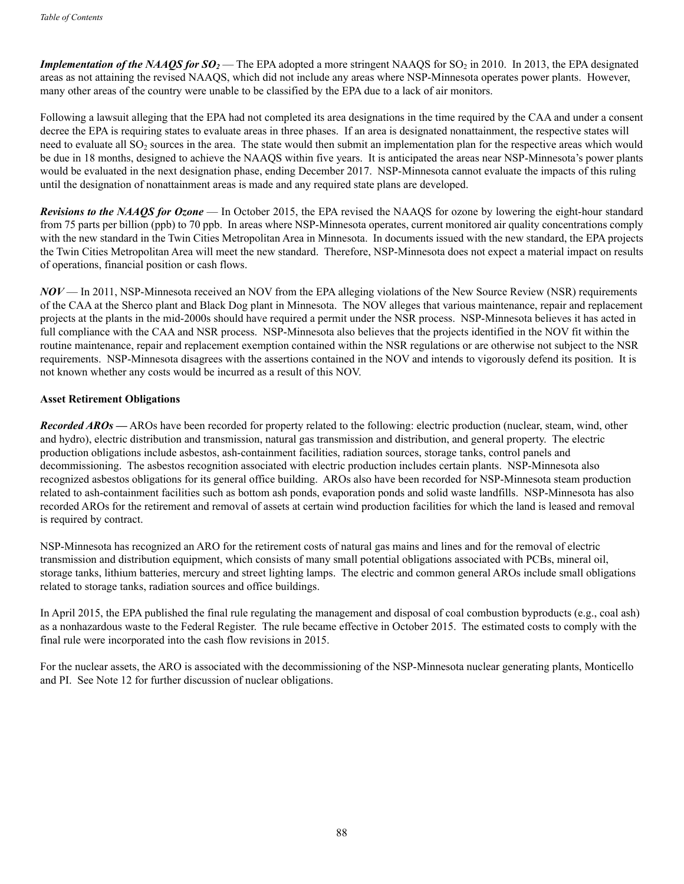***Implementation of the NAAQS for $SO_2$*** — The EPA adopted a more stringent NAAQS for $SO_2$ in 2010. In 2013, the EPA designated areas as not attaining the revised NAAQS, which did not include any areas where NSP-Minnesota operates power plants. However, many other areas of the country were unable to be classified by the EPA due to a lack of air monitors.

Following a lawsuit alleging that the EPA had not completed its area designations in the time required by the CAA and under a consent decree the EPA is requiring states to evaluate areas in three phases. If an area is designated nonattainment, the respective states will need to evaluate all $SO_2$ sources in the area. The state would then submit an implementation plan for the respective areas which would be due in 18 months, designed to achieve the NAAQS within five years. It is anticipated the areas near NSP-Minnesota's power plants would be evaluated in the next designation phase, ending December 2017. NSP-Minnesota cannot evaluate the impacts of this ruling until the designation of nonattainment areas is made and any required state plans are developed.

***Revisions to the NAAQS for Ozone*** — In October 2015, the EPA revised the NAAQS for ozone by lowering the eight-hour standard from 75 parts per billion (ppb) to 70 ppb. In areas where NSP-Minnesota operates, current monitored air quality concentrations comply with the new standard in the Twin Cities Metropolitan Area in Minnesota. In documents issued with the new standard, the EPA projects the Twin Cities Metropolitan Area will meet the new standard. Therefore, NSP-Minnesota does not expect a material impact on results of operations, financial position or cash flows.

***NOV*** — In 2011, NSP-Minnesota received an NOV from the EPA alleging violations of the New Source Review (NSR) requirements of the CAA at the Sherco plant and Black Dog plant in Minnesota. The NOV alleges that various maintenance, repair and replacement projects at the plants in the mid-2000s should have required a permit under the NSR process. NSP-Minnesota believes it has acted in full compliance with the CAA and NSR process. NSP-Minnesota also believes that the projects identified in the NOV fit within the routine maintenance, repair and replacement exemption contained within the NSR regulations or are otherwise not subject to the NSR requirements. NSP-Minnesota disagrees with the assertions contained in the NOV and intends to vigorously defend its position. It is not known whether any costs would be incurred as a result of this NOV.

**Asset Retirement Obligations**

***Recorded AROs —*** AROs have been recorded for property related to the following: electric production (nuclear, steam, wind, other and hydro), electric distribution and transmission, natural gas transmission and distribution, and general property. The electric production obligations include asbestos, ash-containment facilities, radiation sources, storage tanks, control panels and decommissioning. The asbestos recognition associated with electric production includes certain plants. NSP-Minnesota also recognized asbestos obligations for its general office building. AROs also have been recorded for NSP-Minnesota steam production related to ash-containment facilities such as bottom ash ponds, evaporation ponds and solid waste landfills. NSP-Minnesota has also recorded AROs for the retirement and removal of assets at certain wind production facilities for which the land is leased and removal is required by contract.

NSP-Minnesota has recognized an ARO for the retirement costs of natural gas mains and lines and for the removal of electric transmission and distribution equipment, which consists of many small potential obligations associated with PCBs, mineral oil, storage tanks, lithium batteries, mercury and street lighting lamps. The electric and common general AROs include small obligations related to storage tanks, radiation sources and office buildings.

In April 2015, the EPA published the final rule regulating the management and disposal of coal combustion byproducts (e.g., coal ash) as a nonhazardous waste to the Federal Register. The rule became effective in October 2015. The estimated costs to comply with the final rule were incorporated into the cash flow revisions in 2015.

For the nuclear assets, the ARO is associated with the decommissioning of the NSP-Minnesota nuclear generating plants, Monticello and PI. See Note 12 for further discussion of nuclear obligations.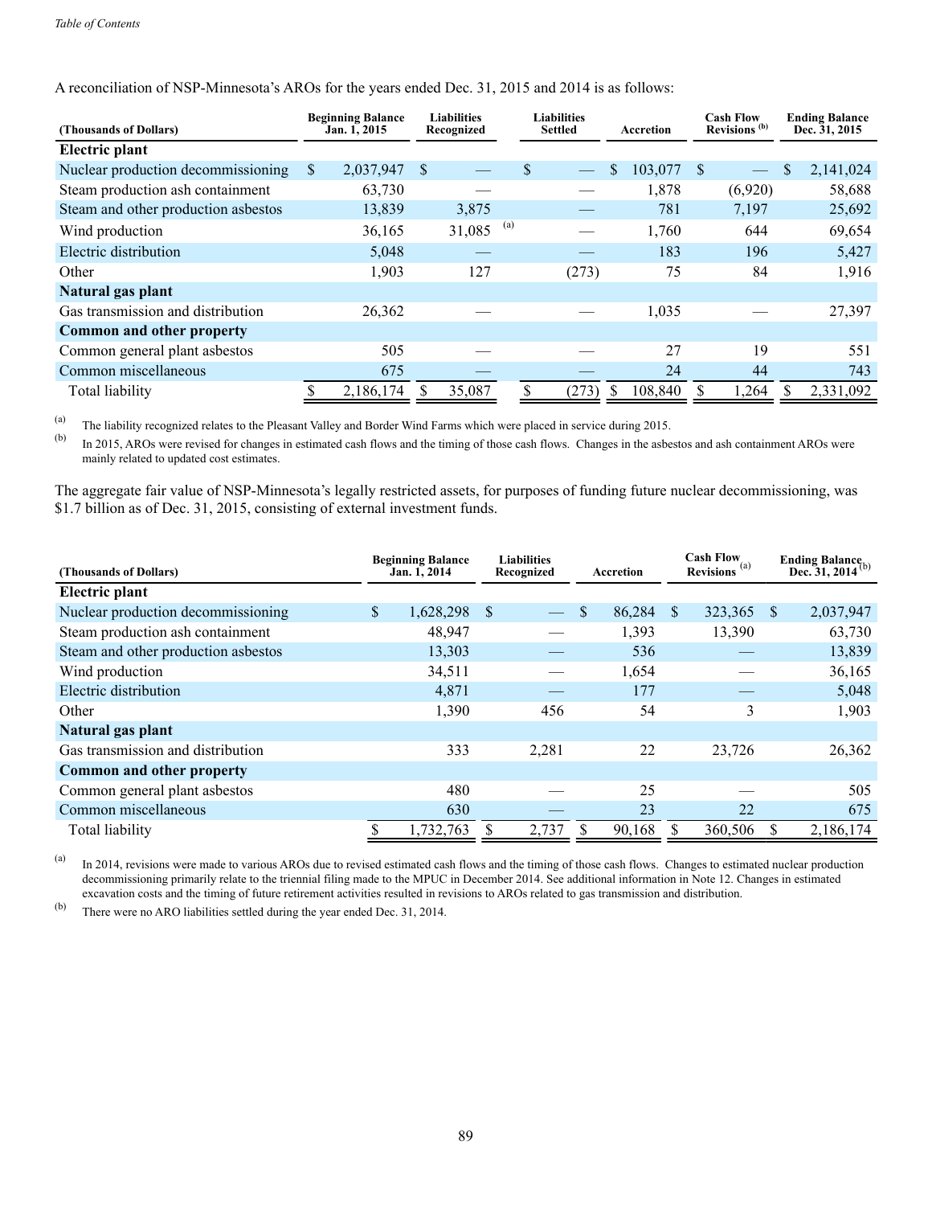A reconciliation of NSP-Minnesota's AROs for the years ended Dec. 31, 2015 and 2014 is as follows:

| (Thousands of Dollars) | Beginning Balance Jan. 1, 2015 | Liabilities Recognized | Liabilities Settled | Accretion | Cash Flow Revisions (b) | Ending Balance Dec. 31, 2015 |
|---|---|---|---|---|---|---|
| **Electric plant** | | | | | | |
| Nuclear production decommissioning | $ 2,037,947 | $ — | $ — | $ 103,077 | $ — | $ 2,141,024 |
| Steam production ash containment | 63,730 | — | — | 1,878 | (6,920) | 58,688 |
| Steam and other production asbestos | 13,839 | 3,875 | — | 781 | 7,197 | 25,692 |
| Wind production | 36,165 | 31,085 (a) | — | 1,760 | 644 | 69,654 |
| Electric distribution | 5,048 | — | — | 183 | 196 | 5,427 |
| Other | 1,903 | 127 | (273) | 75 | 84 | 1,916 |
| **Natural gas plant** | | | | | | |
| Gas transmission and distribution | 26,362 | — | — | 1,035 | — | 27,397 |
| **Common and other property** | | | | | | |
| Common general plant asbestos | 505 | — | — | 27 | 19 | 551 |
| Common miscellaneous | 675 | — | — | 24 | 44 | 743 |
| Total liability | $ 2,186,174 | $ 35,087 | $ (273) | $ 108,840 | $ 1,264 | $ 2,331,092 |

(a) The liability recognized relates to the Pleasant Valley and Border Wind Farms which were placed in service during 2015.

(b) In 2015, AROs were revised for changes in estimated cash flows and the timing of those cash flows. Changes in the asbestos and ash containment AROs were mainly related to updated cost estimates.

The aggregate fair value of NSP-Minnesota's legally restricted assets, for purposes of funding future nuclear decommissioning, was $1.7 billion as of Dec. 31, 2015, consisting of external investment funds.

| (Thousands of Dollars) | Beginning Balance Jan. 1, 2014 | Liabilities Recognized | Accretion | Cash Flow Revisions (a) | Ending Balance Dec. 31, 2014 (b) |
|---|---|---|---|---|---|
| **Electric plant** | | | | | |
| Nuclear production decommissioning | $ 1,628,298 | $ — | $ 86,284 | $ 323,365 | $ 2,037,947 |
| Steam production ash containment | 48,947 | — | 1,393 | 13,390 | 63,730 |
| Steam and other production asbestos | 13,303 | — | 536 | — | 13,839 |
| Wind production | 34,511 | — | 1,654 | — | 36,165 |
| Electric distribution | 4,871 | — | 177 | — | 5,048 |
| Other | 1,390 | 456 | 54 | 3 | 1,903 |
| **Natural gas plant** | | | | | |
| Gas transmission and distribution | 333 | 2,281 | 22 | 23,726 | 26,362 |
| **Common and other property** | | | | | |
| Common general plant asbestos | 480 | — | 25 | — | 505 |
| Common miscellaneous | 630 | — | 23 | 22 | 675 |
| Total liability | $ 1,732,763 | $ 2,737 | $ 90,168 | $ 360,506 | $ 2,186,174 |

(a) In 2014, revisions were made to various AROs due to revised estimated cash flows and the timing of those cash flows. Changes to estimated nuclear production decommissioning primarily relate to the triennial filing made to the MPUC in December 2014. See additional information in Note 12. Changes in estimated excavation costs and the timing of future retirement activities resulted in revisions to AROs related to gas transmission and distribution.

(b) There were no ARO liabilities settled during the year ended Dec. 31, 2014.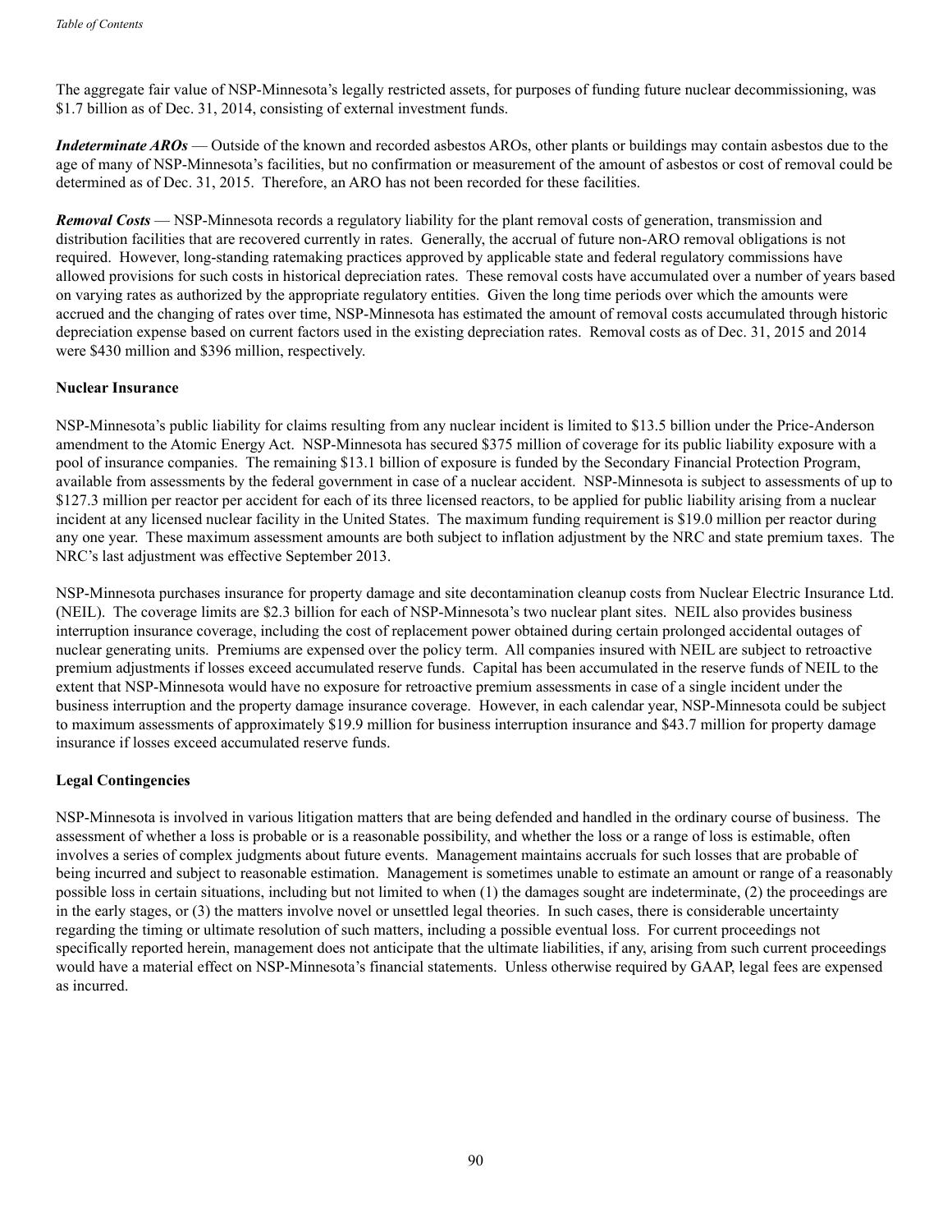The aggregate fair value of NSP-Minnesota's legally restricted assets, for purposes of funding future nuclear decommissioning, was $1.7 billion as of Dec. 31, 2014, consisting of external investment funds.

***Indeterminate AROs*** — Outside of the known and recorded asbestos AROs, other plants or buildings may contain asbestos due to the age of many of NSP-Minnesota's facilities, but no confirmation or measurement of the amount of asbestos or cost of removal could be determined as of Dec. 31, 2015. Therefore, an ARO has not been recorded for these facilities.

***Removal Costs*** — NSP-Minnesota records a regulatory liability for the plant removal costs of generation, transmission and distribution facilities that are recovered currently in rates. Generally, the accrual of future non-ARO removal obligations is not required. However, long-standing ratemaking practices approved by applicable state and federal regulatory commissions have allowed provisions for such costs in historical depreciation rates. These removal costs have accumulated over a number of years based on varying rates as authorized by the appropriate regulatory entities. Given the long time periods over which the amounts were accrued and the changing of rates over time, NSP-Minnesota has estimated the amount of removal costs accumulated through historic depreciation expense based on current factors used in the existing depreciation rates. Removal costs as of Dec. 31, 2015 and 2014 were $430 million and $396 million, respectively.

**Nuclear Insurance**

NSP-Minnesota's public liability for claims resulting from any nuclear incident is limited to $13.5 billion under the Price-Anderson amendment to the Atomic Energy Act. NSP-Minnesota has secured $375 million of coverage for its public liability exposure with a pool of insurance companies. The remaining $13.1 billion of exposure is funded by the Secondary Financial Protection Program, available from assessments by the federal government in case of a nuclear accident. NSP-Minnesota is subject to assessments of up to $127.3 million per reactor per accident for each of its three licensed reactors, to be applied for public liability arising from a nuclear incident at any licensed nuclear facility in the United States. The maximum funding requirement is $19.0 million per reactor during any one year. These maximum assessment amounts are both subject to inflation adjustment by the NRC and state premium taxes. The NRC's last adjustment was effective September 2013.

NSP-Minnesota purchases insurance for property damage and site decontamination cleanup costs from Nuclear Electric Insurance Ltd. (NEIL). The coverage limits are $2.3 billion for each of NSP-Minnesota's two nuclear plant sites. NEIL also provides business interruption insurance coverage, including the cost of replacement power obtained during certain prolonged accidental outages of nuclear generating units. Premiums are expensed over the policy term. All companies insured with NEIL are subject to retroactive premium adjustments if losses exceed accumulated reserve funds. Capital has been accumulated in the reserve funds of NEIL to the extent that NSP-Minnesota would have no exposure for retroactive premium assessments in case of a single incident under the business interruption and the property damage insurance coverage. However, in each calendar year, NSP-Minnesota could be subject to maximum assessments of approximately $19.9 million for business interruption insurance and $43.7 million for property damage insurance if losses exceed accumulated reserve funds.

**Legal Contingencies**

NSP-Minnesota is involved in various litigation matters that are being defended and handled in the ordinary course of business. The assessment of whether a loss is probable or is a reasonable possibility, and whether the loss or a range of loss is estimable, often involves a series of complex judgments about future events. Management maintains accruals for such losses that are probable of being incurred and subject to reasonable estimation. Management is sometimes unable to estimate an amount or range of a reasonably possible loss in certain situations, including but not limited to when (1) the damages sought are indeterminate, (2) the proceedings are in the early stages, or (3) the matters involve novel or unsettled legal theories. In such cases, there is considerable uncertainty regarding the timing or ultimate resolution of such matters, including a possible eventual loss. For current proceedings not specifically reported herein, management does not anticipate that the ultimate liabilities, if any, arising from such current proceedings would have a material effect on NSP-Minnesota's financial statements. Unless otherwise required by GAAP, legal fees are expensed as incurred.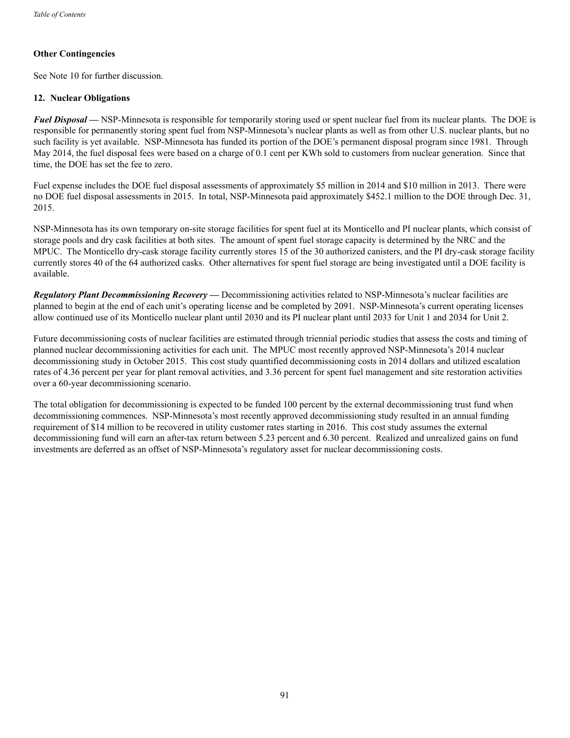### Other Contingencies

See Note 10 for further discussion.

### 12. Nuclear Obligations

***Fuel Disposal —*** NSP-Minnesota is responsible for temporarily storing used or spent nuclear fuel from its nuclear plants. The DOE is responsible for permanently storing spent fuel from NSP-Minnesota's nuclear plants as well as from other U.S. nuclear plants, but no such facility is yet available. NSP-Minnesota has funded its portion of the DOE's permanent disposal program since 1981. Through May 2014, the fuel disposal fees were based on a charge of 0.1 cent per KWh sold to customers from nuclear generation. Since that time, the DOE has set the fee to zero.

Fuel expense includes the DOE fuel disposal assessments of approximately $5 million in 2014 and $10 million in 2013. There were no DOE fuel disposal assessments in 2015. In total, NSP-Minnesota paid approximately $452.1 million to the DOE through Dec. 31, 2015.

NSP-Minnesota has its own temporary on-site storage facilities for spent fuel at its Monticello and PI nuclear plants, which consist of storage pools and dry cask facilities at both sites. The amount of spent fuel storage capacity is determined by the NRC and the MPUC. The Monticello dry-cask storage facility currently stores 15 of the 30 authorized canisters, and the PI dry-cask storage facility currently stores 40 of the 64 authorized casks. Other alternatives for spent fuel storage are being investigated until a DOE facility is available.

***Regulatory Plant Decommissioning Recovery —*** Decommissioning activities related to NSP-Minnesota's nuclear facilities are planned to begin at the end of each unit's operating license and be completed by 2091. NSP-Minnesota's current operating licenses allow continued use of its Monticello nuclear plant until 2030 and its PI nuclear plant until 2033 for Unit 1 and 2034 for Unit 2.

Future decommissioning costs of nuclear facilities are estimated through triennial periodic studies that assess the costs and timing of planned nuclear decommissioning activities for each unit. The MPUC most recently approved NSP-Minnesota's 2014 nuclear decommissioning study in October 2015. This cost study quantified decommissioning costs in 2014 dollars and utilized escalation rates of 4.36 percent per year for plant removal activities, and 3.36 percent for spent fuel management and site restoration activities over a 60-year decommissioning scenario.

The total obligation for decommissioning is expected to be funded 100 percent by the external decommissioning trust fund when decommissioning commences. NSP-Minnesota's most recently approved decommissioning study resulted in an annual funding requirement of $14 million to be recovered in utility customer rates starting in 2016. This cost study assumes the external decommissioning fund will earn an after-tax return between 5.23 percent and 6.30 percent. Realized and unrealized gains on fund investments are deferred as an offset of NSP-Minnesota's regulatory asset for nuclear decommissioning costs.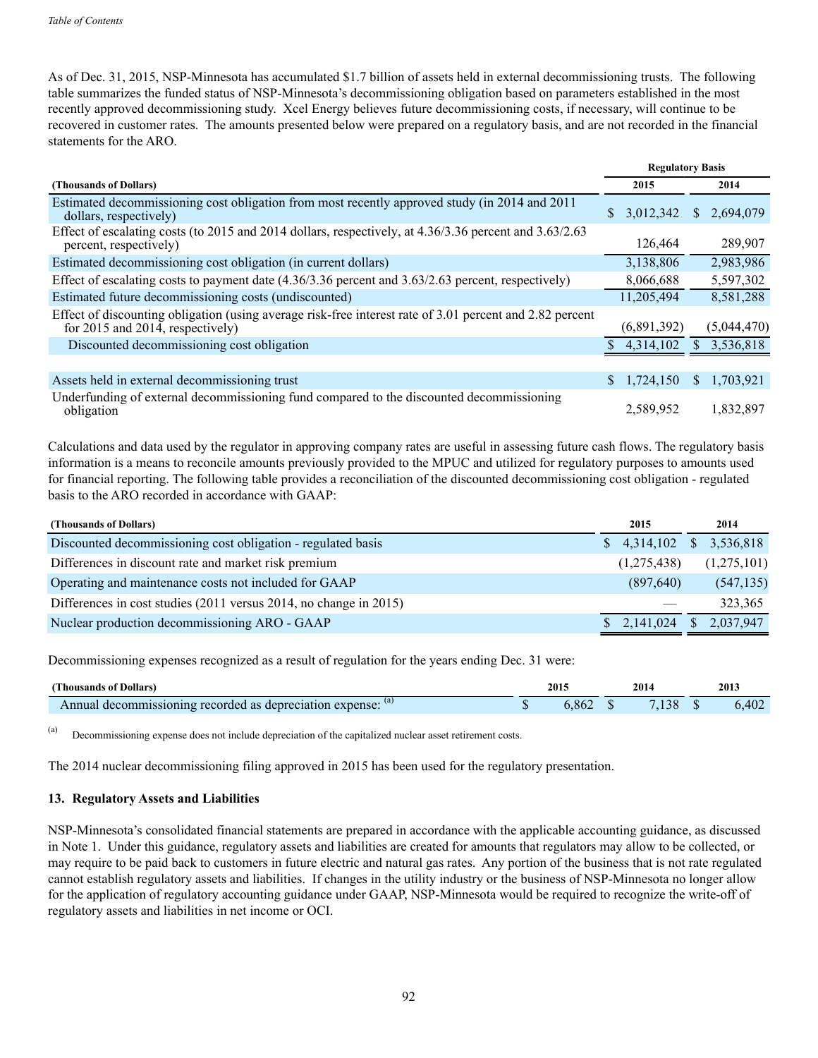As of Dec. 31, 2015, NSP-Minnesota has accumulated $1.7 billion of assets held in external decommissioning trusts. The following table summarizes the funded status of NSP-Minnesota's decommissioning obligation based on parameters established in the most recently approved decommissioning study. Xcel Energy believes future decommissioning costs, if necessary, will continue to be recovered in customer rates. The amounts presented below were prepared on a regulatory basis, and are not recorded in the financial statements for the ARO.

| | Regulatory Basis | |
|---|---|---|
| **(Thousands of Dollars)** | **2015** | **2014** |
| Estimated decommissioning cost obligation from most recently approved study (in 2014 and 2011 dollars, respectively) | $ 3,012,342 | $ 2,694,079 |
| Effect of escalating costs (to 2015 and 2014 dollars, respectively, at 4.36/3.36 percent and 3.63/2.63 percent, respectively) | 126,464 | 289,907 |
| Estimated decommissioning cost obligation (in current dollars) | 3,138,806 | 2,983,986 |
| Effect of escalating costs to payment date (4.36/3.36 percent and 3.63/2.63 percent, respectively) | 8,066,688 | 5,597,302 |
| Estimated future decommissioning costs (undiscounted) | 11,205,494 | 8,581,288 |
| Effect of discounting obligation (using average risk-free interest rate of 3.01 percent and 2.82 percent for 2015 and 2014, respectively) | (6,891,392) | (5,044,470) |
| Discounted decommissioning cost obligation | $ 4,314,102 | $ 3,536,818 |
| | | |
| Assets held in external decommissioning trust | $ 1,724,150 | $ 1,703,921 |
| Underfunding of external decommissioning fund compared to the discounted decommissioning obligation | 2,589,952 | 1,832,897 |

Calculations and data used by the regulator in approving company rates are useful in assessing future cash flows. The regulatory basis information is a means to reconcile amounts previously provided to the MPUC and utilized for regulatory purposes to amounts used for financial reporting. The following table provides a reconciliation of the discounted decommissioning cost obligation - regulated basis to the ARO recorded in accordance with GAAP:

| **(Thousands of Dollars)** | **2015** | **2014** |
|---|---|---|
| Discounted decommissioning cost obligation - regulated basis | $ 4,314,102 | $ 3,536,818 |
| Differences in discount rate and market risk premium | (1,275,438) | (1,275,101) |
| Operating and maintenance costs not included for GAAP | (897,640) | (547,135) |
| Differences in cost studies (2011 versus 2014, no change in 2015) | — | 323,365 |
| Nuclear production decommissioning ARO - GAAP | $ 2,141,024 | $ 2,037,947 |

Decommissioning expenses recognized as a result of regulation for the years ending Dec. 31 were:

| **(Thousands of Dollars)** | **2015** | **2014** | **2013** |
|---|---|---|---|
| Annual decommissioning recorded as depreciation expense: [(a)] | $ 6,862 | $ 7,138 | $ 6,402 |

(a) Decommissioning expense does not include depreciation of the capitalized nuclear asset retirement costs.

The 2014 nuclear decommissioning filing approved in 2015 has been used for the regulatory presentation.

## 13. Regulatory Assets and Liabilities

NSP-Minnesota's consolidated financial statements are prepared in accordance with the applicable accounting guidance, as discussed in Note 1. Under this guidance, regulatory assets and liabilities are created for amounts that regulators may allow to be collected, or may require to be paid back to customers in future electric and natural gas rates. Any portion of the business that is not rate regulated cannot establish regulatory assets and liabilities. If changes in the utility industry or the business of NSP-Minnesota no longer allow for the application of regulatory accounting guidance under GAAP, NSP-Minnesota would be required to recognize the write-off of regulatory assets and liabilities in net income or OCI.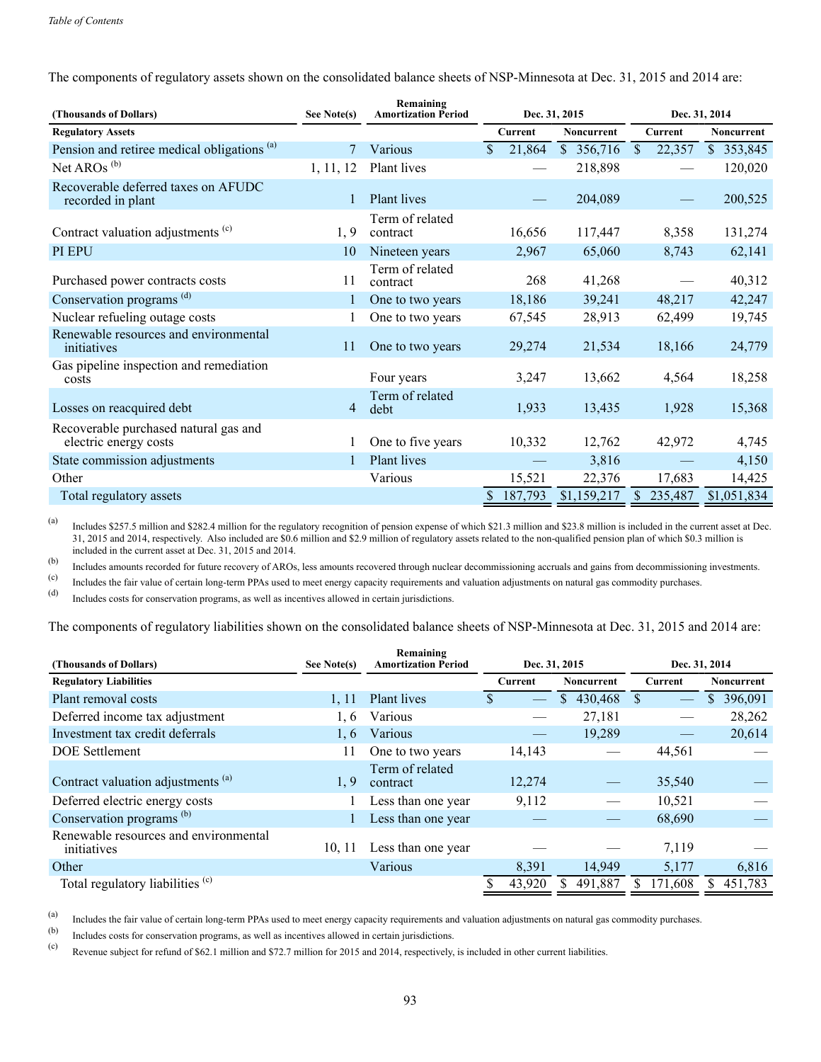The components of regulatory assets shown on the consolidated balance sheets of NSP-Minnesota at Dec. 31, 2015 and 2014 are:

| (Thousands of Dollars) | See Note(s) | Remaining Amortization Period | Dec. 31, 2015 | | Dec. 31, 2014 | |
|---|---|---|---|---|---|---|
| **Regulatory Assets** | | | Current | Noncurrent | Current | Noncurrent |
| Pension and retiree medical obligations [(a)] | 7 | Various | $ 21,864 | $ 356,716 | $ 22,357 | $ 353,845 |
| Net AROs [(b)] | 1, 11, 12 | Plant lives | — | 218,898 | — | 120,020 |
| Recoverable deferred taxes on AFUDC recorded in plant | 1 | Plant lives | — | 204,089 | — | 200,525 |
| Contract valuation adjustments [(c)] | 1, 9 | Term of related contract | 16,656 | 117,447 | 8,358 | 131,274 |
| PI EPU | 10 | Nineteen years | 2,967 | 65,060 | 8,743 | 62,141 |
| Purchased power contracts costs | 11 | Term of related contract | 268 | 41,268 | — | 40,312 |
| Conservation programs [(d)] | 1 | One to two years | 18,186 | 39,241 | 48,217 | 42,247 |
| Nuclear refueling outage costs | 1 | One to two years | 67,545 | 28,913 | 62,499 | 19,745 |
| Renewable resources and environmental initiatives | 11 | One to two years | 29,274 | 21,534 | 18,166 | 24,779 |
| Gas pipeline inspection and remediation costs | | Four years | 3,247 | 13,662 | 4,564 | 18,258 |
| Losses on reacquired debt | 4 | Term of related debt | 1,933 | 13,435 | 1,928 | 15,368 |
| Recoverable purchased natural gas and electric energy costs | 1 | One to five years | 10,332 | 12,762 | 42,972 | 4,745 |
| State commission adjustments | 1 | Plant lives | — | 3,816 | — | 4,150 |
| Other | | Various | 15,521 | 22,376 | 17,683 | 14,425 |
| Total regulatory assets | | | $ 187,793 | $1,159,217 | $ 235,487 | $1,051,834 |

(a) Includes $257.5 million and $282.4 million for the regulatory recognition of pension expense of which $21.3 million and $23.8 million is included in the current asset at Dec. 31, 2015 and 2014, respectively. Also included are $0.6 million and $2.9 million of regulatory assets related to the non-qualified pension plan of which $0.3 million is included in the current asset at Dec. 31, 2015 and 2014.

(b) Includes amounts recorded for future recovery of AROs, less amounts recovered through nuclear decommissioning accruals and gains from decommissioning investments.

(c) Includes the fair value of certain long-term PPAs used to meet energy capacity requirements and valuation adjustments on natural gas commodity purchases.

(d) Includes costs for conservation programs, as well as incentives allowed in certain jurisdictions.

The components of regulatory liabilities shown on the consolidated balance sheets of NSP-Minnesota at Dec. 31, 2015 and 2014 are:

| (Thousands of Dollars) | See Note(s) | Remaining Amortization Period | Dec. 31, 2015 | | Dec. 31, 2014 | |
|---|---|---|---|---|---|---|
| **Regulatory Liabilities** | | | Current | Noncurrent | Current | Noncurrent |
| Plant removal costs | 1, 11 | Plant lives | $ — | $ 430,468 | $ — | $ 396,091 |
| Deferred income tax adjustment | 1, 6 | Various | — | 27,181 | — | 28,262 |
| Investment tax credit deferrals | 1, 6 | Various | — | 19,289 | — | 20,614 |
| DOE Settlement | 11 | One to two years | 14,143 | — | 44,561 | — |
| Contract valuation adjustments [(a)] | 1, 9 | Term of related contract | 12,274 | — | 35,540 | — |
| Deferred electric energy costs | 1 | Less than one year | 9,112 | — | 10,521 | — |
| Conservation programs [(b)] | 1 | Less than one year | — | — | 68,690 | — |
| Renewable resources and environmental initiatives | 10, 11 | Less than one year | — | — | 7,119 | — |
| Other | | Various | 8,391 | 14,949 | 5,177 | 6,816 |
| Total regulatory liabilities [(c)] | | | $ 43,920 | $ 491,887 | $ 171,608 | $ 451,783 |

(a) Includes the fair value of certain long-term PPAs used to meet energy capacity requirements and valuation adjustments on natural gas commodity purchases.

(b) Includes costs for conservation programs, as well as incentives allowed in certain jurisdictions.

(c) Revenue subject for refund of $62.1 million and $72.7 million for 2015 and 2014, respectively, is included in other current liabilities.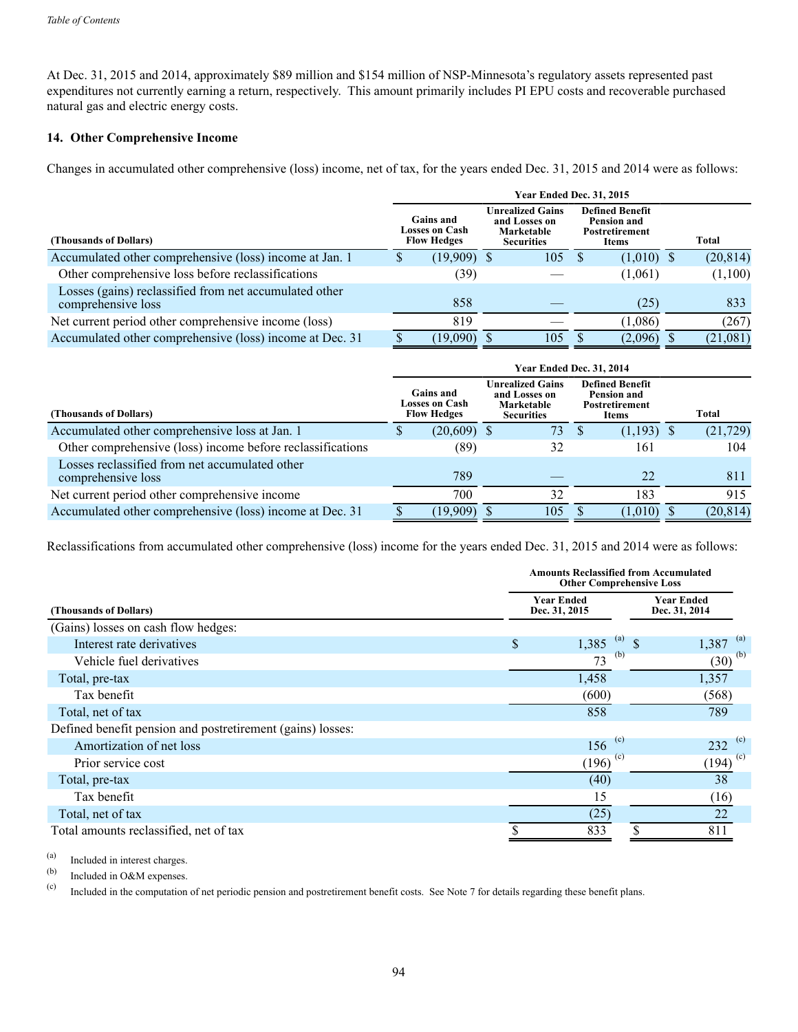At Dec. 31, 2015 and 2014, approximately $89 million and $154 million of NSP-Minnesota's regulatory assets represented past expenditures not currently earning a return, respectively. This amount primarily includes PI EPU costs and recoverable purchased natural gas and electric energy costs.

## 14. Other Comprehensive Income

Changes in accumulated other comprehensive (loss) income, net of tax, for the years ended Dec. 31, 2015 and 2014 were as follows:

| | Year Ended Dec. 31, 2015 | | | |
|---|---|---|---|---|
| **(Thousands of Dollars)** | **Gains and Losses on Cash Flow Hedges** | **Unrealized Gains and Losses on Marketable Securities** | **Defined Benefit Pension and Postretirement Items** | **Total** |
| Accumulated other comprehensive (loss) income at Jan. 1 | $ (19,909) | $ 105 | $ (1,010) | $ (20,814) |
| Other comprehensive loss before reclassifications | (39) | — | (1,061) | (1,100) |
| Losses (gains) reclassified from net accumulated other comprehensive loss | 858 | — | (25) | 833 |
| Net current period other comprehensive income (loss) | 819 | — | (1,086) | (267) |
| Accumulated other comprehensive (loss) income at Dec. 31 | $ (19,090) | $ 105 | $ (2,096) | $ (21,081) |

| | Year Ended Dec. 31, 2014 | | | |
|---|---|---|---|---|
| **(Thousands of Dollars)** | **Gains and Losses on Cash Flow Hedges** | **Unrealized Gains and Losses on Marketable Securities** | **Defined Benefit Pension and Postretirement Items** | **Total** |
| Accumulated other comprehensive loss at Jan. 1 | $ (20,609) | $ 73 | $ (1,193) | $ (21,729) |
| Other comprehensive (loss) income before reclassifications | (89) | 32 | 161 | 104 |
| Losses reclassified from net accumulated other comprehensive loss | 789 | — | 22 | 811 |
| Net current period other comprehensive income | 700 | 32 | 183 | 915 |
| Accumulated other comprehensive (loss) income at Dec. 31 | $ (19,909) | $ 105 | $ (1,010) | $ (20,814) |

Reclassifications from accumulated other comprehensive (loss) income for the years ended Dec. 31, 2015 and 2014 were as follows:

| | Amounts Reclassified from Accumulated Other Comprehensive Loss | |
|---|---|---|
| **(Thousands of Dollars)** | **Year Ended Dec. 31, 2015** | **Year Ended Dec. 31, 2014** |
| (Gains) losses on cash flow hedges: | | |
| Interest rate derivatives | $ 1,385 (a) | $ 1,387 (a) |
| Vehicle fuel derivatives | 73 (b) | (30) (b) |
| Total, pre-tax | 1,458 | 1,357 |
| Tax benefit | (600) | (568) |
| Total, net of tax | 858 | 789 |
| Defined benefit pension and postretirement (gains) losses: | | |
| Amortization of net loss | 156 (c) | 232 (c) |
| Prior service cost | (196) (c) | (194) (c) |
| Total, pre-tax | (40) | 38 |
| Tax benefit | 15 | (16) |
| Total, net of tax | (25) | 22 |
| Total amounts reclassified, net of tax | $ 833 | $ 811 |

(a) Included in interest charges.

(b) Included in O&M expenses.

(c) Included in the computation of net periodic pension and postretirement benefit costs. See Note 7 for details regarding these benefit plans.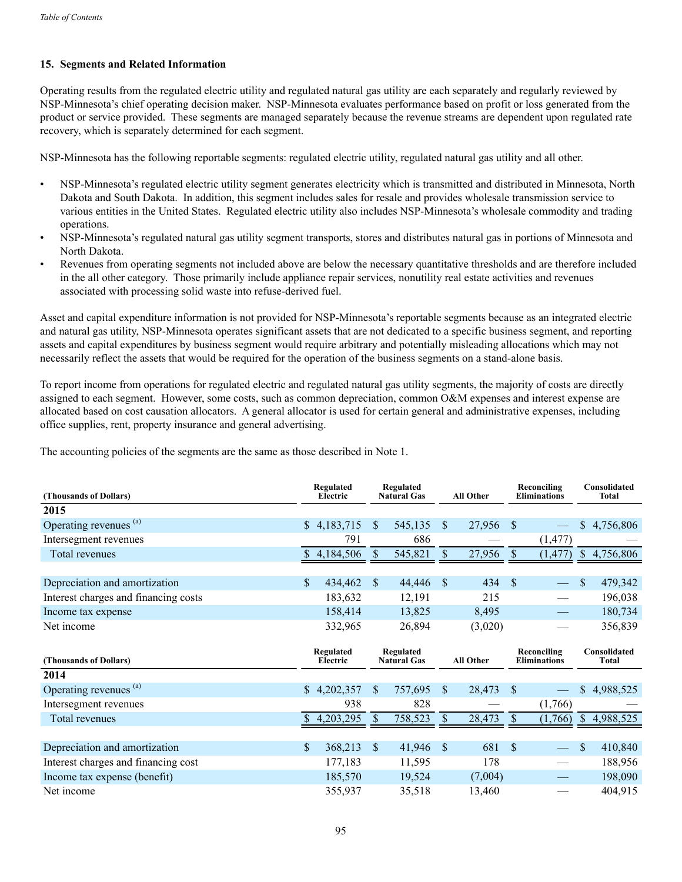### 15. Segments and Related Information

Operating results from the regulated electric utility and regulated natural gas utility are each separately and regularly reviewed by NSP-Minnesota's chief operating decision maker. NSP-Minnesota evaluates performance based on profit or loss generated from the product or service provided. These segments are managed separately because the revenue streams are dependent upon regulated rate recovery, which is separately determined for each segment.

NSP-Minnesota has the following reportable segments: regulated electric utility, regulated natural gas utility and all other.

- NSP-Minnesota's regulated electric utility segment generates electricity which is transmitted and distributed in Minnesota, North Dakota and South Dakota. In addition, this segment includes sales for resale and provides wholesale transmission service to various entities in the United States. Regulated electric utility also includes NSP-Minnesota's wholesale commodity and trading operations.
- NSP-Minnesota's regulated natural gas utility segment transports, stores and distributes natural gas in portions of Minnesota and North Dakota.
- Revenues from operating segments not included above are below the necessary quantitative thresholds and are therefore included in the all other category. Those primarily include appliance repair services, nonutility real estate activities and revenues associated with processing solid waste into refuse-derived fuel.

Asset and capital expenditure information is not provided for NSP-Minnesota's reportable segments because as an integrated electric and natural gas utility, NSP-Minnesota operates significant assets that are not dedicated to a specific business segment, and reporting assets and capital expenditures by business segment would require arbitrary and potentially misleading allocations which may not necessarily reflect the assets that would be required for the operation of the business segments on a stand-alone basis.

To report income from operations for regulated electric and regulated natural gas utility segments, the majority of costs are directly assigned to each segment. However, some costs, such as common depreciation, common O&M expenses and interest expense are allocated based on cost causation allocators. A general allocator is used for certain general and administrative expenses, including office supplies, rent, property insurance and general advertising.

The accounting policies of the segments are the same as those described in Note 1.

| (Thousands of Dollars) | Regulated Electric | Regulated Natural Gas | All Other | Reconciling Eliminations | Consolidated Total |
|---|---|---|---|---|---|
| **2015** | | | | | |
| Operating revenues [(a)] | $ 4,183,715 | $ 545,135 | $ 27,956 | $ — | $ 4,756,806 |
| Intersegment revenues | 791 | 686 | — | (1,477) | — |
| Total revenues | $ 4,184,506 | $ 545,821 | $ 27,956 | $ (1,477) | $ 4,756,806 |
| | | | | | |
| Depreciation and amortization | $ 434,462 | $ 44,446 | $ 434 | $ — | $ 479,342 |
| Interest charges and financing costs | 183,632 | 12,191 | 215 | — | 196,038 |
| Income tax expense | 158,414 | 13,825 | 8,495 | — | 180,734 |
| Net income | 332,965 | 26,894 | (3,020) | — | 356,839 |

| (Thousands of Dollars) | Regulated Electric | Regulated Natural Gas | All Other | Reconciling Eliminations | Consolidated Total |
|---|---|---|---|---|---|
| **2014** | | | | | |
| Operating revenues [(a)] | $ 4,202,357 | $ 757,695 | $ 28,473 | $ — | $ 4,988,525 |
| Intersegment revenues | 938 | 828 | — | (1,766) | — |
| Total revenues | $ 4,203,295 | $ 758,523 | $ 28,473 | $ (1,766) | $ 4,988,525 |
| | | | | | |
| Depreciation and amortization | $ 368,213 | $ 41,946 | $ 681 | $ — | $ 410,840 |
| Interest charges and financing cost | 177,183 | 11,595 | 178 | — | 188,956 |
| Income tax expense (benefit) | 185,570 | 19,524 | (7,004) | — | 198,090 |
| Net income | 355,937 | 35,518 | 13,460 | — | 404,915 |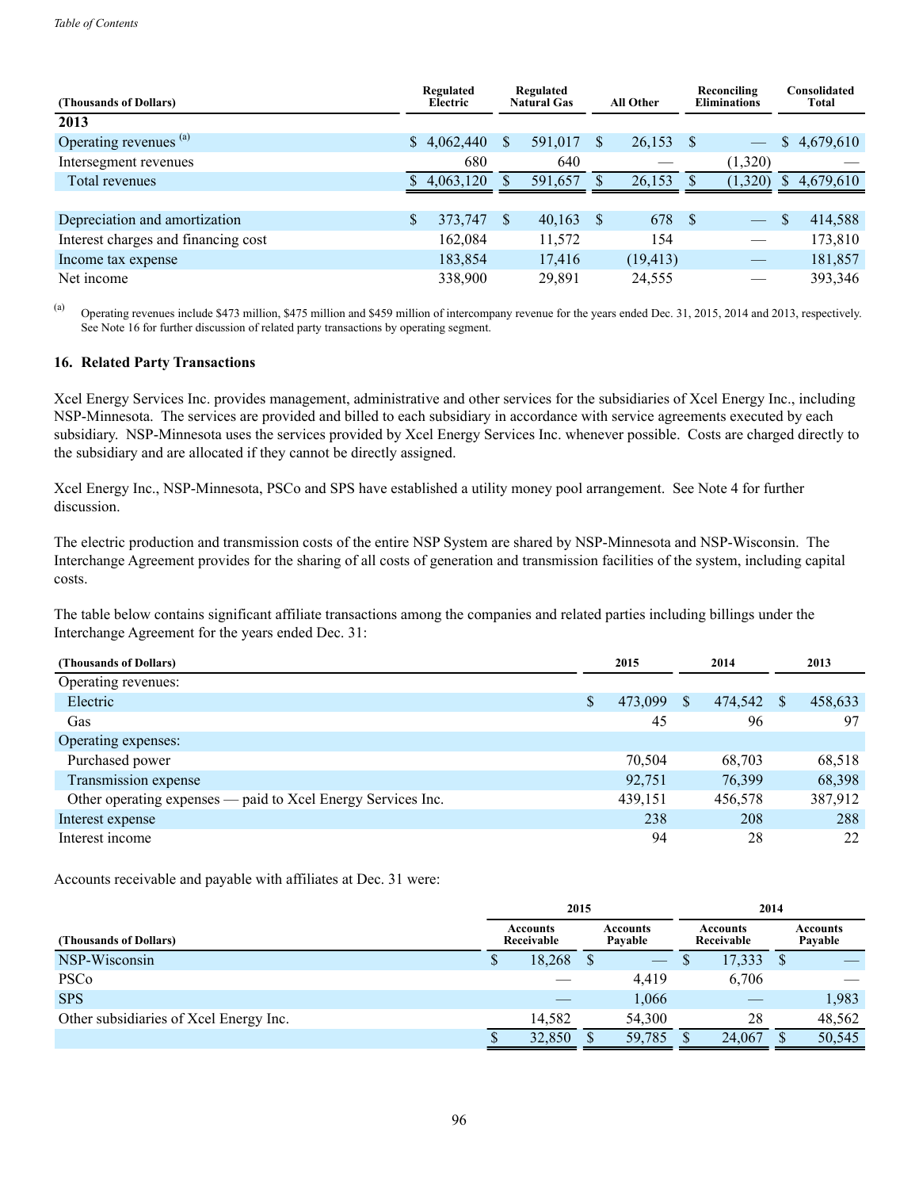| (Thousands of Dollars) | Regulated Electric | Regulated Natural Gas | All Other | Reconciling Eliminations | Consolidated Total |
|---|---|---|---|---|---|
| **2013** | | | | | |
| Operating revenues [(a)] | $ 4,062,440 | $ 591,017 | $ 26,153 | $ — | $ 4,679,610 |
| Intersegment revenues | 680 | 640 | — | (1,320) | — |
| Total revenues | $ 4,063,120 | $ 591,657 | $ 26,153 | $ (1,320) | $ 4,679,610 |
| | | | | | |
| Depreciation and amortization | $ 373,747 | $ 40,163 | $ 678 | $ — | $ 414,588 |
| Interest charges and financing cost | 162,084 | 11,572 | 154 | — | 173,810 |
| Income tax expense | 183,854 | 17,416 | (19,413) | — | 181,857 |
| Net income | 338,900 | 29,891 | 24,555 | — | 393,346 |

(a) Operating revenues include $473 million, $475 million and $459 million of intercompany revenue for the years ended Dec. 31, 2015, 2014 and 2013, respectively. See Note 16 for further discussion of related party transactions by operating segment.

## 16. Related Party Transactions

Xcel Energy Services Inc. provides management, administrative and other services for the subsidiaries of Xcel Energy Inc., including NSP-Minnesota. The services are provided and billed to each subsidiary in accordance with service agreements executed by each subsidiary. NSP-Minnesota uses the services provided by Xcel Energy Services Inc. whenever possible. Costs are charged directly to the subsidiary and are allocated if they cannot be directly assigned.

Xcel Energy Inc., NSP-Minnesota, PSCo and SPS have established a utility money pool arrangement. See Note 4 for further discussion.

The electric production and transmission costs of the entire NSP System are shared by NSP-Minnesota and NSP-Wisconsin. The Interchange Agreement provides for the sharing of all costs of generation and transmission facilities of the system, including capital costs.

The table below contains significant affiliate transactions among the companies and related parties including billings under the Interchange Agreement for the years ended Dec. 31:

| (Thousands of Dollars) | 2015 | 2014 | 2013 |
|---|---|---|---|
| Operating revenues: | | | |
| Electric | $ 473,099 | $ 474,542 | $ 458,633 |
| Gas | 45 | 96 | 97 |
| Operating expenses: | | | |
| Purchased power | 70,504 | 68,703 | 68,518 |
| Transmission expense | 92,751 | 76,399 | 68,398 |
| Other operating expenses — paid to Xcel Energy Services Inc. | 439,151 | 456,578 | 387,912 |
| Interest expense | 238 | 208 | 288 |
| Interest income | 94 | 28 | 22 |

Accounts receivable and payable with affiliates at Dec. 31 were:

| | 2015 | | 2014 | |
|---|---|---|---|---|
| (Thousands of Dollars) | Accounts Receivable | Accounts Payable | Accounts Receivable | Accounts Payable |
| NSP-Wisconsin | $ 18,268 | $ — | $ 17,333 | $ — |
| PSCo | — | 4,419 | 6,706 | — |
| SPS | — | 1,066 | — | 1,983 |
| Other subsidiaries of Xcel Energy Inc. | 14,582 | 54,300 | 28 | 48,562 |
| | $ 32,850 | $ 59,785 | $ 24,067 | $ 50,545 |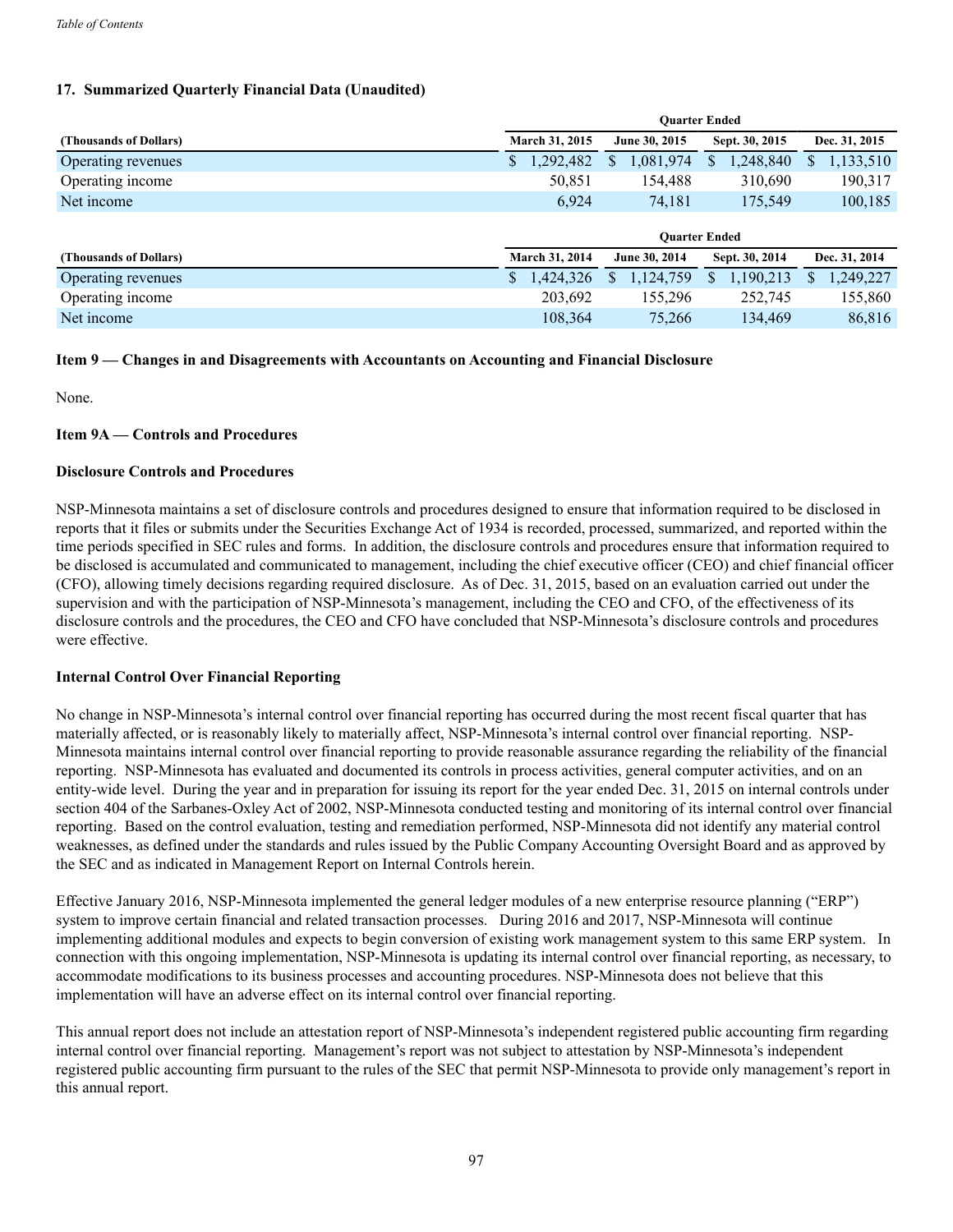### 17. Summarized Quarterly Financial Data (Unaudited)

| (Thousands of Dollars) | Quarter Ended | | | |
|---|---|---|---|---|
| | March 31, 2015 | June 30, 2015 | Sept. 30, 2015 | Dec. 31, 2015 |
| Operating revenues | $ 1,292,482 | $ 1,081,974 | $ 1,248,840 | $ 1,133,510 |
| Operating income | 50,851 | 154,488 | 310,690 | 190,317 |
| Net income | 6,924 | 74,181 | 175,549 | 100,185 |

| (Thousands of Dollars) | Quarter Ended | | | |
|---|---|---|---|---|
| | March 31, 2014 | June 30, 2014 | Sept. 30, 2014 | Dec. 31, 2014 |
| Operating revenues | $ 1,424,326 | $ 1,124,759 | $ 1,190,213 | $ 1,249,227 |
| Operating income | 203,692 | 155,296 | 252,745 | 155,860 |
| Net income | 108,364 | 75,266 | 134,469 | 86,816 |

## Item 9 — Changes in and Disagreements with Accountants on Accounting and Financial Disclosure

None.

## Item 9A — Controls and Procedures

### Disclosure Controls and Procedures

NSP-Minnesota maintains a set of disclosure controls and procedures designed to ensure that information required to be disclosed in reports that it files or submits under the Securities Exchange Act of 1934 is recorded, processed, summarized, and reported within the time periods specified in SEC rules and forms. In addition, the disclosure controls and procedures ensure that information required to be disclosed is accumulated and communicated to management, including the chief executive officer (CEO) and chief financial officer (CFO), allowing timely decisions regarding required disclosure. As of Dec. 31, 2015, based on an evaluation carried out under the supervision and with the participation of NSP-Minnesota's management, including the CEO and CFO, of the effectiveness of its disclosure controls and the procedures, the CEO and CFO have concluded that NSP-Minnesota's disclosure controls and procedures were effective.

### Internal Control Over Financial Reporting

No change in NSP-Minnesota's internal control over financial reporting has occurred during the most recent fiscal quarter that has materially affected, or is reasonably likely to materially affect, NSP-Minnesota's internal control over financial reporting. NSP-Minnesota maintains internal control over financial reporting to provide reasonable assurance regarding the reliability of the financial reporting. NSP-Minnesota has evaluated and documented its controls in process activities, general computer activities, and on an entity-wide level. During the year and in preparation for issuing its report for the year ended Dec. 31, 2015 on internal controls under section 404 of the Sarbanes-Oxley Act of 2002, NSP-Minnesota conducted testing and monitoring of its internal control over financial reporting. Based on the control evaluation, testing and remediation performed, NSP-Minnesota did not identify any material control weaknesses, as defined under the standards and rules issued by the Public Company Accounting Oversight Board and as approved by the SEC and as indicated in Management Report on Internal Controls herein.

Effective January 2016, NSP-Minnesota implemented the general ledger modules of a new enterprise resource planning ("ERP") system to improve certain financial and related transaction processes. During 2016 and 2017, NSP-Minnesota will continue implementing additional modules and expects to begin conversion of existing work management system to this same ERP system. In connection with this ongoing implementation, NSP-Minnesota is updating its internal control over financial reporting, as necessary, to accommodate modifications to its business processes and accounting procedures. NSP-Minnesota does not believe that this implementation will have an adverse effect on its internal control over financial reporting.

This annual report does not include an attestation report of NSP-Minnesota's independent registered public accounting firm regarding internal control over financial reporting. Management's report was not subject to attestation by NSP-Minnesota's independent registered public accounting firm pursuant to the rules of the SEC that permit NSP-Minnesota to provide only management's report in this annual report.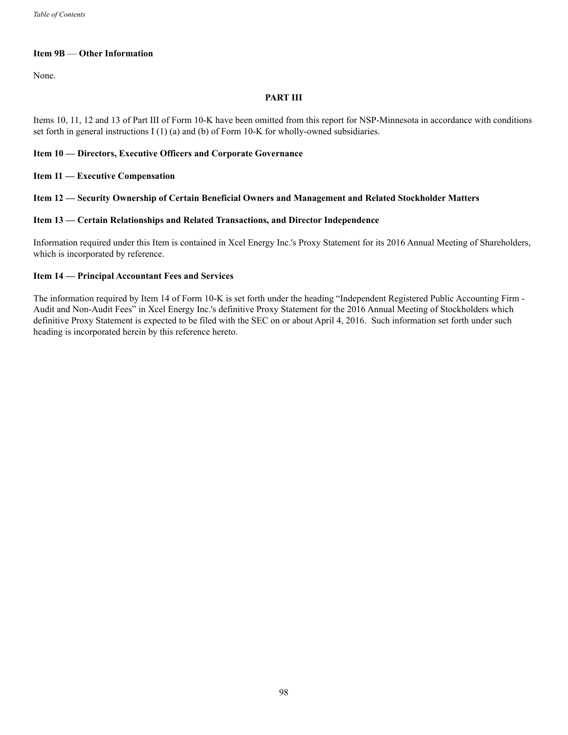### Item 9B — Other Information

None.

## PART III

Items 10, 11, 12 and 13 of Part III of Form 10-K have been omitted from this report for NSP-Minnesota in accordance with conditions set forth in general instructions I (1) (a) and (b) of Form 10-K for wholly-owned subsidiaries.

### Item 10 — Directors, Executive Officers and Corporate Governance

### Item 11 — Executive Compensation

### Item 12 — Security Ownership of Certain Beneficial Owners and Management and Related Stockholder Matters

### Item 13 — Certain Relationships and Related Transactions, and Director Independence

Information required under this Item is contained in Xcel Energy Inc.'s Proxy Statement for its 2016 Annual Meeting of Shareholders, which is incorporated by reference.

### Item 14 — Principal Accountant Fees and Services

The information required by Item 14 of Form 10-K is set forth under the heading "Independent Registered Public Accounting Firm - Audit and Non-Audit Fees" in Xcel Energy Inc.'s definitive Proxy Statement for the 2016 Annual Meeting of Stockholders which definitive Proxy Statement is expected to be filed with the SEC on or about April 4, 2016. Such information set forth under such heading is incorporated herein by this reference hereto.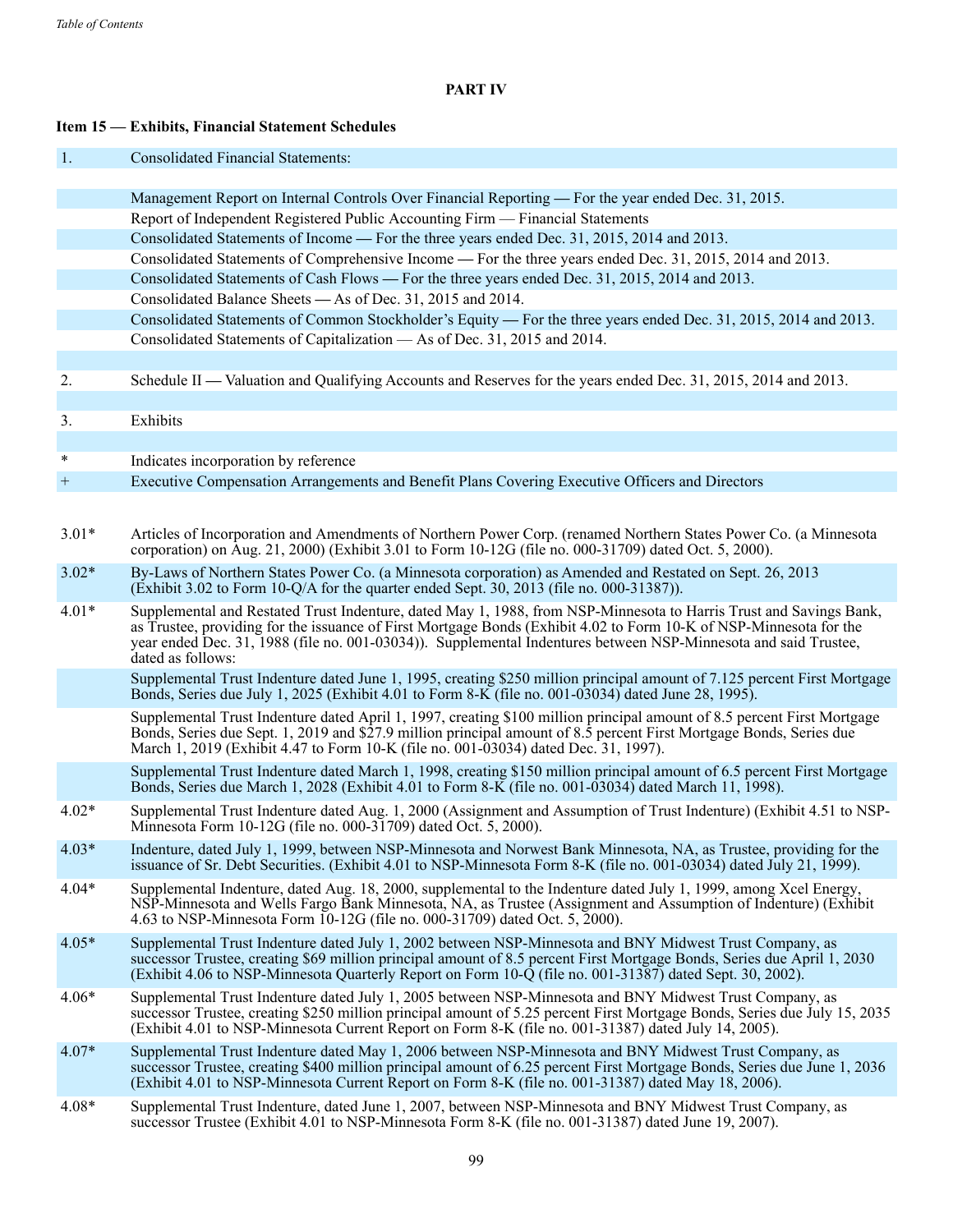## PART IV

### Item 15 — Exhibits, Financial Statement Schedules

| | |
|---|---|
| 1. | Consolidated Financial Statements: |
| | |
| | Management Report on Internal Controls Over Financial Reporting — For the year ended Dec. 31, 2015. |
| | Report of Independent Registered Public Accounting Firm — Financial Statements |
| | Consolidated Statements of Income — For the three years ended Dec. 31, 2015, 2014 and 2013. |
| | Consolidated Statements of Comprehensive Income — For the three years ended Dec. 31, 2015, 2014 and 2013. |
| | Consolidated Statements of Cash Flows — For the three years ended Dec. 31, 2015, 2014 and 2013. |
| | Consolidated Balance Sheets — As of Dec. 31, 2015 and 2014. |
| | Consolidated Statements of Common Stockholder's Equity — For the three years ended Dec. 31, 2015, 2014 and 2013. |
| | Consolidated Statements of Capitalization — As of Dec. 31, 2015 and 2014. |
| | |
| 2. | Schedule II — Valuation and Qualifying Accounts and Reserves for the years ended Dec. 31, 2015, 2014 and 2013. |
| | |
| 3. | Exhibits |
| | |
| * | Indicates incorporation by reference |
| + | Executive Compensation Arrangements and Benefit Plans Covering Executive Officers and Directors |

| | |
|---|---|
| 3.01* | Articles of Incorporation and Amendments of Northern Power Corp. (renamed Northern States Power Co. (a Minnesota corporation) on Aug. 21, 2000) (Exhibit 3.01 to Form 10-12G (file no. 000-31709) dated Oct. 5, 2000). |
| 3.02* | By-Laws of Northern States Power Co. (a Minnesota corporation) as Amended and Restated on Sept. 26, 2013 (Exhibit 3.02 to Form 10-Q/A for the quarter ended Sept. 30, 2013 (file no. 000-31387)). |
| 4.01* | Supplemental and Restated Trust Indenture, dated May 1, 1988, from NSP-Minnesota to Harris Trust and Savings Bank, as Trustee, providing for the issuance of First Mortgage Bonds (Exhibit 4.02 to Form 10-K of NSP-Minnesota for the year ended Dec. 31, 1988 (file no. 001-03034)). Supplemental Indentures between NSP-Minnesota and said Trustee, dated as follows: |
| | Supplemental Trust Indenture dated June 1, 1995, creating $250 million principal amount of 7.125 percent First Mortgage Bonds, Series due July 1, 2025 (Exhibit 4.01 to Form 8-K (file no. 001-03034) dated June 28, 1995). |
| | Supplemental Trust Indenture dated April 1, 1997, creating $100 million principal amount of 8.5 percent First Mortgage Bonds, Series due Sept. 1, 2019 and $27.9 million principal amount of 8.5 percent First Mortgage Bonds, Series due March 1, 2019 (Exhibit 4.47 to Form 10-K (file no. 001-03034) dated Dec. 31, 1997). |
| | Supplemental Trust Indenture dated March 1, 1998, creating $150 million principal amount of 6.5 percent First Mortgage Bonds, Series due March 1, 2028 (Exhibit 4.01 to Form 8-K (file no. 001-03034) dated March 11, 1998). |
| 4.02* | Supplemental Trust Indenture dated Aug. 1, 2000 (Assignment and Assumption of Trust Indenture) (Exhibit 4.51 to NSP-Minnesota Form 10-12G (file no. 000-31709) dated Oct. 5, 2000). |
| 4.03* | Indenture, dated July 1, 1999, between NSP-Minnesota and Norwest Bank Minnesota, NA, as Trustee, providing for the issuance of Sr. Debt Securities. (Exhibit 4.01 to NSP-Minnesota Form 8-K (file no. 001-03034) dated July 21, 1999). |
| 4.04* | Supplemental Indenture, dated Aug. 18, 2000, supplemental to the Indenture dated July 1, 1999, among Xcel Energy, NSP-Minnesota and Wells Fargo Bank Minnesota, NA, as Trustee (Assignment and Assumption of Indenture) (Exhibit 4.63 to NSP-Minnesota Form 10-12G (file no. 000-31709) dated Oct. 5, 2000). |
| 4.05* | Supplemental Trust Indenture dated July 1, 2002 between NSP-Minnesota and BNY Midwest Trust Company, as successor Trustee, creating $69 million principal amount of 8.5 percent First Mortgage Bonds, Series due April 1, 2030 (Exhibit 4.06 to NSP-Minnesota Quarterly Report on Form 10-Q (file no. 001-31387) dated Sept. 30, 2002). |
| 4.06* | Supplemental Trust Indenture dated July 1, 2005 between NSP-Minnesota and BNY Midwest Trust Company, as successor Trustee, creating $250 million principal amount of 5.25 percent First Mortgage Bonds, Series due July 15, 2035 (Exhibit 4.01 to NSP-Minnesota Current Report on Form 8-K (file no. 001-31387) dated July 14, 2005). |
| 4.07* | Supplemental Trust Indenture dated May 1, 2006 between NSP-Minnesota and BNY Midwest Trust Company, as successor Trustee, creating $400 million principal amount of 6.25 percent First Mortgage Bonds, Series due June 1, 2036 (Exhibit 4.01 to NSP-Minnesota Current Report on Form 8-K (file no. 001-31387) dated May 18, 2006). |
| 4.08* | Supplemental Trust Indenture, dated June 1, 2007, between NSP-Minnesota and BNY Midwest Trust Company, as successor Trustee (Exhibit 4.01 to NSP-Minnesota Form 8-K (file no. 001-31387) dated June 19, 2007). |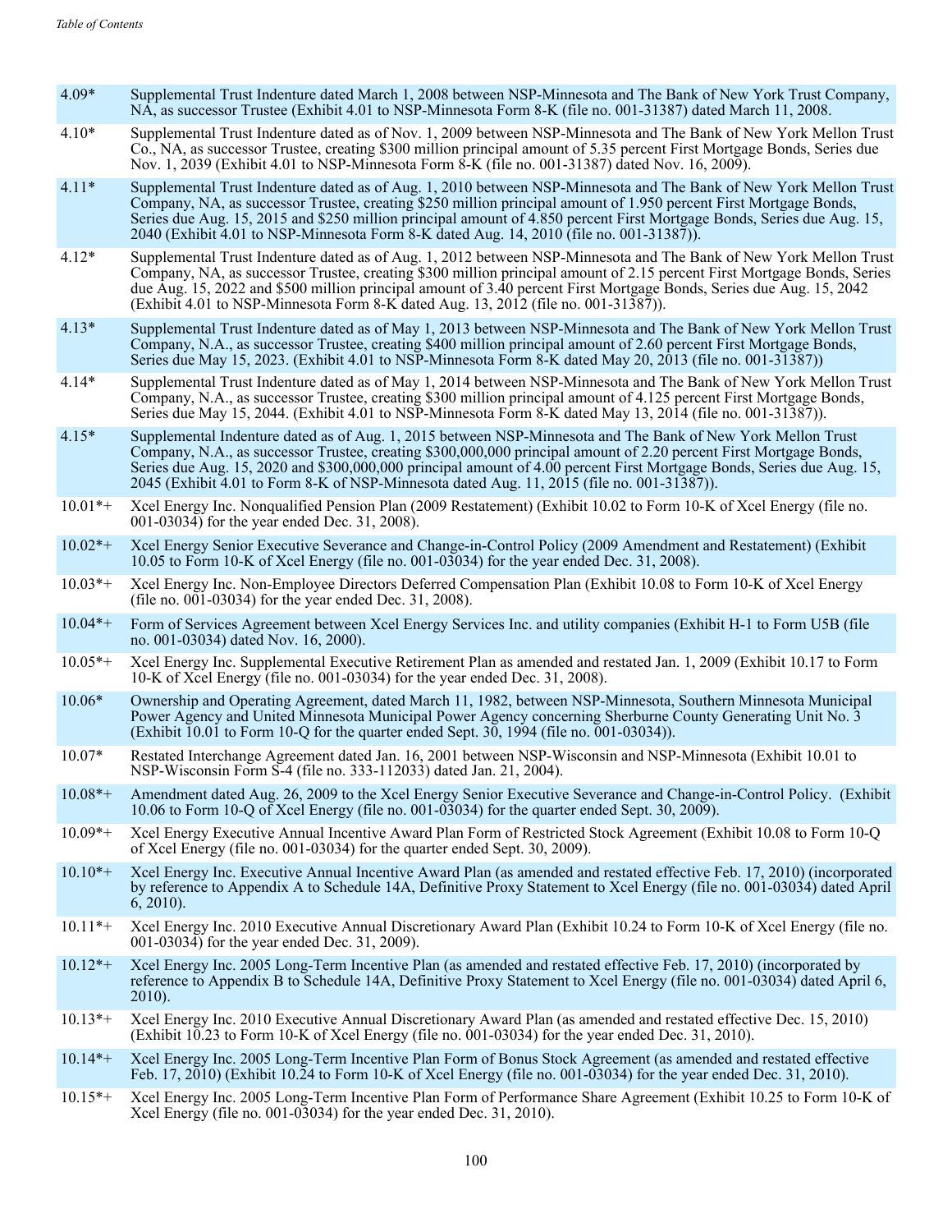| | |
|---|---|
| 4.09* | Supplemental Trust Indenture dated March 1, 2008 between NSP-Minnesota and The Bank of New York Trust Company, NA, as successor Trustee (Exhibit 4.01 to NSP-Minnesota Form 8-K (file no. 001-31387) dated March 11, 2008. |
| 4.10* | Supplemental Trust Indenture dated as of Nov. 1, 2009 between NSP-Minnesota and The Bank of New York Mellon Trust Co., NA, as successor Trustee, creating $300 million principal amount of 5.35 percent First Mortgage Bonds, Series due Nov. 1, 2039 (Exhibit 4.01 to NSP-Minnesota Form 8-K (file no. 001-31387) dated Nov. 16, 2009). |
| 4.11* | Supplemental Trust Indenture dated as of Aug. 1, 2010 between NSP-Minnesota and The Bank of New York Mellon Trust Company, NA, as successor Trustee, creating $250 million principal amount of 1.950 percent First Mortgage Bonds, Series due Aug. 15, 2015 and $250 million principal amount of 4.850 percent First Mortgage Bonds, Series due Aug. 15, 2040 (Exhibit 4.01 to NSP-Minnesota Form 8-K dated Aug. 14, 2010 (file no. 001-31387)). |
| 4.12* | Supplemental Trust Indenture dated as of Aug. 1, 2012 between NSP-Minnesota and The Bank of New York Mellon Trust Company, NA, as successor Trustee, creating $300 million principal amount of 2.15 percent First Mortgage Bonds, Series due Aug. 15, 2022 and $500 million principal amount of 3.40 percent First Mortgage Bonds, Series due Aug. 15, 2042 (Exhibit 4.01 to NSP-Minnesota Form 8-K dated Aug. 13, 2012 (file no. 001-31387)). |
| 4.13* | Supplemental Trust Indenture dated as of May 1, 2013 between NSP-Minnesota and The Bank of New York Mellon Trust Company, N.A., as successor Trustee, creating $400 million principal amount of 2.60 percent First Mortgage Bonds, Series due May 15, 2023. (Exhibit 4.01 to NSP-Minnesota Form 8-K dated May 20, 2013 (file no. 001-31387)) |
| 4.14* | Supplemental Trust Indenture dated as of May 1, 2014 between NSP-Minnesota and The Bank of New York Mellon Trust Company, N.A., as successor Trustee, creating $300 million principal amount of 4.125 percent First Mortgage Bonds, Series due May 15, 2044. (Exhibit 4.01 to NSP-Minnesota Form 8-K dated May 13, 2014 (file no. 001-31387)). |
| 4.15* | Supplemental Indenture dated as of Aug. 1, 2015 between NSP-Minnesota and The Bank of New York Mellon Trust Company, N.A., as successor Trustee, creating $300,000,000 principal amount of 2.20 percent First Mortgage Bonds, Series due Aug. 15, 2020 and $300,000,000 principal amount of 4.00 percent First Mortgage Bonds, Series due Aug. 15, 2045 (Exhibit 4.01 to Form 8-K of NSP-Minnesota dated Aug. 11, 2015 (file no. 001-31387)). |
| 10.01*+ | Xcel Energy Inc. Nonqualified Pension Plan (2009 Restatement) (Exhibit 10.02 to Form 10-K of Xcel Energy (file no. 001-03034) for the year ended Dec. 31, 2008). |
| 10.02*+ | Xcel Energy Senior Executive Severance and Change-in-Control Policy (2009 Amendment and Restatement) (Exhibit 10.05 to Form 10-K of Xcel Energy (file no. 001-03034) for the year ended Dec. 31, 2008). |
| 10.03*+ | Xcel Energy Inc. Non-Employee Directors Deferred Compensation Plan (Exhibit 10.08 to Form 10-K of Xcel Energy (file no. 001-03034) for the year ended Dec. 31, 2008). |
| 10.04*+ | Form of Services Agreement between Xcel Energy Services Inc. and utility companies (Exhibit H-1 to Form U5B (file no. 001-03034) dated Nov. 16, 2000). |
| 10.05*+ | Xcel Energy Inc. Supplemental Executive Retirement Plan as amended and restated Jan. 1, 2009 (Exhibit 10.17 to Form 10-K of Xcel Energy (file no. 001-03034) for the year ended Dec. 31, 2008). |
| 10.06* | Ownership and Operating Agreement, dated March 11, 1982, between NSP-Minnesota, Southern Minnesota Municipal Power Agency and United Minnesota Municipal Power Agency concerning Sherburne County Generating Unit No. 3 (Exhibit 10.01 to Form 10-Q for the quarter ended Sept. 30, 1994 (file no. 001-03034)). |
| 10.07* | Restated Interchange Agreement dated Jan. 16, 2001 between NSP-Wisconsin and NSP-Minnesota (Exhibit 10.01 to NSP-Wisconsin Form S-4 (file no. 333-112033) dated Jan. 21, 2004). |
| 10.08*+ | Amendment dated Aug. 26, 2009 to the Xcel Energy Senior Executive Severance and Change-in-Control Policy. (Exhibit 10.06 to Form 10-Q of Xcel Energy (file no. 001-03034) for the quarter ended Sept. 30, 2009). |
| 10.09*+ | Xcel Energy Executive Annual Incentive Award Plan Form of Restricted Stock Agreement (Exhibit 10.08 to Form 10-Q of Xcel Energy (file no. 001-03034) for the quarter ended Sept. 30, 2009). |
| 10.10*+ | Xcel Energy Inc. Executive Annual Incentive Award Plan (as amended and restated effective Feb. 17, 2010) (incorporated by reference to Appendix A to Schedule 14A, Definitive Proxy Statement to Xcel Energy (file no. 001-03034) dated April 6, 2010). |
| 10.11*+ | Xcel Energy Inc. 2010 Executive Annual Discretionary Award Plan (Exhibit 10.24 to Form 10-K of Xcel Energy (file no. 001-03034) for the year ended Dec. 31, 2009). |
| 10.12*+ | Xcel Energy Inc. 2005 Long-Term Incentive Plan (as amended and restated effective Feb. 17, 2010) (incorporated by reference to Appendix B to Schedule 14A, Definitive Proxy Statement to Xcel Energy (file no. 001-03034) dated April 6, 2010). |
| 10.13*+ | Xcel Energy Inc. 2010 Executive Annual Discretionary Award Plan (as amended and restated effective Dec. 15, 2010) (Exhibit 10.23 to Form 10-K of Xcel Energy (file no. 001-03034) for the year ended Dec. 31, 2010). |
| 10.14*+ | Xcel Energy Inc. 2005 Long-Term Incentive Plan Form of Bonus Stock Agreement (as amended and restated effective Feb. 17, 2010) (Exhibit 10.24 to Form 10-K of Xcel Energy (file no. 001-03034) for the year ended Dec. 31, 2010). |
| 10.15*+ | Xcel Energy Inc. 2005 Long-Term Incentive Plan Form of Performance Share Agreement (Exhibit 10.25 to Form 10-K of Xcel Energy (file no. 001-03034) for the year ended Dec. 31, 2010). |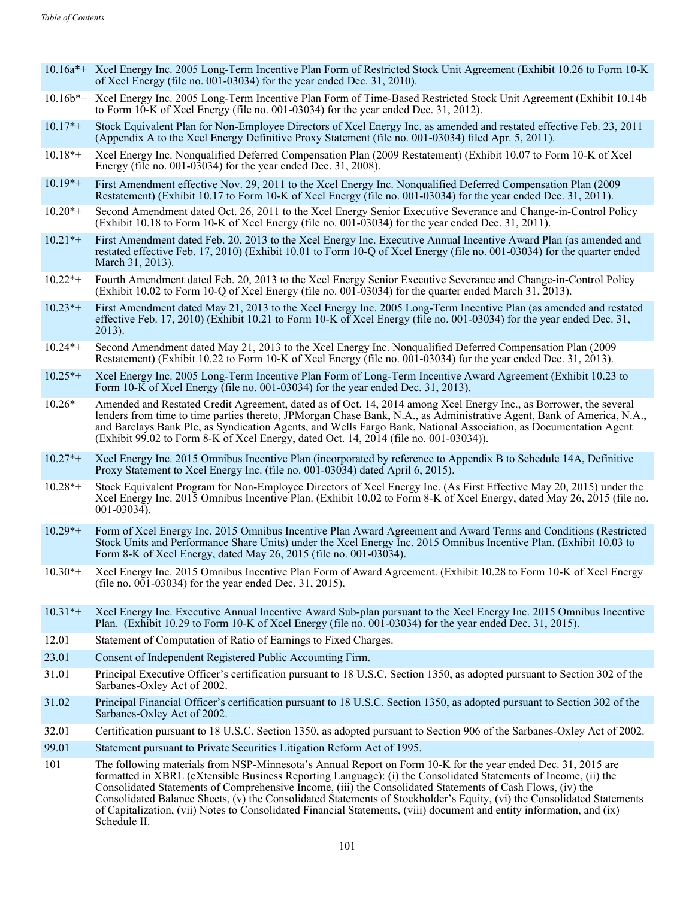| | |
|---|---|
| 10.16a*+ | Xcel Energy Inc. 2005 Long-Term Incentive Plan Form of Restricted Stock Unit Agreement (Exhibit 10.26 to Form 10-K of Xcel Energy (file no. 001-03034) for the year ended Dec. 31, 2010). |
| 10.16b*+ | Xcel Energy Inc. 2005 Long-Term Incentive Plan Form of Time-Based Restricted Stock Unit Agreement (Exhibit 10.14b to Form 10-K of Xcel Energy (file no. 001-03034) for the year ended Dec. 31, 2012). |
| 10.17*+ | Stock Equivalent Plan for Non-Employee Directors of Xcel Energy Inc. as amended and restated effective Feb. 23, 2011 (Appendix A to the Xcel Energy Definitive Proxy Statement (file no. 001-03034) filed Apr. 5, 2011). |
| 10.18*+ | Xcel Energy Inc. Nonqualified Deferred Compensation Plan (2009 Restatement) (Exhibit 10.07 to Form 10-K of Xcel Energy (file no. 001-03034) for the year ended Dec. 31, 2008). |
| 10.19*+ | First Amendment effective Nov. 29, 2011 to the Xcel Energy Inc. Nonqualified Deferred Compensation Plan (2009 Restatement) (Exhibit 10.17 to Form 10-K of Xcel Energy (file no. 001-03034) for the year ended Dec. 31, 2011). |
| 10.20*+ | Second Amendment dated Oct. 26, 2011 to the Xcel Energy Senior Executive Severance and Change-in-Control Policy (Exhibit 10.18 to Form 10-K of Xcel Energy (file no. 001-03034) for the year ended Dec. 31, 2011). |
| 10.21*+ | First Amendment dated Feb. 20, 2013 to the Xcel Energy Inc. Executive Annual Incentive Award Plan (as amended and restated effective Feb. 17, 2010) (Exhibit 10.01 to Form 10-Q of Xcel Energy (file no. 001-03034) for the quarter ended March 31, 2013). |
| 10.22*+ | Fourth Amendment dated Feb. 20, 2013 to the Xcel Energy Senior Executive Severance and Change-in-Control Policy (Exhibit 10.02 to Form 10-Q of Xcel Energy (file no. 001-03034) for the quarter ended March 31, 2013). |
| 10.23*+ | First Amendment dated May 21, 2013 to the Xcel Energy Inc. 2005 Long-Term Incentive Plan (as amended and restated effective Feb. 17, 2010) (Exhibit 10.21 to Form 10-K of Xcel Energy (file no. 001-03034) for the year ended Dec. 31, 2013). |
| 10.24*+ | Second Amendment dated May 21, 2013 to the Xcel Energy Inc. Nonqualified Deferred Compensation Plan (2009 Restatement) (Exhibit 10.22 to Form 10-K of Xcel Energy (file no. 001-03034) for the year ended Dec. 31, 2013). |
| 10.25*+ | Xcel Energy Inc. 2005 Long-Term Incentive Plan Form of Long-Term Incentive Award Agreement (Exhibit 10.23 to Form 10-K of Xcel Energy (file no. 001-03034) for the year ended Dec. 31, 2013). |
| 10.26* | Amended and Restated Credit Agreement, dated as of Oct. 14, 2014 among Xcel Energy Inc., as Borrower, the several lenders from time to time parties thereto, JPMorgan Chase Bank, N.A., as Administrative Agent, Bank of America, N.A., and Barclays Bank Plc, as Syndication Agents, and Wells Fargo Bank, National Association, as Documentation Agent (Exhibit 99.02 to Form 8-K of Xcel Energy, dated Oct. 14, 2014 (file no. 001-03034)). |
| 10.27*+ | Xcel Energy Inc. 2015 Omnibus Incentive Plan (incorporated by reference to Appendix B to Schedule 14A, Definitive Proxy Statement to Xcel Energy Inc. (file no. 001-03034) dated April 6, 2015). |
| 10.28*+ | Stock Equivalent Program for Non-Employee Directors of Xcel Energy Inc. (As First Effective May 20, 2015) under the Xcel Energy Inc. 2015 Omnibus Incentive Plan. (Exhibit 10.02 to Form 8-K of Xcel Energy, dated May 26, 2015 (file no. 001-03034). |
| 10.29*+ | Form of Xcel Energy Inc. 2015 Omnibus Incentive Plan Award Agreement and Award Terms and Conditions (Restricted Stock Units and Performance Share Units) under the Xcel Energy Inc. 2015 Omnibus Incentive Plan. (Exhibit 10.03 to Form 8-K of Xcel Energy, dated May 26, 2015 (file no. 001-03034). |
| 10.30*+ | Xcel Energy Inc. 2015 Omnibus Incentive Plan Form of Award Agreement. (Exhibit 10.28 to Form 10-K of Xcel Energy (file no. 001-03034) for the year ended Dec. 31, 2015). |
| 10.31*+ | Xcel Energy Inc. Executive Annual Incentive Award Sub-plan pursuant to the Xcel Energy Inc. 2015 Omnibus Incentive Plan. (Exhibit 10.29 to Form 10-K of Xcel Energy (file no. 001-03034) for the year ended Dec. 31, 2015). |
| 12.01 | Statement of Computation of Ratio of Earnings to Fixed Charges. |
| 23.01 | Consent of Independent Registered Public Accounting Firm. |
| 31.01 | Principal Executive Officer's certification pursuant to 18 U.S.C. Section 1350, as adopted pursuant to Section 302 of the Sarbanes-Oxley Act of 2002. |
| 31.02 | Principal Financial Officer's certification pursuant to 18 U.S.C. Section 1350, as adopted pursuant to Section 302 of the Sarbanes-Oxley Act of 2002. |
| 32.01 | Certification pursuant to 18 U.S.C. Section 1350, as adopted pursuant to Section 906 of the Sarbanes-Oxley Act of 2002. |
| 99.01 | Statement pursuant to Private Securities Litigation Reform Act of 1995. |
| 101 | The following materials from NSP-Minnesota's Annual Report on Form 10-K for the year ended Dec. 31, 2015 are formatted in XBRL (eXtensible Business Reporting Language): (i) the Consolidated Statements of Income, (ii) the Consolidated Statements of Comprehensive Income, (iii) the Consolidated Statements of Cash Flows, (iv) the Consolidated Balance Sheets, (v) the Consolidated Statements of Stockholder's Equity, (vi) the Consolidated Statements of Capitalization, (vii) Notes to Consolidated Financial Statements, (viii) document and entity information, and (ix) Schedule II. |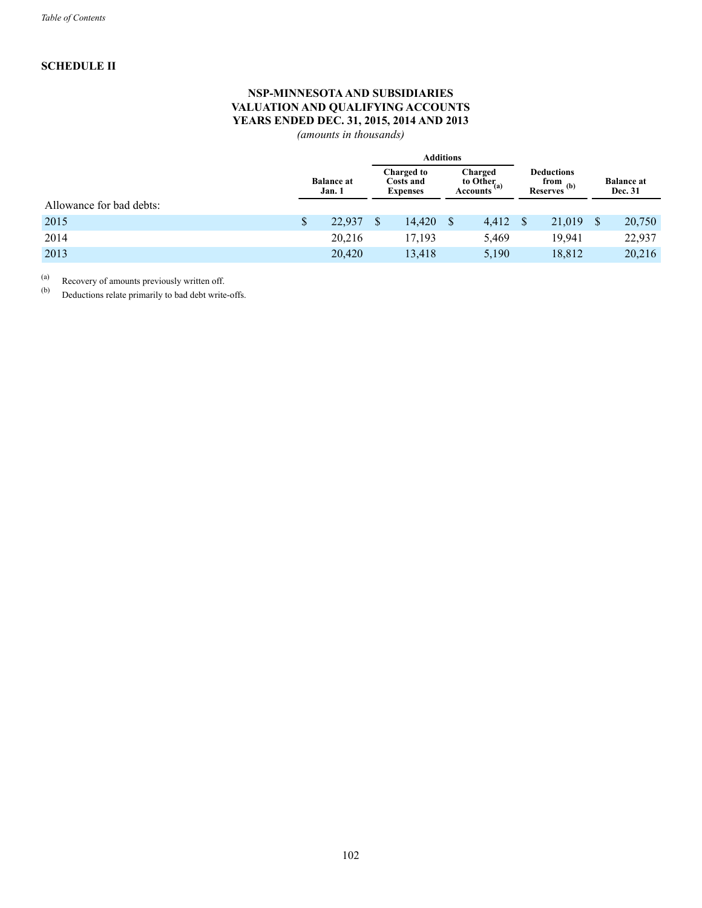## SCHEDULE II

### NSP-MINNESOTA AND SUBSIDIARIES
### VALUATION AND QUALIFYING ACCOUNTS
### YEARS ENDED DEC. 31, 2015, 2014 AND 2013

*(amounts in thousands)*

| | | Additions | | | |
|---|---|---|---|---|---|
| | Balance at Jan. 1 | Charged to Costs and Expenses | Charged to Other Accounts [(a)] | Deductions from Reserves [(b)] | Balance at Dec. 31 |
| Allowance for bad debts: | | | | | |
| 2015 | $ 22,937 | $ 14,420 | $ 4,412 | $ 21,019 | $ 20,750 |
| 2014 | 20,216 | 17,193 | 5,469 | 19,941 | 22,937 |
| 2013 | 20,420 | 13,418 | 5,190 | 18,812 | 20,216 |

(a) Recovery of amounts previously written off.

(b) Deductions relate primarily to bad debt write-offs.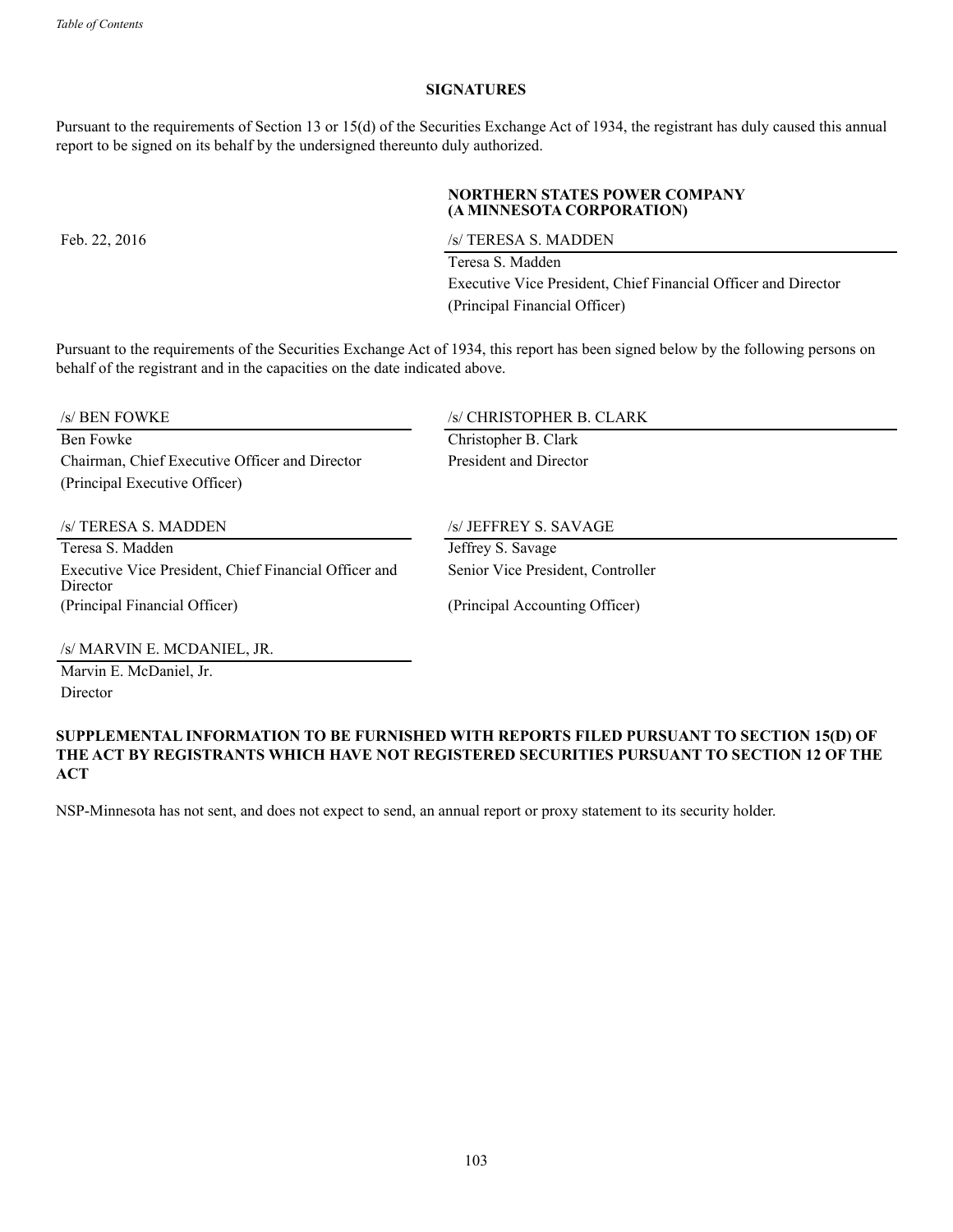## SIGNATURES

Pursuant to the requirements of Section 13 or 15(d) of the Securities Exchange Act of 1934, the registrant has duly caused this annual report to be signed on its behalf by the undersigned thereunto duly authorized.

**NORTHERN STATES POWER COMPANY (A MINNESOTA CORPORATION)**

Feb. 22, 2016

/s/ TERESA S. MADDEN

Teresa S. Madden
Executive Vice President, Chief Financial Officer and Director
(Principal Financial Officer)

Pursuant to the requirements of the Securities Exchange Act of 1934, this report has been signed below by the following persons on behalf of the registrant and in the capacities on the date indicated above.

| | |
|---|---|
| /s/ BEN FOWKE | /s/ CHRISTOPHER B. CLARK |
| Ben Fowke | Christopher B. Clark |
| Chairman, Chief Executive Officer and Director | President and Director |
| (Principal Executive Officer) | |
| /s/ TERESA S. MADDEN | /s/ JEFFREY S. SAVAGE |
| Teresa S. Madden | Jeffrey S. Savage |
| Executive Vice President, Chief Financial Officer and Director | Senior Vice President, Controller |
| (Principal Financial Officer) | (Principal Accounting Officer) |
| /s/ MARVIN E. MCDANIEL, JR. | |
| Marvin E. McDaniel, Jr. | |
| Director | |

**SUPPLEMENTAL INFORMATION TO BE FURNISHED WITH REPORTS FILED PURSUANT TO SECTION 15(D) OF THE ACT BY REGISTRANTS WHICH HAVE NOT REGISTERED SECURITIES PURSUANT TO SECTION 12 OF THE ACT**

NSP-Minnesota has not sent, and does not expect to send, an annual report or proxy statement to its security holder.